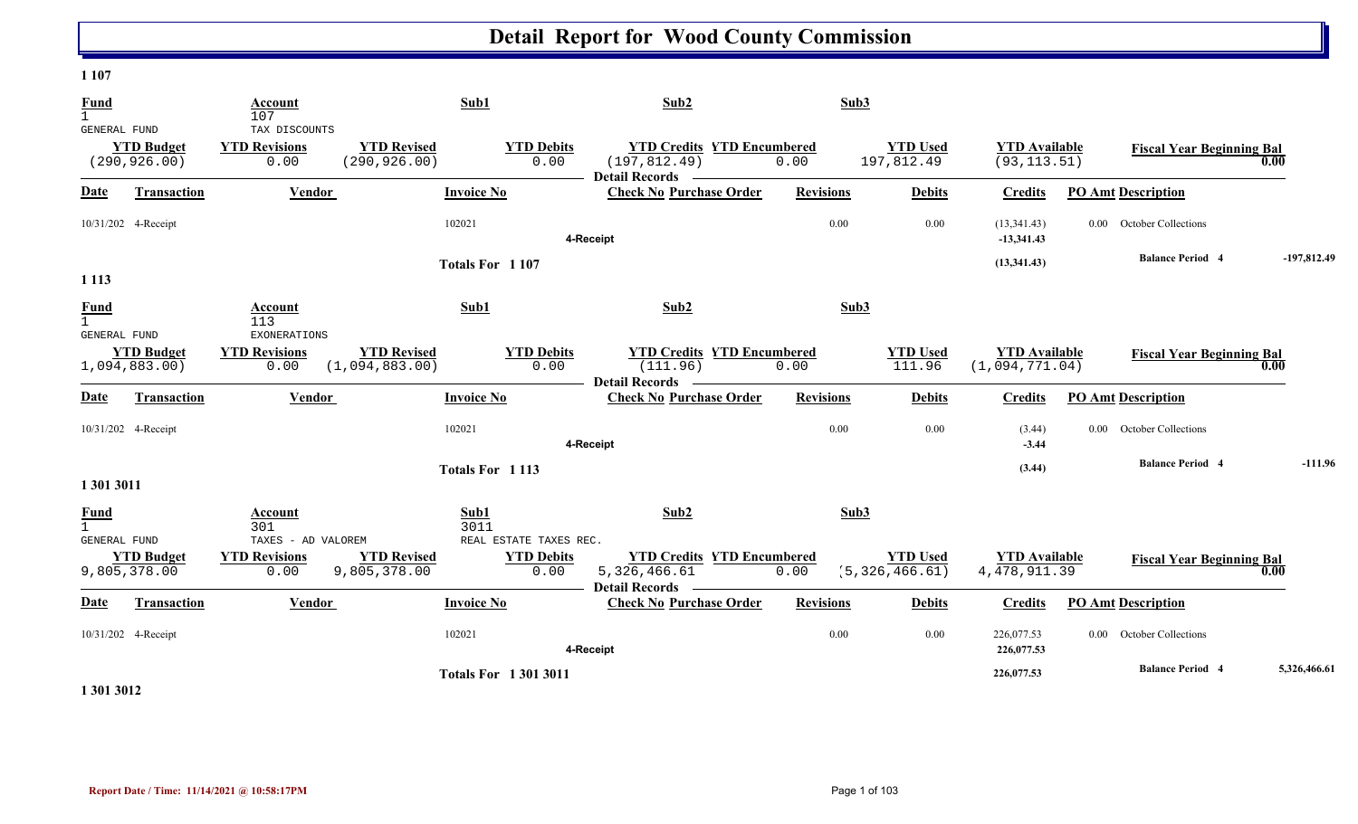# Detail Report for Wood County Commission

**1 107**

| Fund | Account | Sub1 | Sub2 | Sub3 |
|---|---|---|---|---|
| 1 GENERAL FUND | 107 TAX DISCOUNTS | | | |

| YTD Budget | YTD Revisions | YTD Revised | YTD Debits | YTD Credits | YTD Encumbered | YTD Used | YTD Available | Fiscal Year Beginning Bal |
|---|---|---|---|---|---|---|---|---|
| (290,926.00) | 0.00 | (290,926.00) | 0.00 | (197,812.49) | 0.00 | 197,812.49 | (93,113.51) | 0.00 |

Detail Records

| Date | Transaction | Vendor | Invoice No | Check No | Purchase Order | Revisions | Debits | Credits | PO Amt | Description |
|---|---|---|---|---|---|---|---|---|---|---|
| 10/31/202 | 4-Receipt | | 102021 | | | 0.00 | 0.00 | (13,341.43) | 0.00 | October Collections |
| | | | | 4-Receipt | | | | -13,341.43 | | |
| | | | **Totals For 1 107** | | | | | **(13,341.43)** | | **Balance Period 4** -197,812.49 |

**1 113**

| Fund | Account | Sub1 | Sub2 | Sub3 |
|---|---|---|---|---|
| 1 GENERAL FUND | 113 EXONERATIONS | | | |

| YTD Budget | YTD Revisions | YTD Revised | YTD Debits | YTD Credits | YTD Encumbered | YTD Used | YTD Available | Fiscal Year Beginning Bal |
|---|---|---|---|---|---|---|---|---|
| (1,094,883.00) | 0.00 | (1,094,883.00) | 0.00 | (111.96) | 0.00 | 111.96 | (1,094,771.04) | 0.00 |

Detail Records

| Date | Transaction | Vendor | Invoice No | Check No | Purchase Order | Revisions | Debits | Credits | PO Amt | Description |
|---|---|---|---|---|---|---|---|---|---|---|
| 10/31/202 | 4-Receipt | | 102021 | | | 0.00 | 0.00 | (3.44) | 0.00 | October Collections |
| | | | | 4-Receipt | | | | -3.44 | | |
| | | | **Totals For 1 113** | | | | | **(3.44)** | | **Balance Period 4** -111.96 |

**1 301 3011**

| Fund | Account | Sub1 | Sub2 | Sub3 |
|---|---|---|---|---|
| 1 GENERAL FUND | 301 TAXES - AD VALOREM | 3011 REAL ESTATE TAXES REC. | | |

| YTD Budget | YTD Revisions | YTD Revised | YTD Debits | YTD Credits | YTD Encumbered | YTD Used | YTD Available | Fiscal Year Beginning Bal |
|---|---|---|---|---|---|---|---|---|
| 9,805,378.00 | 0.00 | 9,805,378.00 | 0.00 | 5,326,466.61 | 0.00 | (5,326,466.61) | 4,478,911.39 | 0.00 |

Detail Records

| Date | Transaction | Vendor | Invoice No | Check No | Purchase Order | Revisions | Debits | Credits | PO Amt | Description |
|---|---|---|---|---|---|---|---|---|---|---|
| 10/31/202 | 4-Receipt | | 102021 | | | 0.00 | 0.00 | 226,077.53 | 0.00 | October Collections |
| | | | | 4-Receipt | | | | 226,077.53 | | |
| | | | **Totals For 1 301 3011** | | | | | **226,077.53** | | **Balance Period 4** 5,326,466.61 |

**1 301 3012**

**Report Date / Time: 11/14/2021 @ 10:58:17PM**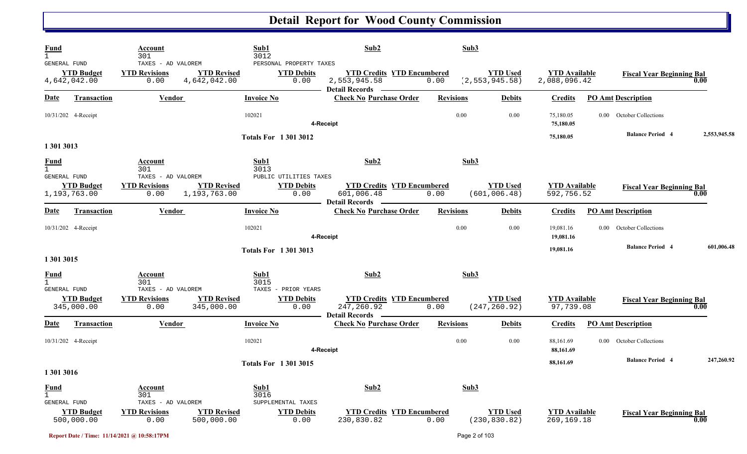# Detail Report for Wood County Commission

| Fund | Account | Sub1 | Sub2 | Sub3 |
|---|---|---|---|---|
| 1 | 301 | 3012 | | |
| GENERAL FUND | TAXES - AD VALOREM | PERSONAL PROPERTY TAXES | | |

| YTD Budget | YTD Revisions | YTD Revised | YTD Debits | YTD Credits | YTD Encumbered | YTD Used | YTD Available | Fiscal Year Beginning Bal |
|---|---|---|---|---|---|---|---|---|
| 4,642,042.00 | 0.00 | 4,642,042.00 | 0.00 | 2,553,945.58 | 0.00 | (2,553,945.58) | 2,088,096.42 | 0.00 |

**Detail Records**

| Date | Transaction | Vendor | Invoice No | Check No | Purchase Order | Revisions | Debits | Credits | PO Amt | Description |
|---|---|---|---|---|---|---|---|---|---|---|
| 10/31/202 | 4-Receipt | | 102021 | | | 0.00 | 0.00 | 75,180.05 | 0.00 | October Collections |
| | | | | 4-Receipt | | | | 75,180.05 | | |
| | | | Totals For 1 301 3012 | | | | | 75,180.05 | | Balance Period 4 2,553,945.58 |

## 1 301 3013

| Fund | Account | Sub1 | Sub2 | Sub3 |
|---|---|---|---|---|
| 1 | 301 | 3013 | | |
| GENERAL FUND | TAXES - AD VALOREM | PUBLIC UTILITIES TAXES | | |

| YTD Budget | YTD Revisions | YTD Revised | YTD Debits | YTD Credits | YTD Encumbered | YTD Used | YTD Available | Fiscal Year Beginning Bal |
|---|---|---|---|---|---|---|---|---|
| 1,193,763.00 | 0.00 | 1,193,763.00 | 0.00 | 601,006.48 | 0.00 | (601,006.48) | 592,756.52 | 0.00 |

**Detail Records**

| Date | Transaction | Vendor | Invoice No | Check No | Purchase Order | Revisions | Debits | Credits | PO Amt | Description |
|---|---|---|---|---|---|---|---|---|---|---|
| 10/31/202 | 4-Receipt | | 102021 | | | 0.00 | 0.00 | 19,081.16 | 0.00 | October Collections |
| | | | | 4-Receipt | | | | 19,081.16 | | |
| | | | Totals For 1 301 3013 | | | | | 19,081.16 | | Balance Period 4 601,006.48 |

## 1 301 3015

| Fund | Account | Sub1 | Sub2 | Sub3 |
|---|---|---|---|---|
| 1 | 301 | 3015 | | |
| GENERAL FUND | TAXES - AD VALOREM | TAXES - PRIOR YEARS | | |

| YTD Budget | YTD Revisions | YTD Revised | YTD Debits | YTD Credits | YTD Encumbered | YTD Used | YTD Available | Fiscal Year Beginning Bal |
|---|---|---|---|---|---|---|---|---|
| 345,000.00 | 0.00 | 345,000.00 | 0.00 | 247,260.92 | 0.00 | (247,260.92) | 97,739.08 | 0.00 |

**Detail Records**

| Date | Transaction | Vendor | Invoice No | Check No | Purchase Order | Revisions | Debits | Credits | PO Amt | Description |
|---|---|---|---|---|---|---|---|---|---|---|
| 10/31/202 | 4-Receipt | | 102021 | | | 0.00 | 0.00 | 88,161.69 | 0.00 | October Collections |
| | | | | 4-Receipt | | | | 88,161.69 | | |
| | | | Totals For 1 301 3015 | | | | | 88,161.69 | | Balance Period 4 247,260.92 |

## 1 301 3016

| Fund | Account | Sub1 | Sub2 | Sub3 |
|---|---|---|---|---|
| 1 | 301 | 3016 | | |
| GENERAL FUND | TAXES - AD VALOREM | SUPPLEMENTAL TAXES | | |

| YTD Budget | YTD Revisions | YTD Revised | YTD Debits | YTD Credits | YTD Encumbered | YTD Used | YTD Available | Fiscal Year Beginning Bal |
|---|---|---|---|---|---|---|---|---|
| 500,000.00 | 0.00 | 500,000.00 | 0.00 | 230,830.82 | 0.00 | (230,830.82) | 269,169.18 | 0.00 |

Report Date / Time: 11/14/2021 @ 10:58:17PM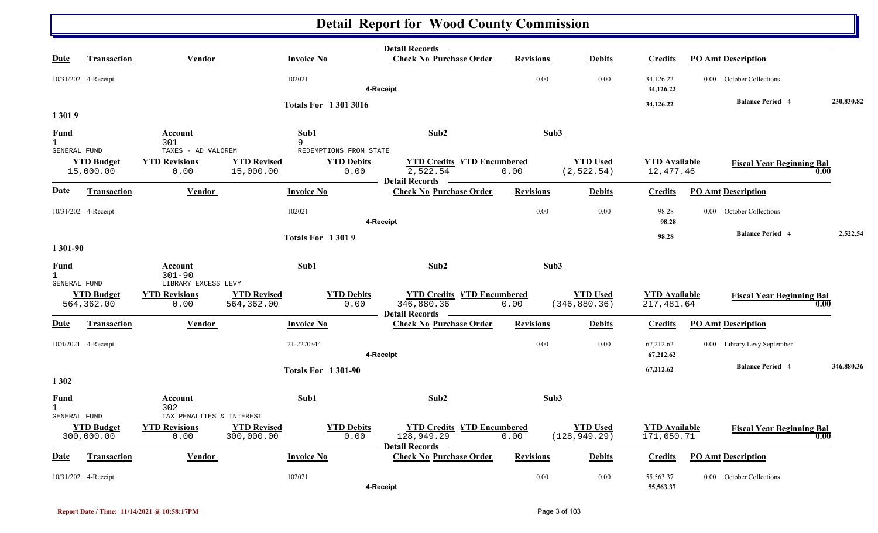# Detail Report for Wood County Commission

**Detail Records**

| Date | Transaction | Vendor | Invoice No | Check No | Purchase Order | Revisions | Debits | Credits | PO Amt | Description | |
|---|---|---|---|---|---|---|---|---|---|---|---|
| 10/31/202 | 4-Receipt | | 102021 | | | 0.00 | 0.00 | 34,126.22 | 0.00 | October Collections | |
| | | | | 4-Receipt | | | | 34,126.22 | | | |
| | | | Totals For 1 301 3016 | | | | | 34,126.22 | | Balance Period 4 | 230,830.82 |

## 1 301 9

| Fund | Account | Sub1 | Sub2 | Sub3 |
|---|---|---|---|---|
| 1 | 301 | 9 | | |
| GENERAL FUND | TAXES - AD VALOREM | REDEMPTIONS FROM STATE | | |

| YTD Budget | YTD Revisions | YTD Revised | YTD Debits | YTD Credits | YTD Encumbered | YTD Used | YTD Available | Fiscal Year Beginning Bal |
|---|---|---|---|---|---|---|---|---|
| 15,000.00 | 0.00 | 15,000.00 | 0.00 | 2,522.54 | 0.00 | (2,522.54) | 12,477.46 | 0.00 |

**Detail Records**

| Date | Transaction | Vendor | Invoice No | Check No | Purchase Order | Revisions | Debits | Credits | PO Amt | Description | |
|---|---|---|---|---|---|---|---|---|---|---|---|
| 10/31/202 | 4-Receipt | | 102021 | | | 0.00 | 0.00 | 98.28 | 0.00 | October Collections | |
| | | | | 4-Receipt | | | | 98.28 | | | |
| | | | Totals For 1 301 9 | | | | | 98.28 | | Balance Period 4 | 2,522.54 |

## 1 301-90

| Fund | Account | Sub1 | Sub2 | Sub3 |
|---|---|---|---|---|
| 1 | 301-90 | | | |
| GENERAL FUND | LIBRARY EXCESS LEVY | | | |

| YTD Budget | YTD Revisions | YTD Revised | YTD Debits | YTD Credits | YTD Encumbered | YTD Used | YTD Available | Fiscal Year Beginning Bal |
|---|---|---|---|---|---|---|---|---|
| 564,362.00 | 0.00 | 564,362.00 | 0.00 | 346,880.36 | 0.00 | (346,880.36) | 217,481.64 | 0.00 |

**Detail Records**

| Date | Transaction | Vendor | Invoice No | Check No | Purchase Order | Revisions | Debits | Credits | PO Amt | Description | |
|---|---|---|---|---|---|---|---|---|---|---|---|
| 10/4/2021 | 4-Receipt | | 21-2270344 | | | 0.00 | 0.00 | 67,212.62 | 0.00 | Library Levy September | |
| | | | | 4-Receipt | | | | 67,212.62 | | | |
| | | | Totals For 1 301-90 | | | | | 67,212.62 | | Balance Period 4 | 346,880.36 |

## 1 302

| Fund | Account | Sub1 | Sub2 | Sub3 |
|---|---|---|---|---|
| 1 | 302 | | | |
| GENERAL FUND | TAX PENALTIES & INTEREST | | | |

| YTD Budget | YTD Revisions | YTD Revised | YTD Debits | YTD Credits | YTD Encumbered | YTD Used | YTD Available | Fiscal Year Beginning Bal |
|---|---|---|---|---|---|---|---|---|
| 300,000.00 | 0.00 | 300,000.00 | 0.00 | 128,949.29 | 0.00 | (128,949.29) | 171,050.71 | 0.00 |

**Detail Records**

| Date | Transaction | Vendor | Invoice No | Check No | Purchase Order | Revisions | Debits | Credits | PO Amt | Description |
|---|---|---|---|---|---|---|---|---|---|---|
| 10/31/202 | 4-Receipt | | 102021 | | | 0.00 | 0.00 | 55,563.37 | 0.00 | October Collections |
| | | | | 4-Receipt | | | | 55,563.37 | | |

Report Date / Time: 11/14/2021 @ 10:58:17PM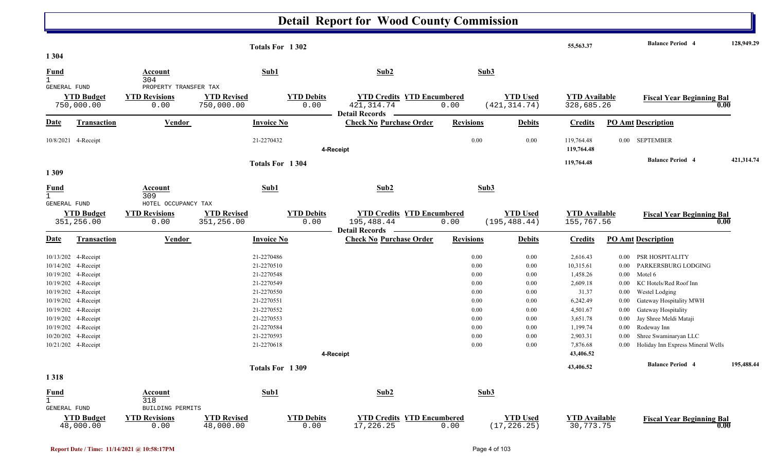# Detail Report for Wood County Commission

Totals For 1 302 — 55,563.37 — Balance Period 4 — 128,949.29

## 1 304

| Fund | Account | Sub1 | Sub2 | Sub3 |
|---|---|---|---|---|
| 1 | 304 | | | |
| GENERAL FUND | PROPERTY TRANSFER TAX | | | |

| YTD Budget | YTD Revisions | YTD Revised | YTD Debits | YTD Credits | YTD Encumbered | YTD Used | YTD Available | Fiscal Year Beginning Bal |
|---|---|---|---|---|---|---|---|---|
| 750,000.00 | 0.00 | 750,000.00 | 0.00 | 421,314.74 | 0.00 | (421,314.74) | 328,685.26 | 0.00 |

Detail Records

| Date | Transaction | Vendor | Invoice No | Check No | Purchase Order | Revisions | Debits | Credits | PO Amt | Description |
|---|---|---|---|---|---|---|---|---|---|---|
| 10/8/2021 | 4-Receipt | | 21-2270432 | | | 0.00 | 0.00 | 119,764.48 | 0.00 | SEPTEMBER |
| | 4-Receipt | | | | | | | 119,764.48 | | |

Totals For 1 304 — 119,764.48 — Balance Period 4 — 421,314.74

## 1 309

| Fund | Account | Sub1 | Sub2 | Sub3 |
|---|---|---|---|---|
| 1 | 309 | | | |
| GENERAL FUND | HOTEL OCCUPANCY TAX | | | |

| YTD Budget | YTD Revisions | YTD Revised | YTD Debits | YTD Credits | YTD Encumbered | YTD Used | YTD Available | Fiscal Year Beginning Bal |
|---|---|---|---|---|---|---|---|---|
| 351,256.00 | 0.00 | 351,256.00 | 0.00 | 195,488.44 | 0.00 | (195,488.44) | 155,767.56 | 0.00 |

Detail Records

| Date | Transaction | Vendor | Invoice No | Check No | Purchase Order | Revisions | Debits | Credits | PO Amt | Description |
|---|---|---|---|---|---|---|---|---|---|---|
| 10/13/202 | 4-Receipt | | 21-2270486 | | | 0.00 | 0.00 | 2,616.43 | 0.00 | PSR HOSPITALITY |
| 10/14/202 | 4-Receipt | | 21-2270510 | | | 0.00 | 0.00 | 10,315.61 | 0.00 | PARKERSBURG LODGING |
| 10/19/202 | 4-Receipt | | 21-2270548 | | | 0.00 | 0.00 | 1,458.26 | 0.00 | Motel 6 |
| 10/19/202 | 4-Receipt | | 21-2270549 | | | 0.00 | 0.00 | 2,609.18 | 0.00 | KC Hotels/Red Roof Inn |
| 10/19/202 | 4-Receipt | | 21-2270550 | | | 0.00 | 0.00 | 31.37 | 0.00 | Westel Lodging |
| 10/19/202 | 4-Receipt | | 21-2270551 | | | 0.00 | 0.00 | 6,242.49 | 0.00 | Gateway Hospitality MWH |
| 10/19/202 | 4-Receipt | | 21-2270552 | | | 0.00 | 0.00 | 4,501.67 | 0.00 | Gateway Hospitality |
| 10/19/202 | 4-Receipt | | 21-2270553 | | | 0.00 | 0.00 | 3,651.78 | 0.00 | Jay Shree Meldi Mataji |
| 10/19/202 | 4-Receipt | | 21-2270584 | | | 0.00 | 0.00 | 1,199.74 | 0.00 | Rodeway Inn |
| 10/20/202 | 4-Receipt | | 21-2270593 | | | 0.00 | 0.00 | 2,903.31 | 0.00 | Shree Swaminaryan LLC |
| 10/21/202 | 4-Receipt | | 21-2270618 | | | 0.00 | 0.00 | 7,876.68 | 0.00 | Holiday Inn Express Mineral Wells |
| | 4-Receipt | | | | | | | 43,406.52 | | |

Totals For 1 309 — 43,406.52 — Balance Period 4 — 195,488.44

## 1 318

| Fund | Account | Sub1 | Sub2 | Sub3 |
|---|---|---|---|---|
| 1 | 318 | | | |
| GENERAL FUND | BUILDING PERMITS | | | |

| YTD Budget | YTD Revisions | YTD Revised | YTD Debits | YTD Credits | YTD Encumbered | YTD Used | YTD Available | Fiscal Year Beginning Bal |
|---|---|---|---|---|---|---|---|---|
| 48,000.00 | 0.00 | 48,000.00 | 0.00 | 17,226.25 | 0.00 | (17,226.25) | 30,773.75 | 0.00 |

Report Date / Time: 11/14/2021 @ 10:58:17PM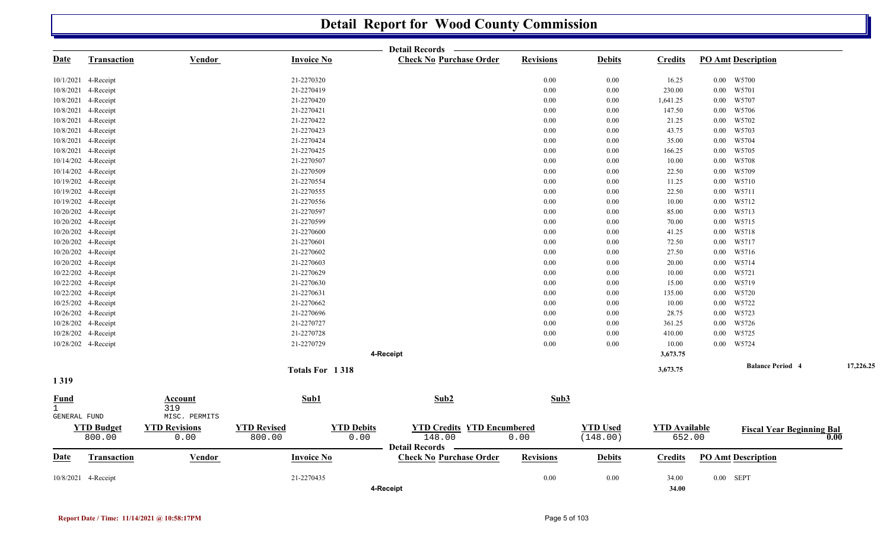# Detail Report for Wood County Commission

Detail Records

| Date | Transaction | Vendor | Invoice No | Check No | Purchase Order | Revisions | Debits | Credits | PO Amt | Description |
|---|---|---|---|---|---|---|---|---|---|---|
| 10/1/2021 | 4-Receipt | | 21-2270320 | | | 0.00 | 0.00 | 16.25 | 0.00 | W5700 |
| 10/8/2021 | 4-Receipt | | 21-2270419 | | | 0.00 | 0.00 | 230.00 | 0.00 | W5701 |
| 10/8/2021 | 4-Receipt | | 21-2270420 | | | 0.00 | 0.00 | 1,641.25 | 0.00 | W5707 |
| 10/8/2021 | 4-Receipt | | 21-2270421 | | | 0.00 | 0.00 | 147.50 | 0.00 | W5706 |
| 10/8/2021 | 4-Receipt | | 21-2270422 | | | 0.00 | 0.00 | 21.25 | 0.00 | W5702 |
| 10/8/2021 | 4-Receipt | | 21-2270423 | | | 0.00 | 0.00 | 43.75 | 0.00 | W5703 |
| 10/8/2021 | 4-Receipt | | 21-2270424 | | | 0.00 | 0.00 | 35.00 | 0.00 | W5704 |
| 10/8/2021 | 4-Receipt | | 21-2270425 | | | 0.00 | 0.00 | 166.25 | 0.00 | W5705 |
| 10/14/202 | 4-Receipt | | 21-2270507 | | | 0.00 | 0.00 | 10.00 | 0.00 | W5708 |
| 10/14/202 | 4-Receipt | | 21-2270509 | | | 0.00 | 0.00 | 22.50 | 0.00 | W5709 |
| 10/19/202 | 4-Receipt | | 21-2270554 | | | 0.00 | 0.00 | 11.25 | 0.00 | W5710 |
| 10/19/202 | 4-Receipt | | 21-2270555 | | | 0.00 | 0.00 | 22.50 | 0.00 | W5711 |
| 10/19/202 | 4-Receipt | | 21-2270556 | | | 0.00 | 0.00 | 10.00 | 0.00 | W5712 |
| 10/20/202 | 4-Receipt | | 21-2270597 | | | 0.00 | 0.00 | 85.00 | 0.00 | W5713 |
| 10/20/202 | 4-Receipt | | 21-2270599 | | | 0.00 | 0.00 | 70.00 | 0.00 | W5715 |
| 10/20/202 | 4-Receipt | | 21-2270600 | | | 0.00 | 0.00 | 41.25 | 0.00 | W5718 |
| 10/20/202 | 4-Receipt | | 21-2270601 | | | 0.00 | 0.00 | 72.50 | 0.00 | W5717 |
| 10/20/202 | 4-Receipt | | 21-2270602 | | | 0.00 | 0.00 | 27.50 | 0.00 | W5716 |
| 10/20/202 | 4-Receipt | | 21-2270603 | | | 0.00 | 0.00 | 20.00 | 0.00 | W5714 |
| 10/22/202 | 4-Receipt | | 21-2270629 | | | 0.00 | 0.00 | 10.00 | 0.00 | W5721 |
| 10/22/202 | 4-Receipt | | 21-2270630 | | | 0.00 | 0.00 | 15.00 | 0.00 | W5719 |
| 10/22/202 | 4-Receipt | | 21-2270631 | | | 0.00 | 0.00 | 135.00 | 0.00 | W5720 |
| 10/25/202 | 4-Receipt | | 21-2270662 | | | 0.00 | 0.00 | 10.00 | 0.00 | W5722 |
| 10/26/202 | 4-Receipt | | 21-2270696 | | | 0.00 | 0.00 | 28.75 | 0.00 | W5723 |
| 10/28/202 | 4-Receipt | | 21-2270727 | | | 0.00 | 0.00 | 361.25 | 0.00 | W5726 |
| 10/28/202 | 4-Receipt | | 21-2270728 | | | 0.00 | 0.00 | 410.00 | 0.00 | W5725 |
| 10/28/202 | 4-Receipt | | 21-2270729 | | | 0.00 | 0.00 | 10.00 | 0.00 | W5724 |
| | | | | 4-Receipt | | | | 3,673.75 | | |
| | | | Totals For 1 318 | | | | | 3,673.75 | | Balance Period 4 17,226.25 |

## 1 319

| Fund | Account | Sub1 | Sub2 | Sub3 |
|---|---|---|---|---|
| 1 GENERAL FUND | 319 MISC. PERMITS | | | |

| YTD Budget | YTD Revisions | YTD Revised | YTD Debits | YTD Credits | YTD Encumbered | YTD Used | YTD Available | Fiscal Year Beginning Bal |
|---|---|---|---|---|---|---|---|---|
| 800.00 | 0.00 | 800.00 | 0.00 | 148.00 | 0.00 | (148.00) | 652.00 | 0.00 |

Detail Records

| Date | Transaction | Vendor | Invoice No | Check No | Purchase Order | Revisions | Debits | Credits | PO Amt | Description |
|---|---|---|---|---|---|---|---|---|---|---|
| 10/8/2021 | 4-Receipt | | 21-2270435 | | | 0.00 | 0.00 | 34.00 | 0.00 | SEPT |
| | | | | 4-Receipt | | | | 34.00 | | |

Report Date / Time: 11/14/2021 @ 10:58:17PM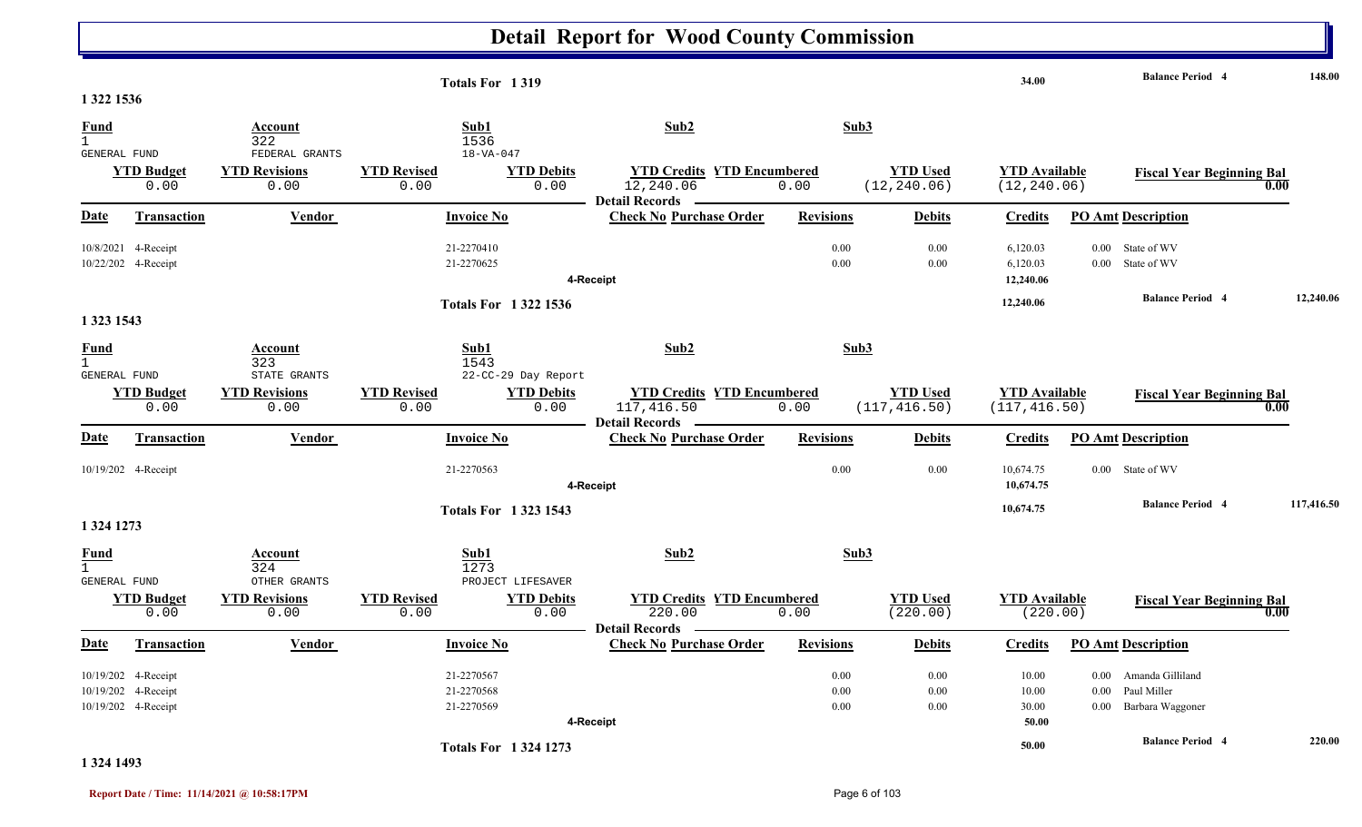# Detail Report for Wood County Commission

| | | | | |
|---|---|---|---|---|
| Totals For 1 319 | 34.00 | | Balance Period 4 | 148.00 |

## 1 322 1536

| Fund | Account | Sub1 | Sub2 | Sub3 |
|---|---|---|---|---|
| 1 | 322 | 1536 | | |
| GENERAL FUND | FEDERAL GRANTS | 18-VA-047 | | |

| YTD Budget | YTD Revisions | YTD Revised | YTD Debits | YTD Credits | YTD Encumbered | YTD Used | YTD Available | Fiscal Year Beginning Bal |
|---|---|---|---|---|---|---|---|---|
| 0.00 | 0.00 | 0.00 | 0.00 | 12,240.06 | 0.00 | (12,240.06) | (12,240.06) | 0.00 |

Detail Records

| Date | Transaction | Vendor | Invoice No | Check No | Purchase Order | Revisions | Debits | Credits | PO Amt | Description |
|---|---|---|---|---|---|---|---|---|---|---|
| 10/8/2021 | 4-Receipt | | 21-2270410 | | | 0.00 | 0.00 | 6,120.03 | 0.00 | State of WV |
| 10/22/202 | 4-Receipt | | 21-2270625 | | | 0.00 | 0.00 | 6,120.03 | 0.00 | State of WV |
| | 4-Receipt | | | | | | | 12,240.06 | | |
| | Totals For 1 322 1536 | | | | | | | 12,240.06 | | Balance Period 4 — 12,240.06 |

## 1 323 1543

| Fund | Account | Sub1 | Sub2 | Sub3 |
|---|---|---|---|---|
| 1 | 323 | 1543 | | |
| GENERAL FUND | STATE GRANTS | 22-CC-29 Day Report | | |

| YTD Budget | YTD Revisions | YTD Revised | YTD Debits | YTD Credits | YTD Encumbered | YTD Used | YTD Available | Fiscal Year Beginning Bal |
|---|---|---|---|---|---|---|---|---|
| 0.00 | 0.00 | 0.00 | 0.00 | 117,416.50 | 0.00 | (117,416.50) | (117,416.50) | 0.00 |

Detail Records

| Date | Transaction | Vendor | Invoice No | Check No | Purchase Order | Revisions | Debits | Credits | PO Amt | Description |
|---|---|---|---|---|---|---|---|---|---|---|
| 10/19/202 | 4-Receipt | | 21-2270563 | | | 0.00 | 0.00 | 10,674.75 | 0.00 | State of WV |
| | 4-Receipt | | | | | | | 10,674.75 | | |
| | Totals For 1 323 1543 | | | | | | | 10,674.75 | | Balance Period 4 — 117,416.50 |

## 1 324 1273

| Fund | Account | Sub1 | Sub2 | Sub3 |
|---|---|---|---|---|
| 1 | 324 | 1273 | | |
| GENERAL FUND | OTHER GRANTS | PROJECT LIFESAVER | | |

| YTD Budget | YTD Revisions | YTD Revised | YTD Debits | YTD Credits | YTD Encumbered | YTD Used | YTD Available | Fiscal Year Beginning Bal |
|---|---|---|---|---|---|---|---|---|
| 0.00 | 0.00 | 0.00 | 0.00 | 220.00 | 0.00 | (220.00) | (220.00) | 0.00 |

Detail Records

| Date | Transaction | Vendor | Invoice No | Check No | Purchase Order | Revisions | Debits | Credits | PO Amt | Description |
|---|---|---|---|---|---|---|---|---|---|---|
| 10/19/202 | 4-Receipt | | 21-2270567 | | | 0.00 | 0.00 | 10.00 | 0.00 | Amanda Gilliland |
| 10/19/202 | 4-Receipt | | 21-2270568 | | | 0.00 | 0.00 | 10.00 | 0.00 | Paul Miller |
| 10/19/202 | 4-Receipt | | 21-2270569 | | | 0.00 | 0.00 | 30.00 | 0.00 | Barbara Waggoner |
| | 4-Receipt | | | | | | | 50.00 | | |
| | Totals For 1 324 1273 | | | | | | | 50.00 | | Balance Period 4 — 220.00 |

## 1 324 1493

Report Date / Time: 11/14/2021 @ 10:58:17PM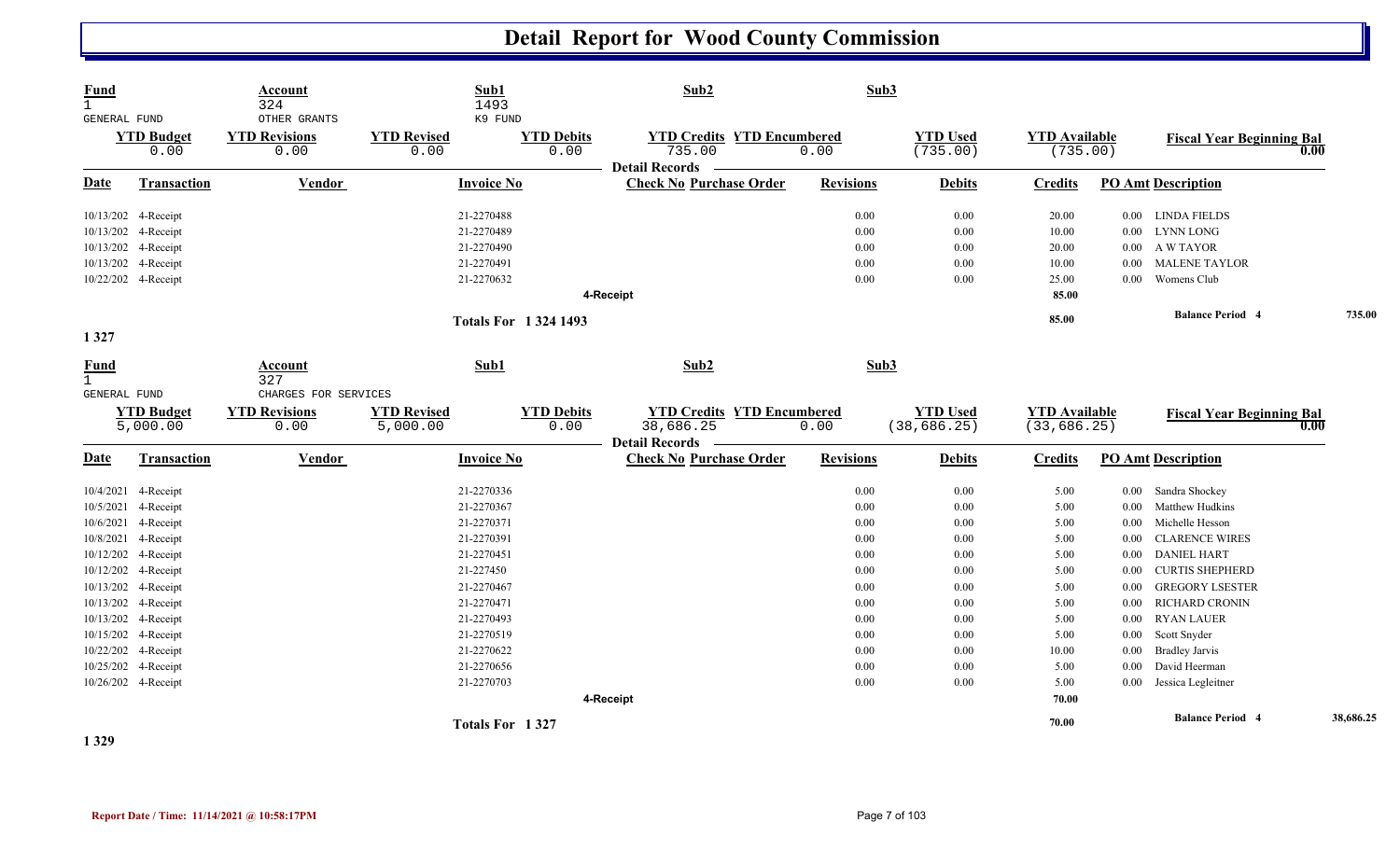# Detail Report for Wood County Commission

| Fund | Account | Sub1 | Sub2 | Sub3 |
|---|---|---|---|---|
| 1 GENERAL FUND | 324 OTHER GRANTS | 1493 K9 FUND | | |

| YTD Budget | YTD Revisions | YTD Revised | YTD Debits | YTD Credits | YTD Encumbered | YTD Used | YTD Available | Fiscal Year Beginning Bal |
|---|---|---|---|---|---|---|---|---|
| 0.00 | 0.00 | 0.00 | 0.00 | 735.00 | 0.00 | (735.00) | (735.00) | 0.00 |

**Detail Records**

| Date | Transaction | Vendor | Invoice No | Check No | Purchase Order | Revisions | Debits | Credits | PO Amt | Description |
|---|---|---|---|---|---|---|---|---|---|---|
| 10/13/202 | 4-Receipt | | 21-2270488 | | | 0.00 | 0.00 | 20.00 | 0.00 | LINDA FIELDS |
| 10/13/202 | 4-Receipt | | 21-2270489 | | | 0.00 | 0.00 | 10.00 | 0.00 | LYNN LONG |
| 10/13/202 | 4-Receipt | | 21-2270490 | | | 0.00 | 0.00 | 20.00 | 0.00 | A W TAYOR |
| 10/13/202 | 4-Receipt | | 21-2270491 | | | 0.00 | 0.00 | 10.00 | 0.00 | MALENE TAYLOR |
| 10/22/202 | 4-Receipt | | 21-2270632 | | | 0.00 | 0.00 | 25.00 | 0.00 | Womens Club |
| | | | | 4-Receipt | | | | 85.00 | | |
| | | | Totals For 1 324 1493 | | | | | 85.00 | | Balance Period 4 735.00 |

1 327

| Fund | Account | Sub1 | Sub2 | Sub3 |
|---|---|---|---|---|
| 1 GENERAL FUND | 327 CHARGES FOR SERVICES | | | |

| YTD Budget | YTD Revisions | YTD Revised | YTD Debits | YTD Credits | YTD Encumbered | YTD Used | YTD Available | Fiscal Year Beginning Bal |
|---|---|---|---|---|---|---|---|---|
| 5,000.00 | 0.00 | 5,000.00 | 0.00 | 38,686.25 | 0.00 | (38,686.25) | (33,686.25) | 0.00 |

**Detail Records**

| Date | Transaction | Vendor | Invoice No | Check No | Purchase Order | Revisions | Debits | Credits | PO Amt | Description |
|---|---|---|---|---|---|---|---|---|---|---|
| 10/4/2021 | 4-Receipt | | 21-2270336 | | | 0.00 | 0.00 | 5.00 | 0.00 | Sandra Shockey |
| 10/5/2021 | 4-Receipt | | 21-2270367 | | | 0.00 | 0.00 | 5.00 | 0.00 | Matthew Hudkins |
| 10/6/2021 | 4-Receipt | | 21-2270371 | | | 0.00 | 0.00 | 5.00 | 0.00 | Michelle Hesson |
| 10/8/2021 | 4-Receipt | | 21-2270391 | | | 0.00 | 0.00 | 5.00 | 0.00 | CLARENCE WIRES |
| 10/12/202 | 4-Receipt | | 21-2270451 | | | 0.00 | 0.00 | 5.00 | 0.00 | DANIEL HART |
| 10/12/202 | 4-Receipt | | 21-227450 | | | 0.00 | 0.00 | 5.00 | 0.00 | CURTIS SHEPHERD |
| 10/13/202 | 4-Receipt | | 21-2270467 | | | 0.00 | 0.00 | 5.00 | 0.00 | GREGORY LSESTER |
| 10/13/202 | 4-Receipt | | 21-2270471 | | | 0.00 | 0.00 | 5.00 | 0.00 | RICHARD CRONIN |
| 10/13/202 | 4-Receipt | | 21-2270493 | | | 0.00 | 0.00 | 5.00 | 0.00 | RYAN LAUER |
| 10/15/202 | 4-Receipt | | 21-2270519 | | | 0.00 | 0.00 | 5.00 | 0.00 | Scott Snyder |
| 10/22/202 | 4-Receipt | | 21-2270622 | | | 0.00 | 0.00 | 10.00 | 0.00 | Bradley Jarvis |
| 10/25/202 | 4-Receipt | | 21-2270656 | | | 0.00 | 0.00 | 5.00 | 0.00 | David Heerman |
| 10/26/202 | 4-Receipt | | 21-2270703 | | | 0.00 | 0.00 | 5.00 | 0.00 | Jessica Legleitner |
| | | | | 4-Receipt | | | | 70.00 | | |
| | | | Totals For 1 327 | | | | | 70.00 | | Balance Period 4 38,686.25 |

1 329

Report Date / Time: 11/14/2021 @ 10:58:17PM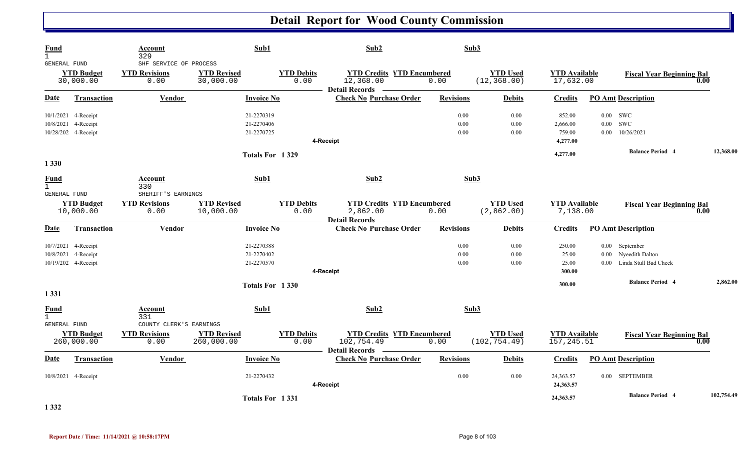# Detail Report for Wood County Commission

| Fund | Account | Sub1 | Sub2 | Sub3 |
|---|---|---|---|---|
| 1 | 329 | | | |
| GENERAL FUND | SHF SERVICE OF PROCESS | | | |

| YTD Budget | YTD Revisions | YTD Revised | YTD Debits | YTD Credits | YTD Encumbered | YTD Used | YTD Available | Fiscal Year Beginning Bal |
|---|---|---|---|---|---|---|---|---|
| 30,000.00 | 0.00 | 30,000.00 | 0.00 | 12,368.00 | 0.00 | (12,368.00) | 17,632.00 | 0.00 |

**Detail Records**

| Date | Transaction | Vendor | Invoice No | Check No | Purchase Order | Revisions | Debits | Credits | PO Amt | Description |
|---|---|---|---|---|---|---|---|---|---|---|
| 10/1/2021 | 4-Receipt | | 21-2270319 | | | 0.00 | 0.00 | 852.00 | 0.00 | SWC |
| 10/8/2021 | 4-Receipt | | 21-2270406 | | | 0.00 | 0.00 | 2,666.00 | 0.00 | SWC |
| 10/28/202 | 4-Receipt | | 21-2270725 | | | 0.00 | 0.00 | 759.00 | 0.00 | 10/26/2021 |
| | | | | 4-Receipt | | | | 4,277.00 | | |
| | | | Totals For 1 329 | | | | | 4,277.00 | | Balance Period 4 — 12,368.00 |

1 330

| Fund | Account | Sub1 | Sub2 | Sub3 |
|---|---|---|---|---|
| 1 | 330 | | | |
| GENERAL FUND | SHERIFF'S EARNINGS | | | |

| YTD Budget | YTD Revisions | YTD Revised | YTD Debits | YTD Credits | YTD Encumbered | YTD Used | YTD Available | Fiscal Year Beginning Bal |
|---|---|---|---|---|---|---|---|---|
| 10,000.00 | 0.00 | 10,000.00 | 0.00 | 2,862.00 | 0.00 | (2,862.00) | 7,138.00 | 0.00 |

**Detail Records**

| Date | Transaction | Vendor | Invoice No | Check No | Purchase Order | Revisions | Debits | Credits | PO Amt | Description |
|---|---|---|---|---|---|---|---|---|---|---|
| 10/7/2021 | 4-Receipt | | 21-2270388 | | | 0.00 | 0.00 | 250.00 | 0.00 | September |
| 10/8/2021 | 4-Receipt | | 21-2270402 | | | 0.00 | 0.00 | 25.00 | 0.00 | Nyeedith Dalton |
| 10/19/202 | 4-Receipt | | 21-2270570 | | | 0.00 | 0.00 | 25.00 | 0.00 | Linda Stull Bad Check |
| | | | | 4-Receipt | | | | 300.00 | | |
| | | | Totals For 1 330 | | | | | 300.00 | | Balance Period 4 — 2,862.00 |

1 331

| Fund | Account | Sub1 | Sub2 | Sub3 |
|---|---|---|---|---|
| 1 | 331 | | | |
| GENERAL FUND | COUNTY CLERK'S EARNINGS | | | |

| YTD Budget | YTD Revisions | YTD Revised | YTD Debits | YTD Credits | YTD Encumbered | YTD Used | YTD Available | Fiscal Year Beginning Bal |
|---|---|---|---|---|---|---|---|---|
| 260,000.00 | 0.00 | 260,000.00 | 0.00 | 102,754.49 | 0.00 | (102,754.49) | 157,245.51 | 0.00 |

**Detail Records**

| Date | Transaction | Vendor | Invoice No | Check No | Purchase Order | Revisions | Debits | Credits | PO Amt | Description |
|---|---|---|---|---|---|---|---|---|---|---|
| 10/8/2021 | 4-Receipt | | 21-2270432 | | | 0.00 | 0.00 | 24,363.57 | 0.00 | SEPTEMBER |
| | | | | 4-Receipt | | | | 24,363.57 | | |
| | | | Totals For 1 331 | | | | | 24,363.57 | | Balance Period 4 — 102,754.49 |

1 332

Report Date / Time: 11/14/2021 @ 10:58:17PM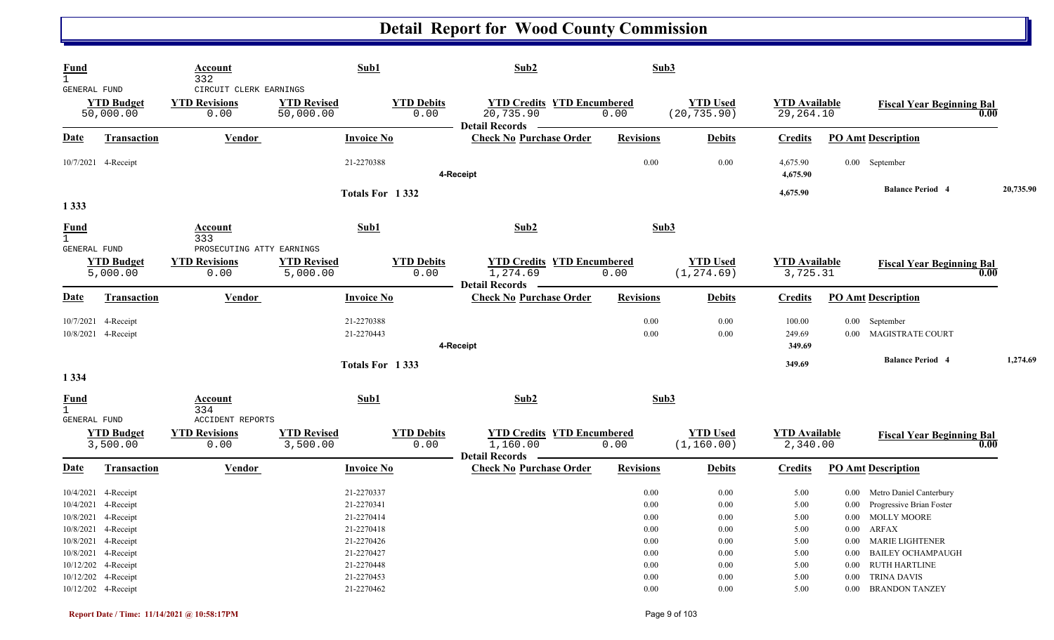# Detail Report for Wood County Commission

| Fund | Account | Sub1 | Sub2 | Sub3 |
|---|---|---|---|---|
| 1 | 332 | | | |
| GENERAL FUND | CIRCUIT CLERK EARNINGS | | | |

| YTD Budget | YTD Revisions | YTD Revised | YTD Debits | YTD Credits | YTD Encumbered | YTD Used | YTD Available | Fiscal Year Beginning Bal |
|---|---|---|---|---|---|---|---|---|
| 50,000.00 | 0.00 | 50,000.00 | 0.00 | 20,735.90 | 0.00 | (20,735.90) | 29,264.10 | 0.00 |

Detail Records

| Date | Transaction | Vendor | Invoice No | Check No | Purchase Order | Revisions | Debits | Credits | PO Amt | Description |
|---|---|---|---|---|---|---|---|---|---|---|
| 10/7/2021 | 4-Receipt | | 21-2270388 | | | 0.00 | 0.00 | 4,675.90 | 0.00 | September |
| | | | | 4-Receipt | | | | 4,675.90 | | |
| | | | Totals For 1 332 | | | | | 4,675.90 | | Balance Period 4 — 20,735.90 |

1 333

| Fund | Account | Sub1 | Sub2 | Sub3 |
|---|---|---|---|---|
| 1 | 333 | | | |
| GENERAL FUND | PROSECUTING ATTY EARNINGS | | | |

| YTD Budget | YTD Revisions | YTD Revised | YTD Debits | YTD Credits | YTD Encumbered | YTD Used | YTD Available | Fiscal Year Beginning Bal |
|---|---|---|---|---|---|---|---|---|
| 5,000.00 | 0.00 | 5,000.00 | 0.00 | 1,274.69 | 0.00 | (1,274.69) | 3,725.31 | 0.00 |

Detail Records

| Date | Transaction | Vendor | Invoice No | Check No | Purchase Order | Revisions | Debits | Credits | PO Amt | Description |
|---|---|---|---|---|---|---|---|---|---|---|
| 10/7/2021 | 4-Receipt | | 21-2270388 | | | 0.00 | 0.00 | 100.00 | 0.00 | September |
| 10/8/2021 | 4-Receipt | | 21-2270443 | | | 0.00 | 0.00 | 249.69 | 0.00 | MAGISTRATE COURT |
| | | | | 4-Receipt | | | | 349.69 | | |
| | | | Totals For 1 333 | | | | | 349.69 | | Balance Period 4 — 1,274.69 |

1 334

| Fund | Account | Sub1 | Sub2 | Sub3 |
|---|---|---|---|---|
| 1 | 334 | | | |
| GENERAL FUND | ACCIDENT REPORTS | | | |

| YTD Budget | YTD Revisions | YTD Revised | YTD Debits | YTD Credits | YTD Encumbered | YTD Used | YTD Available | Fiscal Year Beginning Bal |
|---|---|---|---|---|---|---|---|---|
| 3,500.00 | 0.00 | 3,500.00 | 0.00 | 1,160.00 | 0.00 | (1,160.00) | 2,340.00 | 0.00 |

Detail Records

| Date | Transaction | Vendor | Invoice No | Check No | Purchase Order | Revisions | Debits | Credits | PO Amt | Description |
|---|---|---|---|---|---|---|---|---|---|---|
| 10/4/2021 | 4-Receipt | | 21-2270337 | | | 0.00 | 0.00 | 5.00 | 0.00 | Metro Daniel Canterbury |
| 10/4/2021 | 4-Receipt | | 21-2270341 | | | 0.00 | 0.00 | 5.00 | 0.00 | Progressive Brian Foster |
| 10/8/2021 | 4-Receipt | | 21-2270414 | | | 0.00 | 0.00 | 5.00 | 0.00 | MOLLY MOORE |
| 10/8/2021 | 4-Receipt | | 21-2270418 | | | 0.00 | 0.00 | 5.00 | 0.00 | ARFAX |
| 10/8/2021 | 4-Receipt | | 21-2270426 | | | 0.00 | 0.00 | 5.00 | 0.00 | MARIE LIGHTENER |
| 10/8/2021 | 4-Receipt | | 21-2270427 | | | 0.00 | 0.00 | 5.00 | 0.00 | BAILEY OCHAMPAUGH |
| 10/12/202 | 4-Receipt | | 21-2270448 | | | 0.00 | 0.00 | 5.00 | 0.00 | RUTH HARTLINE |
| 10/12/202 | 4-Receipt | | 21-2270453 | | | 0.00 | 0.00 | 5.00 | 0.00 | TRINA DAVIS |
| 10/12/202 | 4-Receipt | | 21-2270462 | | | 0.00 | 0.00 | 5.00 | 0.00 | BRANDON TANZEY |

Report Date / Time: 11/14/2021 @ 10:58:17PM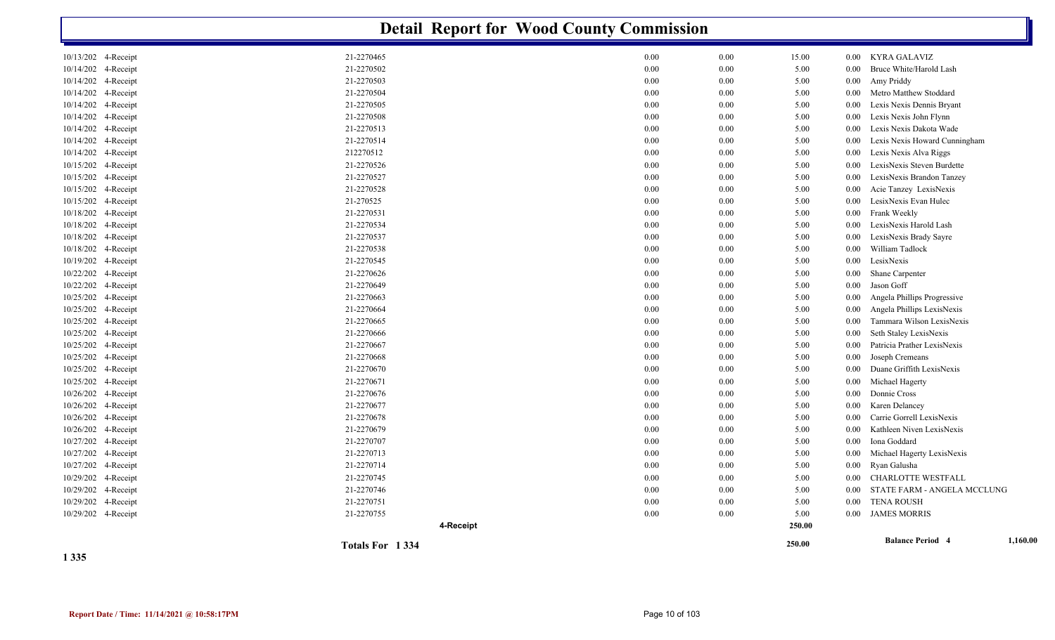# Detail Report for Wood County Commission

| Date | Type | Receipt No. | | | | | | Name |
|---|---|---|---|---|---|---|---|---|
| 10/13/202 | 4-Receipt | 21-2270465 | 0.00 | 0.00 | 15.00 | 0.00 | KYRA GALAVIZ | |
| 10/14/202 | 4-Receipt | 21-2270502 | 0.00 | 0.00 | 5.00 | 0.00 | Bruce White/Harold Lash | |
| 10/14/202 | 4-Receipt | 21-2270503 | 0.00 | 0.00 | 5.00 | 0.00 | Amy Priddy | |
| 10/14/202 | 4-Receipt | 21-2270504 | 0.00 | 0.00 | 5.00 | 0.00 | Metro Matthew Stoddard | |
| 10/14/202 | 4-Receipt | 21-2270505 | 0.00 | 0.00 | 5.00 | 0.00 | Lexis Nexis Dennis Bryant | |
| 10/14/202 | 4-Receipt | 21-2270508 | 0.00 | 0.00 | 5.00 | 0.00 | Lexis Nexis John Flynn | |
| 10/14/202 | 4-Receipt | 21-2270513 | 0.00 | 0.00 | 5.00 | 0.00 | Lexis Nexis Dakota Wade | |
| 10/14/202 | 4-Receipt | 21-2270514 | 0.00 | 0.00 | 5.00 | 0.00 | Lexis Nexis Howard Cunningham | |
| 10/14/202 | 4-Receipt | 212270512 | 0.00 | 0.00 | 5.00 | 0.00 | Lexis Nexis Alva Riggs | |
| 10/15/202 | 4-Receipt | 21-2270526 | 0.00 | 0.00 | 5.00 | 0.00 | LexisNexis Steven Burdette | |
| 10/15/202 | 4-Receipt | 21-2270527 | 0.00 | 0.00 | 5.00 | 0.00 | LexisNexis Brandon Tanzey | |
| 10/15/202 | 4-Receipt | 21-2270528 | 0.00 | 0.00 | 5.00 | 0.00 | Acie Tanzey LexisNexis | |
| 10/15/202 | 4-Receipt | 21-270525 | 0.00 | 0.00 | 5.00 | 0.00 | LesixNexis Evan Hulec | |
| 10/18/202 | 4-Receipt | 21-2270531 | 0.00 | 0.00 | 5.00 | 0.00 | Frank Weekly | |
| 10/18/202 | 4-Receipt | 21-2270534 | 0.00 | 0.00 | 5.00 | 0.00 | LexisNexis Harold Lash | |
| 10/18/202 | 4-Receipt | 21-2270537 | 0.00 | 0.00 | 5.00 | 0.00 | LexisNexis Brady Sayre | |
| 10/18/202 | 4-Receipt | 21-2270538 | 0.00 | 0.00 | 5.00 | 0.00 | William Tadlock | |
| 10/19/202 | 4-Receipt | 21-2270545 | 0.00 | 0.00 | 5.00 | 0.00 | LesixNexis | |
| 10/22/202 | 4-Receipt | 21-2270626 | 0.00 | 0.00 | 5.00 | 0.00 | Shane Carpenter | |
| 10/22/202 | 4-Receipt | 21-2270649 | 0.00 | 0.00 | 5.00 | 0.00 | Jason Goff | |
| 10/25/202 | 4-Receipt | 21-2270663 | 0.00 | 0.00 | 5.00 | 0.00 | Angela Phillips Progressive | |
| 10/25/202 | 4-Receipt | 21-2270664 | 0.00 | 0.00 | 5.00 | 0.00 | Angela Phillips LexisNexis | |
| 10/25/202 | 4-Receipt | 21-2270665 | 0.00 | 0.00 | 5.00 | 0.00 | Tammara Wilson LexisNexis | |
| 10/25/202 | 4-Receipt | 21-2270666 | 0.00 | 0.00 | 5.00 | 0.00 | Seth Staley LexisNexis | |
| 10/25/202 | 4-Receipt | 21-2270667 | 0.00 | 0.00 | 5.00 | 0.00 | Patricia Prather LexisNexis | |
| 10/25/202 | 4-Receipt | 21-2270668 | 0.00 | 0.00 | 5.00 | 0.00 | Joseph Cremeans | |
| 10/25/202 | 4-Receipt | 21-2270670 | 0.00 | 0.00 | 5.00 | 0.00 | Duane Griffith LexisNexis | |
| 10/25/202 | 4-Receipt | 21-2270671 | 0.00 | 0.00 | 5.00 | 0.00 | Michael Hagerty | |
| 10/26/202 | 4-Receipt | 21-2270676 | 0.00 | 0.00 | 5.00 | 0.00 | Donnie Cross | |
| 10/26/202 | 4-Receipt | 21-2270677 | 0.00 | 0.00 | 5.00 | 0.00 | Karen Delancey | |
| 10/26/202 | 4-Receipt | 21-2270678 | 0.00 | 0.00 | 5.00 | 0.00 | Carrie Gorrell LexisNexis | |
| 10/26/202 | 4-Receipt | 21-2270679 | 0.00 | 0.00 | 5.00 | 0.00 | Kathleen Niven LexisNexis | |
| 10/27/202 | 4-Receipt | 21-2270707 | 0.00 | 0.00 | 5.00 | 0.00 | Iona Goddard | |
| 10/27/202 | 4-Receipt | 21-2270713 | 0.00 | 0.00 | 5.00 | 0.00 | Michael Hagerty LexisNexis | |
| 10/27/202 | 4-Receipt | 21-2270714 | 0.00 | 0.00 | 5.00 | 0.00 | Ryan Galusha | |
| 10/29/202 | 4-Receipt | 21-2270745 | 0.00 | 0.00 | 5.00 | 0.00 | CHARLOTTE WESTFALL | |
| 10/29/202 | 4-Receipt | 21-2270746 | 0.00 | 0.00 | 5.00 | 0.00 | STATE FARM - ANGELA MCCLUNG | |
| 10/29/202 | 4-Receipt | 21-2270751 | 0.00 | 0.00 | 5.00 | 0.00 | TENA ROUSH | |
| 10/29/202 | 4-Receipt | 21-2270755 | 0.00 | 0.00 | 5.00 | 0.00 | JAMES MORRIS | |
| | | **4-Receipt** | | | **250.00** | | | |
| | | **Totals For 1 334** | | | **250.00** | | **Balance Period 4** | **1,160.00** |

**1 335**

**Report Date / Time: 11/14/2021 @ 10:58:17PM**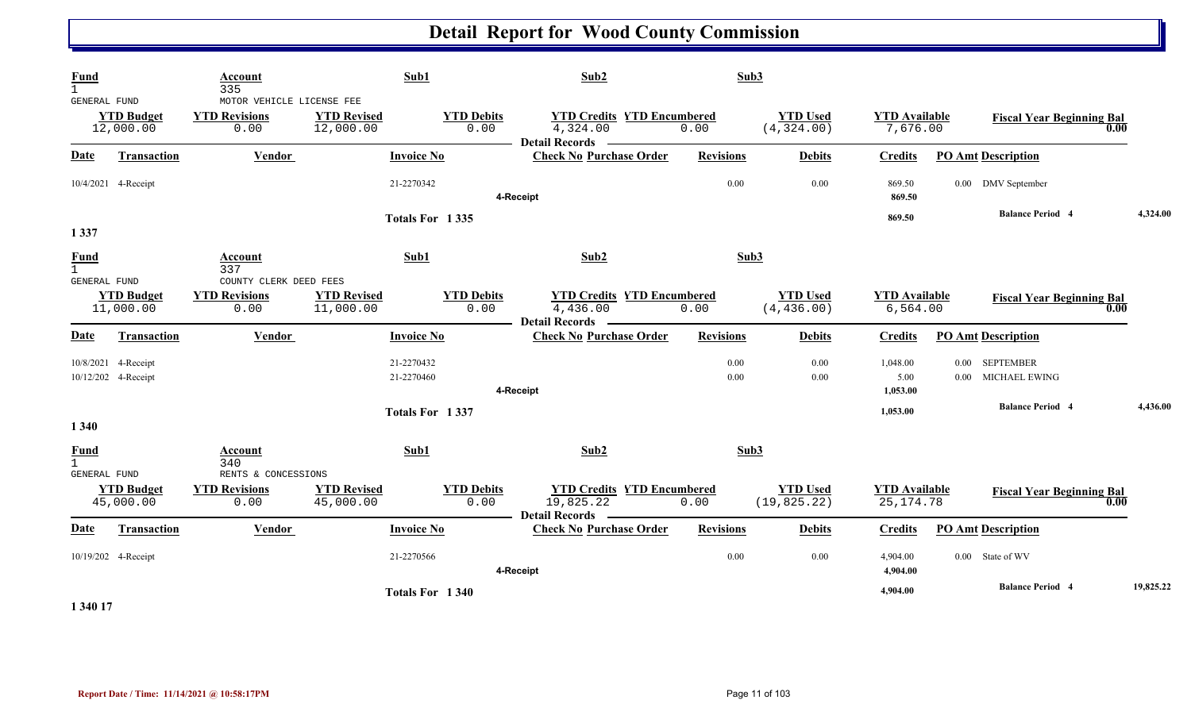# Detail Report for Wood County Commission

| Fund | Account | Sub1 | Sub2 | Sub3 |
|---|---|---|---|---|
| 1 GENERAL FUND | 335 MOTOR VEHICLE LICENSE FEE | | | |

| YTD Budget | YTD Revisions | YTD Revised | YTD Debits | YTD Credits | YTD Encumbered | YTD Used | YTD Available | Fiscal Year Beginning Bal |
|---|---|---|---|---|---|---|---|---|
| 12,000.00 | 0.00 | 12,000.00 | 0.00 | 4,324.00 | 0.00 | (4,324.00) | 7,676.00 | 0.00 |

**Detail Records**

| Date | Transaction | Vendor | Invoice No | Check No | Purchase Order | Revisions | Debits | Credits | PO Amt | Description |
|---|---|---|---|---|---|---|---|---|---|---|
| 10/4/2021 | 4-Receipt | | 21-2270342 | | | 0.00 | 0.00 | 869.50 | 0.00 | DMV September |
| | | | | 4-Receipt | | | | 869.50 | | |
| | | | Totals For 1 335 | | | | | 869.50 | | Balance Period 4 — 4,324.00 |

## 1 337

| Fund | Account | Sub1 | Sub2 | Sub3 |
|---|---|---|---|---|
| 1 GENERAL FUND | 337 COUNTY CLERK DEED FEES | | | |

| YTD Budget | YTD Revisions | YTD Revised | YTD Debits | YTD Credits | YTD Encumbered | YTD Used | YTD Available | Fiscal Year Beginning Bal |
|---|---|---|---|---|---|---|---|---|
| 11,000.00 | 0.00 | 11,000.00 | 0.00 | 4,436.00 | 0.00 | (4,436.00) | 6,564.00 | 0.00 |

**Detail Records**

| Date | Transaction | Vendor | Invoice No | Check No | Purchase Order | Revisions | Debits | Credits | PO Amt | Description |
|---|---|---|---|---|---|---|---|---|---|---|
| 10/8/2021 | 4-Receipt | | 21-2270432 | | | 0.00 | 0.00 | 1,048.00 | 0.00 | SEPTEMBER |
| 10/12/202 | 4-Receipt | | 21-2270460 | | | 0.00 | 0.00 | 5.00 | 0.00 | MICHAEL EWING |
| | | | | 4-Receipt | | | | 1,053.00 | | |
| | | | Totals For 1 337 | | | | | 1,053.00 | | Balance Period 4 — 4,436.00 |

## 1 340

| Fund | Account | Sub1 | Sub2 | Sub3 |
|---|---|---|---|---|
| 1 GENERAL FUND | 340 RENTS & CONCESSIONS | | | |

| YTD Budget | YTD Revisions | YTD Revised | YTD Debits | YTD Credits | YTD Encumbered | YTD Used | YTD Available | Fiscal Year Beginning Bal |
|---|---|---|---|---|---|---|---|---|
| 45,000.00 | 0.00 | 45,000.00 | 0.00 | 19,825.22 | 0.00 | (19,825.22) | 25,174.78 | 0.00 |

**Detail Records**

| Date | Transaction | Vendor | Invoice No | Check No | Purchase Order | Revisions | Debits | Credits | PO Amt | Description |
|---|---|---|---|---|---|---|---|---|---|---|
| 10/19/202 | 4-Receipt | | 21-2270566 | | | 0.00 | 0.00 | 4,904.00 | 0.00 | State of WV |
| | | | | 4-Receipt | | | | 4,904.00 | | |
| | | | Totals For 1 340 | | | | | 4,904.00 | | Balance Period 4 — 19,825.22 |

## 1 340 17

Report Date / Time: 11/14/2021 @ 10:58:17PM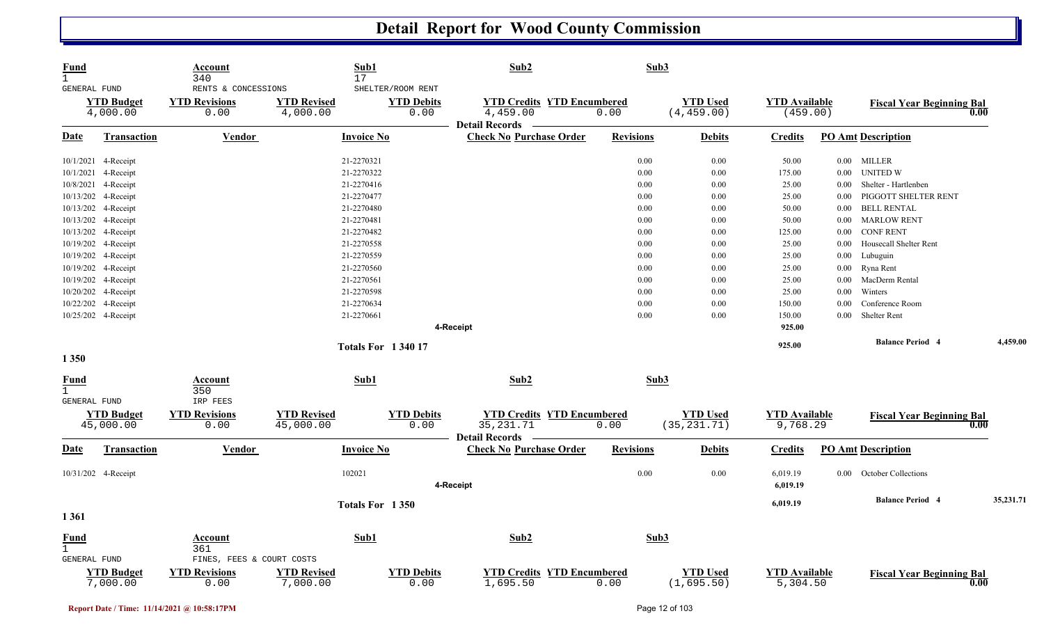# Detail Report for Wood County Commission

| Fund | Account | Sub1 | Sub2 | Sub3 |
|---|---|---|---|---|
| 1 | 340 | 17 | | |
| GENERAL FUND | RENTS & CONCESSIONS | SHELTER/ROOM RENT | | |

| YTD Budget | YTD Revisions | YTD Revised | YTD Debits | YTD Credits | YTD Encumbered | YTD Used | YTD Available | Fiscal Year Beginning Bal |
|---|---|---|---|---|---|---|---|---|
| 4,000.00 | 0.00 | 4,000.00 | 0.00 | 4,459.00 | 0.00 | (4,459.00) | (459.00) | 0.00 |

Detail Records

| Date | Transaction | Vendor | Invoice No | Check No | Purchase Order | Revisions | Debits | Credits | PO Amt | Description |
|---|---|---|---|---|---|---|---|---|---|---|
| 10/1/2021 | 4-Receipt | | 21-2270321 | | | 0.00 | 0.00 | 50.00 | 0.00 | MILLER |
| 10/1/2021 | 4-Receipt | | 21-2270322 | | | 0.00 | 0.00 | 175.00 | 0.00 | UNITED W |
| 10/8/2021 | 4-Receipt | | 21-2270416 | | | 0.00 | 0.00 | 25.00 | 0.00 | Shelter - Hartlenben |
| 10/13/202 | 4-Receipt | | 21-2270477 | | | 0.00 | 0.00 | 25.00 | 0.00 | PIGGOTT SHELTER RENT |
| 10/13/202 | 4-Receipt | | 21-2270480 | | | 0.00 | 0.00 | 50.00 | 0.00 | BELL RENTAL |
| 10/13/202 | 4-Receipt | | 21-2270481 | | | 0.00 | 0.00 | 50.00 | 0.00 | MARLOW RENT |
| 10/13/202 | 4-Receipt | | 21-2270482 | | | 0.00 | 0.00 | 125.00 | 0.00 | CONF RENT |
| 10/19/202 | 4-Receipt | | 21-2270558 | | | 0.00 | 0.00 | 25.00 | 0.00 | Housecall Shelter Rent |
| 10/19/202 | 4-Receipt | | 21-2270559 | | | 0.00 | 0.00 | 25.00 | 0.00 | Lubuguin |
| 10/19/202 | 4-Receipt | | 21-2270560 | | | 0.00 | 0.00 | 25.00 | 0.00 | Ryna Rent |
| 10/19/202 | 4-Receipt | | 21-2270561 | | | 0.00 | 0.00 | 25.00 | 0.00 | MacDerm Rental |
| 10/20/202 | 4-Receipt | | 21-2270598 | | | 0.00 | 0.00 | 25.00 | 0.00 | Winters |
| 10/22/202 | 4-Receipt | | 21-2270634 | | | 0.00 | 0.00 | 150.00 | 0.00 | Conference Room |
| 10/25/202 | 4-Receipt | | 21-2270661 | | | 0.00 | 0.00 | 150.00 | 0.00 | Shelter Rent |
| | | | | 4-Receipt | | | | 925.00 | | |
| | | | Totals For 1 340 17 | | | | | 925.00 | | Balance Period 4 — 4,459.00 |

**1 350**

| Fund | Account | Sub1 | Sub2 | Sub3 |
|---|---|---|---|---|
| 1 | 350 | | | |
| GENERAL FUND | IRP FEES | | | |

| YTD Budget | YTD Revisions | YTD Revised | YTD Debits | YTD Credits | YTD Encumbered | YTD Used | YTD Available | Fiscal Year Beginning Bal |
|---|---|---|---|---|---|---|---|---|
| 45,000.00 | 0.00 | 45,000.00 | 0.00 | 35,231.71 | 0.00 | (35,231.71) | 9,768.29 | 0.00 |

Detail Records

| Date | Transaction | Vendor | Invoice No | Check No | Purchase Order | Revisions | Debits | Credits | PO Amt | Description |
|---|---|---|---|---|---|---|---|---|---|---|
| 10/31/202 | 4-Receipt | | 102021 | | | 0.00 | 0.00 | 6,019.19 | 0.00 | October Collections |
| | | | | 4-Receipt | | | | 6,019.19 | | |
| | | | Totals For 1 350 | | | | | 6,019.19 | | Balance Period 4 — 35,231.71 |

**1 361**

| Fund | Account | Sub1 | Sub2 | Sub3 |
|---|---|---|---|---|
| 1 | 361 | | | |
| GENERAL FUND | FINES, FEES & COURT COSTS | | | |

| YTD Budget | YTD Revisions | YTD Revised | YTD Debits | YTD Credits | YTD Encumbered | YTD Used | YTD Available | Fiscal Year Beginning Bal |
|---|---|---|---|---|---|---|---|---|
| 7,000.00 | 0.00 | 7,000.00 | 0.00 | 1,695.50 | 0.00 | (1,695.50) | 5,304.50 | 0.00 |

Report Date / Time: 11/14/2021 @ 10:58:17PM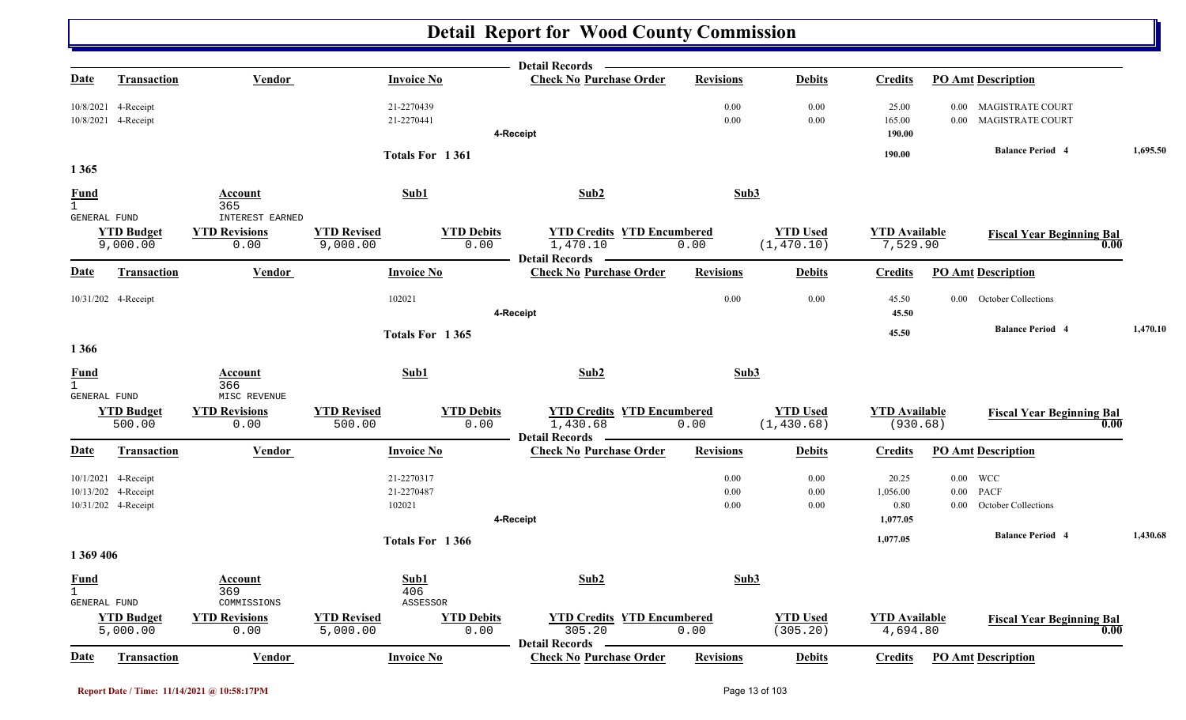# Detail Report for Wood County Commission

| Date | Transaction | Vendor | Invoice No | Check No | Purchase Order | Revisions | Debits | Credits | PO Amt | Description |
|---|---|---|---|---|---|---|---|---|---|---|
| 10/8/2021 | 4-Receipt | | 21-2270439 | | | 0.00 | 0.00 | 25.00 | 0.00 | MAGISTRATE COURT |
| 10/8/2021 | 4-Receipt | | 21-2270441 | | | 0.00 | 0.00 | 165.00 | 0.00 | MAGISTRATE COURT |
| | | | | 4-Receipt | | | | 190.00 | | |
| | | | Totals For 1 361 | | | | | 190.00 | | Balance Period 4 — 1,695.50 |

## 1 365

| Fund | Account | Sub1 | Sub2 | Sub3 |
|---|---|---|---|---|
| 1 GENERAL FUND | 365 INTEREST EARNED | | | |

| YTD Budget | YTD Revisions | YTD Revised | YTD Debits | YTD Credits | YTD Encumbered | YTD Used | YTD Available | Fiscal Year Beginning Bal |
|---|---|---|---|---|---|---|---|---|
| 9,000.00 | 0.00 | 9,000.00 | 0.00 | 1,470.10 | 0.00 | (1,470.10) | 7,529.90 | 0.00 |

| Date | Transaction | Vendor | Invoice No | Check No | Purchase Order | Revisions | Debits | Credits | PO Amt | Description |
|---|---|---|---|---|---|---|---|---|---|---|
| 10/31/202 | 4-Receipt | | 102021 | | | 0.00 | 0.00 | 45.50 | 0.00 | October Collections |
| | | | | 4-Receipt | | | | 45.50 | | |
| | | | Totals For 1 365 | | | | | 45.50 | | Balance Period 4 — 1,470.10 |

## 1 366

| Fund | Account | Sub1 | Sub2 | Sub3 |
|---|---|---|---|---|
| 1 GENERAL FUND | 366 MISC REVENUE | | | |

| YTD Budget | YTD Revisions | YTD Revised | YTD Debits | YTD Credits | YTD Encumbered | YTD Used | YTD Available | Fiscal Year Beginning Bal |
|---|---|---|---|---|---|---|---|---|
| 500.00 | 0.00 | 500.00 | 0.00 | 1,430.68 | 0.00 | (1,430.68) | (930.68) | 0.00 |

| Date | Transaction | Vendor | Invoice No | Check No | Purchase Order | Revisions | Debits | Credits | PO Amt | Description |
|---|---|---|---|---|---|---|---|---|---|---|
| 10/1/2021 | 4-Receipt | | 21-2270317 | | | 0.00 | 0.00 | 20.25 | 0.00 | WCC |
| 10/13/202 | 4-Receipt | | 21-2270487 | | | 0.00 | 0.00 | 1,056.00 | 0.00 | PACF |
| 10/31/202 | 4-Receipt | | 102021 | | | 0.00 | 0.00 | 0.80 | 0.00 | October Collections |
| | | | | 4-Receipt | | | | 1,077.05 | | |
| | | | Totals For 1 366 | | | | | 1,077.05 | | Balance Period 4 — 1,430.68 |

## 1 369 406

| Fund | Account | Sub1 | Sub2 | Sub3 |
|---|---|---|---|---|
| 1 GENERAL FUND | 369 COMMISSIONS | 406 ASSESSOR | | |

| YTD Budget | YTD Revisions | YTD Revised | YTD Debits | YTD Credits | YTD Encumbered | YTD Used | YTD Available | Fiscal Year Beginning Bal |
|---|---|---|---|---|---|---|---|---|
| 5,000.00 | 0.00 | 5,000.00 | 0.00 | 305.20 | 0.00 | (305.20) | 4,694.80 | 0.00 |

| Date | Transaction | Vendor | Invoice No | Check No | Purchase Order | Revisions | Debits | Credits | PO Amt | Description |
|---|---|---|---|---|---|---|---|---|---|---|

Report Date / Time: 11/14/2021 @ 10:58:17PM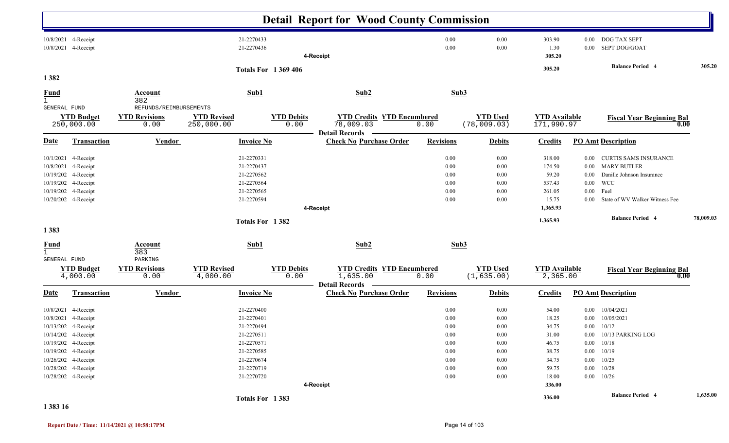# Detail Report for Wood County Commission

| Date | Transaction | Vendor | Invoice No | Check No | Purchase Order | Revisions | Debits | Credits | PO Amt | Description |
|---|---|---|---|---|---|---|---|---|---|---|
| 10/8/2021 | 4-Receipt | | 21-2270433 | | | 0.00 | 0.00 | 303.90 | 0.00 | DOG TAX SEPT |
| 10/8/2021 | 4-Receipt | | 21-2270436 | | | 0.00 | 0.00 | 1.30 | 0.00 | SEPT DOG/GOAT |
| | | | | 4-Receipt | | | | 305.20 | | |

**Totals For 1 369 406** — 305.20 — Balance Period 4: 305.20

## 1 382

| Fund | Account | Sub1 | Sub2 | Sub3 |
|---|---|---|---|---|
| 1 GENERAL FUND | 382 REFUNDS/REIMBURSEMENTS | | | |

| YTD Budget | YTD Revisions | YTD Revised | YTD Debits | YTD Credits | YTD Encumbered | YTD Used | YTD Available | Fiscal Year Beginning Bal |
|---|---|---|---|---|---|---|---|---|
| 250,000.00 | 0.00 | 250,000.00 | 0.00 | 78,009.03 | 0.00 | (78,009.03) | 171,990.97 | 0.00 |

**Detail Records**

| Date | Transaction | Vendor | Invoice No | Check No | Purchase Order | Revisions | Debits | Credits | PO Amt | Description |
|---|---|---|---|---|---|---|---|---|---|---|
| 10/1/2021 | 4-Receipt | | 21-2270331 | | | 0.00 | 0.00 | 318.00 | 0.00 | CURTIS SAMS INSURANCE |
| 10/8/2021 | 4-Receipt | | 21-2270437 | | | 0.00 | 0.00 | 174.50 | 0.00 | MARY BUTLER |
| 10/19/202 | 4-Receipt | | 21-2270562 | | | 0.00 | 0.00 | 59.20 | 0.00 | Danille Johnson Insurance |
| 10/19/202 | 4-Receipt | | 21-2270564 | | | 0.00 | 0.00 | 537.43 | 0.00 | WCC |
| 10/19/202 | 4-Receipt | | 21-2270565 | | | 0.00 | 0.00 | 261.05 | 0.00 | Fuel |
| 10/20/202 | 4-Receipt | | 21-2270594 | | | 0.00 | 0.00 | 15.75 | 0.00 | State of WV Walker Witness Fee |
| | | | | 4-Receipt | | | | 1,365.93 | | |

**Totals For 1 382** — 1,365.93 — Balance Period 4: 78,009.03

## 1 383

| Fund | Account | Sub1 | Sub2 | Sub3 |
|---|---|---|---|---|
| 1 GENERAL FUND | 383 PARKING | | | |

| YTD Budget | YTD Revisions | YTD Revised | YTD Debits | YTD Credits | YTD Encumbered | YTD Used | YTD Available | Fiscal Year Beginning Bal |
|---|---|---|---|---|---|---|---|---|
| 4,000.00 | 0.00 | 4,000.00 | 0.00 | 1,635.00 | 0.00 | (1,635.00) | 2,365.00 | 0.00 |

**Detail Records**

| Date | Transaction | Vendor | Invoice No | Check No | Purchase Order | Revisions | Debits | Credits | PO Amt | Description |
|---|---|---|---|---|---|---|---|---|---|---|
| 10/8/2021 | 4-Receipt | | 21-2270400 | | | 0.00 | 0.00 | 54.00 | 0.00 | 10/04/2021 |
| 10/8/2021 | 4-Receipt | | 21-2270401 | | | 0.00 | 0.00 | 18.25 | 0.00 | 10/05/2021 |
| 10/13/202 | 4-Receipt | | 21-2270494 | | | 0.00 | 0.00 | 34.75 | 0.00 | 10/12 |
| 10/14/202 | 4-Receipt | | 21-2270511 | | | 0.00 | 0.00 | 31.00 | 0.00 | 10/13 PARKING LOG |
| 10/19/202 | 4-Receipt | | 21-2270571 | | | 0.00 | 0.00 | 46.75 | 0.00 | 10/18 |
| 10/19/202 | 4-Receipt | | 21-2270585 | | | 0.00 | 0.00 | 38.75 | 0.00 | 10/19 |
| 10/26/202 | 4-Receipt | | 21-2270674 | | | 0.00 | 0.00 | 34.75 | 0.00 | 10/25 |
| 10/28/202 | 4-Receipt | | 21-2270719 | | | 0.00 | 0.00 | 59.75 | 0.00 | 10/28 |
| 10/28/202 | 4-Receipt | | 21-2270720 | | | 0.00 | 0.00 | 18.00 | 0.00 | 10/26 |
| | | | | 4-Receipt | | | | 336.00 | | |

**Totals For 1 383** — 336.00 — Balance Period 4: 1,635.00

## 1 383 16

Report Date / Time: 11/14/2021 @ 10:58:17PM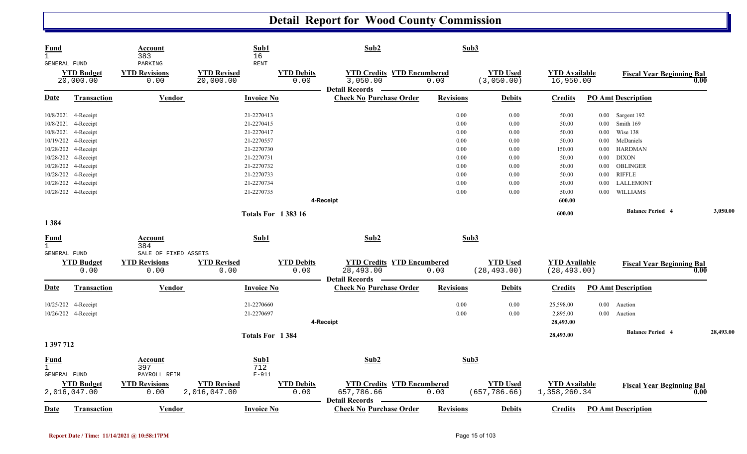# Detail Report for Wood County Commission

| Fund | Account | Sub1 | Sub2 | Sub3 |
|---|---|---|---|---|
| 1 GENERAL FUND | 383 PARKING | 16 RENT | | |

| YTD Budget | YTD Revisions | YTD Revised | YTD Debits | YTD Credits | YTD Encumbered | YTD Used | YTD Available | Fiscal Year Beginning Bal |
|---|---|---|---|---|---|---|---|---|
| 20,000.00 | 0.00 | 20,000.00 | 0.00 | 3,050.00 | 0.00 | (3,050.00) | 16,950.00 | 0.00 |

**Detail Records**

| Date | Transaction | Vendor | Invoice No | Check No | Purchase Order | Revisions | Debits | Credits | PO Amt | Description |
|---|---|---|---|---|---|---|---|---|---|---|
| 10/8/2021 | 4-Receipt | | 21-2270413 | | | 0.00 | 0.00 | 50.00 | 0.00 | Sargent 192 |
| 10/8/2021 | 4-Receipt | | 21-2270415 | | | 0.00 | 0.00 | 50.00 | 0.00 | Smith 169 |
| 10/8/2021 | 4-Receipt | | 21-2270417 | | | 0.00 | 0.00 | 50.00 | 0.00 | Wise 138 |
| 10/19/202 | 4-Receipt | | 21-2270557 | | | 0.00 | 0.00 | 50.00 | 0.00 | McDaniels |
| 10/28/202 | 4-Receipt | | 21-2270730 | | | 0.00 | 0.00 | 150.00 | 0.00 | HARDMAN |
| 10/28/202 | 4-Receipt | | 21-2270731 | | | 0.00 | 0.00 | 50.00 | 0.00 | DIXON |
| 10/28/202 | 4-Receipt | | 21-2270732 | | | 0.00 | 0.00 | 50.00 | 0.00 | OBLINGER |
| 10/28/202 | 4-Receipt | | 21-2270733 | | | 0.00 | 0.00 | 50.00 | 0.00 | RIFFLE |
| 10/28/202 | 4-Receipt | | 21-2270734 | | | 0.00 | 0.00 | 50.00 | 0.00 | LALLEMONT |
| 10/28/202 | 4-Receipt | | 21-2270735 | | | 0.00 | 0.00 | 50.00 | 0.00 | WILLIAMS |
| | | | | 4-Receipt | | | | 600.00 | | |
| | | | Totals For 1 383 16 | | | | | 600.00 | | Balance Period 4: 3,050.00 |

## 1 384

| Fund | Account | Sub1 | Sub2 | Sub3 |
|---|---|---|---|---|
| 1 GENERAL FUND | 384 SALE OF FIXED ASSETS | | | |

| YTD Budget | YTD Revisions | YTD Revised | YTD Debits | YTD Credits | YTD Encumbered | YTD Used | YTD Available | Fiscal Year Beginning Bal |
|---|---|---|---|---|---|---|---|---|
| 0.00 | 0.00 | 0.00 | 0.00 | 28,493.00 | 0.00 | (28,493.00) | (28,493.00) | 0.00 |

**Detail Records**

| Date | Transaction | Vendor | Invoice No | Check No | Purchase Order | Revisions | Debits | Credits | PO Amt | Description |
|---|---|---|---|---|---|---|---|---|---|---|
| 10/25/202 | 4-Receipt | | 21-2270660 | | | 0.00 | 0.00 | 25,598.00 | 0.00 | Auction |
| 10/26/202 | 4-Receipt | | 21-2270697 | | | 0.00 | 0.00 | 2,895.00 | 0.00 | Auction |
| | | | | 4-Receipt | | | | 28,493.00 | | |
| | | | Totals For 1 384 | | | | | 28,493.00 | | Balance Period 4: 28,493.00 |

## 1 397 712

| Fund | Account | Sub1 | Sub2 | Sub3 |
|---|---|---|---|---|
| 1 GENERAL FUND | 397 PAYROLL REIM | 712 E-911 | | |

| YTD Budget | YTD Revisions | YTD Revised | YTD Debits | YTD Credits | YTD Encumbered | YTD Used | YTD Available | Fiscal Year Beginning Bal |
|---|---|---|---|---|---|---|---|---|
| 2,016,047.00 | 0.00 | 2,016,047.00 | 0.00 | 657,786.66 | 0.00 | (657,786.66) | 1,358,260.34 | 0.00 |

**Detail Records**

| Date | Transaction | Vendor | Invoice No | Check No | Purchase Order | Revisions | Debits | Credits | PO Amt | Description |
|---|---|---|---|---|---|---|---|---|---|---|

Report Date / Time: 11/14/2021 @ 10:58:17PM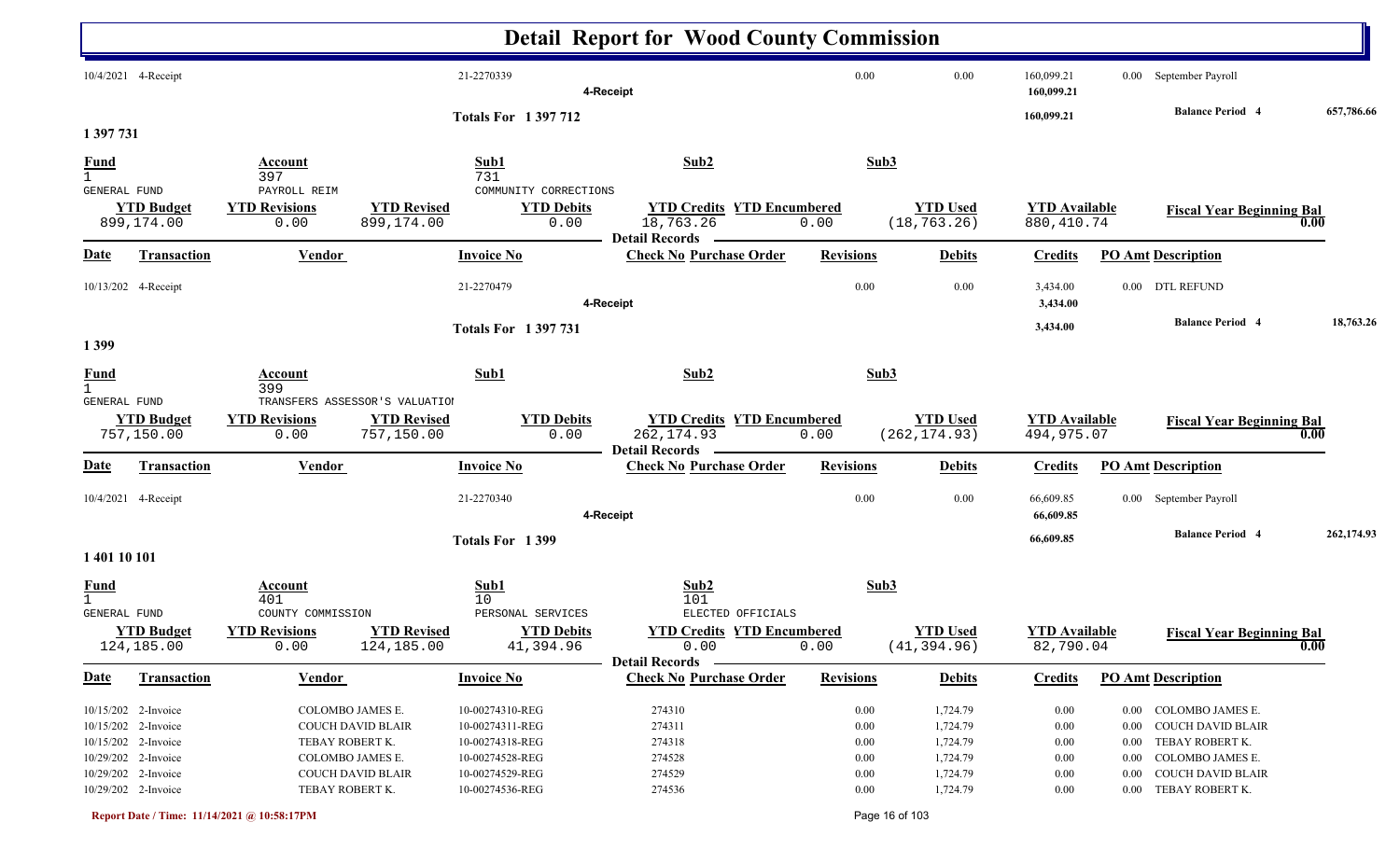# Detail Report for Wood County Commission

| Date | Transaction | Vendor | Invoice No | Check No | Purchase Order | Revisions | Debits | Credits | PO Amt | Description |
|---|---|---|---|---|---|---|---|---|---|---|
| 10/4/2021 | 4-Receipt | | 21-2270339 | | | 0.00 | 0.00 | 160,099.21 | 0.00 | September Payroll |
| | | | | 4-Receipt | | | | 160,099.21 | | |

**Totals For 1 397 712** — 160,099.21 — **Balance Period 4** 657,786.66

## 1 397 731

| Fund | Account | Sub1 | Sub2 | Sub3 |
|---|---|---|---|---|
| 1 GENERAL FUND | 397 PAYROLL REIM | 731 COMMUNITY CORRECTIONS | | |

| YTD Budget | YTD Revisions | YTD Revised | YTD Debits | YTD Credits | YTD Encumbered | YTD Used | YTD Available | Fiscal Year Beginning Bal |
|---|---|---|---|---|---|---|---|---|
| 899,174.00 | 0.00 | 899,174.00 | 0.00 | 18,763.26 | 0.00 | (18,763.26) | 880,410.74 | 0.00 |

**Detail Records**

| Date | Transaction | Vendor | Invoice No | Check No | Purchase Order | Revisions | Debits | Credits | PO Amt | Description |
|---|---|---|---|---|---|---|---|---|---|---|
| 10/13/202 | 4-Receipt | | 21-2270479 | | | 0.00 | 0.00 | 3,434.00 | 0.00 | DTL REFUND |
| | | | | 4-Receipt | | | | 3,434.00 | | |

**Totals For 1 397 731** — 3,434.00 — **Balance Period 4** 18,763.26

## 1 399

| Fund | Account | Sub1 | Sub2 | Sub3 |
|---|---|---|---|---|
| 1 GENERAL FUND | 399 TRANSFERS ASSESSOR'S VALUATIOI | | | |

| YTD Budget | YTD Revisions | YTD Revised | YTD Debits | YTD Credits | YTD Encumbered | YTD Used | YTD Available | Fiscal Year Beginning Bal |
|---|---|---|---|---|---|---|---|---|
| 757,150.00 | 0.00 | 757,150.00 | 0.00 | 262,174.93 | 0.00 | (262,174.93) | 494,975.07 | 0.00 |

**Detail Records**

| Date | Transaction | Vendor | Invoice No | Check No | Purchase Order | Revisions | Debits | Credits | PO Amt | Description |
|---|---|---|---|---|---|---|---|---|---|---|
| 10/4/2021 | 4-Receipt | | 21-2270340 | | | 0.00 | 0.00 | 66,609.85 | 0.00 | September Payroll |
| | | | | 4-Receipt | | | | 66,609.85 | | |

**Totals For 1 399** — 66,609.85 — **Balance Period 4** 262,174.93

## 1 401 10 101

| Fund | Account | Sub1 | Sub2 | Sub3 |
|---|---|---|---|---|
| 1 GENERAL FUND | 401 COUNTY COMMISSION | 10 PERSONAL SERVICES | 101 ELECTED OFFICIALS | |

| YTD Budget | YTD Revisions | YTD Revised | YTD Debits | YTD Credits | YTD Encumbered | YTD Used | YTD Available | Fiscal Year Beginning Bal |
|---|---|---|---|---|---|---|---|---|
| 124,185.00 | 0.00 | 124,185.00 | 41,394.96 | 0.00 | 0.00 | (41,394.96) | 82,790.04 | 0.00 |

**Detail Records**

| Date | Transaction | Vendor | Invoice No | Check No | Purchase Order | Revisions | Debits | Credits | PO Amt | Description |
|---|---|---|---|---|---|---|---|---|---|---|
| 10/15/202 | 2-Invoice | COLOMBO JAMES E. | 10-00274310-REG | 274310 | | 0.00 | 1,724.79 | 0.00 | 0.00 | COLOMBO JAMES E. |
| 10/15/202 | 2-Invoice | COUCH DAVID BLAIR | 10-00274311-REG | 274311 | | 0.00 | 1,724.79 | 0.00 | 0.00 | COUCH DAVID BLAIR |
| 10/15/202 | 2-Invoice | TEBAY ROBERT K. | 10-00274318-REG | 274318 | | 0.00 | 1,724.79 | 0.00 | 0.00 | TEBAY ROBERT K. |
| 10/29/202 | 2-Invoice | COLOMBO JAMES E. | 10-00274528-REG | 274528 | | 0.00 | 1,724.79 | 0.00 | 0.00 | COLOMBO JAMES E. |
| 10/29/202 | 2-Invoice | COUCH DAVID BLAIR | 10-00274529-REG | 274529 | | 0.00 | 1,724.79 | 0.00 | 0.00 | COUCH DAVID BLAIR |
| 10/29/202 | 2-Invoice | TEBAY ROBERT K. | 10-00274536-REG | 274536 | | 0.00 | 1,724.79 | 0.00 | 0.00 | TEBAY ROBERT K. |

Report Date / Time: 11/14/2021 @ 10:58:17PM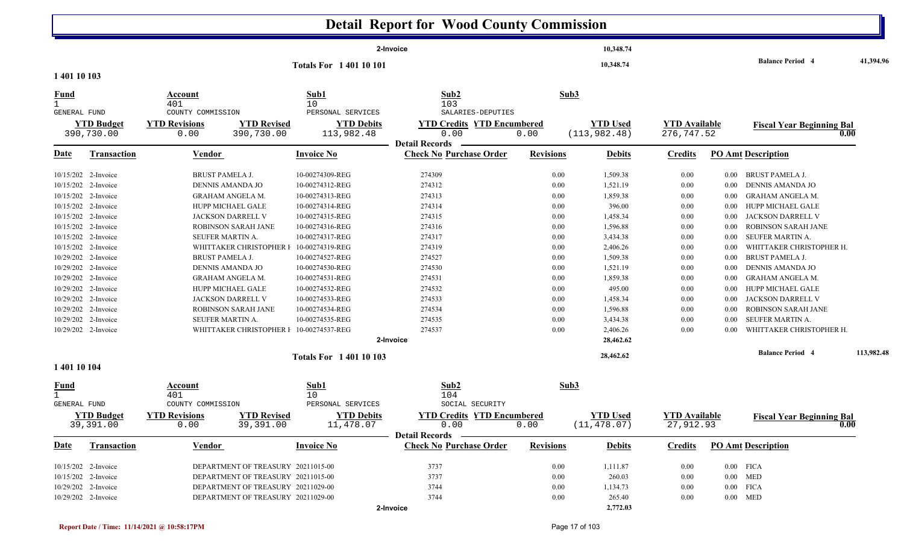# Detail Report for Wood County Commission

| | | |
|---|---|---|
| 2-Invoice | 10,348.74 | |
| Totals For 1 401 10 101 | 10,348.74 | Balance Period 4: 41,394.96 |

**1 401 10 103**

| Fund | Account | Sub1 | Sub2 | Sub3 |
|---|---|---|---|---|
| 1 | 401 | 10 | 103 | |
| GENERAL FUND | COUNTY COMMISSION | PERSONAL SERVICES | SALARIES-DEPUTIES | |

| YTD Budget | YTD Revisions | YTD Revised | YTD Debits | YTD Credits | YTD Encumbered | YTD Used | YTD Available | Fiscal Year Beginning Bal |
|---|---|---|---|---|---|---|---|---|
| 390,730.00 | 0.00 | 390,730.00 | 113,982.48 | 0.00 | 0.00 | (113,982.48) | 276,747.52 | 0.00 |

Detail Records

| Date | Transaction | Vendor | Invoice No | Check No | Purchase Order | Revisions | Debits | Credits | PO Amt | Description |
|---|---|---|---|---|---|---|---|---|---|---|
| 10/15/202 | 2-Invoice | BRUST PAMELA J. | 10-00274309-REG | 274309 | | 0.00 | 1,509.38 | 0.00 | 0.00 | BRUST PAMELA J. |
| 10/15/202 | 2-Invoice | DENNIS AMANDA JO | 10-00274312-REG | 274312 | | 0.00 | 1,521.19 | 0.00 | 0.00 | DENNIS AMANDA JO |
| 10/15/202 | 2-Invoice | GRAHAM ANGELA M. | 10-00274313-REG | 274313 | | 0.00 | 1,859.38 | 0.00 | 0.00 | GRAHAM ANGELA M. |
| 10/15/202 | 2-Invoice | HUPP MICHAEL GALE | 10-00274314-REG | 274314 | | 0.00 | 396.00 | 0.00 | 0.00 | HUPP MICHAEL GALE |
| 10/15/202 | 2-Invoice | JACKSON DARRELL V | 10-00274315-REG | 274315 | | 0.00 | 1,458.34 | 0.00 | 0.00 | JACKSON DARRELL V |
| 10/15/202 | 2-Invoice | ROBINSON SARAH JANE | 10-00274316-REG | 274316 | | 0.00 | 1,596.88 | 0.00 | 0.00 | ROBINSON SARAH JANE |
| 10/15/202 | 2-Invoice | SEUFER MARTIN A. | 10-00274317-REG | 274317 | | 0.00 | 3,434.38 | 0.00 | 0.00 | SEUFER MARTIN A. |
| 10/15/202 | 2-Invoice | WHITTAKER CHRISTOPHER I | 10-00274319-REG | 274319 | | 0.00 | 2,406.26 | 0.00 | 0.00 | WHITTAKER CHRISTOPHER H. |
| 10/29/202 | 2-Invoice | BRUST PAMELA J. | 10-00274527-REG | 274527 | | 0.00 | 1,509.38 | 0.00 | 0.00 | BRUST PAMELA J. |
| 10/29/202 | 2-Invoice | DENNIS AMANDA JO | 10-00274530-REG | 274530 | | 0.00 | 1,521.19 | 0.00 | 0.00 | DENNIS AMANDA JO |
| 10/29/202 | 2-Invoice | GRAHAM ANGELA M. | 10-00274531-REG | 274531 | | 0.00 | 1,859.38 | 0.00 | 0.00 | GRAHAM ANGELA M. |
| 10/29/202 | 2-Invoice | HUPP MICHAEL GALE | 10-00274532-REG | 274532 | | 0.00 | 495.00 | 0.00 | 0.00 | HUPP MICHAEL GALE |
| 10/29/202 | 2-Invoice | JACKSON DARRELL V | 10-00274533-REG | 274533 | | 0.00 | 1,458.34 | 0.00 | 0.00 | JACKSON DARRELL V |
| 10/29/202 | 2-Invoice | ROBINSON SARAH JANE | 10-00274534-REG | 274534 | | 0.00 | 1,596.88 | 0.00 | 0.00 | ROBINSON SARAH JANE |
| 10/29/202 | 2-Invoice | SEUFER MARTIN A. | 10-00274535-REG | 274535 | | 0.00 | 3,434.38 | 0.00 | 0.00 | SEUFER MARTIN A. |
| 10/29/202 | 2-Invoice | WHITTAKER CHRISTOPHER I | 10-00274537-REG | 274537 | | 0.00 | 2,406.26 | 0.00 | 0.00 | WHITTAKER CHRISTOPHER H. |
| | 2-Invoice | | | | | | 28,462.62 | | | |
| | Totals For 1 401 10 103 | | | | | | 28,462.62 | | | Balance Period 4: 113,982.48 |

**1 401 10 104**

| Fund | Account | Sub1 | Sub2 | Sub3 |
|---|---|---|---|---|
| 1 | 401 | 10 | 104 | |
| GENERAL FUND | COUNTY COMMISSION | PERSONAL SERVICES | SOCIAL SECURITY | |

| YTD Budget | YTD Revisions | YTD Revised | YTD Debits | YTD Credits | YTD Encumbered | YTD Used | YTD Available | Fiscal Year Beginning Bal |
|---|---|---|---|---|---|---|---|---|
| 39,391.00 | 0.00 | 39,391.00 | 11,478.07 | 0.00 | 0.00 | (11,478.07) | 27,912.93 | 0.00 |

Detail Records

| Date | Transaction | Vendor | Invoice No | Check No | Purchase Order | Revisions | Debits | Credits | PO Amt | Description |
|---|---|---|---|---|---|---|---|---|---|---|
| 10/15/202 | 2-Invoice | DEPARTMENT OF TREASURY | 20211015-00 | 3737 | | 0.00 | 1,111.87 | 0.00 | 0.00 | FICA |
| 10/15/202 | 2-Invoice | DEPARTMENT OF TREASURY | 20211015-00 | 3737 | | 0.00 | 260.03 | 0.00 | 0.00 | MED |
| 10/29/202 | 2-Invoice | DEPARTMENT OF TREASURY | 20211029-00 | 3744 | | 0.00 | 1,134.73 | 0.00 | 0.00 | FICA |
| 10/29/202 | 2-Invoice | DEPARTMENT OF TREASURY | 20211029-00 | 3744 | | 0.00 | 265.40 | 0.00 | 0.00 | MED |
| | 2-Invoice | | | | | | 2,772.03 | | | |

Report Date / Time: 11/14/2021 @ 10:58:17PM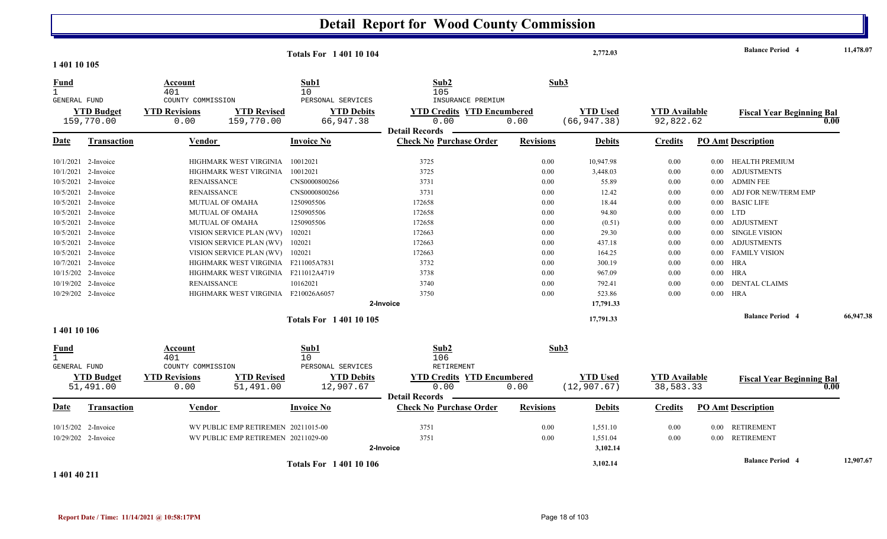# Detail Report for Wood County Commission

**Totals For 1 401 10 104** — 2,772.03 — **Balance Period 4** 11,478.07

## 1 401 10 105

| Fund | Account | Sub1 | Sub2 | Sub3 |
|---|---|---|---|---|
| 1 | 401 | 10 | 105 | |
| GENERAL FUND | COUNTY COMMISSION | PERSONAL SERVICES | INSURANCE PREMIUM | |

| YTD Budget | YTD Revisions | YTD Revised | YTD Debits | YTD Credits | YTD Encumbered | YTD Used | YTD Available | Fiscal Year Beginning Bal |
|---|---|---|---|---|---|---|---|---|
| 159,770.00 | 0.00 | 159,770.00 | 66,947.38 | 0.00 | 0.00 | (66,947.38) | 92,822.62 | 0.00 |

**Detail Records**

| Date | Transaction | Vendor | Invoice No | Check No | Purchase Order | Revisions | Debits | Credits | PO Amt | Description |
|---|---|---|---|---|---|---|---|---|---|---|
| 10/1/2021 | 2-Invoice | HIGHMARK WEST VIRGINIA | 10012021 | 3725 | | 0.00 | 10,947.98 | 0.00 | 0.00 | HEALTH PREMIUM |
| 10/1/2021 | 2-Invoice | HIGHMARK WEST VIRGINIA | 10012021 | 3725 | | 0.00 | 3,448.03 | 0.00 | 0.00 | ADJUSTMENTS |
| 10/5/2021 | 2-Invoice | RENAISSANCE | CNS0000800266 | 3731 | | 0.00 | 55.89 | 0.00 | 0.00 | ADMIN FEE |
| 10/5/2021 | 2-Invoice | RENAISSANCE | CNS0000800266 | 3731 | | 0.00 | 12.42 | 0.00 | 0.00 | ADJ FOR NEW/TERM EMP |
| 10/5/2021 | 2-Invoice | MUTUAL OF OMAHA | 1250905506 | 172658 | | 0.00 | 18.44 | 0.00 | 0.00 | BASIC LIFE |
| 10/5/2021 | 2-Invoice | MUTUAL OF OMAHA | 1250905506 | 172658 | | 0.00 | 94.80 | 0.00 | 0.00 | LTD |
| 10/5/2021 | 2-Invoice | MUTUAL OF OMAHA | 1250905506 | 172658 | | 0.00 | (0.51) | 0.00 | 0.00 | ADJUSTMENT |
| 10/5/2021 | 2-Invoice | VISION SERVICE PLAN (WV) | 102021 | 172663 | | 0.00 | 29.30 | 0.00 | 0.00 | SINGLE VISION |
| 10/5/2021 | 2-Invoice | VISION SERVICE PLAN (WV) | 102021 | 172663 | | 0.00 | 437.18 | 0.00 | 0.00 | ADJUSTMENTS |
| 10/5/2021 | 2-Invoice | VISION SERVICE PLAN (WV) | 102021 | 172663 | | 0.00 | 164.25 | 0.00 | 0.00 | FAMILY VISION |
| 10/7/2021 | 2-Invoice | HIGHMARK WEST VIRGINIA | F211005A7831 | 3732 | | 0.00 | 300.19 | 0.00 | 0.00 | HRA |
| 10/15/202 | 2-Invoice | HIGHMARK WEST VIRGINIA | F211012A4719 | 3738 | | 0.00 | 967.09 | 0.00 | 0.00 | HRA |
| 10/19/202 | 2-Invoice | RENAISSANCE | 10162021 | 3740 | | 0.00 | 792.41 | 0.00 | 0.00 | DENTAL CLAIMS |
| 10/29/202 | 2-Invoice | HIGHMARK WEST VIRGINIA | F210026A6057 | 3750 | | 0.00 | 523.86 | 0.00 | 0.00 | HRA |
| | 2-Invoice | | | | | | 17,791.33 | | | |

**Totals For 1 401 10 105** — 17,791.33 — **Balance Period 4** 66,947.38

## 1 401 10 106

| Fund | Account | Sub1 | Sub2 | Sub3 |
|---|---|---|---|---|
| 1 | 401 | 10 | 106 | |
| GENERAL FUND | COUNTY COMMISSION | PERSONAL SERVICES | RETIREMENT | |

| YTD Budget | YTD Revisions | YTD Revised | YTD Debits | YTD Credits | YTD Encumbered | YTD Used | YTD Available | Fiscal Year Beginning Bal |
|---|---|---|---|---|---|---|---|---|
| 51,491.00 | 0.00 | 51,491.00 | 12,907.67 | 0.00 | 0.00 | (12,907.67) | 38,583.33 | 0.00 |

**Detail Records**

| Date | Transaction | Vendor | Invoice No | Check No | Purchase Order | Revisions | Debits | Credits | PO Amt | Description |
|---|---|---|---|---|---|---|---|---|---|---|
| 10/15/202 | 2-Invoice | WV PUBLIC EMP RETIREMEN | 20211015-00 | 3751 | | 0.00 | 1,551.10 | 0.00 | 0.00 | RETIREMENT |
| 10/29/202 | 2-Invoice | WV PUBLIC EMP RETIREMEN | 20211029-00 | 3751 | | 0.00 | 1,551.04 | 0.00 | 0.00 | RETIREMENT |
| | 2-Invoice | | | | | | 3,102.14 | | | |

**Totals For 1 401 10 106** — 3,102.14 — **Balance Period 4** 12,907.67

## 1 401 40 211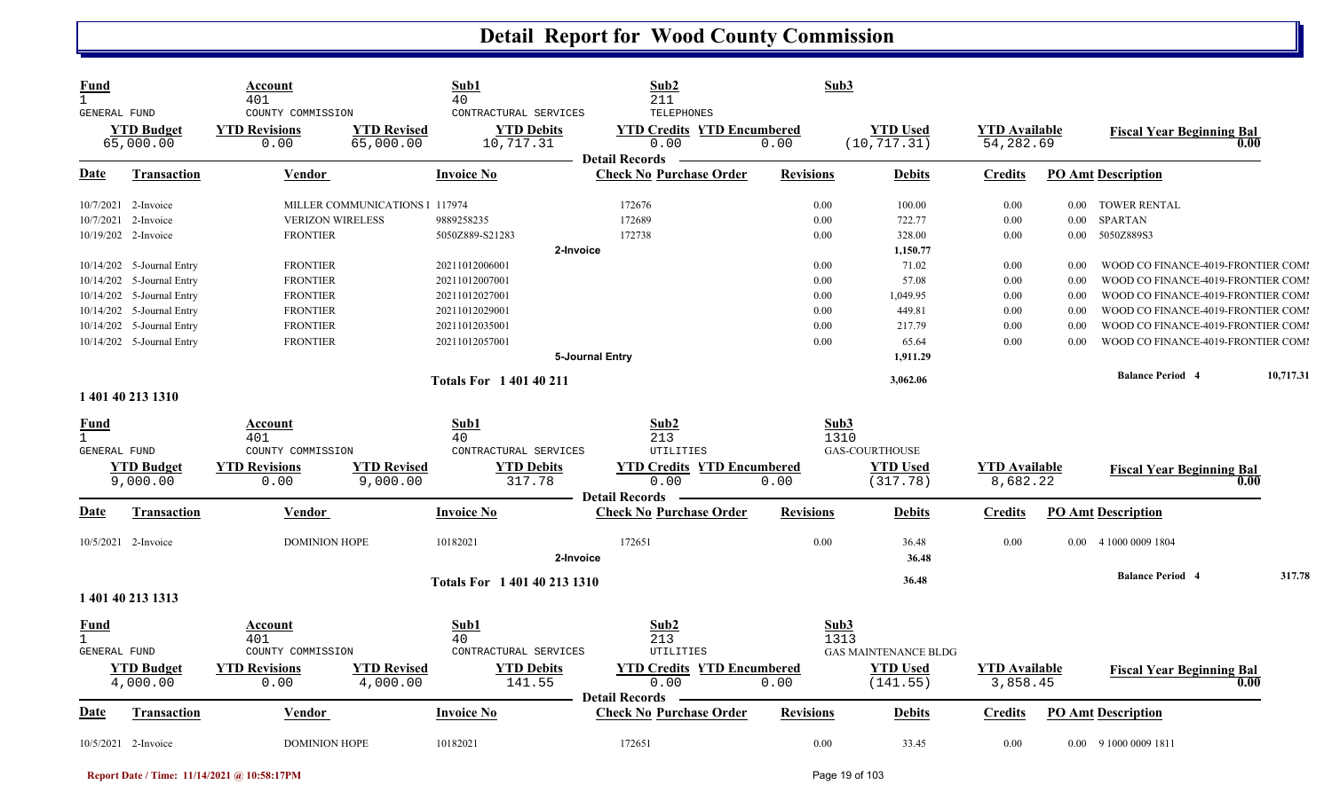# Detail Report for Wood County Commission

| Fund | Account | | Sub1 | Sub2 | | Sub3 | | |
|---|---|---|---|---|---|---|---|---|
| 1 | 401 | | 40 | 211 | | | | |
| GENERAL FUND | COUNTY COMMISSION | | CONTRACTUAL SERVICES | TELEPHONES | | | | |
| **YTD Budget** | **YTD Revisions** | **YTD Revised** | **YTD Debits** | **YTD Credits** | **YTD Encumbered** | **YTD Used** | **YTD Available** | **Fiscal Year Beginning Bal** |
| 65,000.00 | 0.00 | 65,000.00 | 10,717.31 | 0.00 | 0.00 | (10,717.31) | 54,282.69 | 0.00 |

**Detail Records**

| Date | Transaction | Vendor | Invoice No | Check No | Purchase Order | Revisions | Debits | Credits | PO Amt | Description |
|---|---|---|---|---|---|---|---|---|---|---|
| 10/7/2021 | 2-Invoice | MILLER COMMUNICATIONS I | 117974 | 172676 | | 0.00 | 100.00 | 0.00 | 0.00 | TOWER RENTAL |
| 10/7/2021 | 2-Invoice | VERIZON WIRELESS | 9889258235 | 172689 | | 0.00 | 722.77 | 0.00 | 0.00 | SPARTAN |
| 10/19/202 | 2-Invoice | FRONTIER | 5050Z889-S21283 | 172738 | | 0.00 | 328.00 | 0.00 | 0.00 | 5050Z889S3 |
| | | | **2-Invoice** | | | | 1,150.77 | | | |
| 10/14/202 | 5-Journal Entry | FRONTIER | 20211012006001 | | | 0.00 | 71.02 | 0.00 | 0.00 | WOOD CO FINANCE-4019-FRONTIER COMI |
| 10/14/202 | 5-Journal Entry | FRONTIER | 20211012007001 | | | 0.00 | 57.08 | 0.00 | 0.00 | WOOD CO FINANCE-4019-FRONTIER COMI |
| 10/14/202 | 5-Journal Entry | FRONTIER | 20211012027001 | | | 0.00 | 1,049.95 | 0.00 | 0.00 | WOOD CO FINANCE-4019-FRONTIER COMI |
| 10/14/202 | 5-Journal Entry | FRONTIER | 20211012029001 | | | 0.00 | 449.81 | 0.00 | 0.00 | WOOD CO FINANCE-4019-FRONTIER COMI |
| 10/14/202 | 5-Journal Entry | FRONTIER | 20211012035001 | | | 0.00 | 217.79 | 0.00 | 0.00 | WOOD CO FINANCE-4019-FRONTIER COMI |
| 10/14/202 | 5-Journal Entry | FRONTIER | 20211012057001 | | | 0.00 | 65.64 | 0.00 | 0.00 | WOOD CO FINANCE-4019-FRONTIER COMI |
| | | | **5-Journal Entry** | | | | 1,911.29 | | | |
| | | | **Totals For 1 401 40 211** | | | | 3,062.06 | | | **Balance Period 4** 10,717.31 |

## 1 401 40 213 1310

| Fund | Account | | Sub1 | Sub2 | | Sub3 | | |
|---|---|---|---|---|---|---|---|---|
| 1 | 401 | | 40 | 213 | | 1310 | | |
| GENERAL FUND | COUNTY COMMISSION | | CONTRACTUAL SERVICES | UTILITIES | | GAS-COURTHOUSE | | |
| **YTD Budget** | **YTD Revisions** | **YTD Revised** | **YTD Debits** | **YTD Credits** | **YTD Encumbered** | **YTD Used** | **YTD Available** | **Fiscal Year Beginning Bal** |
| 9,000.00 | 0.00 | 9,000.00 | 317.78 | 0.00 | 0.00 | (317.78) | 8,682.22 | 0.00 |

**Detail Records**

| Date | Transaction | Vendor | Invoice No | Check No | Purchase Order | Revisions | Debits | Credits | PO Amt | Description |
|---|---|---|---|---|---|---|---|---|---|---|
| 10/5/2021 | 2-Invoice | DOMINION HOPE | 10182021 | 172651 | | 0.00 | 36.48 | 0.00 | 0.00 | 4 1000 0009 1804 |
| | | | **2-Invoice** | | | | 36.48 | | | |
| | | | **Totals For 1 401 40 213 1310** | | | | 36.48 | | | **Balance Period 4** 317.78 |

## 1 401 40 213 1313

| Fund | Account | | Sub1 | Sub2 | | Sub3 | | |
|---|---|---|---|---|---|---|---|---|
| 1 | 401 | | 40 | 213 | | 1313 | | |
| GENERAL FUND | COUNTY COMMISSION | | CONTRACTUAL SERVICES | UTILITIES | | GAS MAINTENANCE BLDG | | |
| **YTD Budget** | **YTD Revisions** | **YTD Revised** | **YTD Debits** | **YTD Credits** | **YTD Encumbered** | **YTD Used** | **YTD Available** | **Fiscal Year Beginning Bal** |
| 4,000.00 | 0.00 | 4,000.00 | 141.55 | 0.00 | 0.00 | (141.55) | 3,858.45 | 0.00 |

**Detail Records**

| Date | Transaction | Vendor | Invoice No | Check No | Purchase Order | Revisions | Debits | Credits | PO Amt | Description |
|---|---|---|---|---|---|---|---|---|---|---|
| 10/5/2021 | 2-Invoice | DOMINION HOPE | 10182021 | 172651 | | 0.00 | 33.45 | 0.00 | 0.00 | 9 1000 0009 1811 |

Report Date / Time: 11/14/2021 @ 10:58:17PM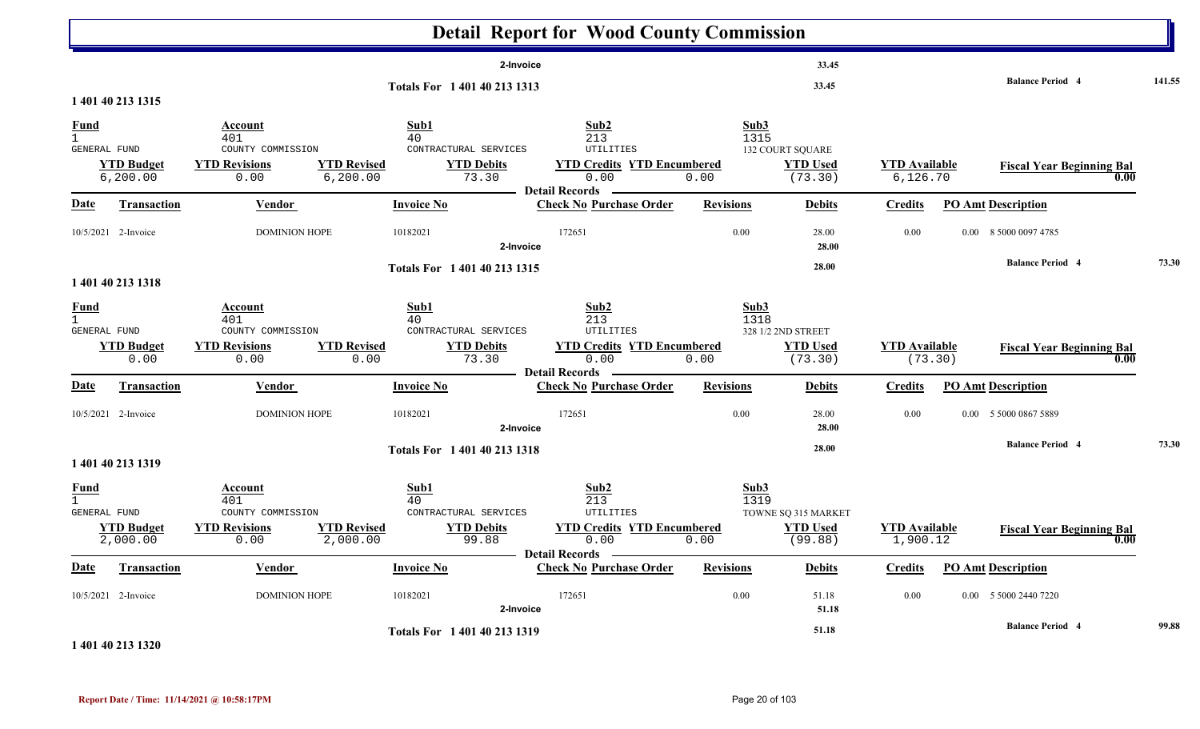# Detail Report for Wood County Commission

| | | |
|---|---|---|
| 2-Invoice | 33.45 | |
| Totals For 1 401 40 213 1313 | 33.45 | Balance Period 4: 141.55 |

## 1 401 40 213 1315

| Fund | Account | Sub1 | Sub2 | Sub3 |
|---|---|---|---|---|
| 1 | 401 | 40 | 213 | 1315 |
| GENERAL FUND | COUNTY COMMISSION | CONTRACTUAL SERVICES | UTILITIES | 132 COURT SQUARE |

| YTD Budget | YTD Revisions | YTD Revised | YTD Debits | YTD Credits | YTD Encumbered | YTD Used | YTD Available | Fiscal Year Beginning Bal |
|---|---|---|---|---|---|---|---|---|
| 6,200.00 | 0.00 | 6,200.00 | 73.30 | 0.00 | 0.00 | (73.30) | 6,126.70 | 0.00 |

**Detail Records**

| Date | Transaction | Vendor | Invoice No | Check No | Purchase Order | Revisions | Debits | Credits | PO Amt | Description |
|---|---|---|---|---|---|---|---|---|---|---|
| 10/5/2021 | 2-Invoice | DOMINION HOPE | 10182021 | 172651 | | 0.00 | 28.00 | 0.00 | 0.00 | 8 5000 0097 4785 |
| | 2-Invoice | | | | | | 28.00 | | | |
| | Totals For 1 401 40 213 1315 | | | | | | 28.00 | | | Balance Period 4: 73.30 |

## 1 401 40 213 1318

| Fund | Account | Sub1 | Sub2 | Sub3 |
|---|---|---|---|---|
| 1 | 401 | 40 | 213 | 1318 |
| GENERAL FUND | COUNTY COMMISSION | CONTRACTUAL SERVICES | UTILITIES | 328 1/2 2ND STREET |

| YTD Budget | YTD Revisions | YTD Revised | YTD Debits | YTD Credits | YTD Encumbered | YTD Used | YTD Available | Fiscal Year Beginning Bal |
|---|---|---|---|---|---|---|---|---|
| 0.00 | 0.00 | 0.00 | 73.30 | 0.00 | 0.00 | (73.30) | (73.30) | 0.00 |

**Detail Records**

| Date | Transaction | Vendor | Invoice No | Check No | Purchase Order | Revisions | Debits | Credits | PO Amt | Description |
|---|---|---|---|---|---|---|---|---|---|---|
| 10/5/2021 | 2-Invoice | DOMINION HOPE | 10182021 | 172651 | | 0.00 | 28.00 | 0.00 | 0.00 | 5 5000 0867 5889 |
| | 2-Invoice | | | | | | 28.00 | | | |
| | Totals For 1 401 40 213 1318 | | | | | | 28.00 | | | Balance Period 4: 73.30 |

## 1 401 40 213 1319

| Fund | Account | Sub1 | Sub2 | Sub3 |
|---|---|---|---|---|
| 1 | 401 | 40 | 213 | 1319 |
| GENERAL FUND | COUNTY COMMISSION | CONTRACTUAL SERVICES | UTILITIES | TOWNE SQ 315 MARKET |

| YTD Budget | YTD Revisions | YTD Revised | YTD Debits | YTD Credits | YTD Encumbered | YTD Used | YTD Available | Fiscal Year Beginning Bal |
|---|---|---|---|---|---|---|---|---|
| 2,000.00 | 0.00 | 2,000.00 | 99.88 | 0.00 | 0.00 | (99.88) | 1,900.12 | 0.00 |

**Detail Records**

| Date | Transaction | Vendor | Invoice No | Check No | Purchase Order | Revisions | Debits | Credits | PO Amt | Description |
|---|---|---|---|---|---|---|---|---|---|---|
| 10/5/2021 | 2-Invoice | DOMINION HOPE | 10182021 | 172651 | | 0.00 | 51.18 | 0.00 | 0.00 | 5 5000 2440 7220 |
| | 2-Invoice | | | | | | 51.18 | | | |
| | Totals For 1 401 40 213 1319 | | | | | | 51.18 | | | Balance Period 4: 99.88 |

## 1 401 40 213 1320

Report Date / Time: 11/14/2021 @ 10:58:17PM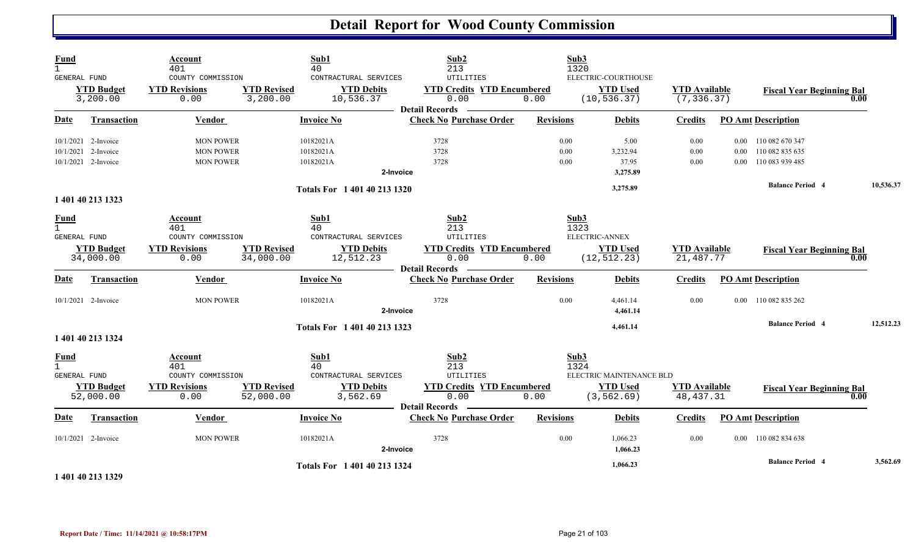# Detail Report for Wood County Commission

| Fund | Account | | Sub1 | Sub2 | | Sub3 | | |
|---|---|---|---|---|---|---|---|---|
| 1 | 401 | | 40 | 213 | | 1320 | | |
| GENERAL FUND | COUNTY COMMISSION | | CONTRACTURAL SERVICES | UTILITIES | | ELECTRIC-COURTHOUSE | | |
| **YTD Budget** | **YTD Revisions** | **YTD Revised** | **YTD Debits** | **YTD Credits** | **YTD Encumbered** | **YTD Used** | **YTD Available** | **Fiscal Year Beginning Bal** |
| 3,200.00 | 0.00 | 3,200.00 | 10,536.37 | 0.00 | 0.00 | (10,536.37) | (7,336.37) | 0.00 |

**Detail Records**

| Date | Transaction | Vendor | Invoice No | Check No | Purchase Order | Revisions | Debits | Credits | PO Amt | Description |
|---|---|---|---|---|---|---|---|---|---|---|
| 10/1/2021 | 2-Invoice | MON POWER | 10182021A | 3728 | | 0.00 | 5.00 | 0.00 | 0.00 | 110 082 670 347 |
| 10/1/2021 | 2-Invoice | MON POWER | 10182021A | 3728 | | 0.00 | 3,232.94 | 0.00 | 0.00 | 110 082 835 635 |
| 10/1/2021 | 2-Invoice | MON POWER | 10182021A | 3728 | | 0.00 | 37.95 | 0.00 | 0.00 | 110 083 939 485 |
| | | | 2-Invoice | | | | 3,275.89 | | | |
| | | | Totals For 1 401 40 213 1320 | | | | 3,275.89 | | | Balance Period 4 — 10,536.37 |

**1 401 40 213 1323**

| Fund | Account | | Sub1 | Sub2 | | Sub3 | | |
|---|---|---|---|---|---|---|---|---|
| 1 | 401 | | 40 | 213 | | 1323 | | |
| GENERAL FUND | COUNTY COMMISSION | | CONTRACTURAL SERVICES | UTILITIES | | ELECTRIC-ANNEX | | |
| **YTD Budget** | **YTD Revisions** | **YTD Revised** | **YTD Debits** | **YTD Credits** | **YTD Encumbered** | **YTD Used** | **YTD Available** | **Fiscal Year Beginning Bal** |
| 34,000.00 | 0.00 | 34,000.00 | 12,512.23 | 0.00 | 0.00 | (12,512.23) | 21,487.77 | 0.00 |

**Detail Records**

| Date | Transaction | Vendor | Invoice No | Check No | Purchase Order | Revisions | Debits | Credits | PO Amt | Description |
|---|---|---|---|---|---|---|---|---|---|---|
| 10/1/2021 | 2-Invoice | MON POWER | 10182021A | 3728 | | 0.00 | 4,461.14 | 0.00 | 0.00 | 110 082 835 262 |
| | | | 2-Invoice | | | | 4,461.14 | | | |
| | | | Totals For 1 401 40 213 1323 | | | | 4,461.14 | | | Balance Period 4 — 12,512.23 |

**1 401 40 213 1324**

| Fund | Account | | Sub1 | Sub2 | | Sub3 | | |
|---|---|---|---|---|---|---|---|---|
| 1 | 401 | | 40 | 213 | | 1324 | | |
| GENERAL FUND | COUNTY COMMISSION | | CONTRACTURAL SERVICES | UTILITIES | | ELECTRIC MAINTENANCE BLD | | |
| **YTD Budget** | **YTD Revisions** | **YTD Revised** | **YTD Debits** | **YTD Credits** | **YTD Encumbered** | **YTD Used** | **YTD Available** | **Fiscal Year Beginning Bal** |
| 52,000.00 | 0.00 | 52,000.00 | 3,562.69 | 0.00 | 0.00 | (3,562.69) | 48,437.31 | 0.00 |

**Detail Records**

| Date | Transaction | Vendor | Invoice No | Check No | Purchase Order | Revisions | Debits | Credits | PO Amt | Description |
|---|---|---|---|---|---|---|---|---|---|---|
| 10/1/2021 | 2-Invoice | MON POWER | 10182021A | 3728 | | 0.00 | 1,066.23 | 0.00 | 0.00 | 110 082 834 638 |
| | | | 2-Invoice | | | | 1,066.23 | | | |
| | | | Totals For 1 401 40 213 1324 | | | | 1,066.23 | | | Balance Period 4 — 3,562.69 |

**1 401 40 213 1329**

Report Date / Time: 11/14/2021 @ 10:58:17PM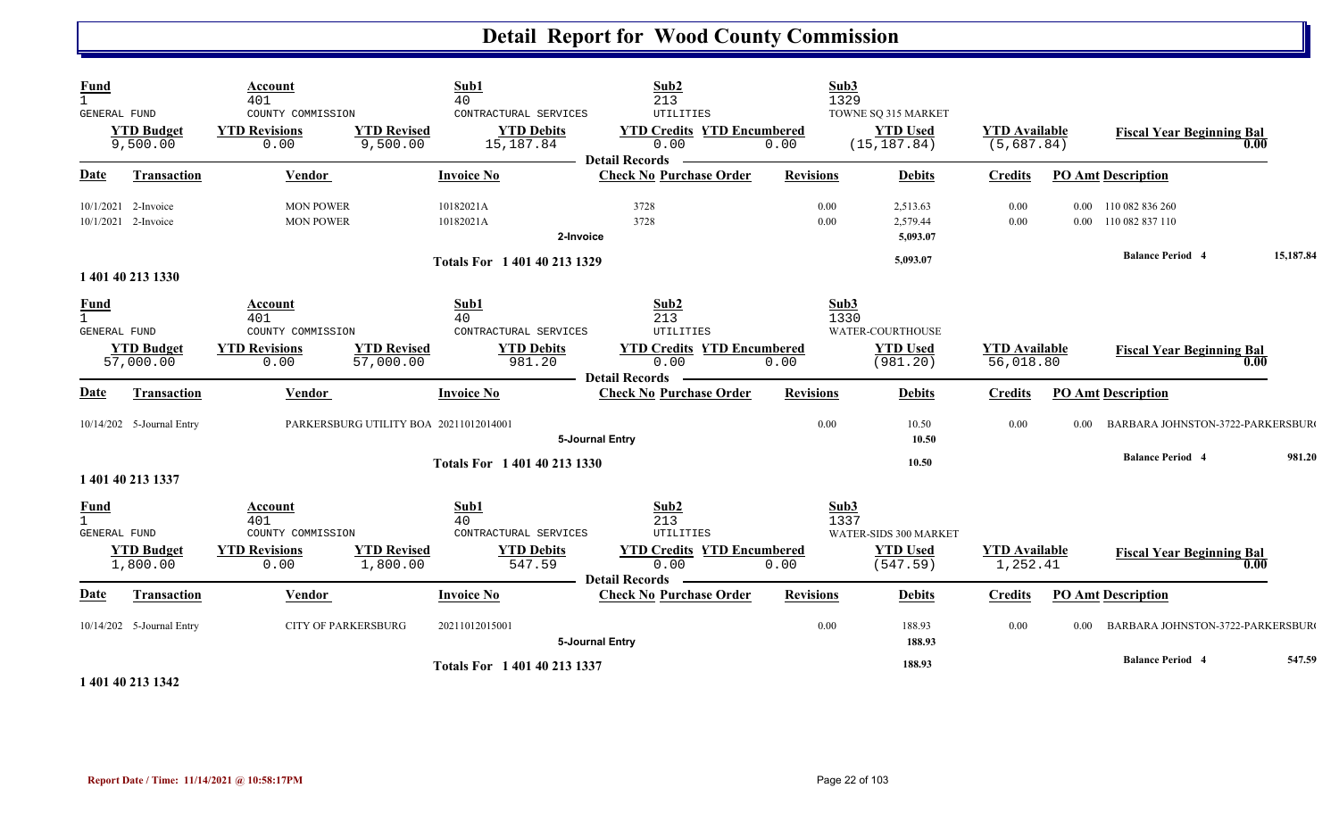# Detail Report for Wood County Commission

| Fund | Account | | Sub1 | Sub2 | | Sub3 | | | |
|---|---|---|---|---|---|---|---|---|---|
| 1 | 401 | | 40 | 213 | | 1329 | | | |
| GENERAL FUND | COUNTY COMMISSION | | CONTRACTURAL SERVICES | UTILITIES | | TOWNE SQ 315 MARKET | | | |
| **YTD Budget** | **YTD Revisions** | **YTD Revised** | **YTD Debits** | **YTD Credits** | **YTD Encumbered** | **YTD Used** | **YTD Available** | **Fiscal Year Beginning Bal** | |
| 9,500.00 | 0.00 | 9,500.00 | 15,187.84 | 0.00 | 0.00 | (15,187.84) | (5,687.84) | 0.00 | |

Detail Records

| Date | Transaction | Vendor | Invoice No | Check No | Purchase Order | Revisions | Debits | Credits | PO Amt | Description |
|---|---|---|---|---|---|---|---|---|---|---|
| 10/1/2021 | 2-Invoice | MON POWER | 10182021A | 3728 | | 0.00 | 2,513.63 | 0.00 | 0.00 | 110 082 836 260 |
| 10/1/2021 | 2-Invoice | MON POWER | 10182021A | 3728 | | 0.00 | 2,579.44 | 0.00 | 0.00 | 110 082 837 110 |
| | | | 2-Invoice | | | | 5,093.07 | | | |
| | | | Totals For 1 401 40 213 1329 | | | | 5,093.07 | | | Balance Period 4 15,187.84 |

## 1 401 40 213 1330

| Fund | Account | | Sub1 | Sub2 | | Sub3 | | | |
|---|---|---|---|---|---|---|---|---|---|
| 1 | 401 | | 40 | 213 | | 1330 | | | |
| GENERAL FUND | COUNTY COMMISSION | | CONTRACTURAL SERVICES | UTILITIES | | WATER-COURTHOUSE | | | |
| **YTD Budget** | **YTD Revisions** | **YTD Revised** | **YTD Debits** | **YTD Credits** | **YTD Encumbered** | **YTD Used** | **YTD Available** | **Fiscal Year Beginning Bal** | |
| 57,000.00 | 0.00 | 57,000.00 | 981.20 | 0.00 | 0.00 | (981.20) | 56,018.80 | 0.00 | |

Detail Records

| Date | Transaction | Vendor | Invoice No | Check No | Purchase Order | Revisions | Debits | Credits | PO Amt | Description |
|---|---|---|---|---|---|---|---|---|---|---|
| 10/14/202 | 5-Journal Entry | PARKERSBURG UTILITY BOA | 20211012014001 | | | 0.00 | 10.50 | 0.00 | 0.00 | BARBARA JOHNSTON-3722-PARKERSBUR( |
| | | | 5-Journal Entry | | | | 10.50 | | | |
| | | | Totals For 1 401 40 213 1330 | | | | 10.50 | | | Balance Period 4 981.20 |

## 1 401 40 213 1337

| Fund | Account | | Sub1 | Sub2 | | Sub3 | | | |
|---|---|---|---|---|---|---|---|---|---|
| 1 | 401 | | 40 | 213 | | 1337 | | | |
| GENERAL FUND | COUNTY COMMISSION | | CONTRACTURAL SERVICES | UTILITIES | | WATER-SIDS 300 MARKET | | | |
| **YTD Budget** | **YTD Revisions** | **YTD Revised** | **YTD Debits** | **YTD Credits** | **YTD Encumbered** | **YTD Used** | **YTD Available** | **Fiscal Year Beginning Bal** | |
| 1,800.00 | 0.00 | 1,800.00 | 547.59 | 0.00 | 0.00 | (547.59) | 1,252.41 | 0.00 | |

Detail Records

| Date | Transaction | Vendor | Invoice No | Check No | Purchase Order | Revisions | Debits | Credits | PO Amt | Description |
|---|---|---|---|---|---|---|---|---|---|---|
| 10/14/202 | 5-Journal Entry | CITY OF PARKERSBURG | 20211012015001 | | | 0.00 | 188.93 | 0.00 | 0.00 | BARBARA JOHNSTON-3722-PARKERSBUR( |
| | | | 5-Journal Entry | | | | 188.93 | | | |
| | | | Totals For 1 401 40 213 1337 | | | | 188.93 | | | Balance Period 4 547.59 |

## 1 401 40 213 1342

Report Date / Time: 11/14/2021 @ 10:58:17PM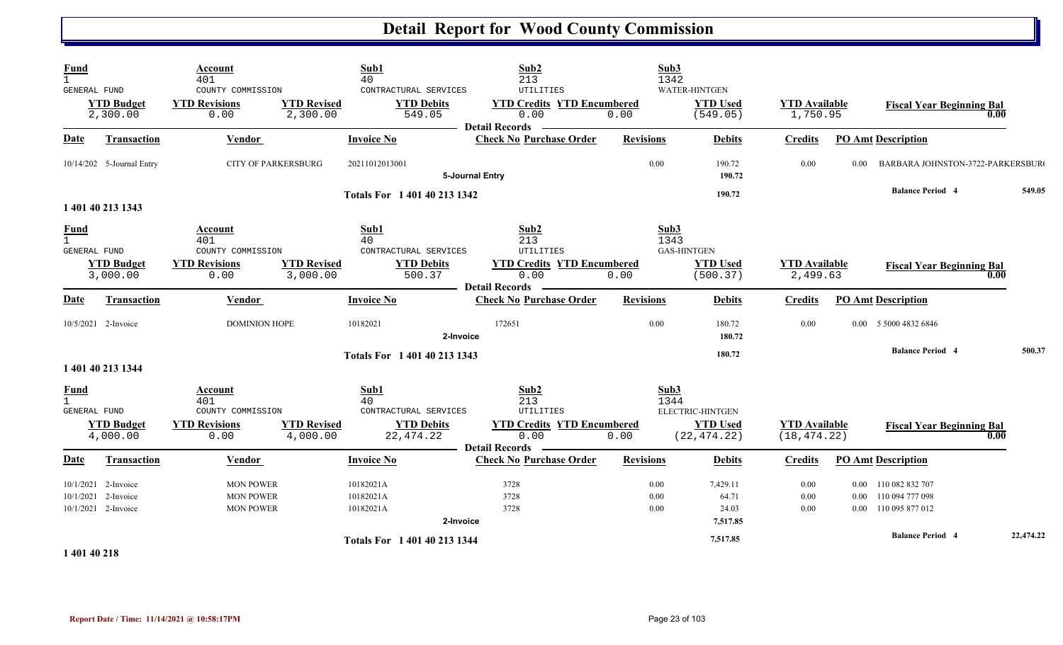# Detail Report for Wood County Commission

| Fund | Account | | Sub1 | Sub2 | | Sub3 | | |
|---|---|---|---|---|---|---|---|---|
| 1 | 401 | | 40 | 213 | | 1342 | | |
| GENERAL FUND | COUNTY COMMISSION | | CONTRACTURAL SERVICES | UTILITIES | | WATER-HINTGEN | | |
| **YTD Budget** | **YTD Revisions** | **YTD Revised** | **YTD Debits** | **YTD Credits** | **YTD Encumbered** | **YTD Used** | **YTD Available** | **Fiscal Year Beginning Bal** |
| 2,300.00 | 0.00 | 2,300.00 | 549.05 | 0.00 | 0.00 | (549.05) | 1,750.95 | 0.00 |

Detail Records

| Date | Transaction | Vendor | Invoice No | Check No | Purchase Order | Revisions | Debits | Credits | PO Amt | Description |
|---|---|---|---|---|---|---|---|---|---|---|
| 10/14/202 | 5-Journal Entry | CITY OF PARKERSBURG | 20211012013001 | | | 0.00 | 190.72 | 0.00 | 0.00 | BARBARA JOHNSTON-3722-PARKERSBUR( |
| | 5-Journal Entry | | | | | | 190.72 | | | |
| | | | Totals For 1 401 40 213 1342 | | | | 190.72 | | | Balance Period 4 549.05 |

**1 401 40 213 1343**

| Fund | Account | | Sub1 | Sub2 | | Sub3 | | |
|---|---|---|---|---|---|---|---|---|
| 1 | 401 | | 40 | 213 | | 1343 | | |
| GENERAL FUND | COUNTY COMMISSION | | CONTRACTURAL SERVICES | UTILITIES | | GAS-HINTGEN | | |
| **YTD Budget** | **YTD Revisions** | **YTD Revised** | **YTD Debits** | **YTD Credits** | **YTD Encumbered** | **YTD Used** | **YTD Available** | **Fiscal Year Beginning Bal** |
| 3,000.00 | 0.00 | 3,000.00 | 500.37 | 0.00 | 0.00 | (500.37) | 2,499.63 | 0.00 |

Detail Records

| Date | Transaction | Vendor | Invoice No | Check No | Purchase Order | Revisions | Debits | Credits | PO Amt | Description |
|---|---|---|---|---|---|---|---|---|---|---|
| 10/5/2021 | 2-Invoice | DOMINION HOPE | 10182021 | 172651 | | 0.00 | 180.72 | 0.00 | 0.00 | 5 5000 4832 6846 |
| | 2-Invoice | | | | | | 180.72 | | | |
| | | | Totals For 1 401 40 213 1343 | | | | 180.72 | | | Balance Period 4 500.37 |

**1 401 40 213 1344**

| Fund | Account | | Sub1 | Sub2 | | Sub3 | | |
|---|---|---|---|---|---|---|---|---|
| 1 | 401 | | 40 | 213 | | 1344 | | |
| GENERAL FUND | COUNTY COMMISSION | | CONTRACTURAL SERVICES | UTILITIES | | ELECTRIC-HINTGEN | | |
| **YTD Budget** | **YTD Revisions** | **YTD Revised** | **YTD Debits** | **YTD Credits** | **YTD Encumbered** | **YTD Used** | **YTD Available** | **Fiscal Year Beginning Bal** |
| 4,000.00 | 0.00 | 4,000.00 | 22,474.22 | 0.00 | 0.00 | (22,474.22) | (18,474.22) | 0.00 |

Detail Records

| Date | Transaction | Vendor | Invoice No | Check No | Purchase Order | Revisions | Debits | Credits | PO Amt | Description |
|---|---|---|---|---|---|---|---|---|---|---|
| 10/1/2021 | 2-Invoice | MON POWER | 10182021A | 3728 | | 0.00 | 7,429.11 | 0.00 | 0.00 | 110 082 832 707 |
| 10/1/2021 | 2-Invoice | MON POWER | 10182021A | 3728 | | 0.00 | 64.71 | 0.00 | 0.00 | 110 094 777 098 |
| 10/1/2021 | 2-Invoice | MON POWER | 10182021A | 3728 | | 0.00 | 24.03 | 0.00 | 0.00 | 110 095 877 012 |
| | 2-Invoice | | | | | | 7,517.85 | | | |
| | | | Totals For 1 401 40 213 1344 | | | | 7,517.85 | | | Balance Period 4 22,474.22 |

**1 401 40 218**

Report Date / Time: 11/14/2021 @ 10:58:17PM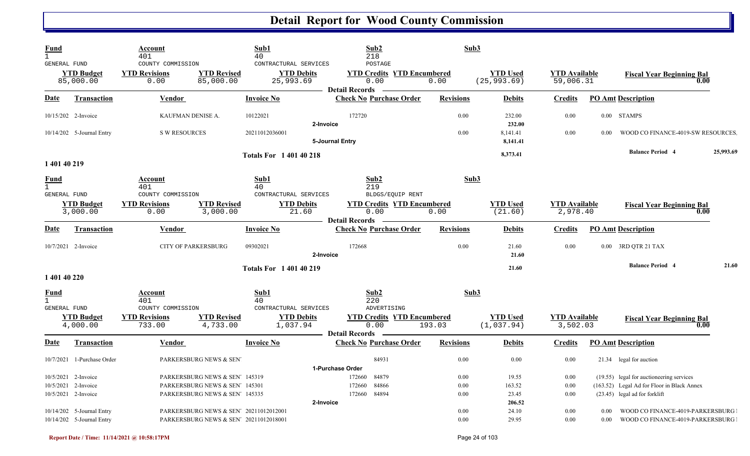# Detail Report for Wood County Commission

| Fund | Account | | Sub1 | Sub2 | | Sub3 | | | |
|---|---|---|---|---|---|---|---|---|---|
| 1 | 401 | | 40 | 218 | | | | | |
| GENERAL FUND | COUNTY COMMISSION | | CONTRACTUAL SERVICES | POSTAGE | | | | | |
| **YTD Budget** | **YTD Revisions** | **YTD Revised** | **YTD Debits** | **YTD Credits** | **YTD Encumbered** | **YTD Used** | **YTD Available** | **Fiscal Year Beginning Bal** | |
| 85,000.00 | 0.00 | 85,000.00 | 25,993.69 | 0.00 | 0.00 | (25,993.69) | 59,006.31 | 0.00 | |

**Detail Records**

| Date | Transaction | Vendor | Invoice No | Check No | Purchase Order | Revisions | Debits | Credits | PO Amt | Description |
|---|---|---|---|---|---|---|---|---|---|---|
| 10/15/202 | 2-Invoice | KAUFMAN DENISE A. | 10122021 | 172720 | | 0.00 | 232.00 | 0.00 | 0.00 | STAMPS |
| | | | | 2-Invoice | | | 232.00 | | | |
| 10/14/202 | 5-Journal Entry | S W RESOURCES | 20211012036001 | | | 0.00 | 8,141.41 | 0.00 | 0.00 | WOOD CO FINANCE-4019-SW RESOURCES, |
| | | | | 5-Journal Entry | | | 8,141.41 | | | |
| | | | **Totals For 1 401 40 218** | | | | 8,373.41 | | | **Balance Period 4** 25,993.69 |

**1 401 40 219**

| Fund | Account | | Sub1 | Sub2 | | Sub3 | | | |
|---|---|---|---|---|---|---|---|---|---|
| 1 | 401 | | 40 | 219 | | | | | |
| GENERAL FUND | COUNTY COMMISSION | | CONTRACTUAL SERVICES | BLDGS/EQUIP RENT | | | | | |
| **YTD Budget** | **YTD Revisions** | **YTD Revised** | **YTD Debits** | **YTD Credits** | **YTD Encumbered** | **YTD Used** | **YTD Available** | **Fiscal Year Beginning Bal** | |
| 3,000.00 | 0.00 | 3,000.00 | 21.60 | 0.00 | 0.00 | (21.60) | 2,978.40 | 0.00 | |

**Detail Records**

| Date | Transaction | Vendor | Invoice No | Check No | Purchase Order | Revisions | Debits | Credits | PO Amt | Description |
|---|---|---|---|---|---|---|---|---|---|---|
| 10/7/2021 | 2-Invoice | CITY OF PARKERSBURG | 09302021 | 172668 | | 0.00 | 21.60 | 0.00 | 0.00 | 3RD QTR 21 TAX |
| | | | | 2-Invoice | | | 21.60 | | | |
| | | | **Totals For 1 401 40 219** | | | | 21.60 | | | **Balance Period 4** 21.60 |

**1 401 40 220**

| Fund | Account | | Sub1 | Sub2 | | Sub3 | | | |
|---|---|---|---|---|---|---|---|---|---|
| 1 | 401 | | 40 | 220 | | | | | |
| GENERAL FUND | COUNTY COMMISSION | | CONTRACTUAL SERVICES | ADVERTISING | | | | | |
| **YTD Budget** | **YTD Revisions** | **YTD Revised** | **YTD Debits** | **YTD Credits** | **YTD Encumbered** | **YTD Used** | **YTD Available** | **Fiscal Year Beginning Bal** | |
| 4,000.00 | 733.00 | 4,733.00 | 1,037.94 | 0.00 | 193.03 | (1,037.94) | 3,502.03 | 0.00 | |

**Detail Records**

| Date | Transaction | Vendor | Invoice No | Check No | Purchase Order | Revisions | Debits | Credits | PO Amt | Description |
|---|---|---|---|---|---|---|---|---|---|---|
| 10/7/2021 | 1-Purchase Order | PARKERSBURG NEWS & SEN' | | | 84931 | 0.00 | 0.00 | 0.00 | 21.34 | legal for auction |
| | | | | 1-Purchase Order | | | | | | |
| 10/5/2021 | 2-Invoice | PARKERSBURG NEWS & SEN' | 145319 | 172660 | 84879 | 0.00 | 19.55 | 0.00 | (19.55) | legal for auctioneering services |
| 10/5/2021 | 2-Invoice | PARKERSBURG NEWS & SEN' | 145301 | 172660 | 84866 | 0.00 | 163.52 | 0.00 | (163.52) | Legal Ad for Floor in Black Annex |
| 10/5/2021 | 2-Invoice | PARKERSBURG NEWS & SEN' | 145335 | 172660 | 84894 | 0.00 | 23.45 | 0.00 | (23.45) | legal ad for forklift |
| | | | | 2-Invoice | | | 206.52 | | | |
| 10/14/202 | 5-Journal Entry | PARKERSBURG NEWS & SEN' | 20211012012001 | | | 0.00 | 24.10 | 0.00 | 0.00 | WOOD CO FINANCE-4019-PARKERSBURG |
| 10/14/202 | 5-Journal Entry | PARKERSBURG NEWS & SEN' | 20211012018001 | | | 0.00 | 29.95 | 0.00 | 0.00 | WOOD CO FINANCE-4019-PARKERSBURG |

Report Date / Time: 11/14/2021 @ 10:58:17PM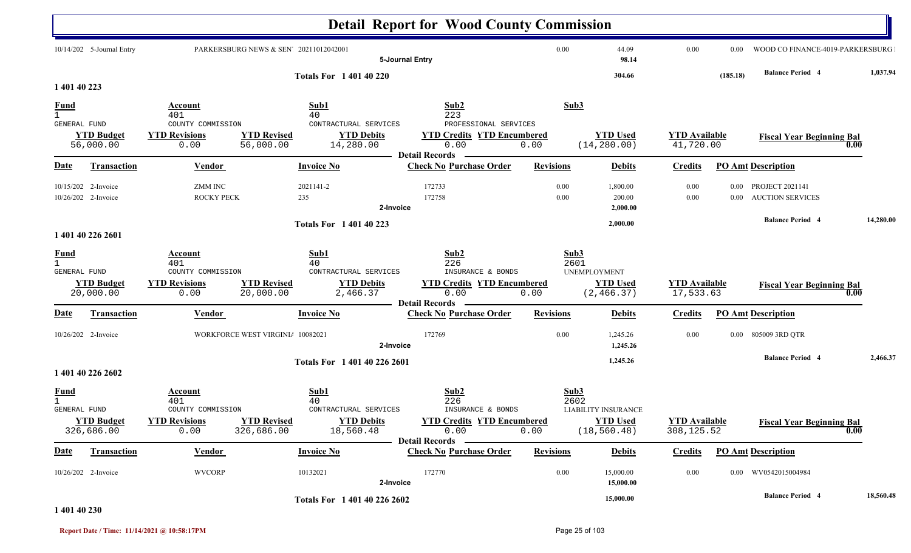# Detail Report for Wood County Commission

| Date | Transaction | Vendor | Invoice No | Check No | Purchase Order | Revisions | Debits | Credits | PO Amt | Description |
|---|---|---|---|---|---|---|---|---|---|---|
| 10/14/202 | 5-Journal Entry | PARKERSBURG NEWS & SEN' | 20211012042001 | | | 0.00 | 44.09 | 0.00 | 0.00 | WOOD CO FINANCE-4019-PARKERSBURG I |
| | | | 5-Journal Entry | | | | 98.14 | | | |

**Totals For 1 401 40 220** — 304.66 — (185.18) — **Balance Period 4** — 1,037.94

## 1 401 40 223

| Fund | Account | Sub1 | Sub2 | Sub3 |
|---|---|---|---|---|
| 1 | 401 | 40 | 223 | |
| GENERAL FUND | COUNTY COMMISSION | CONTRACTUAL SERVICES | PROFESSIONAL SERVICES | |

| YTD Budget | YTD Revisions | YTD Revised | YTD Debits | YTD Credits | YTD Encumbered | YTD Used | YTD Available | Fiscal Year Beginning Bal |
|---|---|---|---|---|---|---|---|---|
| 56,000.00 | 0.00 | 56,000.00 | 14,280.00 | 0.00 | 0.00 | (14,280.00) | 41,720.00 | 0.00 |

**Detail Records**

| Date | Transaction | Vendor | Invoice No | Check No | Purchase Order | Revisions | Debits | Credits | PO Amt | Description |
|---|---|---|---|---|---|---|---|---|---|---|
| 10/15/202 | 2-Invoice | ZMM INC | 2021141-2 | 172733 | | 0.00 | 1,800.00 | 0.00 | 0.00 | PROJECT 2021141 |
| 10/26/202 | 2-Invoice | ROCKY PECK | 235 | 172758 | | 0.00 | 200.00 | 0.00 | 0.00 | AUCTION SERVICES |
| | | | 2-Invoice | | | | 2,000.00 | | | |

**Totals For 1 401 40 223** — 2,000.00 — **Balance Period 4** — 14,280.00

## 1 401 40 226 2601

| Fund | Account | Sub1 | Sub2 | Sub3 |
|---|---|---|---|---|
| 1 | 401 | 40 | 226 | 2601 |
| GENERAL FUND | COUNTY COMMISSION | CONTRACTUAL SERVICES | INSURANCE & BONDS | UNEMPLOYMENT |

| YTD Budget | YTD Revisions | YTD Revised | YTD Debits | YTD Credits | YTD Encumbered | YTD Used | YTD Available | Fiscal Year Beginning Bal |
|---|---|---|---|---|---|---|---|---|
| 20,000.00 | 0.00 | 20,000.00 | 2,466.37 | 0.00 | 0.00 | (2,466.37) | 17,533.63 | 0.00 |

**Detail Records**

| Date | Transaction | Vendor | Invoice No | Check No | Purchase Order | Revisions | Debits | Credits | PO Amt | Description |
|---|---|---|---|---|---|---|---|---|---|---|
| 10/26/202 | 2-Invoice | WORKFORCE WEST VIRGINIA | 10082021 | 172769 | | 0.00 | 1,245.26 | 0.00 | 0.00 | 805009 3RD QTR |
| | | | 2-Invoice | | | | 1,245.26 | | | |

**Totals For 1 401 40 226 2601** — 1,245.26 — **Balance Period 4** — 2,466.37

## 1 401 40 226 2602

| Fund | Account | Sub1 | Sub2 | Sub3 |
|---|---|---|---|---|
| 1 | 401 | 40 | 226 | 2602 |
| GENERAL FUND | COUNTY COMMISSION | CONTRACTUAL SERVICES | INSURANCE & BONDS | LIABILITY INSURANCE |

| YTD Budget | YTD Revisions | YTD Revised | YTD Debits | YTD Credits | YTD Encumbered | YTD Used | YTD Available | Fiscal Year Beginning Bal |
|---|---|---|---|---|---|---|---|---|
| 326,686.00 | 0.00 | 326,686.00 | 18,560.48 | 0.00 | 0.00 | (18,560.48) | 308,125.52 | 0.00 |

**Detail Records**

| Date | Transaction | Vendor | Invoice No | Check No | Purchase Order | Revisions | Debits | Credits | PO Amt | Description |
|---|---|---|---|---|---|---|---|---|---|---|
| 10/26/202 | 2-Invoice | WVCORP | 10132021 | 172770 | | 0.00 | 15,000.00 | 0.00 | 0.00 | WV0542015004984 |
| | | | 2-Invoice | | | | 15,000.00 | | | |

**Totals For 1 401 40 226 2602** — 15,000.00 — **Balance Period 4** — 18,560.48

## 1 401 40 230

Report Date / Time: 11/14/2021 @ 10:58:17PM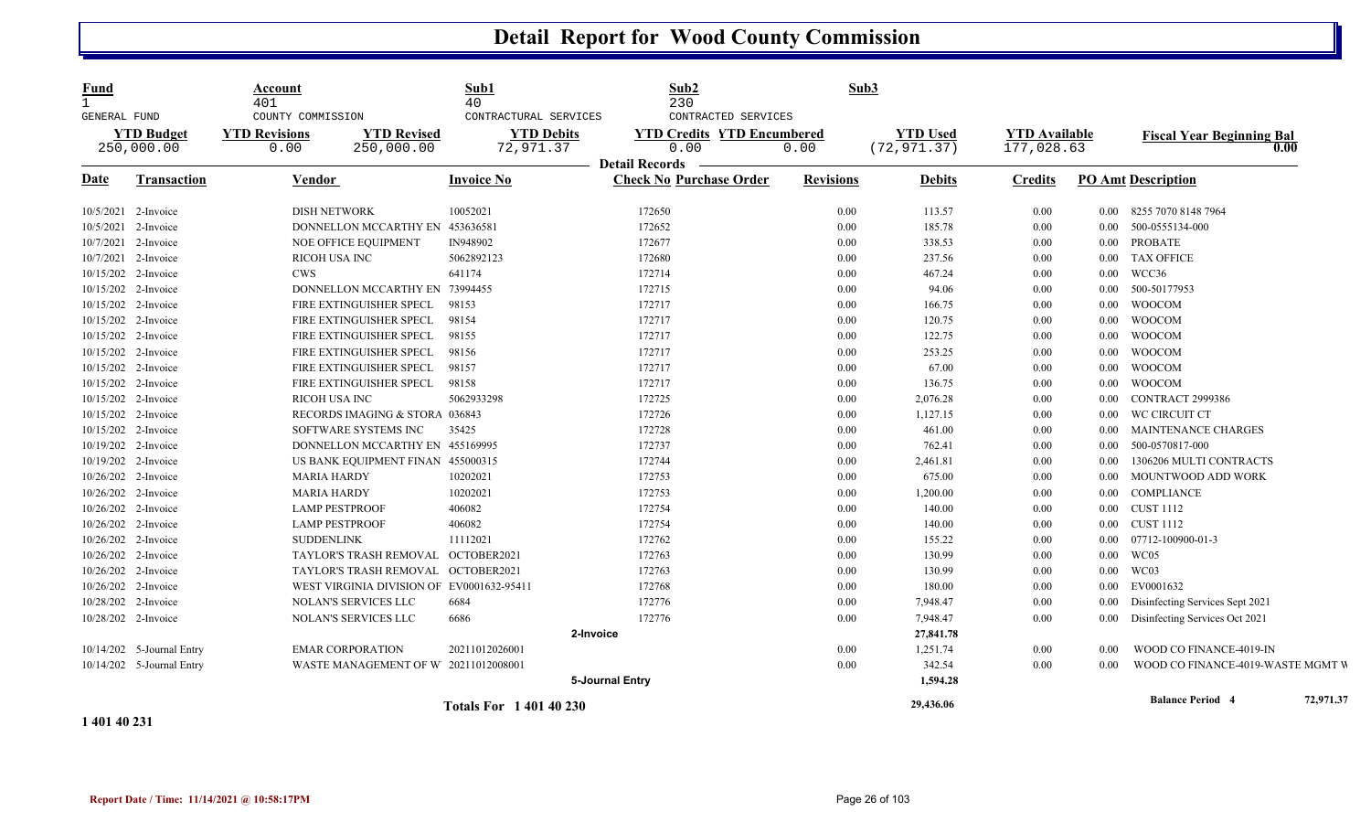# Detail Report for Wood County Commission

| Fund | Account | Sub1 | Sub2 | Sub3 |
|---|---|---|---|---|
| 1 | 401 | 40 | 230 | |
| GENERAL FUND | COUNTY COMMISSION | CONTRACTURAL SERVICES | CONTRACTED SERVICES | |

| YTD Budget | YTD Revisions | YTD Revised | YTD Debits | YTD Credits | YTD Encumbered | YTD Used | YTD Available | Fiscal Year Beginning Bal |
|---|---|---|---|---|---|---|---|---|
| 250,000.00 | 0.00 | 250,000.00 | 72,971.37 | 0.00 | 0.00 | (72,971.37) | 177,028.63 | 0.00 |

**Detail Records**

| Date | Transaction | Vendor | Invoice No | Check No | Purchase Order | Revisions | Debits | Credits | PO Amt | Description |
|---|---|---|---|---|---|---|---|---|---|---|
| 10/5/2021 | 2-Invoice | DISH NETWORK | 10052021 | 172650 | | 0.00 | 113.57 | 0.00 | 0.00 | 8255 7070 8148 7964 |
| 10/5/2021 | 2-Invoice | DONNELLON MCCARTHY EN | 453636581 | 172652 | | 0.00 | 185.78 | 0.00 | 0.00 | 500-0555134-000 |
| 10/7/2021 | 2-Invoice | NOE OFFICE EQUIPMENT | IN948902 | 172677 | | 0.00 | 338.53 | 0.00 | 0.00 | PROBATE |
| 10/7/2021 | 2-Invoice | RICOH USA INC | 5062892123 | 172680 | | 0.00 | 237.56 | 0.00 | 0.00 | TAX OFFICE |
| 10/15/202 | 2-Invoice | CWS | 641174 | 172714 | | 0.00 | 467.24 | 0.00 | 0.00 | WCC36 |
| 10/15/202 | 2-Invoice | DONNELLON MCCARTHY EN | 73994455 | 172715 | | 0.00 | 94.06 | 0.00 | 0.00 | 500-50177953 |
| 10/15/202 | 2-Invoice | FIRE EXTINGUISHER SPECL | 98153 | 172717 | | 0.00 | 166.75 | 0.00 | 0.00 | WOOCOM |
| 10/15/202 | 2-Invoice | FIRE EXTINGUISHER SPECL | 98154 | 172717 | | 0.00 | 120.75 | 0.00 | 0.00 | WOOCOM |
| 10/15/202 | 2-Invoice | FIRE EXTINGUISHER SPECL | 98155 | 172717 | | 0.00 | 122.75 | 0.00 | 0.00 | WOOCOM |
| 10/15/202 | 2-Invoice | FIRE EXTINGUISHER SPECL | 98156 | 172717 | | 0.00 | 253.25 | 0.00 | 0.00 | WOOCOM |
| 10/15/202 | 2-Invoice | FIRE EXTINGUISHER SPECL | 98157 | 172717 | | 0.00 | 67.00 | 0.00 | 0.00 | WOOCOM |
| 10/15/202 | 2-Invoice | FIRE EXTINGUISHER SPECL | 98158 | 172717 | | 0.00 | 136.75 | 0.00 | 0.00 | WOOCOM |
| 10/15/202 | 2-Invoice | RICOH USA INC | 5062933298 | 172725 | | 0.00 | 2,076.28 | 0.00 | 0.00 | CONTRACT 2999386 |
| 10/15/202 | 2-Invoice | RECORDS IMAGING & STORA | 036843 | 172726 | | 0.00 | 1,127.15 | 0.00 | 0.00 | WC CIRCUIT CT |
| 10/15/202 | 2-Invoice | SOFTWARE SYSTEMS INC | 35425 | 172728 | | 0.00 | 461.00 | 0.00 | 0.00 | MAINTENANCE CHARGES |
| 10/19/202 | 2-Invoice | DONNELLON MCCARTHY EN | 455169995 | 172737 | | 0.00 | 762.41 | 0.00 | 0.00 | 500-0570817-000 |
| 10/19/202 | 2-Invoice | US BANK EQUIPMENT FINAN | 455000315 | 172744 | | 0.00 | 2,461.81 | 0.00 | 0.00 | 1306206 MULTI CONTRACTS |
| 10/26/202 | 2-Invoice | MARIA HARDY | 10202021 | 172753 | | 0.00 | 675.00 | 0.00 | 0.00 | MOUNTWOOD ADD WORK |
| 10/26/202 | 2-Invoice | MARIA HARDY | 10202021 | 172753 | | 0.00 | 1,200.00 | 0.00 | 0.00 | COMPLIANCE |
| 10/26/202 | 2-Invoice | LAMP PESTPROOF | 406082 | 172754 | | 0.00 | 140.00 | 0.00 | 0.00 | CUST 1112 |
| 10/26/202 | 2-Invoice | LAMP PESTPROOF | 406082 | 172754 | | 0.00 | 140.00 | 0.00 | 0.00 | CUST 1112 |
| 10/26/202 | 2-Invoice | SUDDENLINK | 11112021 | 172762 | | 0.00 | 155.22 | 0.00 | 0.00 | 07712-100900-01-3 |
| 10/26/202 | 2-Invoice | TAYLOR'S TRASH REMOVAL | OCTOBER2021 | 172763 | | 0.00 | 130.99 | 0.00 | 0.00 | WC05 |
| 10/26/202 | 2-Invoice | TAYLOR'S TRASH REMOVAL | OCTOBER2021 | 172763 | | 0.00 | 130.99 | 0.00 | 0.00 | WC03 |
| 10/26/202 | 2-Invoice | WEST VIRGINIA DIVISION OF | EV0001632-95411 | 172768 | | 0.00 | 180.00 | 0.00 | 0.00 | EV0001632 |
| 10/28/202 | 2-Invoice | NOLAN'S SERVICES LLC | 6684 | 172776 | | 0.00 | 7,948.47 | 0.00 | 0.00 | Disinfecting Services Sept 2021 |
| 10/28/202 | 2-Invoice | NOLAN'S SERVICES LLC | 6686 | 172776 | | 0.00 | 7,948.47 | 0.00 | 0.00 | Disinfecting Services Oct 2021 |
| | | | **2-Invoice** | | | | **27,841.78** | | | |
| 10/14/202 | 5-Journal Entry | EMAR CORPORATION | 20211012026001 | | | 0.00 | 1,251.74 | 0.00 | 0.00 | WOOD CO FINANCE-4019-IN |
| 10/14/202 | 5-Journal Entry | WASTE MANAGEMENT OF W | 20211012008001 | | | 0.00 | 342.54 | 0.00 | 0.00 | WOOD CO FINANCE-4019-WASTE MGMT W |
| | | | **5-Journal Entry** | | | | **1,594.28** | | | |
| | | | **Totals For 1 401 40 230** | | | | **29,436.06** | | | **Balance Period 4** 72,971.37 |

**1 401 40 231**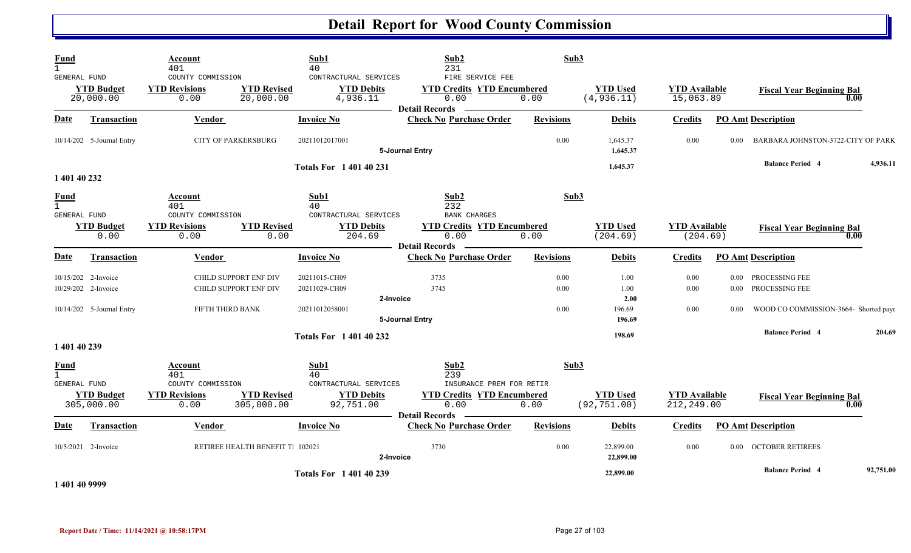# Detail Report for Wood County Commission

| Fund | Account | | Sub1 | Sub2 | Sub3 | | | |
|---|---|---|---|---|---|---|---|---|
| 1 | 401 | | 40 | 231 | | | | |
| GENERAL FUND | COUNTY COMMISSION | | CONTRACTURAL SERVICES | FIRE SERVICE FEE | | | | |
| **YTD Budget** | **YTD Revisions** | **YTD Revised** | **YTD Debits** | **YTD Credits** | **YTD Encumbered** | **YTD Used** | **YTD Available** | **Fiscal Year Beginning Bal** |
| 20,000.00 | 0.00 | 20,000.00 | 4,936.11 | 0.00 | 0.00 | (4,936.11) | 15,063.89 | 0.00 |

**Detail Records**

| Date | Transaction | Vendor | Invoice No | Check No | Purchase Order | Revisions | Debits | Credits | PO Amt | Description |
|---|---|---|---|---|---|---|---|---|---|---|
| 10/14/202 | 5-Journal Entry | CITY OF PARKERSBURG | 20211012017001 | | | 0.00 | 1,645.37 | 0.00 | 0.00 | BARBARA JOHNSTON-3722-CITY OF PARK |
| | | | 5-Journal Entry | | | | 1,645.37 | | | |
| | | | Totals For 1 401 40 231 | | | | 1,645.37 | | | Balance Period 4 4,936.11 |

1 401 40 232

| Fund | Account | | Sub1 | Sub2 | Sub3 | | | |
|---|---|---|---|---|---|---|---|---|
| 1 | 401 | | 40 | 232 | | | | |
| GENERAL FUND | COUNTY COMMISSION | | CONTRACTURAL SERVICES | BANK CHARGES | | | | |
| **YTD Budget** | **YTD Revisions** | **YTD Revised** | **YTD Debits** | **YTD Credits** | **YTD Encumbered** | **YTD Used** | **YTD Available** | **Fiscal Year Beginning Bal** |
| 0.00 | 0.00 | 0.00 | 204.69 | 0.00 | 0.00 | (204.69) | (204.69) | 0.00 |

**Detail Records**

| Date | Transaction | Vendor | Invoice No | Check No | Purchase Order | Revisions | Debits | Credits | PO Amt | Description |
|---|---|---|---|---|---|---|---|---|---|---|
| 10/15/202 | 2-Invoice | CHILD SUPPORT ENF DIV | 20211015-CH09 | 3735 | | 0.00 | 1.00 | 0.00 | 0.00 | PROCESSING FEE |
| 10/29/202 | 2-Invoice | CHILD SUPPORT ENF DIV | 20211029-CH09 | 3745 | | 0.00 | 1.00 | 0.00 | 0.00 | PROCESSING FEE |
| | | | 2-Invoice | | | | 2.00 | | | |
| 10/14/202 | 5-Journal Entry | FIFTH THIRD BANK | 20211012058001 | | | 0.00 | 196.69 | 0.00 | 0.00 | WOOD CO COMMISSION-3664- Shorted payr |
| | | | 5-Journal Entry | | | | 196.69 | | | |
| | | | Totals For 1 401 40 232 | | | | 198.69 | | | Balance Period 4 204.69 |

1 401 40 239

| Fund | Account | | Sub1 | Sub2 | Sub3 | | | |
|---|---|---|---|---|---|---|---|---|
| 1 | 401 | | 40 | 239 | | | | |
| GENERAL FUND | COUNTY COMMISSION | | CONTRACTURAL SERVICES | INSURANCE PREM FOR RETIR | | | | |
| **YTD Budget** | **YTD Revisions** | **YTD Revised** | **YTD Debits** | **YTD Credits** | **YTD Encumbered** | **YTD Used** | **YTD Available** | **Fiscal Year Beginning Bal** |
| 305,000.00 | 0.00 | 305,000.00 | 92,751.00 | 0.00 | 0.00 | (92,751.00) | 212,249.00 | 0.00 |

**Detail Records**

| Date | Transaction | Vendor | Invoice No | Check No | Purchase Order | Revisions | Debits | Credits | PO Amt | Description |
|---|---|---|---|---|---|---|---|---|---|---|
| 10/5/2021 | 2-Invoice | RETIREE HEALTH BENEFIT TI | 102021 | 3730 | | 0.00 | 22,899.00 | 0.00 | 0.00 | OCTOBER RETIREES |
| | | | 2-Invoice | | | | 22,899.00 | | | |
| | | | Totals For 1 401 40 239 | | | | 22,899.00 | | | Balance Period 4 92,751.00 |

1 401 40 9999

Report Date / Time: 11/14/2021 @ 10:58:17PM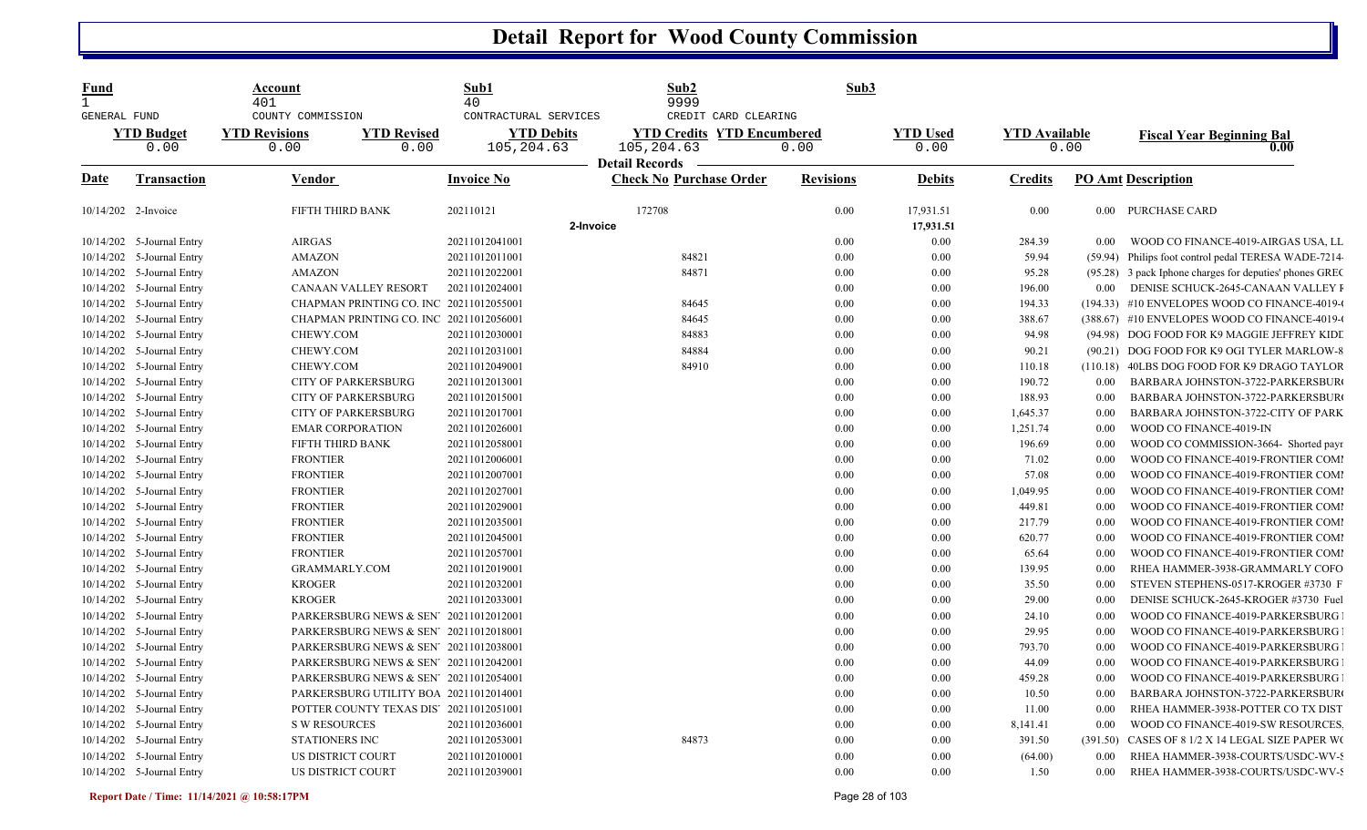# Detail Report for Wood County Commission

| Fund | Account | Sub1 | Sub2 | Sub3 |
|---|---|---|---|---|
| 1 | 401 | 40 | 9999 | |
| GENERAL FUND | COUNTY COMMISSION | CONTRACTUAL SERVICES | CREDIT CARD CLEARING | |

| YTD Budget | YTD Revisions | YTD Revised | YTD Debits | YTD Credits | YTD Encumbered | YTD Used | YTD Available | Fiscal Year Beginning Bal |
|---|---|---|---|---|---|---|---|---|
| 0.00 | 0.00 | 0.00 | 105,204.63 | 105,204.63 | 0.00 | 0.00 | 0.00 | 0.00 |

**Detail Records**

| Date | Transaction | Vendor | Invoice No | Check No | Purchase Order | Revisions | Debits | Credits | PO Amt | Description |
|---|---|---|---|---|---|---|---|---|---|---|
| 10/14/202 | 2-Invoice | FIFTH THIRD BANK | 202110121 | 172708 | | 0.00 | 17,931.51 | 0.00 | 0.00 | PURCHASE CARD |
| | | | | 2-Invoice | | | 17,931.51 | | | |
| 10/14/202 | 5-Journal Entry | AIRGAS | 20211012041001 | | | 0.00 | 0.00 | 284.39 | 0.00 | WOOD CO FINANCE-4019-AIRGAS USA, LL |
| 10/14/202 | 5-Journal Entry | AMAZON | 20211012011001 | | 84821 | 0.00 | 0.00 | 59.94 | (59.94) | Philips foot control pedal TERESA WADE-7214 |
| 10/14/202 | 5-Journal Entry | AMAZON | 20211012022001 | | 84871 | 0.00 | 0.00 | 95.28 | (95.28) | 3 pack Iphone charges for deputies' phones GREC |
| 10/14/202 | 5-Journal Entry | CANAAN VALLEY RESORT | 20211012024001 | | | 0.00 | 0.00 | 196.00 | 0.00 | DENISE SCHUCK-2645-CANAAN VALLEY F |
| 10/14/202 | 5-Journal Entry | CHAPMAN PRINTING CO. INC | 20211012055001 | | 84645 | 0.00 | 0.00 | 194.33 | (194.33) | #10 ENVELOPES WOOD CO FINANCE-4019- |
| 10/14/202 | 5-Journal Entry | CHAPMAN PRINTING CO. INC | 20211012056001 | | 84645 | 0.00 | 0.00 | 388.67 | (388.67) | #10 ENVELOPES WOOD CO FINANCE-4019- |
| 10/14/202 | 5-Journal Entry | CHEWY.COM | 20211012030001 | | 84883 | 0.00 | 0.00 | 94.98 | (94.98) | DOG FOOD FOR K9 MAGGIE JEFFREY KIDD |
| 10/14/202 | 5-Journal Entry | CHEWY.COM | 20211012031001 | | 84884 | 0.00 | 0.00 | 90.21 | (90.21) | DOG FOOD FOR K9 OGI TYLER MARLOW-8 |
| 10/14/202 | 5-Journal Entry | CHEWY.COM | 20211012049001 | | 84910 | 0.00 | 0.00 | 110.18 | (110.18) | 40LBS DOG FOOD FOR K9 DRAGO TAYLOR |
| 10/14/202 | 5-Journal Entry | CITY OF PARKERSBURG | 20211012013001 | | | 0.00 | 0.00 | 190.72 | 0.00 | BARBARA JOHNSTON-3722-PARKERSBUR |
| 10/14/202 | 5-Journal Entry | CITY OF PARKERSBURG | 20211012015001 | | | 0.00 | 0.00 | 188.93 | 0.00 | BARBARA JOHNSTON-3722-PARKERSBUR |
| 10/14/202 | 5-Journal Entry | CITY OF PARKERSBURG | 20211012017001 | | | 0.00 | 0.00 | 1,645.37 | 0.00 | BARBARA JOHNSTON-3722-CITY OF PARK |
| 10/14/202 | 5-Journal Entry | EMAR CORPORATION | 20211012026001 | | | 0.00 | 0.00 | 1,251.74 | 0.00 | WOOD CO FINANCE-4019-IN |
| 10/14/202 | 5-Journal Entry | FIFTH THIRD BANK | 20211012058001 | | | 0.00 | 0.00 | 196.69 | 0.00 | WOOD CO COMMISSION-3664- Shorted payr |
| 10/14/202 | 5-Journal Entry | FRONTIER | 20211012006001 | | | 0.00 | 0.00 | 71.02 | 0.00 | WOOD CO FINANCE-4019-FRONTIER COM |
| 10/14/202 | 5-Journal Entry | FRONTIER | 20211012007001 | | | 0.00 | 0.00 | 57.08 | 0.00 | WOOD CO FINANCE-4019-FRONTIER COM |
| 10/14/202 | 5-Journal Entry | FRONTIER | 20211012027001 | | | 0.00 | 0.00 | 1,049.95 | 0.00 | WOOD CO FINANCE-4019-FRONTIER COM |
| 10/14/202 | 5-Journal Entry | FRONTIER | 20211012029001 | | | 0.00 | 0.00 | 449.81 | 0.00 | WOOD CO FINANCE-4019-FRONTIER COM |
| 10/14/202 | 5-Journal Entry | FRONTIER | 20211012035001 | | | 0.00 | 0.00 | 217.79 | 0.00 | WOOD CO FINANCE-4019-FRONTIER COM |
| 10/14/202 | 5-Journal Entry | FRONTIER | 20211012045001 | | | 0.00 | 0.00 | 620.77 | 0.00 | WOOD CO FINANCE-4019-FRONTIER COM |
| 10/14/202 | 5-Journal Entry | FRONTIER | 20211012057001 | | | 0.00 | 0.00 | 65.64 | 0.00 | WOOD CO FINANCE-4019-FRONTIER COM |
| 10/14/202 | 5-Journal Entry | GRAMMARLY.COM | 20211012019001 | | | 0.00 | 0.00 | 139.95 | 0.00 | RHEA HAMMER-3938-GRAMMARLY COFO |
| 10/14/202 | 5-Journal Entry | KROGER | 20211012032001 | | | 0.00 | 0.00 | 35.50 | 0.00 | STEVEN STEPHENS-0517-KROGER #3730 F |
| 10/14/202 | 5-Journal Entry | KROGER | 20211012033001 | | | 0.00 | 0.00 | 29.00 | 0.00 | DENISE SCHUCK-2645-KROGER #3730 Fuel |
| 10/14/202 | 5-Journal Entry | PARKERSBURG NEWS & SEN | 20211012012001 | | | 0.00 | 0.00 | 24.10 | 0.00 | WOOD CO FINANCE-4019-PARKERSBURG |
| 10/14/202 | 5-Journal Entry | PARKERSBURG NEWS & SEN | 20211012018001 | | | 0.00 | 0.00 | 29.95 | 0.00 | WOOD CO FINANCE-4019-PARKERSBURG |
| 10/14/202 | 5-Journal Entry | PARKERSBURG NEWS & SEN | 20211012038001 | | | 0.00 | 0.00 | 793.70 | 0.00 | WOOD CO FINANCE-4019-PARKERSBURG |
| 10/14/202 | 5-Journal Entry | PARKERSBURG NEWS & SEN | 20211012042001 | | | 0.00 | 0.00 | 44.09 | 0.00 | WOOD CO FINANCE-4019-PARKERSBURG |
| 10/14/202 | 5-Journal Entry | PARKERSBURG NEWS & SEN | 20211012054001 | | | 0.00 | 0.00 | 459.28 | 0.00 | WOOD CO FINANCE-4019-PARKERSBURG |
| 10/14/202 | 5-Journal Entry | PARKERSBURG UTILITY BOA | 20211012014001 | | | 0.00 | 0.00 | 10.50 | 0.00 | BARBARA JOHNSTON-3722-PARKERSBUR |
| 10/14/202 | 5-Journal Entry | POTTER COUNTY TEXAS DIS | 20211012051001 | | | 0.00 | 0.00 | 11.00 | 0.00 | RHEA HAMMER-3938-POTTER CO TX DIST |
| 10/14/202 | 5-Journal Entry | S W RESOURCES | 20211012036001 | | | 0.00 | 0.00 | 8,141.41 | 0.00 | WOOD CO FINANCE-4019-SW RESOURCES. |
| 10/14/202 | 5-Journal Entry | STATIONERS INC | 20211012053001 | | 84873 | 0.00 | 0.00 | 391.50 | (391.50) | CASES OF 8 1/2 X 14 LEGAL SIZE PAPER WO |
| 10/14/202 | 5-Journal Entry | US DISTRICT COURT | 20211012010001 | | | 0.00 | 0.00 | (64.00) | 0.00 | RHEA HAMMER-3938-COURTS/USDC-WV-S |
| 10/14/202 | 5-Journal Entry | US DISTRICT COURT | 20211012039001 | | | 0.00 | 0.00 | 1.50 | 0.00 | RHEA HAMMER-3938-COURTS/USDC-WV-S |

Report Date / Time: 11/14/2021 @ 10:58:17PM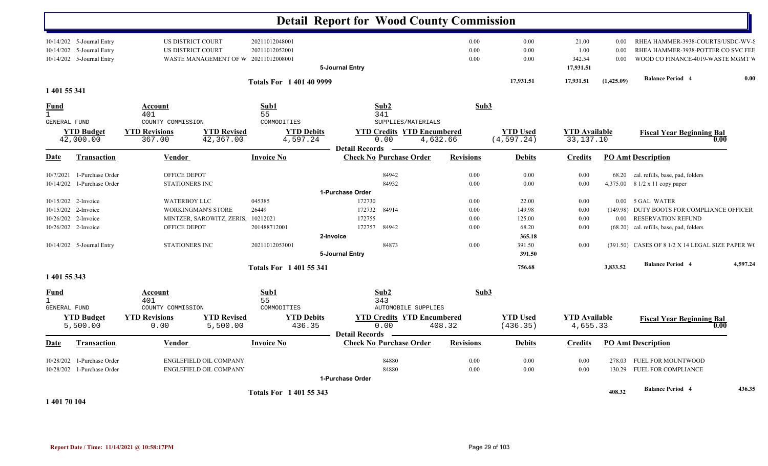# Detail Report for Wood County Commission

| Date | Transaction | Vendor | Invoice No | Check No | Purchase Order | Revisions | Debits | Credits | PO Amt | Description |
|---|---|---|---|---|---|---|---|---|---|---|
| 10/14/202 | 5-Journal Entry | US DISTRICT COURT | 20211012048001 | | | 0.00 | 0.00 | 21.00 | 0.00 | RHEA HAMMER-3938-COURTS/USDC-WV-S |
| 10/14/202 | 5-Journal Entry | US DISTRICT COURT | 20211012052001 | | | 0.00 | 0.00 | 1.00 | 0.00 | RHEA HAMMER-3938-POTTER CO SVC FEE |
| 10/14/202 | 5-Journal Entry | WASTE MANAGEMENT OF W | 20211012008001 | | | 0.00 | 0.00 | 342.54 | 0.00 | WOOD CO FINANCE-4019-WASTE MGMT W |
| | | | | 5-Journal Entry | | | | 17,931.51 | | |
| | | | Totals For 1 401 40 9999 | | | | 17,931.51 | 17,931.51 | (1,425.09) | Balance Period 4 — 0.00 |

## 1 401 55 341

| Fund | Account | Sub1 | Sub2 | Sub3 |
|---|---|---|---|---|
| 1 | 401 | 55 | 341 | |
| GENERAL FUND | COUNTY COMMISSION | COMMODITIES | SUPPLIES/MATERIALS | |

| YTD Budget | YTD Revisions | YTD Revised | YTD Debits | YTD Credits | YTD Encumbered | YTD Used | YTD Available | Fiscal Year Beginning Bal |
|---|---|---|---|---|---|---|---|---|
| 42,000.00 | 367.00 | 42,367.00 | 4,597.24 | 0.00 | 4,632.66 | (4,597.24) | 33,137.10 | 0.00 |

**Detail Records**

| Date | Transaction | Vendor | Invoice No | Check No | Purchase Order | Revisions | Debits | Credits | PO Amt | Description |
|---|---|---|---|---|---|---|---|---|---|---|
| 10/7/2021 | 1-Purchase Order | OFFICE DEPOT | | | 84942 | 0.00 | 0.00 | 0.00 | 68.20 | cal. refills, base, pad, folders |
| 10/14/202 | 1-Purchase Order | STATIONERS INC | | | 84932 | 0.00 | 0.00 | 0.00 | 4,375.00 | 8 1/2 x 11 copy paper |
| | | | | 1-Purchase Order | | | | | | |
| 10/15/202 | 2-Invoice | WATERBOY LLC | 045385 | 172730 | | 0.00 | 22.00 | 0.00 | 0.00 | 5 GAL WATER |
| 10/15/202 | 2-Invoice | WORKINGMAN'S STORE | 26449 | 172732 | 84914 | 0.00 | 149.98 | 0.00 | (149.98) | DUTY BOOTS FOR COMPLIANCE OFFICER |
| 10/26/202 | 2-Invoice | MINTZER, SAROWITZ, ZERIS, | 10212021 | 172755 | | 0.00 | 125.00 | 0.00 | 0.00 | RESERVATION REFUND |
| 10/26/202 | 2-Invoice | OFFICE DEPOT | 201488712001 | 172757 | 84942 | 0.00 | 68.20 | 0.00 | (68.20) | cal. refills, base, pad, folders |
| | | | | 2-Invoice | | | 365.18 | | | |
| 10/14/202 | 5-Journal Entry | STATIONERS INC | 20211012053001 | | 84873 | 0.00 | 391.50 | 0.00 | (391.50) | CASES OF 8 1/2 X 14 LEGAL SIZE PAPER WO |
| | | | | 5-Journal Entry | | | 391.50 | | | |
| | | | Totals For 1 401 55 341 | | | | 756.68 | | 3,833.52 | Balance Period 4 — 4,597.24 |

## 1 401 55 343

| Fund | Account | Sub1 | Sub2 | Sub3 |
|---|---|---|---|---|
| 1 | 401 | 55 | 343 | |
| GENERAL FUND | COUNTY COMMISSION | COMMODITIES | AUTOMOBILE SUPPLIES | |

| YTD Budget | YTD Revisions | YTD Revised | YTD Debits | YTD Credits | YTD Encumbered | YTD Used | YTD Available | Fiscal Year Beginning Bal |
|---|---|---|---|---|---|---|---|---|
| 5,500.00 | 0.00 | 5,500.00 | 436.35 | 0.00 | 408.32 | (436.35) | 4,655.33 | 0.00 |

**Detail Records**

| Date | Transaction | Vendor | Invoice No | Check No | Purchase Order | Revisions | Debits | Credits | PO Amt | Description |
|---|---|---|---|---|---|---|---|---|---|---|
| 10/28/202 | 1-Purchase Order | ENGLEFIELD OIL COMPANY | | | 84880 | 0.00 | 0.00 | 0.00 | 278.03 | FUEL FOR MOUNTWOOD |
| 10/28/202 | 1-Purchase Order | ENGLEFIELD OIL COMPANY | | | 84880 | 0.00 | 0.00 | 0.00 | 130.29 | FUEL FOR COMPLIANCE |
| | | | | 1-Purchase Order | | | | | | |
| | | | Totals For 1 401 55 343 | | | | | | 408.32 | Balance Period 4 — 436.35 |

## 1 401 70 104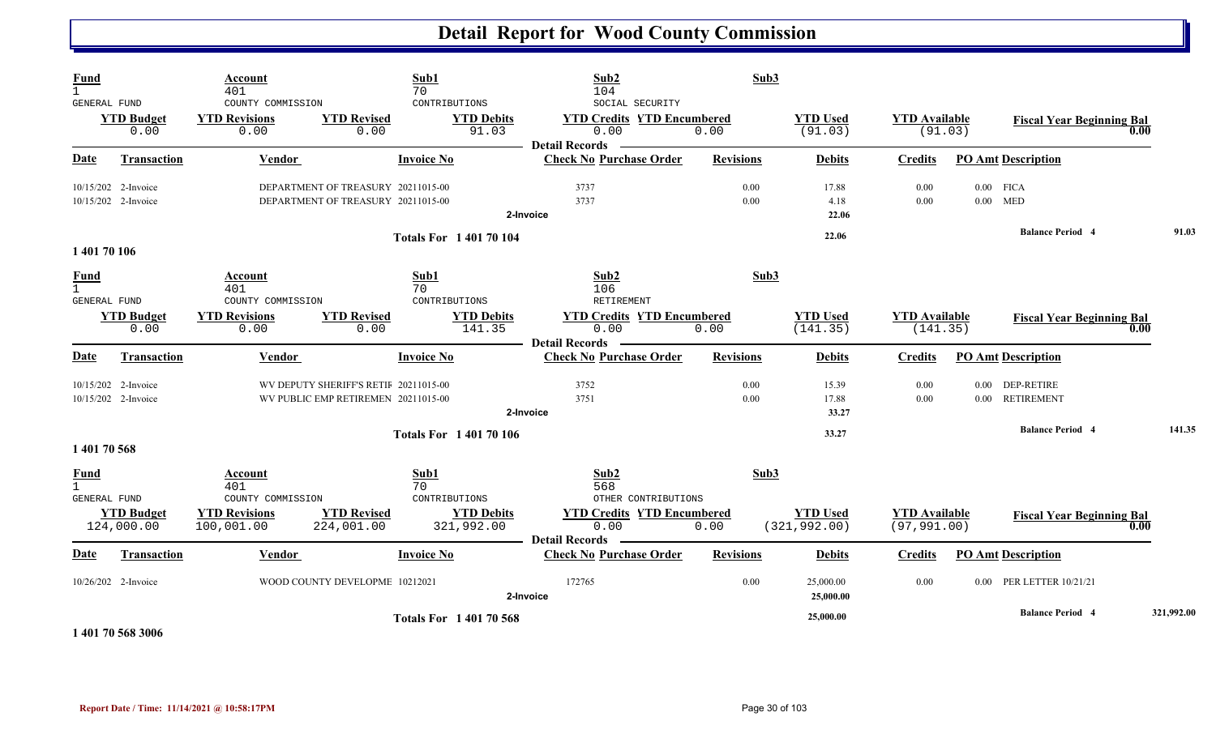# Detail Report for Wood County Commission

| Fund | Account | Sub1 | Sub2 | Sub3 |
|---|---|---|---|---|
| 1 | 401 | 70 | 104 | |
| GENERAL FUND | COUNTY COMMISSION | CONTRIBUTIONS | SOCIAL SECURITY | |

| YTD Budget | YTD Revisions | YTD Revised | YTD Debits | YTD Credits | YTD Encumbered | YTD Used | YTD Available | Fiscal Year Beginning Bal |
|---|---|---|---|---|---|---|---|---|
| 0.00 | 0.00 | 0.00 | 91.03 | 0.00 | 0.00 | (91.03) | (91.03) | 0.00 |

**Detail Records**

| Date | Transaction | Vendor | Invoice No | Check No | Purchase Order | Revisions | Debits | Credits | PO Amt | Description |
|---|---|---|---|---|---|---|---|---|---|---|
| 10/15/202 | 2-Invoice | DEPARTMENT OF TREASURY | 20211015-00 | 3737 | | 0.00 | 17.88 | 0.00 | 0.00 | FICA |
| 10/15/202 | 2-Invoice | DEPARTMENT OF TREASURY | 20211015-00 | 3737 | | 0.00 | 4.18 | 0.00 | 0.00 | MED |
| | | | | 2-Invoice | | | 22.06 | | | |
| | | | Totals For 1 401 70 104 | | | | 22.06 | | | Balance Period 4: 91.03 |

**1 401 70 106**

| Fund | Account | Sub1 | Sub2 | Sub3 |
|---|---|---|---|---|
| 1 | 401 | 70 | 106 | |
| GENERAL FUND | COUNTY COMMISSION | CONTRIBUTIONS | RETIREMENT | |

| YTD Budget | YTD Revisions | YTD Revised | YTD Debits | YTD Credits | YTD Encumbered | YTD Used | YTD Available | Fiscal Year Beginning Bal |
|---|---|---|---|---|---|---|---|---|
| 0.00 | 0.00 | 0.00 | 141.35 | 0.00 | 0.00 | (141.35) | (141.35) | 0.00 |

**Detail Records**

| Date | Transaction | Vendor | Invoice No | Check No | Purchase Order | Revisions | Debits | Credits | PO Amt | Description |
|---|---|---|---|---|---|---|---|---|---|---|
| 10/15/202 | 2-Invoice | WV DEPUTY SHERIFF'S RETIR | 20211015-00 | 3752 | | 0.00 | 15.39 | 0.00 | 0.00 | DEP-RETIRE |
| 10/15/202 | 2-Invoice | WV PUBLIC EMP RETIREMEN | 20211015-00 | 3751 | | 0.00 | 17.88 | 0.00 | 0.00 | RETIREMENT |
| | | | | 2-Invoice | | | 33.27 | | | |
| | | | Totals For 1 401 70 106 | | | | 33.27 | | | Balance Period 4: 141.35 |

**1 401 70 568**

| Fund | Account | Sub1 | Sub2 | Sub3 |
|---|---|---|---|---|
| 1 | 401 | 70 | 568 | |
| GENERAL FUND | COUNTY COMMISSION | CONTRIBUTIONS | OTHER CONTRIBUTIONS | |

| YTD Budget | YTD Revisions | YTD Revised | YTD Debits | YTD Credits | YTD Encumbered | YTD Used | YTD Available | Fiscal Year Beginning Bal |
|---|---|---|---|---|---|---|---|---|
| 124,000.00 | 100,001.00 | 224,001.00 | 321,992.00 | 0.00 | 0.00 | (321,992.00) | (97,991.00) | 0.00 |

**Detail Records**

| Date | Transaction | Vendor | Invoice No | Check No | Purchase Order | Revisions | Debits | Credits | PO Amt | Description |
|---|---|---|---|---|---|---|---|---|---|---|
| 10/26/202 | 2-Invoice | WOOD COUNTY DEVELOPME | 10212021 | 172765 | | 0.00 | 25,000.00 | 0.00 | 0.00 | PER LETTER 10/21/21 |
| | | | | 2-Invoice | | | 25,000.00 | | | |
| | | | Totals For 1 401 70 568 | | | | 25,000.00 | | | Balance Period 4: 321,992.00 |

**1 401 70 568 3006**

Report Date / Time: 11/14/2021 @ 10:58:17PM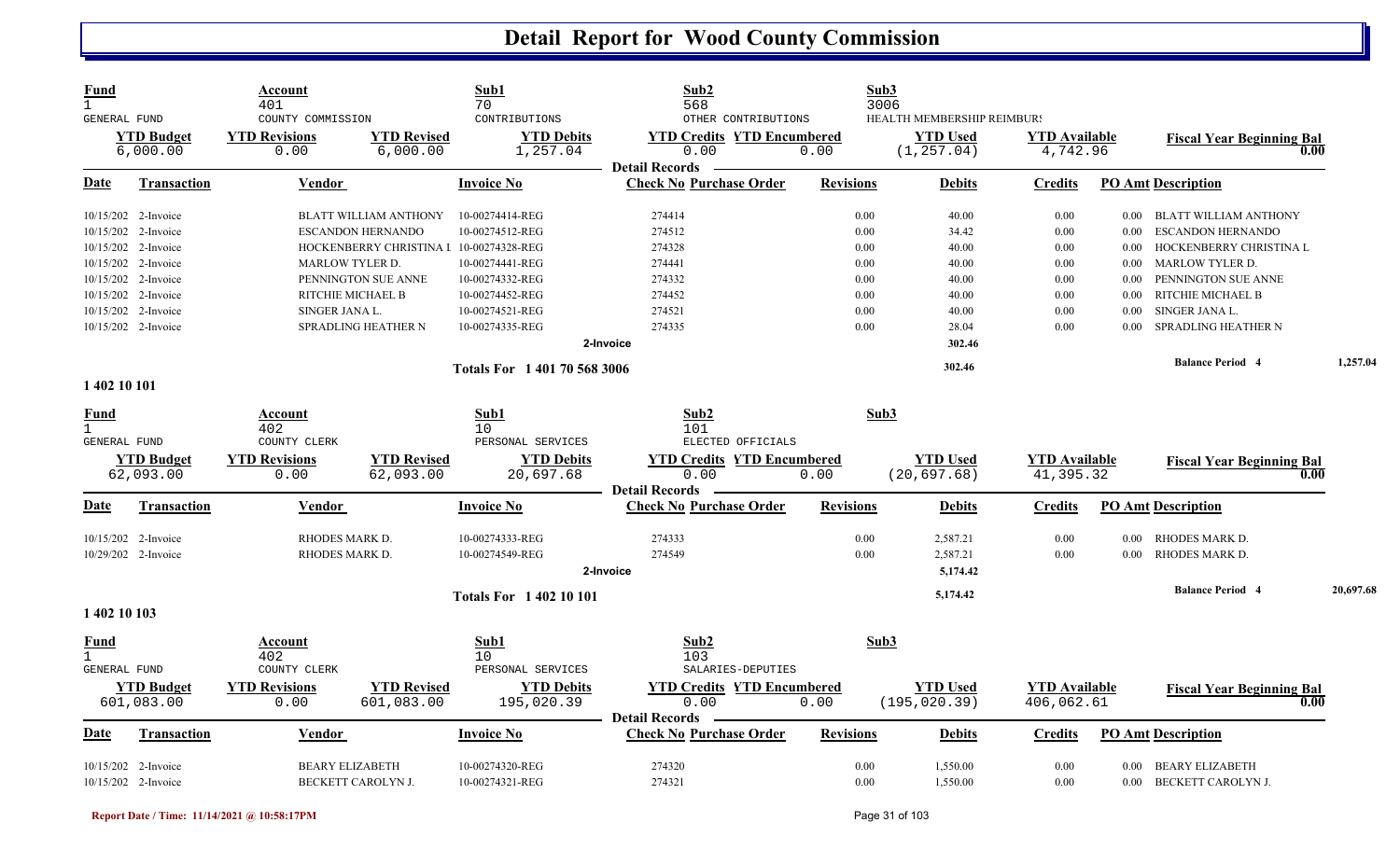# Detail Report for Wood County Commission

| Fund | Account | Sub1 | Sub2 | Sub3 |
|---|---|---|---|---|
| 1 | 401 | 70 | 568 | 3006 |
| GENERAL FUND | COUNTY COMMISSION | CONTRIBUTIONS | OTHER CONTRIBUTIONS | HEALTH MEMBERSHIP REIMBURS |

| YTD Budget | YTD Revisions | YTD Revised | YTD Debits | YTD Credits | YTD Encumbered | YTD Used | YTD Available | Fiscal Year Beginning Bal |
|---|---|---|---|---|---|---|---|---|
| 6,000.00 | 0.00 | 6,000.00 | 1,257.04 | 0.00 | 0.00 | (1,257.04) | 4,742.96 | 0.00 |

**Detail Records**

| Date | Transaction | Vendor | Invoice No | Check No | Purchase Order | Revisions | Debits | Credits | PO Amt | Description |
|---|---|---|---|---|---|---|---|---|---|---|
| 10/15/202 | 2-Invoice | BLATT WILLIAM ANTHONY | 10-00274414-REG | 274414 | | 0.00 | 40.00 | 0.00 | 0.00 | BLATT WILLIAM ANTHONY |
| 10/15/202 | 2-Invoice | ESCANDON HERNANDO | 10-00274512-REG | 274512 | | 0.00 | 34.42 | 0.00 | 0.00 | ESCANDON HERNANDO |
| 10/15/202 | 2-Invoice | HOCKENBERRY CHRISTINA L | 10-00274328-REG | 274328 | | 0.00 | 40.00 | 0.00 | 0.00 | HOCKENBERRY CHRISTINA L |
| 10/15/202 | 2-Invoice | MARLOW TYLER D. | 10-00274441-REG | 274441 | | 0.00 | 40.00 | 0.00 | 0.00 | MARLOW TYLER D. |
| 10/15/202 | 2-Invoice | PENNINGTON SUE ANNE | 10-00274332-REG | 274332 | | 0.00 | 40.00 | 0.00 | 0.00 | PENNINGTON SUE ANNE |
| 10/15/202 | 2-Invoice | RITCHIE MICHAEL B | 10-00274452-REG | 274452 | | 0.00 | 40.00 | 0.00 | 0.00 | RITCHIE MICHAEL B |
| 10/15/202 | 2-Invoice | SINGER JANA L. | 10-00274521-REG | 274521 | | 0.00 | 40.00 | 0.00 | 0.00 | SINGER JANA L. |
| 10/15/202 | 2-Invoice | SPRADLING HEATHER N | 10-00274335-REG | 274335 | | 0.00 | 28.04 | 0.00 | 0.00 | SPRADLING HEATHER N |
| | | | 2-Invoice | | | | 302.46 | | | |
| | | | Totals For 1 401 70 568 3006 | | | | 302.46 | | | Balance Period 4 — 1,257.04 |

## 1 402 10 101

| Fund | Account | Sub1 | Sub2 | Sub3 |
|---|---|---|---|---|
| 1 | 402 | 10 | 101 | |
| GENERAL FUND | COUNTY CLERK | PERSONAL SERVICES | ELECTED OFFICIALS | |

| YTD Budget | YTD Revisions | YTD Revised | YTD Debits | YTD Credits | YTD Encumbered | YTD Used | YTD Available | Fiscal Year Beginning Bal |
|---|---|---|---|---|---|---|---|---|
| 62,093.00 | 0.00 | 62,093.00 | 20,697.68 | 0.00 | 0.00 | (20,697.68) | 41,395.32 | 0.00 |

**Detail Records**

| Date | Transaction | Vendor | Invoice No | Check No | Purchase Order | Revisions | Debits | Credits | PO Amt | Description |
|---|---|---|---|---|---|---|---|---|---|---|
| 10/15/202 | 2-Invoice | RHODES MARK D. | 10-00274333-REG | 274333 | | 0.00 | 2,587.21 | 0.00 | 0.00 | RHODES MARK D. |
| 10/29/202 | 2-Invoice | RHODES MARK D. | 10-00274549-REG | 274549 | | 0.00 | 2,587.21 | 0.00 | 0.00 | RHODES MARK D. |
| | | | 2-Invoice | | | | 5,174.42 | | | |
| | | | Totals For 1 402 10 101 | | | | 5,174.42 | | | Balance Period 4 — 20,697.68 |

## 1 402 10 103

| Fund | Account | Sub1 | Sub2 | Sub3 |
|---|---|---|---|---|
| 1 | 402 | 10 | 103 | |
| GENERAL FUND | COUNTY CLERK | PERSONAL SERVICES | SALARIES-DEPUTIES | |

| YTD Budget | YTD Revisions | YTD Revised | YTD Debits | YTD Credits | YTD Encumbered | YTD Used | YTD Available | Fiscal Year Beginning Bal |
|---|---|---|---|---|---|---|---|---|
| 601,083.00 | 0.00 | 601,083.00 | 195,020.39 | 0.00 | 0.00 | (195,020.39) | 406,062.61 | 0.00 |

**Detail Records**

| Date | Transaction | Vendor | Invoice No | Check No | Purchase Order | Revisions | Debits | Credits | PO Amt | Description |
|---|---|---|---|---|---|---|---|---|---|---|
| 10/15/202 | 2-Invoice | BEARY ELIZABETH | 10-00274320-REG | 274320 | | 0.00 | 1,550.00 | 0.00 | 0.00 | BEARY ELIZABETH |
| 10/15/202 | 2-Invoice | BECKETT CAROLYN J. | 10-00274321-REG | 274321 | | 0.00 | 1,550.00 | 0.00 | 0.00 | BECKETT CAROLYN J. |

Report Date / Time: 11/14/2021 @ 10:58:17PM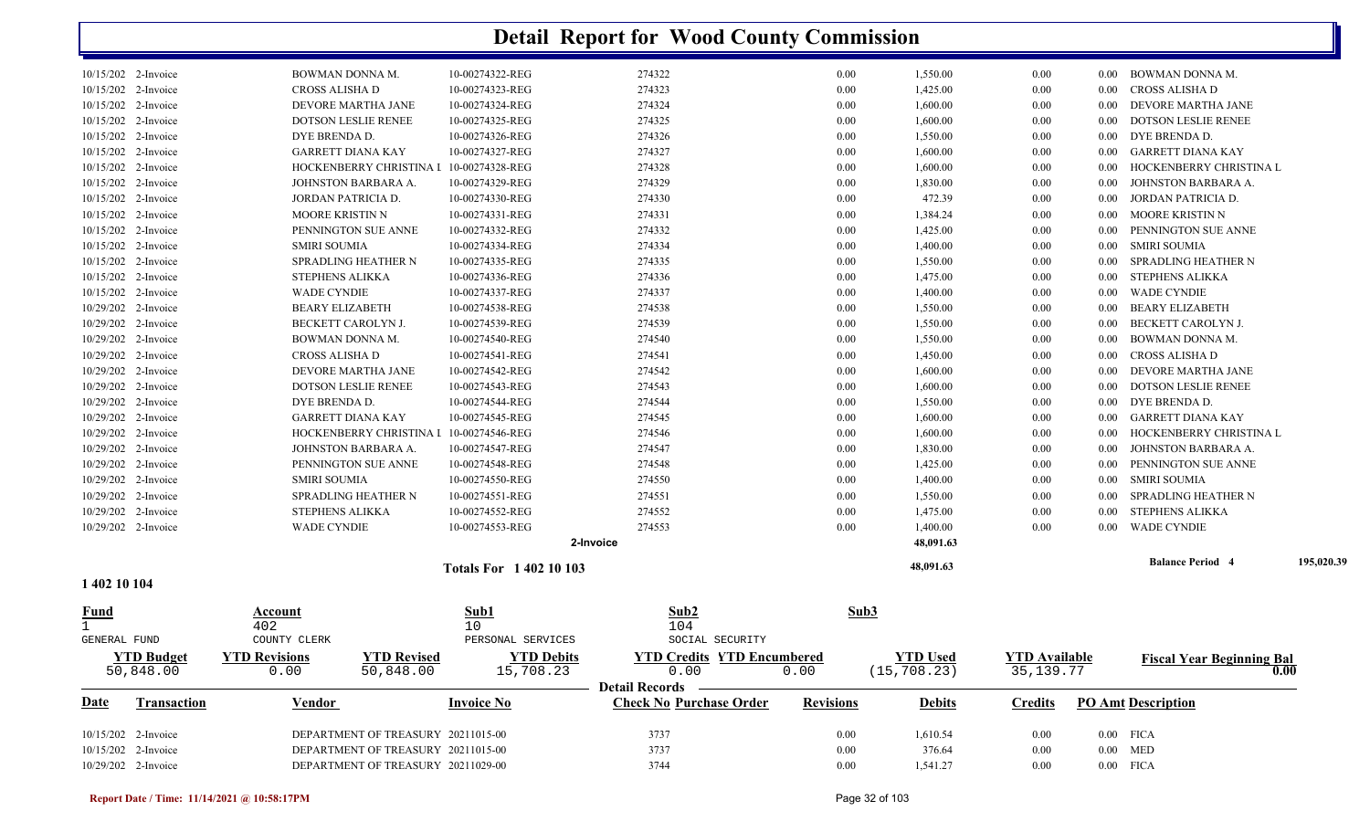# Detail Report for Wood County Commission

| Date | Transaction | Vendor | Invoice No | Check No | Purchase Order | Revisions | Debits | Credits | PO Amt | Description |
|---|---|---|---|---|---|---|---|---|---|---|
| 10/15/202 | 2-Invoice | BOWMAN DONNA M. | 10-00274322-REG | 274322 | | 0.00 | 1,550.00 | 0.00 | 0.00 | BOWMAN DONNA M. |
| 10/15/202 | 2-Invoice | CROSS ALISHA D | 10-00274323-REG | 274323 | | 0.00 | 1,425.00 | 0.00 | 0.00 | CROSS ALISHA D |
| 10/15/202 | 2-Invoice | DEVORE MARTHA JANE | 10-00274324-REG | 274324 | | 0.00 | 1,600.00 | 0.00 | 0.00 | DEVORE MARTHA JANE |
| 10/15/202 | 2-Invoice | DOTSON LESLIE RENEE | 10-00274325-REG | 274325 | | 0.00 | 1,600.00 | 0.00 | 0.00 | DOTSON LESLIE RENEE |
| 10/15/202 | 2-Invoice | DYE BRENDA D. | 10-00274326-REG | 274326 | | 0.00 | 1,550.00 | 0.00 | 0.00 | DYE BRENDA D. |
| 10/15/202 | 2-Invoice | GARRETT DIANA KAY | 10-00274327-REG | 274327 | | 0.00 | 1,600.00 | 0.00 | 0.00 | GARRETT DIANA KAY |
| 10/15/202 | 2-Invoice | HOCKENBERRY CHRISTINA L | 10-00274328-REG | 274328 | | 0.00 | 1,600.00 | 0.00 | 0.00 | HOCKENBERRY CHRISTINA L |
| 10/15/202 | 2-Invoice | JOHNSTON BARBARA A. | 10-00274329-REG | 274329 | | 0.00 | 1,830.00 | 0.00 | 0.00 | JOHNSTON BARBARA A. |
| 10/15/202 | 2-Invoice | JORDAN PATRICIA D. | 10-00274330-REG | 274330 | | 0.00 | 472.39 | 0.00 | 0.00 | JORDAN PATRICIA D. |
| 10/15/202 | 2-Invoice | MOORE KRISTIN N | 10-00274331-REG | 274331 | | 0.00 | 1,384.24 | 0.00 | 0.00 | MOORE KRISTIN N |
| 10/15/202 | 2-Invoice | PENNINGTON SUE ANNE | 10-00274332-REG | 274332 | | 0.00 | 1,425.00 | 0.00 | 0.00 | PENNINGTON SUE ANNE |
| 10/15/202 | 2-Invoice | SMIRI SOUMIA | 10-00274334-REG | 274334 | | 0.00 | 1,400.00 | 0.00 | 0.00 | SMIRI SOUMIA |
| 10/15/202 | 2-Invoice | SPRADLING HEATHER N | 10-00274335-REG | 274335 | | 0.00 | 1,550.00 | 0.00 | 0.00 | SPRADLING HEATHER N |
| 10/15/202 | 2-Invoice | STEPHENS ALIKKA | 10-00274336-REG | 274336 | | 0.00 | 1,475.00 | 0.00 | 0.00 | STEPHENS ALIKKA |
| 10/15/202 | 2-Invoice | WADE CYNDIE | 10-00274337-REG | 274337 | | 0.00 | 1,400.00 | 0.00 | 0.00 | WADE CYNDIE |
| 10/29/202 | 2-Invoice | BEARY ELIZABETH | 10-00274538-REG | 274538 | | 0.00 | 1,550.00 | 0.00 | 0.00 | BEARY ELIZABETH |
| 10/29/202 | 2-Invoice | BECKETT CAROLYN J. | 10-00274539-REG | 274539 | | 0.00 | 1,550.00 | 0.00 | 0.00 | BECKETT CAROLYN J. |
| 10/29/202 | 2-Invoice | BOWMAN DONNA M. | 10-00274540-REG | 274540 | | 0.00 | 1,550.00 | 0.00 | 0.00 | BOWMAN DONNA M. |
| 10/29/202 | 2-Invoice | CROSS ALISHA D | 10-00274541-REG | 274541 | | 0.00 | 1,450.00 | 0.00 | 0.00 | CROSS ALISHA D |
| 10/29/202 | 2-Invoice | DEVORE MARTHA JANE | 10-00274542-REG | 274542 | | 0.00 | 1,600.00 | 0.00 | 0.00 | DEVORE MARTHA JANE |
| 10/29/202 | 2-Invoice | DOTSON LESLIE RENEE | 10-00274543-REG | 274543 | | 0.00 | 1,600.00 | 0.00 | 0.00 | DOTSON LESLIE RENEE |
| 10/29/202 | 2-Invoice | DYE BRENDA D. | 10-00274544-REG | 274544 | | 0.00 | 1,550.00 | 0.00 | 0.00 | DYE BRENDA D. |
| 10/29/202 | 2-Invoice | GARRETT DIANA KAY | 10-00274545-REG | 274545 | | 0.00 | 1,600.00 | 0.00 | 0.00 | GARRETT DIANA KAY |
| 10/29/202 | 2-Invoice | HOCKENBERRY CHRISTINA L | 10-00274546-REG | 274546 | | 0.00 | 1,600.00 | 0.00 | 0.00 | HOCKENBERRY CHRISTINA L |
| 10/29/202 | 2-Invoice | JOHNSTON BARBARA A. | 10-00274547-REG | 274547 | | 0.00 | 1,830.00 | 0.00 | 0.00 | JOHNSTON BARBARA A. |
| 10/29/202 | 2-Invoice | PENNINGTON SUE ANNE | 10-00274548-REG | 274548 | | 0.00 | 1,425.00 | 0.00 | 0.00 | PENNINGTON SUE ANNE |
| 10/29/202 | 2-Invoice | SMIRI SOUMIA | 10-00274550-REG | 274550 | | 0.00 | 1,400.00 | 0.00 | 0.00 | SMIRI SOUMIA |
| 10/29/202 | 2-Invoice | SPRADLING HEATHER N | 10-00274551-REG | 274551 | | 0.00 | 1,550.00 | 0.00 | 0.00 | SPRADLING HEATHER N |
| 10/29/202 | 2-Invoice | STEPHENS ALIKKA | 10-00274552-REG | 274552 | | 0.00 | 1,475.00 | 0.00 | 0.00 | STEPHENS ALIKKA |
| 10/29/202 | 2-Invoice | WADE CYNDIE | 10-00274553-REG | 274553 | | 0.00 | 1,400.00 | 0.00 | 0.00 | WADE CYNDIE |
| | | | | 2-Invoice | | | 48,091.63 | | | |

**Totals For 1 402 10 103** — 48,091.63 — **Balance Period 4** 195,020.39

**1 402 10 104**

| Fund | Account | Sub1 | Sub2 | Sub3 |
|---|---|---|---|---|
| 1 | 402 | 10 | 104 | |
| GENERAL FUND | COUNTY CLERK | PERSONAL SERVICES | SOCIAL SECURITY | |

| YTD Budget | YTD Revisions | YTD Revised | YTD Debits | YTD Credits | YTD Encumbered | YTD Used | YTD Available | Fiscal Year Beginning Bal |
|---|---|---|---|---|---|---|---|---|
| 50,848.00 | 0.00 | 50,848.00 | 15,708.23 | 0.00 | 0.00 | (15,708.23) | 35,139.77 | 0.00 |

**Detail Records**

| Date | Transaction | Vendor | Invoice No | Check No | Purchase Order | Revisions | Debits | Credits | PO Amt | Description |
|---|---|---|---|---|---|---|---|---|---|---|
| 10/15/202 | 2-Invoice | DEPARTMENT OF TREASURY | 20211015-00 | 3737 | | 0.00 | 1,610.54 | 0.00 | 0.00 | FICA |
| 10/15/202 | 2-Invoice | DEPARTMENT OF TREASURY | 20211015-00 | 3737 | | 0.00 | 376.64 | 0.00 | 0.00 | MED |
| 10/29/202 | 2-Invoice | DEPARTMENT OF TREASURY | 20211029-00 | 3744 | | 0.00 | 1,541.27 | 0.00 | 0.00 | FICA |

Report Date / Time: 11/14/2021 @ 10:58:17PM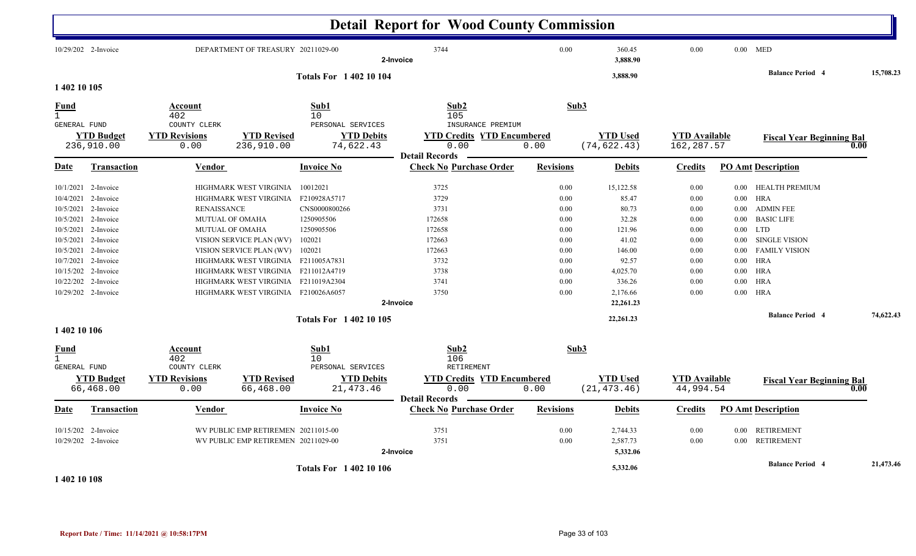# Detail Report for Wood County Commission

| Date | Transaction | Vendor | Invoice No | Check No | Purchase Order | Revisions | Debits | Credits | PO Amt | Description |
|---|---|---|---|---|---|---|---|---|---|---|
| 10/29/202 | 2-Invoice | DEPARTMENT OF TREASURY | 20211029-00 | 3744 | | 0.00 | 360.45 | 0.00 | 0.00 | MED |
| | | | | 2-Invoice | | | 3,888.90 | | | |
| | | | Totals For 1 402 10 104 | | | | 3,888.90 | | | Balance Period 4 15,708.23 |

## 1 402 10 105

| Fund | Account | Sub1 | Sub2 | Sub3 |
|---|---|---|---|---|
| 1 GENERAL FUND | 402 COUNTY CLERK | 10 PERSONAL SERVICES | 105 INSURANCE PREMIUM | |

| YTD Budget | YTD Revisions | YTD Revised | YTD Debits | YTD Credits | YTD Encumbered | YTD Used | YTD Available | Fiscal Year Beginning Bal |
|---|---|---|---|---|---|---|---|---|
| 236,910.00 | 0.00 | 236,910.00 | 74,622.43 | 0.00 | 0.00 | (74,622.43) | 162,287.57 | 0.00 |

**Detail Records**

| Date | Transaction | Vendor | Invoice No | Check No | Purchase Order | Revisions | Debits | Credits | PO Amt | Description |
|---|---|---|---|---|---|---|---|---|---|---|
| 10/1/2021 | 2-Invoice | HIGHMARK WEST VIRGINIA | 10012021 | 3725 | | 0.00 | 15,122.58 | 0.00 | 0.00 | HEALTH PREMIUM |
| 10/4/2021 | 2-Invoice | HIGHMARK WEST VIRGINIA | F210928A5717 | 3729 | | 0.00 | 85.47 | 0.00 | 0.00 | HRA |
| 10/5/2021 | 2-Invoice | RENAISSANCE | CNS0000800266 | 3731 | | 0.00 | 80.73 | 0.00 | 0.00 | ADMIN FEE |
| 10/5/2021 | 2-Invoice | MUTUAL OF OMAHA | 1250905506 | 172658 | | 0.00 | 32.28 | 0.00 | 0.00 | BASIC LIFE |
| 10/5/2021 | 2-Invoice | MUTUAL OF OMAHA | 1250905506 | 172658 | | 0.00 | 121.96 | 0.00 | 0.00 | LTD |
| 10/5/2021 | 2-Invoice | VISION SERVICE PLAN (WV) | 102021 | 172663 | | 0.00 | 41.02 | 0.00 | 0.00 | SINGLE VISION |
| 10/5/2021 | 2-Invoice | VISION SERVICE PLAN (WV) | 102021 | 172663 | | 0.00 | 146.00 | 0.00 | 0.00 | FAMILY VISION |
| 10/7/2021 | 2-Invoice | HIGHMARK WEST VIRGINIA | F211005A7831 | 3732 | | 0.00 | 92.57 | 0.00 | 0.00 | HRA |
| 10/15/202 | 2-Invoice | HIGHMARK WEST VIRGINIA | F211012A4719 | 3738 | | 0.00 | 4,025.70 | 0.00 | 0.00 | HRA |
| 10/22/202 | 2-Invoice | HIGHMARK WEST VIRGINIA | F211019A2304 | 3741 | | 0.00 | 336.26 | 0.00 | 0.00 | HRA |
| 10/29/202 | 2-Invoice | HIGHMARK WEST VIRGINIA | F210026A6057 | 3750 | | 0.00 | 2,176.66 | 0.00 | 0.00 | HRA |
| | | | | 2-Invoice | | | 22,261.23 | | | |
| | | | Totals For 1 402 10 105 | | | | 22,261.23 | | | Balance Period 4 74,622.43 |

## 1 402 10 106

| Fund | Account | Sub1 | Sub2 | Sub3 |
|---|---|---|---|---|
| 1 GENERAL FUND | 402 COUNTY CLERK | 10 PERSONAL SERVICES | 106 RETIREMENT | |

| YTD Budget | YTD Revisions | YTD Revised | YTD Debits | YTD Credits | YTD Encumbered | YTD Used | YTD Available | Fiscal Year Beginning Bal |
|---|---|---|---|---|---|---|---|---|
| 66,468.00 | 0.00 | 66,468.00 | 21,473.46 | 0.00 | 0.00 | (21,473.46) | 44,994.54 | 0.00 |

**Detail Records**

| Date | Transaction | Vendor | Invoice No | Check No | Purchase Order | Revisions | Debits | Credits | PO Amt | Description |
|---|---|---|---|---|---|---|---|---|---|---|
| 10/15/202 | 2-Invoice | WV PUBLIC EMP RETIREMEN | 20211015-00 | 3751 | | 0.00 | 2,744.33 | 0.00 | 0.00 | RETIREMENT |
| 10/29/202 | 2-Invoice | WV PUBLIC EMP RETIREMEN | 20211029-00 | 3751 | | 0.00 | 2,587.73 | 0.00 | 0.00 | RETIREMENT |
| | | | | 2-Invoice | | | 5,332.06 | | | |
| | | | Totals For 1 402 10 106 | | | | 5,332.06 | | | Balance Period 4 21,473.46 |

## 1 402 10 108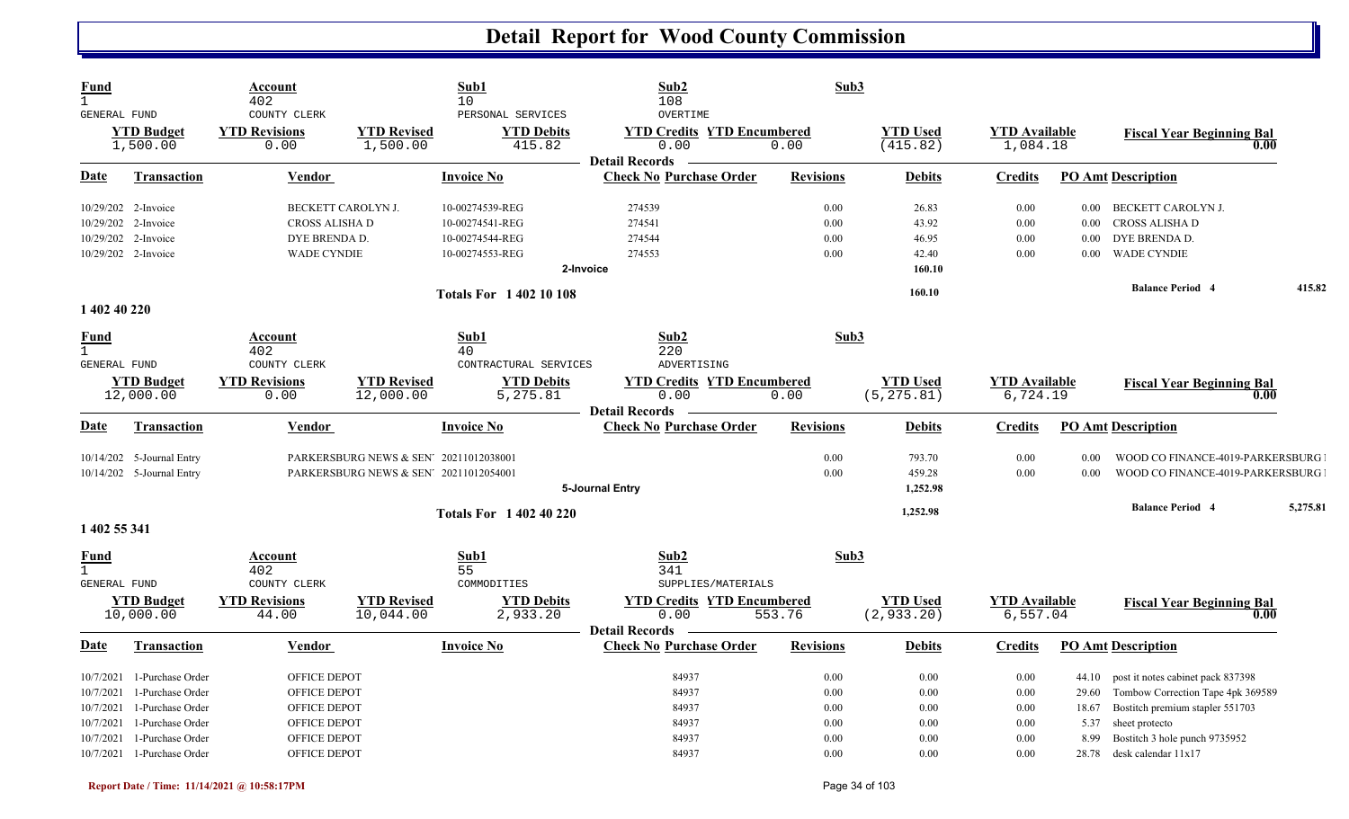# Detail Report for Wood County Commission

| Fund | Account | | Sub1 | Sub2 | Sub3 | | |
|---|---|---|---|---|---|---|---|
| 1 GENERAL FUND | 402 COUNTY CLERK | | 10 PERSONAL SERVICES | 108 OVERTIME | | | |
| **YTD Budget** | **YTD Revisions** | **YTD Revised** | **YTD Debits** | **YTD Credits** | **YTD Encumbered** | **YTD Used** | **YTD Available** | **Fiscal Year Beginning Bal** |
| 1,500.00 | 0.00 | 1,500.00 | 415.82 | 0.00 | 0.00 | (415.82) | 1,084.18 | 0.00 |

Detail Records

| Date | Transaction | Vendor | Invoice No | Check No | Purchase Order | Revisions | Debits | Credits | PO Amt | Description |
|---|---|---|---|---|---|---|---|---|---|---|
| 10/29/202 | 2-Invoice | BECKETT CAROLYN J. | 10-00274539-REG | 274539 | | 0.00 | 26.83 | 0.00 | 0.00 | BECKETT CAROLYN J. |
| 10/29/202 | 2-Invoice | CROSS ALISHA D | 10-00274541-REG | 274541 | | 0.00 | 43.92 | 0.00 | 0.00 | CROSS ALISHA D |
| 10/29/202 | 2-Invoice | DYE BRENDA D. | 10-00274544-REG | 274544 | | 0.00 | 46.95 | 0.00 | 0.00 | DYE BRENDA D. |
| 10/29/202 | 2-Invoice | WADE CYNDIE | 10-00274553-REG | 274553 | | 0.00 | 42.40 | 0.00 | 0.00 | WADE CYNDIE |
| | | | | 2-Invoice | | | 160.10 | | | |
| | | | Totals For 1 402 10 108 | | | | 160.10 | | | Balance Period 4 415.82 |

## 1 402 40 220

| Fund | Account | | Sub1 | Sub2 | Sub3 | | |
|---|---|---|---|---|---|---|---|
| 1 GENERAL FUND | 402 COUNTY CLERK | | 40 CONTRACTURAL SERVICES | 220 ADVERTISING | | | |
| **YTD Budget** | **YTD Revisions** | **YTD Revised** | **YTD Debits** | **YTD Credits** | **YTD Encumbered** | **YTD Used** | **YTD Available** | **Fiscal Year Beginning Bal** |
| 12,000.00 | 0.00 | 12,000.00 | 5,275.81 | 0.00 | 0.00 | (5,275.81) | 6,724.19 | 0.00 |

Detail Records

| Date | Transaction | Vendor | Invoice No | Check No | Purchase Order | Revisions | Debits | Credits | PO Amt | Description |
|---|---|---|---|---|---|---|---|---|---|---|
| 10/14/202 | 5-Journal Entry | PARKERSBURG NEWS & SEN | 20211012038001 | | | 0.00 | 793.70 | 0.00 | 0.00 | WOOD CO FINANCE-4019-PARKERSBURG |
| 10/14/202 | 5-Journal Entry | PARKERSBURG NEWS & SEN | 20211012054001 | | | 0.00 | 459.28 | 0.00 | 0.00 | WOOD CO FINANCE-4019-PARKERSBURG |
| | | | | 5-Journal Entry | | | 1,252.98 | | | |
| | | | Totals For 1 402 40 220 | | | | 1,252.98 | | | Balance Period 4 5,275.81 |

## 1 402 55 341

| Fund | Account | | Sub1 | Sub2 | Sub3 | | |
|---|---|---|---|---|---|---|---|
| 1 GENERAL FUND | 402 COUNTY CLERK | | 55 COMMODITIES | 341 SUPPLIES/MATERIALS | | | |
| **YTD Budget** | **YTD Revisions** | **YTD Revised** | **YTD Debits** | **YTD Credits** | **YTD Encumbered** | **YTD Used** | **YTD Available** | **Fiscal Year Beginning Bal** |
| 10,000.00 | 44.00 | 10,044.00 | 2,933.20 | 0.00 | 553.76 | (2,933.20) | 6,557.04 | 0.00 |

Detail Records

| Date | Transaction | Vendor | Invoice No | Check No | Purchase Order | Revisions | Debits | Credits | PO Amt | Description |
|---|---|---|---|---|---|---|---|---|---|---|
| 10/7/2021 | 1-Purchase Order | OFFICE DEPOT | | | 84937 | 0.00 | 0.00 | 0.00 | 44.10 | post it notes cabinet pack 837398 |
| 10/7/2021 | 1-Purchase Order | OFFICE DEPOT | | | 84937 | 0.00 | 0.00 | 0.00 | 29.60 | Tombow Correction Tape 4pk 369589 |
| 10/7/2021 | 1-Purchase Order | OFFICE DEPOT | | | 84937 | 0.00 | 0.00 | 0.00 | 18.67 | Bostitch premium stapler 551703 |
| 10/7/2021 | 1-Purchase Order | OFFICE DEPOT | | | 84937 | 0.00 | 0.00 | 0.00 | 5.37 | sheet protecto |
| 10/7/2021 | 1-Purchase Order | OFFICE DEPOT | | | 84937 | 0.00 | 0.00 | 0.00 | 8.99 | Bostitch 3 hole punch 9735952 |
| 10/7/2021 | 1-Purchase Order | OFFICE DEPOT | | | 84937 | 0.00 | 0.00 | 0.00 | 28.78 | desk calendar 11x17 |

Report Date / Time: 11/14/2021 @ 10:58:17PM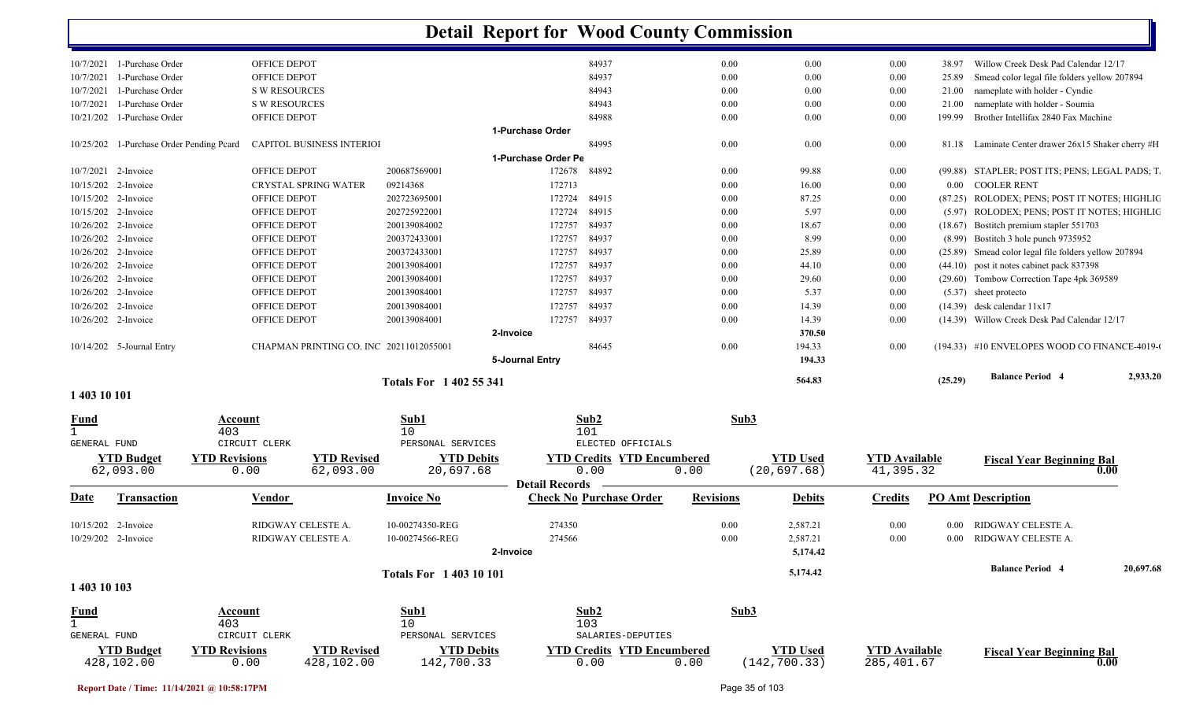# Detail Report for Wood County Commission

| Date | Transaction | Vendor | Invoice No | Check No | Purchase Order | Revisions | Debits | Credits | PO Amt | Description |
|---|---|---|---|---|---|---|---|---|---|---|
| 10/7/2021 | 1-Purchase Order | OFFICE DEPOT | | | 84937 | 0.00 | 0.00 | 0.00 | 38.97 | Willow Creek Desk Pad Calendar 12/17 |
| 10/7/2021 | 1-Purchase Order | OFFICE DEPOT | | | 84937 | 0.00 | 0.00 | 0.00 | 25.89 | Smead color legal file folders yellow 207894 |
| 10/7/2021 | 1-Purchase Order | S W RESOURCES | | | 84943 | 0.00 | 0.00 | 0.00 | 21.00 | nameplate with holder - Cyndie |
| 10/7/2021 | 1-Purchase Order | S W RESOURCES | | | 84943 | 0.00 | 0.00 | 0.00 | 21.00 | nameplate with holder - Soumia |
| 10/21/202 | 1-Purchase Order | OFFICE DEPOT | | | 84988 | 0.00 | 0.00 | 0.00 | 199.99 | Brother Intellifax 2840 Fax Machine |
| | | | | 1-Purchase Order | | | | | | |
| 10/25/202 | 1-Purchase Order Pending Pcard | CAPITOL BUSINESS INTERIOI | | | 84995 | 0.00 | 0.00 | 0.00 | 81.18 | Laminate Center drawer 26x15 Shaker cherry #H |
| | | | | 1-Purchase Order Pe | | | | | | |
| 10/7/2021 | 2-Invoice | OFFICE DEPOT | 200687569001 | 172678 | 84892 | 0.00 | 99.88 | 0.00 | (99.88) | STAPLER; POST ITS; PENS; LEGAL PADS; T. |
| 10/15/202 | 2-Invoice | CRYSTAL SPRING WATER | 09214368 | 172713 | | 0.00 | 16.00 | 0.00 | 0.00 | COOLER RENT |
| 10/15/202 | 2-Invoice | OFFICE DEPOT | 202723695001 | 172724 | 84915 | 0.00 | 87.25 | 0.00 | (87.25) | ROLODEX; PENS; POST IT NOTES; HIGHLIG |
| 10/15/202 | 2-Invoice | OFFICE DEPOT | 202725922001 | 172724 | 84915 | 0.00 | 5.97 | 0.00 | (5.97) | ROLODEX; PENS; POST IT NOTES; HIGHLIG |
| 10/26/202 | 2-Invoice | OFFICE DEPOT | 200139084002 | 172757 | 84937 | 0.00 | 18.67 | 0.00 | (18.67) | Bostitch premium stapler 551703 |
| 10/26/202 | 2-Invoice | OFFICE DEPOT | 200372433001 | 172757 | 84937 | 0.00 | 8.99 | 0.00 | (8.99) | Bostitch 3 hole punch 9735952 |
| 10/26/202 | 2-Invoice | OFFICE DEPOT | 200372433001 | 172757 | 84937 | 0.00 | 25.89 | 0.00 | (25.89) | Smead color legal file folders yellow 207894 |
| 10/26/202 | 2-Invoice | OFFICE DEPOT | 200139084001 | 172757 | 84937 | 0.00 | 44.10 | 0.00 | (44.10) | post it notes cabinet pack 837398 |
| 10/26/202 | 2-Invoice | OFFICE DEPOT | 200139084001 | 172757 | 84937 | 0.00 | 29.60 | 0.00 | (29.60) | Tombow Correction Tape 4pk 369589 |
| 10/26/202 | 2-Invoice | OFFICE DEPOT | 200139084001 | 172757 | 84937 | 0.00 | 5.37 | 0.00 | (5.37) | sheet protecto |
| 10/26/202 | 2-Invoice | OFFICE DEPOT | 200139084001 | 172757 | 84937 | 0.00 | 14.39 | 0.00 | (14.39) | desk calendar 11x17 |
| 10/26/202 | 2-Invoice | OFFICE DEPOT | 200139084001 | 172757 | 84937 | 0.00 | 14.39 | 0.00 | (14.39) | Willow Creek Desk Pad Calendar 12/17 |
| | | | | 2-Invoice | | | 370.50 | | | |
| 10/14/202 | 5-Journal Entry | CHAPMAN PRINTING CO. INC | 20211012055001 | | 84645 | 0.00 | 194.33 | 0.00 | (194.33) | #10 ENVELOPES WOOD CO FINANCE-4019-( |
| | | | | 5-Journal Entry | | | 194.33 | | | |
| | | | Totals For 1 402 55 341 | | | | 564.83 | | (25.29) | Balance Period 4 — 2,933.20 |

## 1 403 10 101

| Fund | Account | Sub1 | Sub2 | Sub3 |
|---|---|---|---|---|
| 1 GENERAL FUND | 403 CIRCUIT CLERK | 10 PERSONAL SERVICES | 101 ELECTED OFFICIALS | |

| YTD Budget | YTD Revisions | YTD Revised | YTD Debits | YTD Credits | YTD Encumbered | YTD Used | YTD Available | Fiscal Year Beginning Bal |
|---|---|---|---|---|---|---|---|---|
| 62,093.00 | 0.00 | 62,093.00 | 20,697.68 | 0.00 | 0.00 | (20,697.68) | 41,395.32 | 0.00 |

**Detail Records**

| Date | Transaction | Vendor | Invoice No | Check No | Purchase Order | Revisions | Debits | Credits | PO Amt | Description |
|---|---|---|---|---|---|---|---|---|---|---|
| 10/15/202 | 2-Invoice | RIDGWAY CELESTE A. | 10-00274350-REG | 274350 | | 0.00 | 2,587.21 | 0.00 | 0.00 | RIDGWAY CELESTE A. |
| 10/29/202 | 2-Invoice | RIDGWAY CELESTE A. | 10-00274566-REG | 274566 | | 0.00 | 2,587.21 | 0.00 | 0.00 | RIDGWAY CELESTE A. |
| | | | | 2-Invoice | | | 5,174.42 | | | |
| | | | Totals For 1 403 10 101 | | | | 5,174.42 | | | Balance Period 4 — 20,697.68 |

## 1 403 10 103

| Fund | Account | Sub1 | Sub2 | Sub3 |
|---|---|---|---|---|
| 1 GENERAL FUND | 403 CIRCUIT CLERK | 10 PERSONAL SERVICES | 103 SALARIES-DEPUTIES | |

| YTD Budget | YTD Revisions | YTD Revised | YTD Debits | YTD Credits | YTD Encumbered | YTD Used | YTD Available | Fiscal Year Beginning Bal |
|---|---|---|---|---|---|---|---|---|
| 428,102.00 | 0.00 | 428,102.00 | 142,700.33 | 0.00 | 0.00 | (142,700.33) | 285,401.67 | 0.00 |

Report Date / Time: 11/14/2021 @ 10:58:17PM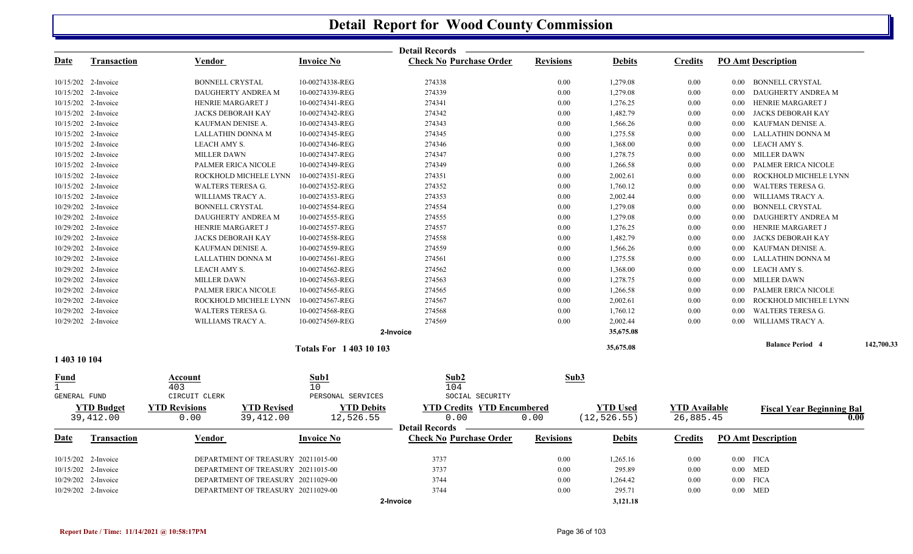# Detail Report for Wood County Commission

Detail Records

| Date | Transaction | Vendor | Invoice No | Check No | Purchase Order | Revisions | Debits | Credits | PO Amt | Description |
|---|---|---|---|---|---|---|---|---|---|---|
| 10/15/202 | 2-Invoice | BONNELL CRYSTAL | 10-00274338-REG | 274338 | | 0.00 | 1,279.08 | 0.00 | 0.00 | BONNELL CRYSTAL |
| 10/15/202 | 2-Invoice | DAUGHERTY ANDREA M | 10-00274339-REG | 274339 | | 0.00 | 1,279.08 | 0.00 | 0.00 | DAUGHERTY ANDREA M |
| 10/15/202 | 2-Invoice | HENRIE MARGARET J | 10-00274341-REG | 274341 | | 0.00 | 1,276.25 | 0.00 | 0.00 | HENRIE MARGARET J |
| 10/15/202 | 2-Invoice | JACKS DEBORAH KAY | 10-00274342-REG | 274342 | | 0.00 | 1,482.79 | 0.00 | 0.00 | JACKS DEBORAH KAY |
| 10/15/202 | 2-Invoice | KAUFMAN DENISE A. | 10-00274343-REG | 274343 | | 0.00 | 1,566.26 | 0.00 | 0.00 | KAUFMAN DENISE A. |
| 10/15/202 | 2-Invoice | LALLATHIN DONNA M | 10-00274345-REG | 274345 | | 0.00 | 1,275.58 | 0.00 | 0.00 | LALLATHIN DONNA M |
| 10/15/202 | 2-Invoice | LEACH AMY S. | 10-00274346-REG | 274346 | | 0.00 | 1,368.00 | 0.00 | 0.00 | LEACH AMY S. |
| 10/15/202 | 2-Invoice | MILLER DAWN | 10-00274347-REG | 274347 | | 0.00 | 1,278.75 | 0.00 | 0.00 | MILLER DAWN |
| 10/15/202 | 2-Invoice | PALMER ERICA NICOLE | 10-00274349-REG | 274349 | | 0.00 | 1,266.58 | 0.00 | 0.00 | PALMER ERICA NICOLE |
| 10/15/202 | 2-Invoice | ROCKHOLD MICHELE LYNN | 10-00274351-REG | 274351 | | 0.00 | 2,002.61 | 0.00 | 0.00 | ROCKHOLD MICHELE LYNN |
| 10/15/202 | 2-Invoice | WALTERS TERESA G. | 10-00274352-REG | 274352 | | 0.00 | 1,760.12 | 0.00 | 0.00 | WALTERS TERESA G. |
| 10/15/202 | 2-Invoice | WILLIAMS TRACY A. | 10-00274353-REG | 274353 | | 0.00 | 2,002.44 | 0.00 | 0.00 | WILLIAMS TRACY A. |
| 10/29/202 | 2-Invoice | BONNELL CRYSTAL | 10-00274554-REG | 274554 | | 0.00 | 1,279.08 | 0.00 | 0.00 | BONNELL CRYSTAL |
| 10/29/202 | 2-Invoice | DAUGHERTY ANDREA M | 10-00274555-REG | 274555 | | 0.00 | 1,279.08 | 0.00 | 0.00 | DAUGHERTY ANDREA M |
| 10/29/202 | 2-Invoice | HENRIE MARGARET J | 10-00274557-REG | 274557 | | 0.00 | 1,276.25 | 0.00 | 0.00 | HENRIE MARGARET J |
| 10/29/202 | 2-Invoice | JACKS DEBORAH KAY | 10-00274558-REG | 274558 | | 0.00 | 1,482.79 | 0.00 | 0.00 | JACKS DEBORAH KAY |
| 10/29/202 | 2-Invoice | KAUFMAN DENISE A. | 10-00274559-REG | 274559 | | 0.00 | 1,566.26 | 0.00 | 0.00 | KAUFMAN DENISE A. |
| 10/29/202 | 2-Invoice | LALLATHIN DONNA M | 10-00274561-REG | 274561 | | 0.00 | 1,275.58 | 0.00 | 0.00 | LALLATHIN DONNA M |
| 10/29/202 | 2-Invoice | LEACH AMY S. | 10-00274562-REG | 274562 | | 0.00 | 1,368.00 | 0.00 | 0.00 | LEACH AMY S. |
| 10/29/202 | 2-Invoice | MILLER DAWN | 10-00274563-REG | 274563 | | 0.00 | 1,278.75 | 0.00 | 0.00 | MILLER DAWN |
| 10/29/202 | 2-Invoice | PALMER ERICA NICOLE | 10-00274565-REG | 274565 | | 0.00 | 1,266.58 | 0.00 | 0.00 | PALMER ERICA NICOLE |
| 10/29/202 | 2-Invoice | ROCKHOLD MICHELE LYNN | 10-00274567-REG | 274567 | | 0.00 | 2,002.61 | 0.00 | 0.00 | ROCKHOLD MICHELE LYNN |
| 10/29/202 | 2-Invoice | WALTERS TERESA G. | 10-00274568-REG | 274568 | | 0.00 | 1,760.12 | 0.00 | 0.00 | WALTERS TERESA G. |
| 10/29/202 | 2-Invoice | WILLIAMS TRACY A. | 10-00274569-REG | 274569 | | 0.00 | 2,002.44 | 0.00 | 0.00 | WILLIAMS TRACY A. |
| | | | | 2-Invoice | | | 35,675.08 | | | |
| | | | Totals For 1 403 10 103 | | | | 35,675.08 | | | Balance Period 4 — 142,700.33 |

## 1 403 10 104

| Fund | Account | Sub1 | Sub2 | Sub3 |
|---|---|---|---|---|
| 1 | 403 | 10 | 104 | |
| GENERAL FUND | CIRCUIT CLERK | PERSONAL SERVICES | SOCIAL SECURITY | |

| YTD Budget | YTD Revisions | YTD Revised | YTD Debits | YTD Credits | YTD Encumbered | YTD Used | YTD Available | Fiscal Year Beginning Bal |
|---|---|---|---|---|---|---|---|---|
| 39,412.00 | 0.00 | 39,412.00 | 12,526.55 | 0.00 | 0.00 | (12,526.55) | 26,885.45 | 0.00 |

Detail Records

| Date | Transaction | Vendor | Invoice No | Check No | Purchase Order | Revisions | Debits | Credits | PO Amt | Description |
|---|---|---|---|---|---|---|---|---|---|---|
| 10/15/202 | 2-Invoice | DEPARTMENT OF TREASURY | 20211015-00 | 3737 | | 0.00 | 1,265.16 | 0.00 | 0.00 | FICA |
| 10/15/202 | 2-Invoice | DEPARTMENT OF TREASURY | 20211015-00 | 3737 | | 0.00 | 295.89 | 0.00 | 0.00 | MED |
| 10/29/202 | 2-Invoice | DEPARTMENT OF TREASURY | 20211029-00 | 3744 | | 0.00 | 1,264.42 | 0.00 | 0.00 | FICA |
| 10/29/202 | 2-Invoice | DEPARTMENT OF TREASURY | 20211029-00 | 3744 | | 0.00 | 295.71 | 0.00 | 0.00 | MED |
| | | | | 2-Invoice | | | 3,121.18 | | | |

Report Date / Time: 11/14/2021 @ 10:58:17PM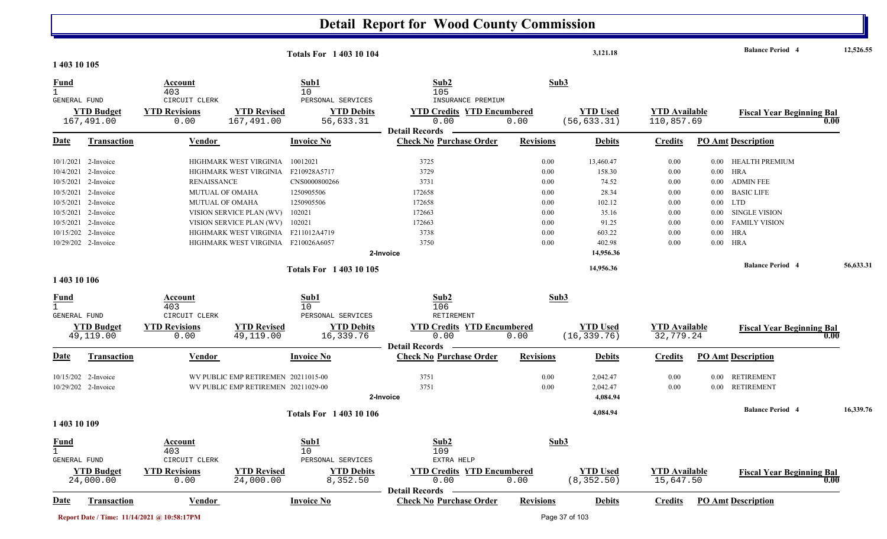# Detail Report for Wood County Commission

| Totals For 1 403 10 104 | 3,121.18 | Balance Period 4 | 12,526.55 |
|---|---|---|---|

## 1 403 10 105

| Fund | Account | Sub1 | Sub2 | Sub3 |
|---|---|---|---|---|
| 1 | 403 | 10 | 105 | |
| GENERAL FUND | CIRCUIT CLERK | PERSONAL SERVICES | INSURANCE PREMIUM | |

| YTD Budget | YTD Revisions | YTD Revised | YTD Debits | YTD Credits | YTD Encumbered | YTD Used | YTD Available | Fiscal Year Beginning Bal |
|---|---|---|---|---|---|---|---|---|
| 167,491.00 | 0.00 | 167,491.00 | 56,633.31 | 0.00 | 0.00 | (56,633.31) | 110,857.69 | 0.00 |

**Detail Records**

| Date | Transaction | Vendor | Invoice No | Check No | Purchase Order | Revisions | Debits | Credits | PO Amt | Description |
|---|---|---|---|---|---|---|---|---|---|---|
| 10/1/2021 | 2-Invoice | HIGHMARK WEST VIRGINIA | 10012021 | 3725 | | 0.00 | 13,460.47 | 0.00 | 0.00 | HEALTH PREMIUM |
| 10/4/2021 | 2-Invoice | HIGHMARK WEST VIRGINIA | F210928A5717 | 3729 | | 0.00 | 158.30 | 0.00 | 0.00 | HRA |
| 10/5/2021 | 2-Invoice | RENAISSANCE | CNS0000800266 | 3731 | | 0.00 | 74.52 | 0.00 | 0.00 | ADMIN FEE |
| 10/5/2021 | 2-Invoice | MUTUAL OF OMAHA | 1250905506 | 172658 | | 0.00 | 28.34 | 0.00 | 0.00 | BASIC LIFE |
| 10/5/2021 | 2-Invoice | MUTUAL OF OMAHA | 1250905506 | 172658 | | 0.00 | 102.12 | 0.00 | 0.00 | LTD |
| 10/5/2021 | 2-Invoice | VISION SERVICE PLAN (WV) | 102021 | 172663 | | 0.00 | 35.16 | 0.00 | 0.00 | SINGLE VISION |
| 10/5/2021 | 2-Invoice | VISION SERVICE PLAN (WV) | 102021 | 172663 | | 0.00 | 91.25 | 0.00 | 0.00 | FAMILY VISION |
| 10/15/202 | 2-Invoice | HIGHMARK WEST VIRGINIA | F211012A4719 | 3738 | | 0.00 | 603.22 | 0.00 | 0.00 | HRA |
| 10/29/202 | 2-Invoice | HIGHMARK WEST VIRGINIA | F210026A6057 | 3750 | | 0.00 | 402.98 | 0.00 | 0.00 | HRA |
| | | | 2-Invoice | | | | 14,956.36 | | | |

| Totals For 1 403 10 105 | 14,956.36 | Balance Period 4 | 56,633.31 |
|---|---|---|---|

## 1 403 10 106

| Fund | Account | Sub1 | Sub2 | Sub3 |
|---|---|---|---|---|
| 1 | 403 | 10 | 106 | |
| GENERAL FUND | CIRCUIT CLERK | PERSONAL SERVICES | RETIREMENT | |

| YTD Budget | YTD Revisions | YTD Revised | YTD Debits | YTD Credits | YTD Encumbered | YTD Used | YTD Available | Fiscal Year Beginning Bal |
|---|---|---|---|---|---|---|---|---|
| 49,119.00 | 0.00 | 49,119.00 | 16,339.76 | 0.00 | 0.00 | (16,339.76) | 32,779.24 | 0.00 |

**Detail Records**

| Date | Transaction | Vendor | Invoice No | Check No | Purchase Order | Revisions | Debits | Credits | PO Amt | Description |
|---|---|---|---|---|---|---|---|---|---|---|
| 10/15/202 | 2-Invoice | WV PUBLIC EMP RETIREMEN | 20211015-00 | 3751 | | 0.00 | 2,042.47 | 0.00 | 0.00 | RETIREMENT |
| 10/29/202 | 2-Invoice | WV PUBLIC EMP RETIREMEN | 20211029-00 | 3751 | | 0.00 | 2,042.47 | 0.00 | 0.00 | RETIREMENT |
| | | | 2-Invoice | | | | 4,084.94 | | | |

| Totals For 1 403 10 106 | 4,084.94 | Balance Period 4 | 16,339.76 |
|---|---|---|---|

## 1 403 10 109

| Fund | Account | Sub1 | Sub2 | Sub3 |
|---|---|---|---|---|
| 1 | 403 | 10 | 109 | |
| GENERAL FUND | CIRCUIT CLERK | PERSONAL SERVICES | EXTRA HELP | |

| YTD Budget | YTD Revisions | YTD Revised | YTD Debits | YTD Credits | YTD Encumbered | YTD Used | YTD Available | Fiscal Year Beginning Bal |
|---|---|---|---|---|---|---|---|---|
| 24,000.00 | 0.00 | 24,000.00 | 8,352.50 | 0.00 | 0.00 | (8,352.50) | 15,647.50 | 0.00 |

**Detail Records**

| Date | Transaction | Vendor | Invoice No | Check No | Purchase Order | Revisions | Debits | Credits | PO Amt | Description |
|---|---|---|---|---|---|---|---|---|---|---|

Report Date / Time: 11/14/2021 @ 10:58:17PM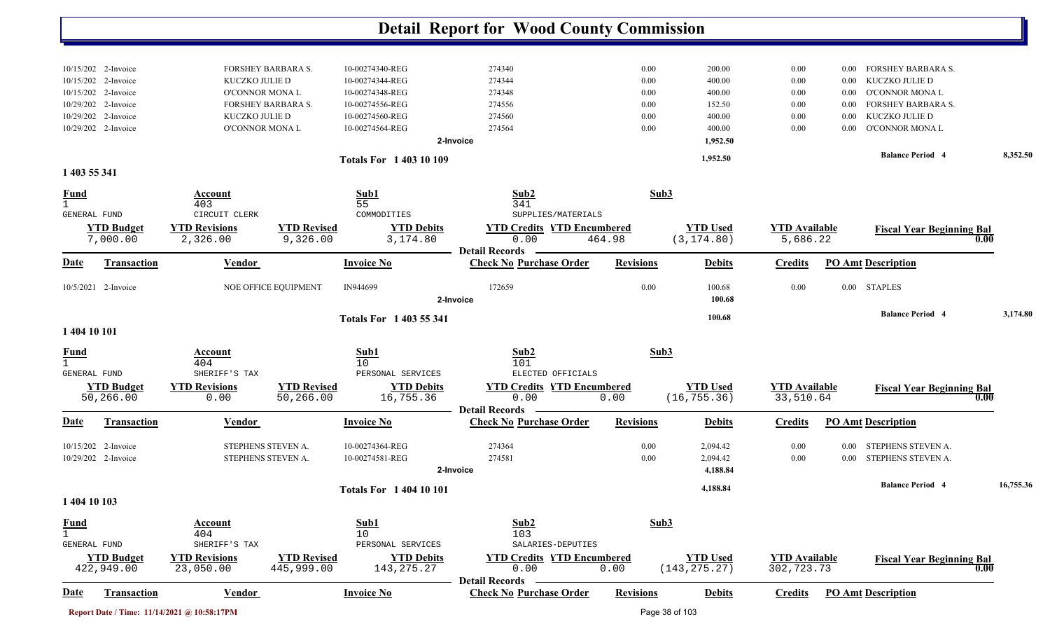# Detail Report for Wood County Commission

| Date | Transaction | Vendor | Invoice No | Check No | Purchase Order | Revisions | Debits | Credits | PO Amt | Description |
|---|---|---|---|---|---|---|---|---|---|---|
| 10/15/202 | 2-Invoice | FORSHEY BARBARA S. | 10-00274340-REG | 274340 | | 0.00 | 200.00 | 0.00 | 0.00 | FORSHEY BARBARA S. |
| 10/15/202 | 2-Invoice | KUCZKO JULIE D | 10-00274344-REG | 274344 | | 0.00 | 400.00 | 0.00 | 0.00 | KUCZKO JULIE D |
| 10/15/202 | 2-Invoice | O'CONNOR MONA L | 10-00274348-REG | 274348 | | 0.00 | 400.00 | 0.00 | 0.00 | O'CONNOR MONA L |
| 10/29/202 | 2-Invoice | FORSHEY BARBARA S. | 10-00274556-REG | 274556 | | 0.00 | 152.50 | 0.00 | 0.00 | FORSHEY BARBARA S. |
| 10/29/202 | 2-Invoice | KUCZKO JULIE D | 10-00274560-REG | 274560 | | 0.00 | 400.00 | 0.00 | 0.00 | KUCZKO JULIE D |
| 10/29/202 | 2-Invoice | O'CONNOR MONA L | 10-00274564-REG | 274564 | | 0.00 | 400.00 | 0.00 | 0.00 | O'CONNOR MONA L |
| | | | | 2-Invoice | | | 1,952.50 | | | |

**Totals For 1 403 10 109** — 1,952.50 — **Balance Period 4** 8,352.50

## 1 403 55 341

| Fund | Account | Sub1 | Sub2 | Sub3 |
|---|---|---|---|---|
| 1 GENERAL FUND | 403 CIRCUIT CLERK | 55 COMMODITIES | 341 SUPPLIES/MATERIALS | |

| YTD Budget | YTD Revisions | YTD Revised | YTD Debits | YTD Credits | YTD Encumbered | YTD Used | YTD Available | Fiscal Year Beginning Bal |
|---|---|---|---|---|---|---|---|---|
| 7,000.00 | 2,326.00 | 9,326.00 | 3,174.80 | 0.00 | 464.98 | (3,174.80) | 5,686.22 | 0.00 |

**Detail Records**

| Date | Transaction | Vendor | Invoice No | Check No | Purchase Order | Revisions | Debits | Credits | PO Amt | Description |
|---|---|---|---|---|---|---|---|---|---|---|
| 10/5/2021 | 2-Invoice | NOE OFFICE EQUIPMENT | IN944699 | 172659 | | 0.00 | 100.68 | 0.00 | 0.00 | STAPLES |
| | | | | 2-Invoice | | | 100.68 | | | |

**Totals For 1 403 55 341** — 100.68 — **Balance Period 4** 3,174.80

## 1 404 10 101

| Fund | Account | Sub1 | Sub2 | Sub3 |
|---|---|---|---|---|
| 1 GENERAL FUND | 404 SHERIFF'S TAX | 10 PERSONAL SERVICES | 101 ELECTED OFFICIALS | |

| YTD Budget | YTD Revisions | YTD Revised | YTD Debits | YTD Credits | YTD Encumbered | YTD Used | YTD Available | Fiscal Year Beginning Bal |
|---|---|---|---|---|---|---|---|---|
| 50,266.00 | 0.00 | 50,266.00 | 16,755.36 | 0.00 | 0.00 | (16,755.36) | 33,510.64 | 0.00 |

**Detail Records**

| Date | Transaction | Vendor | Invoice No | Check No | Purchase Order | Revisions | Debits | Credits | PO Amt | Description |
|---|---|---|---|---|---|---|---|---|---|---|
| 10/15/202 | 2-Invoice | STEPHENS STEVEN A. | 10-00274364-REG | 274364 | | 0.00 | 2,094.42 | 0.00 | 0.00 | STEPHENS STEVEN A. |
| 10/29/202 | 2-Invoice | STEPHENS STEVEN A. | 10-00274581-REG | 274581 | | 0.00 | 2,094.42 | 0.00 | 0.00 | STEPHENS STEVEN A. |
| | | | | 2-Invoice | | | 4,188.84 | | | |

**Totals For 1 404 10 101** — 4,188.84 — **Balance Period 4** 16,755.36

## 1 404 10 103

| Fund | Account | Sub1 | Sub2 | Sub3 |
|---|---|---|---|---|
| 1 GENERAL FUND | 404 SHERIFF'S TAX | 10 PERSONAL SERVICES | 103 SALARIES-DEPUTIES | |

| YTD Budget | YTD Revisions | YTD Revised | YTD Debits | YTD Credits | YTD Encumbered | YTD Used | YTD Available | Fiscal Year Beginning Bal |
|---|---|---|---|---|---|---|---|---|
| 422,949.00 | 23,050.00 | 445,999.00 | 143,275.27 | 0.00 | 0.00 | (143,275.27) | 302,723.73 | 0.00 |

**Detail Records**

| Date | Transaction | Vendor | Invoice No | Check No | Purchase Order | Revisions | Debits | Credits | PO Amt | Description |
|---|---|---|---|---|---|---|---|---|---|---|

Report Date / Time: 11/14/2021 @ 10:58:17PM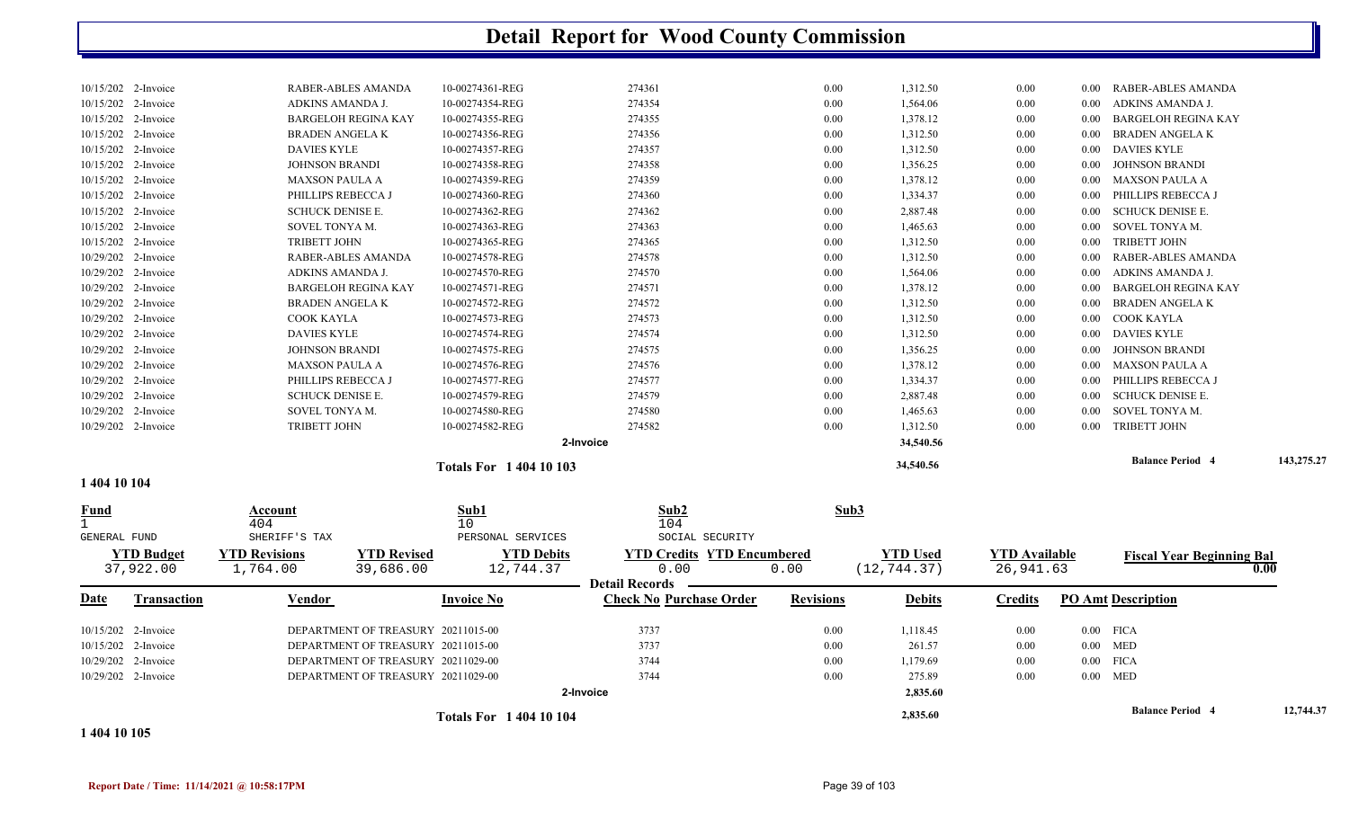# Detail Report for Wood County Commission

| Date | Transaction | Vendor | Invoice No | Check No Purchase Order | Revisions | Debits | Credits | PO Amt | Description |
|---|---|---|---|---|---|---|---|---|---|
| 10/15/202 | 2-Invoice | RABER-ABLES AMANDA | 10-00274361-REG | 274361 | 0.00 | 1,312.50 | 0.00 | 0.00 | RABER-ABLES AMANDA |
| 10/15/202 | 2-Invoice | ADKINS AMANDA J. | 10-00274354-REG | 274354 | 0.00 | 1,564.06 | 0.00 | 0.00 | ADKINS AMANDA J. |
| 10/15/202 | 2-Invoice | BARGELOH REGINA KAY | 10-00274355-REG | 274355 | 0.00 | 1,378.12 | 0.00 | 0.00 | BARGELOH REGINA KAY |
| 10/15/202 | 2-Invoice | BRADEN ANGELA K | 10-00274356-REG | 274356 | 0.00 | 1,312.50 | 0.00 | 0.00 | BRADEN ANGELA K |
| 10/15/202 | 2-Invoice | DAVIES KYLE | 10-00274357-REG | 274357 | 0.00 | 1,312.50 | 0.00 | 0.00 | DAVIES KYLE |
| 10/15/202 | 2-Invoice | JOHNSON BRANDI | 10-00274358-REG | 274358 | 0.00 | 1,356.25 | 0.00 | 0.00 | JOHNSON BRANDI |
| 10/15/202 | 2-Invoice | MAXSON PAULA A | 10-00274359-REG | 274359 | 0.00 | 1,378.12 | 0.00 | 0.00 | MAXSON PAULA A |
| 10/15/202 | 2-Invoice | PHILLIPS REBECCA J | 10-00274360-REG | 274360 | 0.00 | 1,334.37 | 0.00 | 0.00 | PHILLIPS REBECCA J |
| 10/15/202 | 2-Invoice | SCHUCK DENISE E. | 10-00274362-REG | 274362 | 0.00 | 2,887.48 | 0.00 | 0.00 | SCHUCK DENISE E. |
| 10/15/202 | 2-Invoice | SOVEL TONYA M. | 10-00274363-REG | 274363 | 0.00 | 1,465.63 | 0.00 | 0.00 | SOVEL TONYA M. |
| 10/15/202 | 2-Invoice | TRIBETT JOHN | 10-00274365-REG | 274365 | 0.00 | 1,312.50 | 0.00 | 0.00 | TRIBETT JOHN |
| 10/29/202 | 2-Invoice | RABER-ABLES AMANDA | 10-00274578-REG | 274578 | 0.00 | 1,312.50 | 0.00 | 0.00 | RABER-ABLES AMANDA |
| 10/29/202 | 2-Invoice | ADKINS AMANDA J. | 10-00274570-REG | 274570 | 0.00 | 1,564.06 | 0.00 | 0.00 | ADKINS AMANDA J. |
| 10/29/202 | 2-Invoice | BARGELOH REGINA KAY | 10-00274571-REG | 274571 | 0.00 | 1,378.12 | 0.00 | 0.00 | BARGELOH REGINA KAY |
| 10/29/202 | 2-Invoice | BRADEN ANGELA K | 10-00274572-REG | 274572 | 0.00 | 1,312.50 | 0.00 | 0.00 | BRADEN ANGELA K |
| 10/29/202 | 2-Invoice | COOK KAYLA | 10-00274573-REG | 274573 | 0.00 | 1,312.50 | 0.00 | 0.00 | COOK KAYLA |
| 10/29/202 | 2-Invoice | DAVIES KYLE | 10-00274574-REG | 274574 | 0.00 | 1,312.50 | 0.00 | 0.00 | DAVIES KYLE |
| 10/29/202 | 2-Invoice | JOHNSON BRANDI | 10-00274575-REG | 274575 | 0.00 | 1,356.25 | 0.00 | 0.00 | JOHNSON BRANDI |
| 10/29/202 | 2-Invoice | MAXSON PAULA A | 10-00274576-REG | 274576 | 0.00 | 1,378.12 | 0.00 | 0.00 | MAXSON PAULA A |
| 10/29/202 | 2-Invoice | PHILLIPS REBECCA J | 10-00274577-REG | 274577 | 0.00 | 1,334.37 | 0.00 | 0.00 | PHILLIPS REBECCA J |
| 10/29/202 | 2-Invoice | SCHUCK DENISE E. | 10-00274579-REG | 274579 | 0.00 | 2,887.48 | 0.00 | 0.00 | SCHUCK DENISE E. |
| 10/29/202 | 2-Invoice | SOVEL TONYA M. | 10-00274580-REG | 274580 | 0.00 | 1,465.63 | 0.00 | 0.00 | SOVEL TONYA M. |
| 10/29/202 | 2-Invoice | TRIBETT JOHN | 10-00274582-REG | 274582 | 0.00 | 1,312.50 | 0.00 | 0.00 | TRIBETT JOHN |
| | | | | 2-Invoice | | 34,540.56 | | | |
| | | | Totals For 1 404 10 103 | | | 34,540.56 | | | Balance Period 4 143,275.27 |

## 1 404 10 104

| Fund | Account | Sub1 | Sub2 | Sub3 |
|---|---|---|---|---|
| 1 | 404 | 10 | 104 | |
| GENERAL FUND | SHERIFF'S TAX | PERSONAL SERVICES | SOCIAL SECURITY | |

| YTD Budget | YTD Revisions | YTD Revised | YTD Debits | YTD Credits | YTD Encumbered | YTD Used | YTD Available | Fiscal Year Beginning Bal |
|---|---|---|---|---|---|---|---|---|
| 37,922.00 | 1,764.00 | 39,686.00 | 12,744.37 | 0.00 | 0.00 | (12,744.37) | 26,941.63 | 0.00 |

Detail Records

| Date | Transaction | Vendor | Invoice No | Check No Purchase Order | Revisions | Debits | Credits | PO Amt | Description |
|---|---|---|---|---|---|---|---|---|---|
| 10/15/202 | 2-Invoice | DEPARTMENT OF TREASURY | 20211015-00 | 3737 | 0.00 | 1,118.45 | 0.00 | 0.00 | FICA |
| 10/15/202 | 2-Invoice | DEPARTMENT OF TREASURY | 20211015-00 | 3737 | 0.00 | 261.57 | 0.00 | 0.00 | MED |
| 10/29/202 | 2-Invoice | DEPARTMENT OF TREASURY | 20211029-00 | 3744 | 0.00 | 1,179.69 | 0.00 | 0.00 | FICA |
| 10/29/202 | 2-Invoice | DEPARTMENT OF TREASURY | 20211029-00 | 3744 | 0.00 | 275.89 | 0.00 | 0.00 | MED |
| | | | | 2-Invoice | | 2,835.60 | | | |
| | | | Totals For 1 404 10 104 | | | 2,835.60 | | | Balance Period 4 12,744.37 |

## 1 404 10 105

Report Date / Time: 11/14/2021 @ 10:58:17PM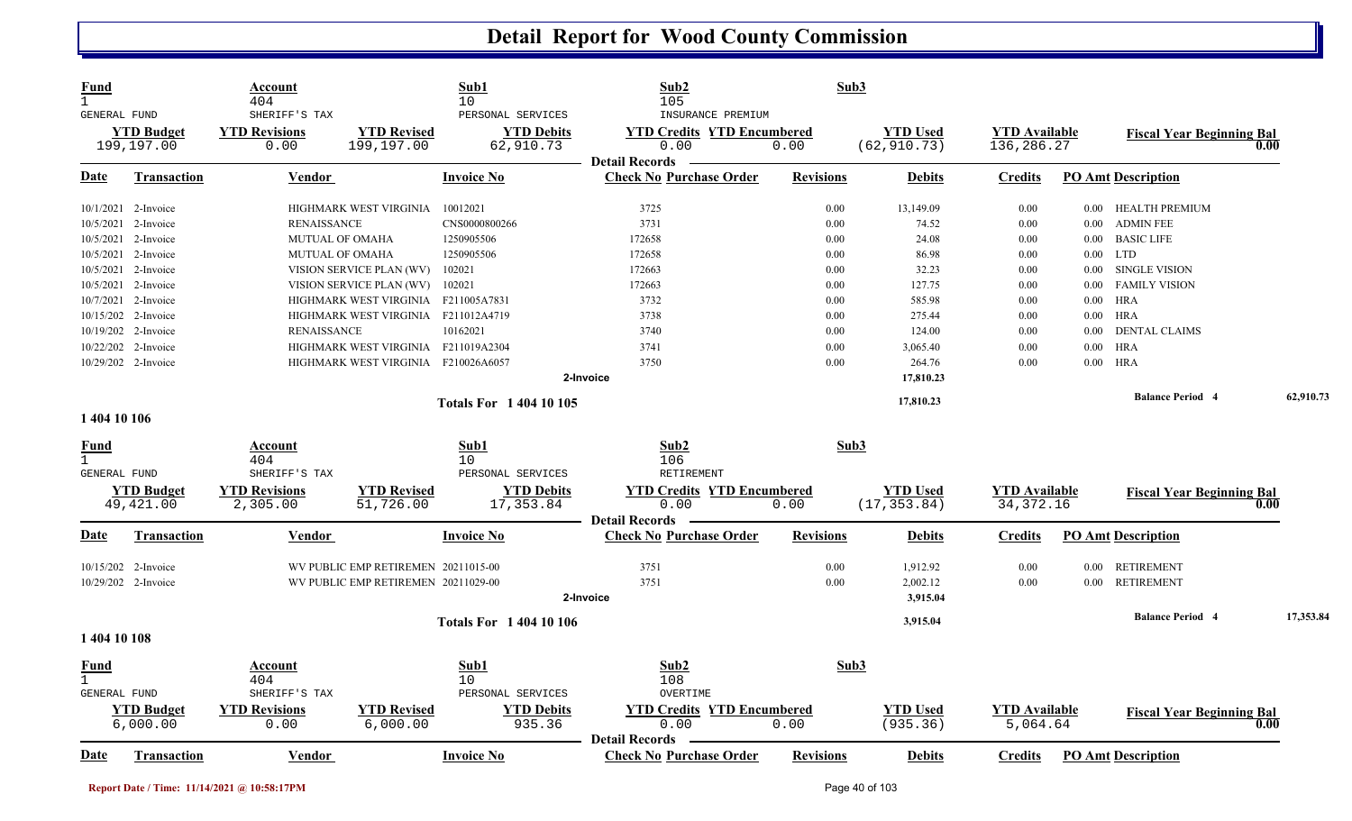# Detail Report for Wood County Commission

| Fund | Account | Sub1 | Sub2 | Sub3 |
|---|---|---|---|---|
| 1 | 404 | 10 | 105 | |
| GENERAL FUND | SHERIFF'S TAX | PERSONAL SERVICES | INSURANCE PREMIUM | |

| YTD Budget | YTD Revisions | YTD Revised | YTD Debits | YTD Credits | YTD Encumbered | YTD Used | YTD Available | Fiscal Year Beginning Bal |
|---|---|---|---|---|---|---|---|---|
| 199,197.00 | 0.00 | 199,197.00 | 62,910.73 | 0.00 | 0.00 | (62,910.73) | 136,286.27 | 0.00 |

**Detail Records**

| Date | Transaction | Vendor | Invoice No | Check No | Purchase Order | Revisions | Debits | Credits | PO Amt | Description |
|---|---|---|---|---|---|---|---|---|---|---|
| 10/1/2021 | 2-Invoice | HIGHMARK WEST VIRGINIA | 10012021 | 3725 | | 0.00 | 13,149.09 | 0.00 | 0.00 | HEALTH PREMIUM |
| 10/5/2021 | 2-Invoice | RENAISSANCE | CNS0000800266 | 3731 | | 0.00 | 74.52 | 0.00 | 0.00 | ADMIN FEE |
| 10/5/2021 | 2-Invoice | MUTUAL OF OMAHA | 1250905506 | 172658 | | 0.00 | 24.08 | 0.00 | 0.00 | BASIC LIFE |
| 10/5/2021 | 2-Invoice | MUTUAL OF OMAHA | 1250905506 | 172658 | | 0.00 | 86.98 | 0.00 | 0.00 | LTD |
| 10/5/2021 | 2-Invoice | VISION SERVICE PLAN (WV) | 102021 | 172663 | | 0.00 | 32.23 | 0.00 | 0.00 | SINGLE VISION |
| 10/5/2021 | 2-Invoice | VISION SERVICE PLAN (WV) | 102021 | 172663 | | 0.00 | 127.75 | 0.00 | 0.00 | FAMILY VISION |
| 10/7/2021 | 2-Invoice | HIGHMARK WEST VIRGINIA | F211005A7831 | 3732 | | 0.00 | 585.98 | 0.00 | 0.00 | HRA |
| 10/15/202 | 2-Invoice | HIGHMARK WEST VIRGINIA | F211012A4719 | 3738 | | 0.00 | 275.44 | 0.00 | 0.00 | HRA |
| 10/19/202 | 2-Invoice | RENAISSANCE | 10162021 | 3740 | | 0.00 | 124.00 | 0.00 | 0.00 | DENTAL CLAIMS |
| 10/22/202 | 2-Invoice | HIGHMARK WEST VIRGINIA | F211019A2304 | 3741 | | 0.00 | 3,065.40 | 0.00 | 0.00 | HRA |
| 10/29/202 | 2-Invoice | HIGHMARK WEST VIRGINIA | F210026A6057 | 3750 | | 0.00 | 264.76 | 0.00 | 0.00 | HRA |
| | | | | 2-Invoice | | | 17,810.23 | | | |
| | | | Totals For 1 404 10 105 | | | | 17,810.23 | | | Balance Period 4 62,910.73 |

**1 404 10 106**

| Fund | Account | Sub1 | Sub2 | Sub3 |
|---|---|---|---|---|
| 1 | 404 | 10 | 106 | |
| GENERAL FUND | SHERIFF'S TAX | PERSONAL SERVICES | RETIREMENT | |

| YTD Budget | YTD Revisions | YTD Revised | YTD Debits | YTD Credits | YTD Encumbered | YTD Used | YTD Available | Fiscal Year Beginning Bal |
|---|---|---|---|---|---|---|---|---|
| 49,421.00 | 2,305.00 | 51,726.00 | 17,353.84 | 0.00 | 0.00 | (17,353.84) | 34,372.16 | 0.00 |

**Detail Records**

| Date | Transaction | Vendor | Invoice No | Check No | Purchase Order | Revisions | Debits | Credits | PO Amt | Description |
|---|---|---|---|---|---|---|---|---|---|---|
| 10/15/202 | 2-Invoice | WV PUBLIC EMP RETIREMEN | 20211015-00 | 3751 | | 0.00 | 1,912.92 | 0.00 | 0.00 | RETIREMENT |
| 10/29/202 | 2-Invoice | WV PUBLIC EMP RETIREMEN | 20211029-00 | 3751 | | 0.00 | 2,002.12 | 0.00 | 0.00 | RETIREMENT |
| | | | | 2-Invoice | | | 3,915.04 | | | |
| | | | Totals For 1 404 10 106 | | | | 3,915.04 | | | Balance Period 4 17,353.84 |

**1 404 10 108**

| Fund | Account | Sub1 | Sub2 | Sub3 |
|---|---|---|---|---|
| 1 | 404 | 10 | 108 | |
| GENERAL FUND | SHERIFF'S TAX | PERSONAL SERVICES | OVERTIME | |

| YTD Budget | YTD Revisions | YTD Revised | YTD Debits | YTD Credits | YTD Encumbered | YTD Used | YTD Available | Fiscal Year Beginning Bal |
|---|---|---|---|---|---|---|---|---|
| 6,000.00 | 0.00 | 6,000.00 | 935.36 | 0.00 | 0.00 | (935.36) | 5,064.64 | 0.00 |

**Detail Records**

| Date | Transaction | Vendor | Invoice No | Check No | Purchase Order | Revisions | Debits | Credits | PO Amt | Description |
|---|---|---|---|---|---|---|---|---|---|---|

Report Date / Time: 11/14/2021 @ 10:58:17PM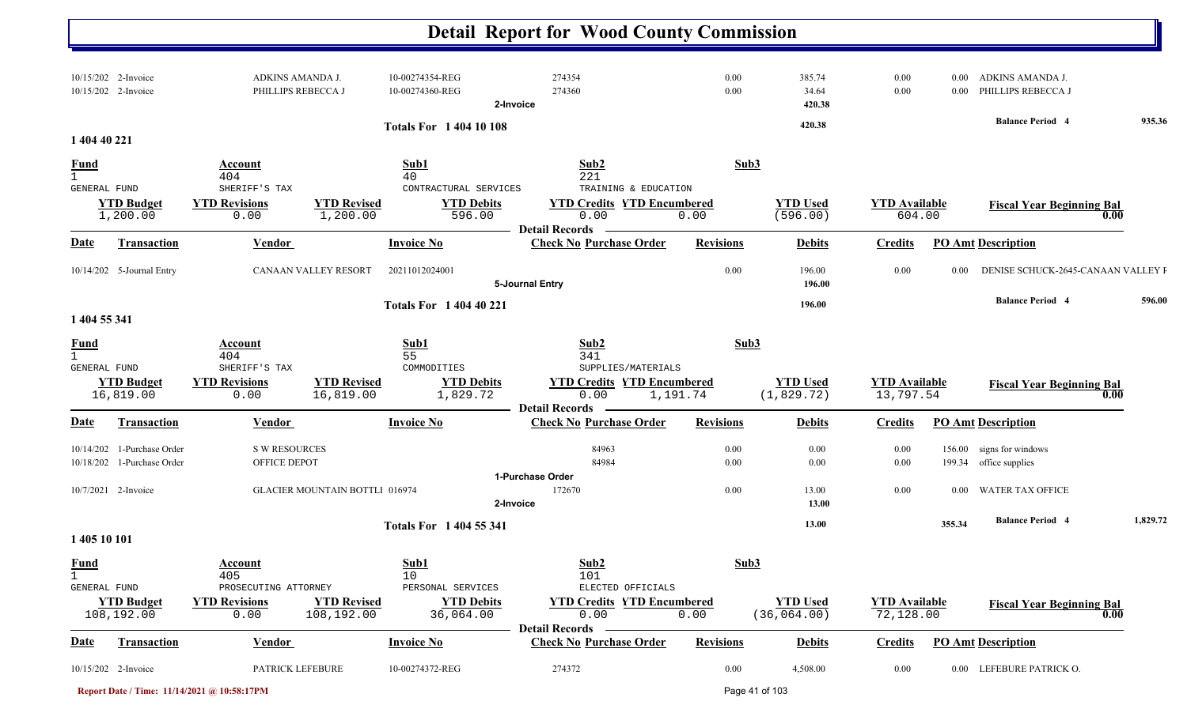# Detail Report for Wood County Commission

| Date | Transaction | Vendor | Invoice No | Check No | Purchase Order | Revisions | Debits | Credits | PO Amt | Description |
|---|---|---|---|---|---|---|---|---|---|---|
| 10/15/202 | 2-Invoice | ADKINS AMANDA J. | 10-00274354-REG | 274354 | | 0.00 | 385.74 | 0.00 | 0.00 | ADKINS AMANDA J. |
| 10/15/202 | 2-Invoice | PHILLIPS REBECCA J | 10-00274360-REG | 274360 | | 0.00 | 34.64 | 0.00 | 0.00 | PHILLIPS REBECCA J |
| | | | | 2-Invoice | | | 420.38 | | | |

**Totals For 1 404 10 108** — 420.38 — **Balance Period 4** 935.36

## 1 404 40 221

| Fund | Account | Sub1 | Sub2 | Sub3 |
|---|---|---|---|---|
| 1 GENERAL FUND | 404 SHERIFF'S TAX | 40 CONTRACTURAL SERVICES | 221 TRAINING & EDUCATION | |

| YTD Budget | YTD Revisions | YTD Revised | YTD Debits | YTD Credits | YTD Encumbered | YTD Used | YTD Available | Fiscal Year Beginning Bal |
|---|---|---|---|---|---|---|---|---|
| 1,200.00 | 0.00 | 1,200.00 | 596.00 | 0.00 | 0.00 | (596.00) | 604.00 | 0.00 |

**Detail Records**

| Date | Transaction | Vendor | Invoice No | Check No | Purchase Order | Revisions | Debits | Credits | PO Amt | Description |
|---|---|---|---|---|---|---|---|---|---|---|
| 10/14/202 | 5-Journal Entry | CANAAN VALLEY RESORT | 20211012024001 | | | 0.00 | 196.00 | 0.00 | 0.00 | DENISE SCHUCK-2645-CANAAN VALLEY F |
| | | | | 5-Journal Entry | | | 196.00 | | | |

**Totals For 1 404 40 221** — 196.00 — **Balance Period 4** 596.00

## 1 404 55 341

| Fund | Account | Sub1 | Sub2 | Sub3 |
|---|---|---|---|---|
| 1 GENERAL FUND | 404 SHERIFF'S TAX | 55 COMMODITIES | 341 SUPPLIES/MATERIALS | |

| YTD Budget | YTD Revisions | YTD Revised | YTD Debits | YTD Credits | YTD Encumbered | YTD Used | YTD Available | Fiscal Year Beginning Bal |
|---|---|---|---|---|---|---|---|---|
| 16,819.00 | 0.00 | 16,819.00 | 1,829.72 | 0.00 | 1,191.74 | (1,829.72) | 13,797.54 | 0.00 |

**Detail Records**

| Date | Transaction | Vendor | Invoice No | Check No | Purchase Order | Revisions | Debits | Credits | PO Amt | Description |
|---|---|---|---|---|---|---|---|---|---|---|
| 10/14/202 | 1-Purchase Order | S W RESOURCES | | | 84963 | 0.00 | 0.00 | 0.00 | 156.00 | signs for windows |
| 10/18/202 | 1-Purchase Order | OFFICE DEPOT | | | 84984 | 0.00 | 0.00 | 0.00 | 199.34 | office supplies |
| | | | | 1-Purchase Order | | | | | | |
| 10/7/2021 | 2-Invoice | GLACIER MOUNTAIN BOTTLI 016974 | | 172670 | | 0.00 | 13.00 | 0.00 | 0.00 | WATER TAX OFFICE |
| | | | | 2-Invoice | | | 13.00 | | | |

**Totals For 1 404 55 341** — 13.00 — 355.34 — **Balance Period 4** 1,829.72

## 1 405 10 101

| Fund | Account | Sub1 | Sub2 | Sub3 |
|---|---|---|---|---|
| 1 GENERAL FUND | 405 PROSECUTING ATTORNEY | 10 PERSONAL SERVICES | 101 ELECTED OFFICIALS | |

| YTD Budget | YTD Revisions | YTD Revised | YTD Debits | YTD Credits | YTD Encumbered | YTD Used | YTD Available | Fiscal Year Beginning Bal |
|---|---|---|---|---|---|---|---|---|
| 108,192.00 | 0.00 | 108,192.00 | 36,064.00 | 0.00 | 0.00 | (36,064.00) | 72,128.00 | 0.00 |

**Detail Records**

| Date | Transaction | Vendor | Invoice No | Check No | Purchase Order | Revisions | Debits | Credits | PO Amt | Description |
|---|---|---|---|---|---|---|---|---|---|---|
| 10/15/202 | 2-Invoice | PATRICK LEFEBURE | 10-00274372-REG | 274372 | | 0.00 | 4,508.00 | 0.00 | 0.00 | LEFEBURE PATRICK O. |

Report Date / Time: 11/14/2021 @ 10:58:17PM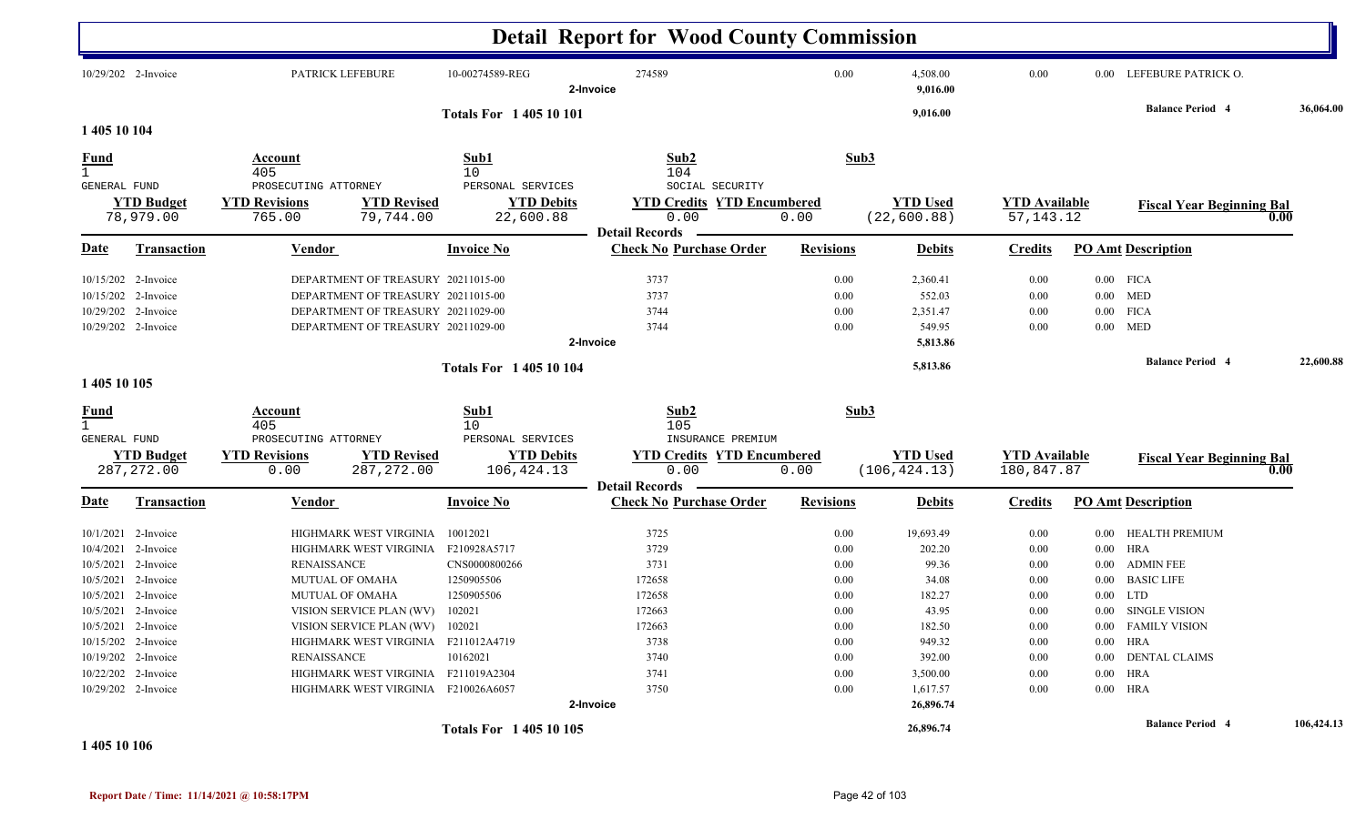# Detail Report for Wood County Commission

| Date | Transaction | Vendor | Invoice No | Check No Purchase Order | Revisions | Debits | Credits | PO Amt Description |
|---|---|---|---|---|---|---|---|---|
| 10/29/202 | 2-Invoice | PATRICK LEFEBURE | 10-00274589-REG | 274589 | 0.00 | 4,508.00 | 0.00 | 0.00 LEFEBURE PATRICK O. |
| | | | | 2-Invoice | | 9,016.00 | | |

**Totals For 1 405 10 101** 9,016.00 **Balance Period 4** 36,064.00

## 1 405 10 104

| Fund | Account | Sub1 | Sub2 | Sub3 |
|---|---|---|---|---|
| 1 | 405 | 10 | 104 | |
| GENERAL FUND | PROSECUTING ATTORNEY | PERSONAL SERVICES | SOCIAL SECURITY | |

| YTD Budget | YTD Revisions | YTD Revised | YTD Debits | YTD Credits | YTD Encumbered | YTD Used | YTD Available | Fiscal Year Beginning Bal |
|---|---|---|---|---|---|---|---|---|
| 78,979.00 | 765.00 | 79,744.00 | 22,600.88 | 0.00 | 0.00 | (22,600.88) | 57,143.12 | 0.00 |

**Detail Records**

| Date | Transaction | Vendor | Invoice No | Check No Purchase Order | Revisions | Debits | Credits | PO Amt Description |
|---|---|---|---|---|---|---|---|---|
| 10/15/202 | 2-Invoice | DEPARTMENT OF TREASURY | 20211015-00 | 3737 | 0.00 | 2,360.41 | 0.00 | 0.00 FICA |
| 10/15/202 | 2-Invoice | DEPARTMENT OF TREASURY | 20211015-00 | 3737 | 0.00 | 552.03 | 0.00 | 0.00 MED |
| 10/29/202 | 2-Invoice | DEPARTMENT OF TREASURY | 20211029-00 | 3744 | 0.00 | 2,351.47 | 0.00 | 0.00 FICA |
| 10/29/202 | 2-Invoice | DEPARTMENT OF TREASURY | 20211029-00 | 3744 | 0.00 | 549.95 | 0.00 | 0.00 MED |
| | | | | 2-Invoice | | 5,813.86 | | |

**Totals For 1 405 10 104** 5,813.86 **Balance Period 4** 22,600.88

## 1 405 10 105

| Fund | Account | Sub1 | Sub2 | Sub3 |
|---|---|---|---|---|
| 1 | 405 | 10 | 105 | |
| GENERAL FUND | PROSECUTING ATTORNEY | PERSONAL SERVICES | INSURANCE PREMIUM | |

| YTD Budget | YTD Revisions | YTD Revised | YTD Debits | YTD Credits | YTD Encumbered | YTD Used | YTD Available | Fiscal Year Beginning Bal |
|---|---|---|---|---|---|---|---|---|
| 287,272.00 | 0.00 | 287,272.00 | 106,424.13 | 0.00 | 0.00 | (106,424.13) | 180,847.87 | 0.00 |

**Detail Records**

| Date | Transaction | Vendor | Invoice No | Check No Purchase Order | Revisions | Debits | Credits | PO Amt Description |
|---|---|---|---|---|---|---|---|---|
| 10/1/2021 | 2-Invoice | HIGHMARK WEST VIRGINIA | 10012021 | 3725 | 0.00 | 19,693.49 | 0.00 | 0.00 HEALTH PREMIUM |
| 10/4/2021 | 2-Invoice | HIGHMARK WEST VIRGINIA | F210928A5717 | 3729 | 0.00 | 202.20 | 0.00 | 0.00 HRA |
| 10/5/2021 | 2-Invoice | RENAISSANCE | CNS0000800266 | 3731 | 0.00 | 99.36 | 0.00 | 0.00 ADMIN FEE |
| 10/5/2021 | 2-Invoice | MUTUAL OF OMAHA | 1250905506 | 172658 | 0.00 | 34.08 | 0.00 | 0.00 BASIC LIFE |
| 10/5/2021 | 2-Invoice | MUTUAL OF OMAHA | 1250905506 | 172658 | 0.00 | 182.27 | 0.00 | 0.00 LTD |
| 10/5/2021 | 2-Invoice | VISION SERVICE PLAN (WV) | 102021 | 172663 | 0.00 | 43.95 | 0.00 | 0.00 SINGLE VISION |
| 10/5/2021 | 2-Invoice | VISION SERVICE PLAN (WV) | 102021 | 172663 | 0.00 | 182.50 | 0.00 | 0.00 FAMILY VISION |
| 10/15/202 | 2-Invoice | HIGHMARK WEST VIRGINIA | F211012A4719 | 3738 | 0.00 | 949.32 | 0.00 | 0.00 HRA |
| 10/19/202 | 2-Invoice | RENAISSANCE | 10162021 | 3740 | 0.00 | 392.00 | 0.00 | 0.00 DENTAL CLAIMS |
| 10/22/202 | 2-Invoice | HIGHMARK WEST VIRGINIA | F211019A2304 | 3741 | 0.00 | 3,500.00 | 0.00 | 0.00 HRA |
| 10/29/202 | 2-Invoice | HIGHMARK WEST VIRGINIA | F210026A6057 | 3750 | 0.00 | 1,617.57 | 0.00 | 0.00 HRA |
| | | | | 2-Invoice | | 26,896.74 | | |

**Totals For 1 405 10 105** 26,896.74 **Balance Period 4** 106,424.13

## 1 405 10 106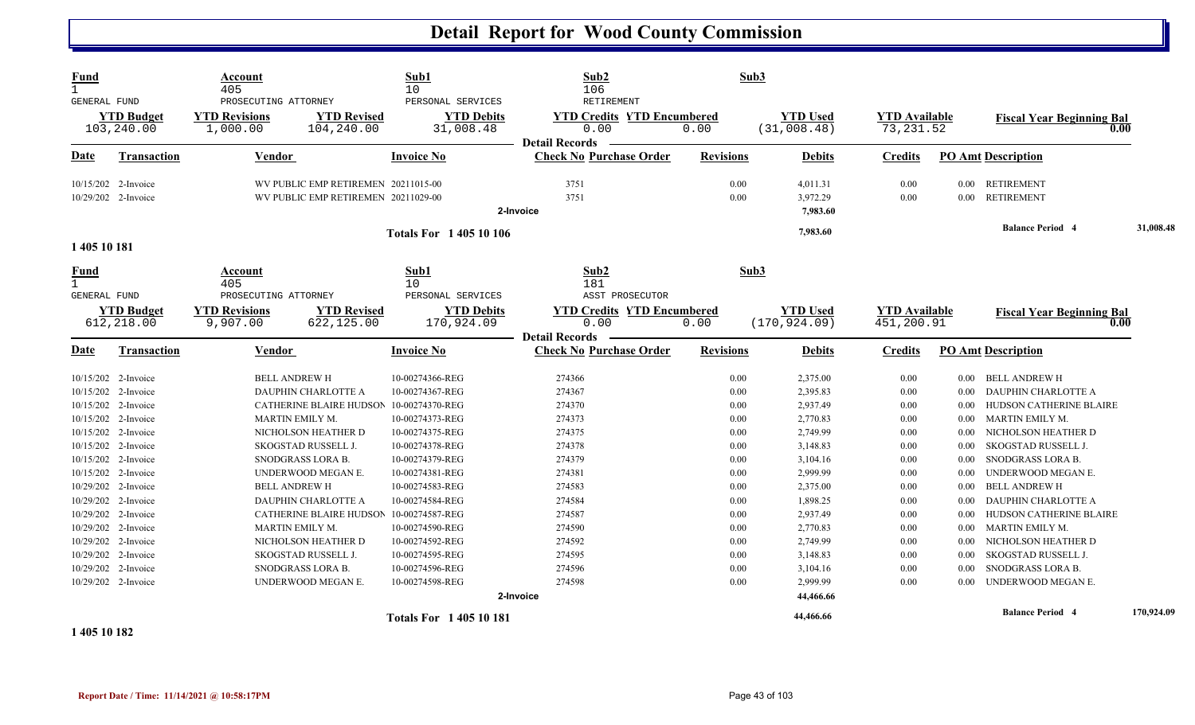# Detail Report for Wood County Commission

| Fund | Account | | Sub1 | Sub2 | | Sub3 | | |
|---|---|---|---|---|---|---|---|---|
| 1 | 405 | | 10 | 106 | | | | |
| GENERAL FUND | PROSECUTING ATTORNEY | | PERSONAL SERVICES | RETIREMENT | | | | |
| **YTD Budget** | **YTD Revisions** | **YTD Revised** | **YTD Debits** | **YTD Credits** | **YTD Encumbered** | **YTD Used** | **YTD Available** | **Fiscal Year Beginning Bal** |
| 103,240.00 | 1,000.00 | 104,240.00 | 31,008.48 | 0.00 | 0.00 | (31,008.48) | 73,231.52 | 0.00 |

**Detail Records**

| Date | Transaction | Vendor | Invoice No | Check No | Purchase Order | Revisions | Debits | Credits | PO Amt | Description |
|---|---|---|---|---|---|---|---|---|---|---|
| 10/15/202 | 2-Invoice | WV PUBLIC EMP RETIREMEN | 20211015-00 | 3751 | | 0.00 | 4,011.31 | 0.00 | 0.00 | RETIREMENT |
| 10/29/202 | 2-Invoice | WV PUBLIC EMP RETIREMEN | 20211029-00 | 3751 | | 0.00 | 3,972.29 | 0.00 | 0.00 | RETIREMENT |
| | | | | 2-Invoice | | | 7,983.60 | | | |
| | | | Totals For 1 405 10 106 | | | | 7,983.60 | | | Balance Period 4 31,008.48 |

**1 405 10 181**

| Fund | Account | | Sub1 | Sub2 | | Sub3 | | |
|---|---|---|---|---|---|---|---|---|
| 1 | 405 | | 10 | 181 | | | | |
| GENERAL FUND | PROSECUTING ATTORNEY | | PERSONAL SERVICES | ASST PROSECUTOR | | | | |
| **YTD Budget** | **YTD Revisions** | **YTD Revised** | **YTD Debits** | **YTD Credits** | **YTD Encumbered** | **YTD Used** | **YTD Available** | **Fiscal Year Beginning Bal** |
| 612,218.00 | 9,907.00 | 622,125.00 | 170,924.09 | 0.00 | 0.00 | (170,924.09) | 451,200.91 | 0.00 |

**Detail Records**

| Date | Transaction | Vendor | Invoice No | Check No | Purchase Order | Revisions | Debits | Credits | PO Amt | Description |
|---|---|---|---|---|---|---|---|---|---|---|
| 10/15/202 | 2-Invoice | BELL ANDREW H | 10-00274366-REG | 274366 | | 0.00 | 2,375.00 | 0.00 | 0.00 | BELL ANDREW H |
| 10/15/202 | 2-Invoice | DAUPHIN CHARLOTTE A | 10-00274367-REG | 274367 | | 0.00 | 2,395.83 | 0.00 | 0.00 | DAUPHIN CHARLOTTE A |
| 10/15/202 | 2-Invoice | CATHERINE BLAIRE HUDSON | 10-00274370-REG | 274370 | | 0.00 | 2,937.49 | 0.00 | 0.00 | HUDSON CATHERINE BLAIRE |
| 10/15/202 | 2-Invoice | MARTIN EMILY M. | 10-00274373-REG | 274373 | | 0.00 | 2,770.83 | 0.00 | 0.00 | MARTIN EMILY M. |
| 10/15/202 | 2-Invoice | NICHOLSON HEATHER D | 10-00274375-REG | 274375 | | 0.00 | 2,749.99 | 0.00 | 0.00 | NICHOLSON HEATHER D |
| 10/15/202 | 2-Invoice | SKOGSTAD RUSSELL J. | 10-00274378-REG | 274378 | | 0.00 | 3,148.83 | 0.00 | 0.00 | SKOGSTAD RUSSELL J. |
| 10/15/202 | 2-Invoice | SNODGRASS LORA B. | 10-00274379-REG | 274379 | | 0.00 | 3,104.16 | 0.00 | 0.00 | SNODGRASS LORA B. |
| 10/15/202 | 2-Invoice | UNDERWOOD MEGAN E. | 10-00274381-REG | 274381 | | 0.00 | 2,999.99 | 0.00 | 0.00 | UNDERWOOD MEGAN E. |
| 10/29/202 | 2-Invoice | BELL ANDREW H | 10-00274583-REG | 274583 | | 0.00 | 2,375.00 | 0.00 | 0.00 | BELL ANDREW H |
| 10/29/202 | 2-Invoice | DAUPHIN CHARLOTTE A | 10-00274584-REG | 274584 | | 0.00 | 1,898.25 | 0.00 | 0.00 | DAUPHIN CHARLOTTE A |
| 10/29/202 | 2-Invoice | CATHERINE BLAIRE HUDSON | 10-00274587-REG | 274587 | | 0.00 | 2,937.49 | 0.00 | 0.00 | HUDSON CATHERINE BLAIRE |
| 10/29/202 | 2-Invoice | MARTIN EMILY M. | 10-00274590-REG | 274590 | | 0.00 | 2,770.83 | 0.00 | 0.00 | MARTIN EMILY M. |
| 10/29/202 | 2-Invoice | NICHOLSON HEATHER D | 10-00274592-REG | 274592 | | 0.00 | 2,749.99 | 0.00 | 0.00 | NICHOLSON HEATHER D |
| 10/29/202 | 2-Invoice | SKOGSTAD RUSSELL J. | 10-00274595-REG | 274595 | | 0.00 | 3,148.83 | 0.00 | 0.00 | SKOGSTAD RUSSELL J. |
| 10/29/202 | 2-Invoice | SNODGRASS LORA B. | 10-00274596-REG | 274596 | | 0.00 | 3,104.16 | 0.00 | 0.00 | SNODGRASS LORA B. |
| 10/29/202 | 2-Invoice | UNDERWOOD MEGAN E. | 10-00274598-REG | 274598 | | 0.00 | 2,999.99 | 0.00 | 0.00 | UNDERWOOD MEGAN E. |
| | | | | 2-Invoice | | | 44,466.66 | | | |
| | | | Totals For 1 405 10 181 | | | | 44,466.66 | | | Balance Period 4 170,924.09 |

**1 405 10 182**

Report Date / Time: 11/14/2021 @ 10:58:17PM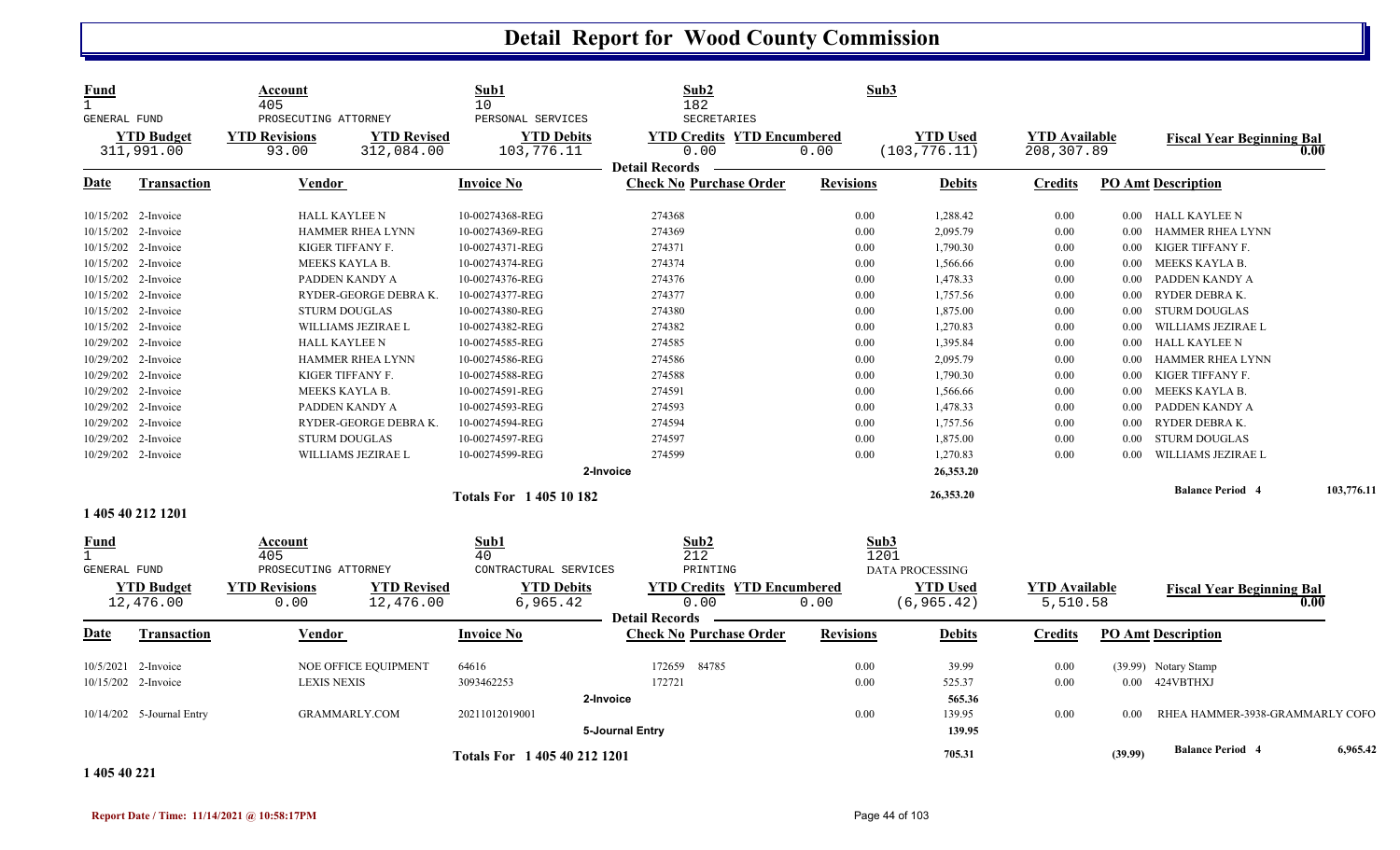# Detail Report for Wood County Commission

| Fund | Account | Sub1 | Sub2 | Sub3 |
|---|---|---|---|---|
| 1 | 405 | 10 | 182 | |
| GENERAL FUND | PROSECUTING ATTORNEY | PERSONAL SERVICES | SECRETARIES | |

| YTD Budget | YTD Revisions | YTD Revised | YTD Debits | YTD Credits | YTD Encumbered | YTD Used | YTD Available | Fiscal Year Beginning Bal |
|---|---|---|---|---|---|---|---|---|
| 311,991.00 | 93.00 | 312,084.00 | 103,776.11 | 0.00 | 0.00 | (103,776.11) | 208,307.89 | 0.00 |

**Detail Records**

| Date | Transaction | Vendor | Invoice No | Check No | Purchase Order | Revisions | Debits | Credits | PO Amt | Description |
|---|---|---|---|---|---|---|---|---|---|---|
| 10/15/202 | 2-Invoice | HALL KAYLEE N | 10-00274368-REG | 274368 | | 0.00 | 1,288.42 | 0.00 | 0.00 | HALL KAYLEE N |
| 10/15/202 | 2-Invoice | HAMMER RHEA LYNN | 10-00274369-REG | 274369 | | 0.00 | 2,095.79 | 0.00 | 0.00 | HAMMER RHEA LYNN |
| 10/15/202 | 2-Invoice | KIGER TIFFANY F. | 10-00274371-REG | 274371 | | 0.00 | 1,790.30 | 0.00 | 0.00 | KIGER TIFFANY F. |
| 10/15/202 | 2-Invoice | MEEKS KAYLA B. | 10-00274374-REG | 274374 | | 0.00 | 1,566.66 | 0.00 | 0.00 | MEEKS KAYLA B. |
| 10/15/202 | 2-Invoice | PADDEN KANDY A | 10-00274376-REG | 274376 | | 0.00 | 1,478.33 | 0.00 | 0.00 | PADDEN KANDY A |
| 10/15/202 | 2-Invoice | RYDER-GEORGE DEBRA K. | 10-00274377-REG | 274377 | | 0.00 | 1,757.56 | 0.00 | 0.00 | RYDER DEBRA K. |
| 10/15/202 | 2-Invoice | STURM DOUGLAS | 10-00274380-REG | 274380 | | 0.00 | 1,875.00 | 0.00 | 0.00 | STURM DOUGLAS |
| 10/15/202 | 2-Invoice | WILLIAMS JEZIRAE L | 10-00274382-REG | 274382 | | 0.00 | 1,270.83 | 0.00 | 0.00 | WILLIAMS JEZIRAE L |
| 10/29/202 | 2-Invoice | HALL KAYLEE N | 10-00274585-REG | 274585 | | 0.00 | 1,395.84 | 0.00 | 0.00 | HALL KAYLEE N |
| 10/29/202 | 2-Invoice | HAMMER RHEA LYNN | 10-00274586-REG | 274586 | | 0.00 | 2,095.79 | 0.00 | 0.00 | HAMMER RHEA LYNN |
| 10/29/202 | 2-Invoice | KIGER TIFFANY F. | 10-00274588-REG | 274588 | | 0.00 | 1,790.30 | 0.00 | 0.00 | KIGER TIFFANY F. |
| 10/29/202 | 2-Invoice | MEEKS KAYLA B. | 10-00274591-REG | 274591 | | 0.00 | 1,566.66 | 0.00 | 0.00 | MEEKS KAYLA B. |
| 10/29/202 | 2-Invoice | PADDEN KANDY A | 10-00274593-REG | 274593 | | 0.00 | 1,478.33 | 0.00 | 0.00 | PADDEN KANDY A |
| 10/29/202 | 2-Invoice | RYDER-GEORGE DEBRA K. | 10-00274594-REG | 274594 | | 0.00 | 1,757.56 | 0.00 | 0.00 | RYDER DEBRA K. |
| 10/29/202 | 2-Invoice | STURM DOUGLAS | 10-00274597-REG | 274597 | | 0.00 | 1,875.00 | 0.00 | 0.00 | STURM DOUGLAS |
| 10/29/202 | 2-Invoice | WILLIAMS JEZIRAE L | 10-00274599-REG | 274599 | | 0.00 | 1,270.83 | 0.00 | 0.00 | WILLIAMS JEZIRAE L |
| | | | 2-Invoice | | | | 26,353.20 | | | |
| | | | Totals For 1 405 10 182 | | | | 26,353.20 | | | Balance Period 4: 103,776.11 |

**1 405 40 212 1201**

| Fund | Account | Sub1 | Sub2 | Sub3 |
|---|---|---|---|---|
| 1 | 405 | 40 | 212 | 1201 |
| GENERAL FUND | PROSECUTING ATTORNEY | CONTRACTUAL SERVICES | PRINTING | DATA PROCESSING |

| YTD Budget | YTD Revisions | YTD Revised | YTD Debits | YTD Credits | YTD Encumbered | YTD Used | YTD Available | Fiscal Year Beginning Bal |
|---|---|---|---|---|---|---|---|---|
| 12,476.00 | 0.00 | 12,476.00 | 6,965.42 | 0.00 | 0.00 | (6,965.42) | 5,510.58 | 0.00 |

**Detail Records**

| Date | Transaction | Vendor | Invoice No | Check No | Purchase Order | Revisions | Debits | Credits | PO Amt | Description |
|---|---|---|---|---|---|---|---|---|---|---|
| 10/5/2021 | 2-Invoice | NOE OFFICE EQUIPMENT | 64616 | 172659 | 84785 | 0.00 | 39.99 | 0.00 | (39.99) | Notary Stamp |
| 10/15/202 | 2-Invoice | LEXIS NEXIS | 3093462253 | 172721 | | 0.00 | 525.37 | 0.00 | 0.00 | 424VBTHXJ |
| | | | 2-Invoice | | | | 565.36 | | | |
| 10/14/202 | 5-Journal Entry | GRAMMARLY.COM | 20211012019001 | | | 0.00 | 139.95 | 0.00 | 0.00 | RHEA HAMMER-3938-GRAMMARLY COFO |
| | | | 5-Journal Entry | | | | 139.95 | | | |
| | | | Totals For 1 405 40 212 1201 | | | | 705.31 | | (39.99) | Balance Period 4: 6,965.42 |

**1 405 40 221**

Report Date / Time: 11/14/2021 @ 10:58:17PM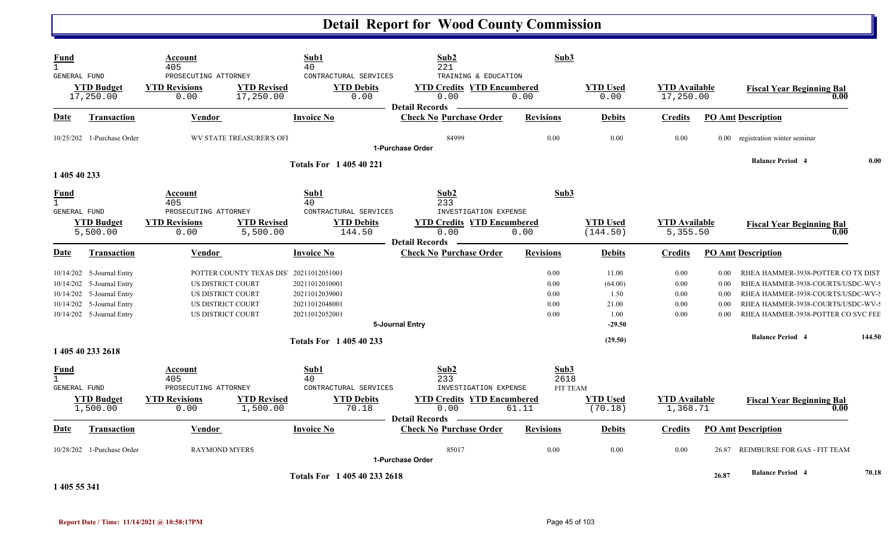# Detail Report for Wood County Commission

| Fund | Account | Sub1 | Sub2 | Sub3 |
|---|---|---|---|---|
| 1 | 405 | 40 | 221 | |
| GENERAL FUND | PROSECUTING ATTORNEY | CONTRACTURAL SERVICES | TRAINING & EDUCATION | |

| YTD Budget | YTD Revisions | YTD Revised | YTD Debits | YTD Credits | YTD Encumbered | YTD Used | YTD Available | Fiscal Year Beginning Bal |
|---|---|---|---|---|---|---|---|---|
| 17,250.00 | 0.00 | 17,250.00 | 0.00 | 0.00 | 0.00 | 0.00 | 17,250.00 | 0.00 |

Detail Records

| Date | Transaction | Vendor | Invoice No | Check No Purchase Order | Revisions | Debits | Credits | PO Amt | Description |
|---|---|---|---|---|---|---|---|---|---|
| 10/25/202 | 1-Purchase Order | WV STATE TREASURER'S OFI | | 84999 | 0.00 | 0.00 | 0.00 | 0.00 | registration winter seminar |
| | | | | 1-Purchase Order | | | | | |

Totals For 1 405 40 221

Balance Period 4 — 0.00

## 1 405 40 233

| Fund | Account | Sub1 | Sub2 | Sub3 |
|---|---|---|---|---|
| 1 | 405 | 40 | 233 | |
| GENERAL FUND | PROSECUTING ATTORNEY | CONTRACTURAL SERVICES | INVESTIGATION EXPENSE | |

| YTD Budget | YTD Revisions | YTD Revised | YTD Debits | YTD Credits | YTD Encumbered | YTD Used | YTD Available | Fiscal Year Beginning Bal |
|---|---|---|---|---|---|---|---|---|
| 5,500.00 | 0.00 | 5,500.00 | 144.50 | 0.00 | 0.00 | (144.50) | 5,355.50 | 0.00 |

Detail Records

| Date | Transaction | Vendor | Invoice No | Check No Purchase Order | Revisions | Debits | Credits | PO Amt | Description |
|---|---|---|---|---|---|---|---|---|---|
| 10/14/202 | 5-Journal Entry | POTTER COUNTY TEXAS DIS' | 20211012051001 | | 0.00 | 11.00 | 0.00 | 0.00 | RHEA HAMMER-3938-POTTER CO TX DIST |
| 10/14/202 | 5-Journal Entry | US DISTRICT COURT | 20211012010001 | | 0.00 | (64.00) | 0.00 | 0.00 | RHEA HAMMER-3938-COURTS/USDC-WV-S |
| 10/14/202 | 5-Journal Entry | US DISTRICT COURT | 20211012039001 | | 0.00 | 1.50 | 0.00 | 0.00 | RHEA HAMMER-3938-COURTS/USDC-WV-S |
| 10/14/202 | 5-Journal Entry | US DISTRICT COURT | 20211012048001 | | 0.00 | 21.00 | 0.00 | 0.00 | RHEA HAMMER-3938-COURTS/USDC-WV-S |
| 10/14/202 | 5-Journal Entry | US DISTRICT COURT | 20211012052001 | | 0.00 | 1.00 | 0.00 | 0.00 | RHEA HAMMER-3938-POTTER CO SVC FEE |
| | | | | 5-Journal Entry | | -29.50 | | | |

Totals For 1 405 40 233 — (29.50)

Balance Period 4 — 144.50

## 1 405 40 233 2618

| Fund | Account | Sub1 | Sub2 | Sub3 |
|---|---|---|---|---|
| 1 | 405 | 40 | 233 | 2618 |
| GENERAL FUND | PROSECUTING ATTORNEY | CONTRACTURAL SERVICES | INVESTIGATION EXPENSE | FIT TEAM |

| YTD Budget | YTD Revisions | YTD Revised | YTD Debits | YTD Credits | YTD Encumbered | YTD Used | YTD Available | Fiscal Year Beginning Bal |
|---|---|---|---|---|---|---|---|---|
| 1,500.00 | 0.00 | 1,500.00 | 70.18 | 0.00 | 61.11 | (70.18) | 1,368.71 | 0.00 |

Detail Records

| Date | Transaction | Vendor | Invoice No | Check No Purchase Order | Revisions | Debits | Credits | PO Amt | Description |
|---|---|---|---|---|---|---|---|---|---|
| 10/28/202 | 1-Purchase Order | RAYMOND MYERS | | 85017 | 0.00 | 0.00 | 0.00 | 26.87 | REIMBURSE FOR GAS - FIT TEAM |
| | | | | 1-Purchase Order | | | | | |

Totals For 1 405 40 233 2618 — 26.87

Balance Period 4 — 70.18

## 1 405 55 341

Report Date / Time: 11/14/2021 @ 10:58:17PM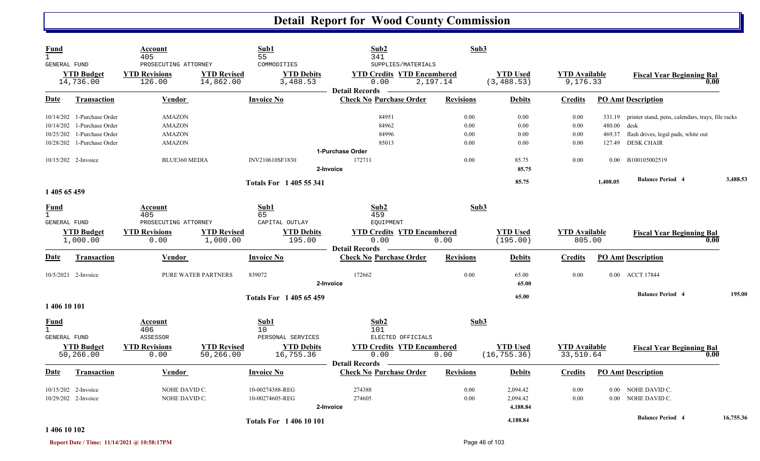# Detail Report for Wood County Commission

| Fund | Account | | Sub1 | Sub2 | | Sub3 |
|---|---|---|---|---|---|---|
| 1 | 405 | | 55 | 341 | | |
| GENERAL FUND | PROSECUTING ATTORNEY | | COMMODITIES | SUPPLIES/MATERIALS | | |

| YTD Budget | YTD Revisions | YTD Revised | YTD Debits | YTD Credits | YTD Encumbered | YTD Used | YTD Available | Fiscal Year Beginning Bal |
|---|---|---|---|---|---|---|---|---|
| 14,736.00 | 126.00 | 14,862.00 | 3,488.53 | 0.00 | 2,197.14 | (3,488.53) | 9,176.33 | 0.00 |

**Detail Records**

| Date | Transaction | Vendor | Invoice No | Check No Purchase Order | Revisions | Debits | Credits | PO Amt | Description |
|---|---|---|---|---|---|---|---|---|---|
| 10/14/202 | 1-Purchase Order | AMAZON | | 84951 | 0.00 | 0.00 | 0.00 | 331.19 | printer stand, pens, calendars, trays, file racks |
| 10/14/202 | 1-Purchase Order | AMAZON | | 84962 | 0.00 | 0.00 | 0.00 | 480.00 | desk |
| 10/25/202 | 1-Purchase Order | AMAZON | | 84996 | 0.00 | 0.00 | 0.00 | 469.37 | flash drives, legal pads, white out |
| 10/28/202 | 1-Purchase Order | AMAZON | | 85013 | 0.00 | 0.00 | 0.00 | 127.49 | DESK CHAIR |
| | | | | 1-Purchase Order | | | | | |
| 10/15/202 | 2-Invoice | BLUE360 MEDIA | INV210610SF1830 | 172711 | 0.00 | 85.75 | 0.00 | 0.00 | B100105002519 |
| | | | | 2-Invoice | | 85.75 | | | |
| | | | Totals For 1 405 55 341 | | | 85.75 | | 1,408.05 | Balance Period 4 — 3,488.53 |

## 1 405 65 459

| Fund | Account | | Sub1 | Sub2 | | Sub3 |
|---|---|---|---|---|---|---|
| 1 | 405 | | 65 | 459 | | |
| GENERAL FUND | PROSECUTING ATTORNEY | | CAPITAL OUTLAY | EQUIPMENT | | |

| YTD Budget | YTD Revisions | YTD Revised | YTD Debits | YTD Credits | YTD Encumbered | YTD Used | YTD Available | Fiscal Year Beginning Bal |
|---|---|---|---|---|---|---|---|---|
| 1,000.00 | 0.00 | 1,000.00 | 195.00 | 0.00 | 0.00 | (195.00) | 805.00 | 0.00 |

**Detail Records**

| Date | Transaction | Vendor | Invoice No | Check No Purchase Order | Revisions | Debits | Credits | PO Amt | Description |
|---|---|---|---|---|---|---|---|---|---|
| 10/5/2021 | 2-Invoice | PURE WATER PARTNERS | 839072 | 172662 | 0.00 | 65.00 | 0.00 | 0.00 | ACCT 17844 |
| | | | | 2-Invoice | | 65.00 | | | |
| | | | Totals For 1 405 65 459 | | | 65.00 | | | Balance Period 4 — 195.00 |

## 1 406 10 101

| Fund | Account | | Sub1 | Sub2 | | Sub3 |
|---|---|---|---|---|---|---|
| 1 | 406 | | 10 | 101 | | |
| GENERAL FUND | ASSESSOR | | PERSONAL SERVICES | ELECTED OFFICIALS | | |

| YTD Budget | YTD Revisions | YTD Revised | YTD Debits | YTD Credits | YTD Encumbered | YTD Used | YTD Available | Fiscal Year Beginning Bal |
|---|---|---|---|---|---|---|---|---|
| 50,266.00 | 0.00 | 50,266.00 | 16,755.36 | 0.00 | 0.00 | (16,755.36) | 33,510.64 | 0.00 |

**Detail Records**

| Date | Transaction | Vendor | Invoice No | Check No Purchase Order | Revisions | Debits | Credits | PO Amt | Description |
|---|---|---|---|---|---|---|---|---|---|
| 10/15/202 | 2-Invoice | NOHE DAVID C. | 10-00274388-REG | 274388 | 0.00 | 2,094.42 | 0.00 | 0.00 | NOHE DAVID C. |
| 10/29/202 | 2-Invoice | NOHE DAVID C. | 10-00274605-REG | 274605 | 0.00 | 2,094.42 | 0.00 | 0.00 | NOHE DAVID C. |
| | | | | 2-Invoice | | 4,188.84 | | | |
| | | | Totals For 1 406 10 101 | | | 4,188.84 | | | Balance Period 4 — 16,755.36 |

## 1 406 10 102

Report Date / Time: 11/14/2021 @ 10:58:17PM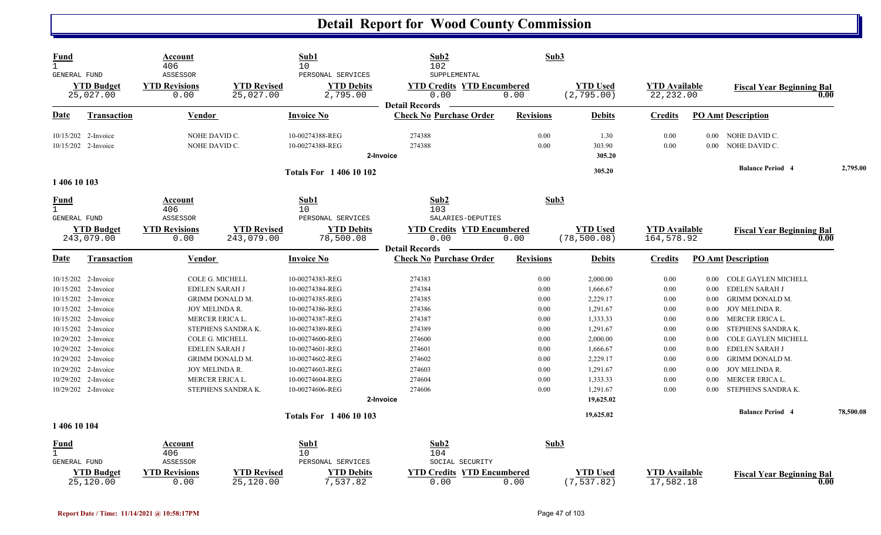# Detail Report for Wood County Commission

| Fund | Account | | Sub1 | Sub2 | | Sub3 | | |
|---|---|---|---|---|---|---|---|---|
| 1 | 406 | | 10 | 102 | | | | |
| GENERAL FUND | ASSESSOR | | PERSONAL SERVICES | SUPPLEMENTAL | | | | |
| **YTD Budget** | **YTD Revisions** | **YTD Revised** | **YTD Debits** | **YTD Credits** | **YTD Encumbered** | **YTD Used** | **YTD Available** | **Fiscal Year Beginning Bal** |
| 25,027.00 | 0.00 | 25,027.00 | 2,795.00 | 0.00 | 0.00 | (2,795.00) | 22,232.00 | 0.00 |

**Detail Records**

| Date | Transaction | Vendor | Invoice No | Check No | Purchase Order | Revisions | Debits | Credits | PO Amt | Description |
|---|---|---|---|---|---|---|---|---|---|---|
| 10/15/202 | 2-Invoice | NOHE DAVID C. | 10-00274388-REG | 274388 | | 0.00 | 1.30 | 0.00 | 0.00 | NOHE DAVID C. |
| 10/15/202 | 2-Invoice | NOHE DAVID C. | 10-00274388-REG | 274388 | | 0.00 | 303.90 | 0.00 | 0.00 | NOHE DAVID C. |
| | | | 2-Invoice | | | | 305.20 | | | |
| | | | Totals For 1 406 10 102 | | | | 305.20 | | | Balance Period 4 — 2,795.00 |

## 1 406 10 103

| Fund | Account | | Sub1 | Sub2 | | Sub3 | | |
|---|---|---|---|---|---|---|---|---|
| 1 | 406 | | 10 | 103 | | | | |
| GENERAL FUND | ASSESSOR | | PERSONAL SERVICES | SALARIES-DEPUTIES | | | | |
| **YTD Budget** | **YTD Revisions** | **YTD Revised** | **YTD Debits** | **YTD Credits** | **YTD Encumbered** | **YTD Used** | **YTD Available** | **Fiscal Year Beginning Bal** |
| 243,079.00 | 0.00 | 243,079.00 | 78,500.08 | 0.00 | 0.00 | (78,500.08) | 164,578.92 | 0.00 |

**Detail Records**

| Date | Transaction | Vendor | Invoice No | Check No | Purchase Order | Revisions | Debits | Credits | PO Amt | Description |
|---|---|---|---|---|---|---|---|---|---|---|
| 10/15/202 | 2-Invoice | COLE G. MICHELL | 10-00274383-REG | 274383 | | 0.00 | 2,000.00 | 0.00 | 0.00 | COLE GAYLEN MICHELL |
| 10/15/202 | 2-Invoice | EDELEN SARAH J | 10-00274384-REG | 274384 | | 0.00 | 1,666.67 | 0.00 | 0.00 | EDELEN SARAH J |
| 10/15/202 | 2-Invoice | GRIMM DONALD M. | 10-00274385-REG | 274385 | | 0.00 | 2,229.17 | 0.00 | 0.00 | GRIMM DONALD M. |
| 10/15/202 | 2-Invoice | JOY MELINDA R. | 10-00274386-REG | 274386 | | 0.00 | 1,291.67 | 0.00 | 0.00 | JOY MELINDA R. |
| 10/15/202 | 2-Invoice | MERCER ERICA L. | 10-00274387-REG | 274387 | | 0.00 | 1,333.33 | 0.00 | 0.00 | MERCER ERICA L. |
| 10/15/202 | 2-Invoice | STEPHENS SANDRA K. | 10-00274389-REG | 274389 | | 0.00 | 1,291.67 | 0.00 | 0.00 | STEPHENS SANDRA K. |
| 10/29/202 | 2-Invoice | COLE G. MICHELL | 10-00274600-REG | 274600 | | 0.00 | 2,000.00 | 0.00 | 0.00 | COLE GAYLEN MICHELL |
| 10/29/202 | 2-Invoice | EDELEN SARAH J | 10-00274601-REG | 274601 | | 0.00 | 1,666.67 | 0.00 | 0.00 | EDELEN SARAH J |
| 10/29/202 | 2-Invoice | GRIMM DONALD M. | 10-00274602-REG | 274602 | | 0.00 | 2,229.17 | 0.00 | 0.00 | GRIMM DONALD M. |
| 10/29/202 | 2-Invoice | JOY MELINDA R. | 10-00274603-REG | 274603 | | 0.00 | 1,291.67 | 0.00 | 0.00 | JOY MELINDA R. |
| 10/29/202 | 2-Invoice | MERCER ERICA L. | 10-00274604-REG | 274604 | | 0.00 | 1,333.33 | 0.00 | 0.00 | MERCER ERICA L. |
| 10/29/202 | 2-Invoice | STEPHENS SANDRA K. | 10-00274606-REG | 274606 | | 0.00 | 1,291.67 | 0.00 | 0.00 | STEPHENS SANDRA K. |
| | | | 2-Invoice | | | | 19,625.02 | | | |
| | | | Totals For 1 406 10 103 | | | | 19,625.02 | | | Balance Period 4 — 78,500.08 |

## 1 406 10 104

| Fund | Account | | Sub1 | Sub2 | | Sub3 | | |
|---|---|---|---|---|---|---|---|---|
| 1 | 406 | | 10 | 104 | | | | |
| GENERAL FUND | ASSESSOR | | PERSONAL SERVICES | SOCIAL SECURITY | | | | |
| **YTD Budget** | **YTD Revisions** | **YTD Revised** | **YTD Debits** | **YTD Credits** | **YTD Encumbered** | **YTD Used** | **YTD Available** | **Fiscal Year Beginning Bal** |
| 25,120.00 | 0.00 | 25,120.00 | 7,537.82 | 0.00 | 0.00 | (7,537.82) | 17,582.18 | 0.00 |

Report Date / Time: 11/14/2021 @ 10:58:17PM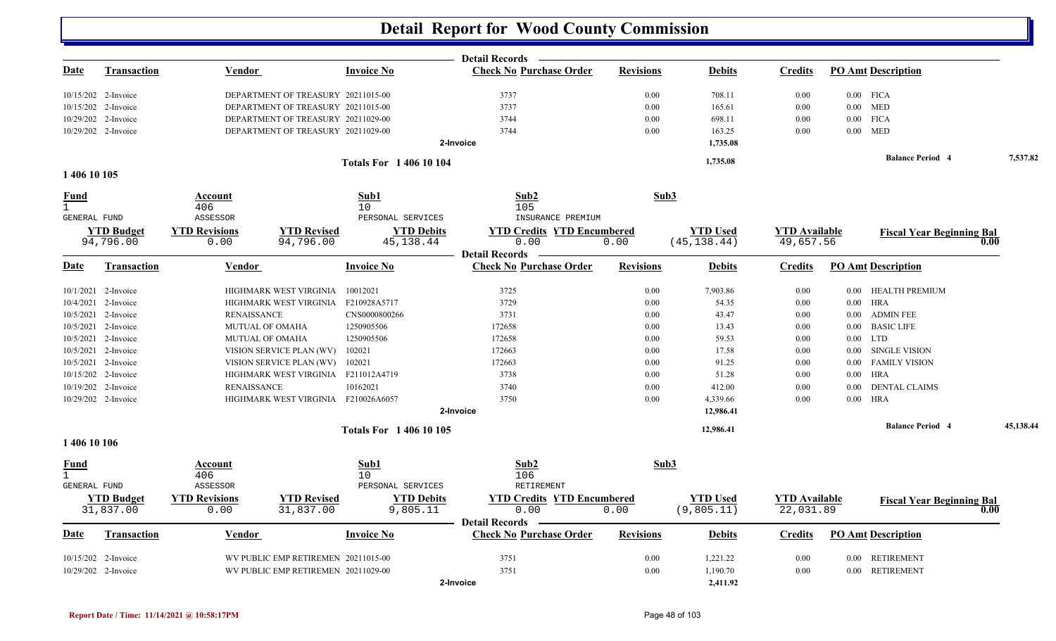# Detail Report for Wood County Commission

| Date | Transaction | Vendor | Invoice No | Check No | Purchase Order | Revisions | Debits | Credits | PO Amt | Description |
|---|---|---|---|---|---|---|---|---|---|---|
| 10/15/202 | 2-Invoice | DEPARTMENT OF TREASURY | 20211015-00 | 3737 | | 0.00 | 708.11 | 0.00 | 0.00 | FICA |
| 10/15/202 | 2-Invoice | DEPARTMENT OF TREASURY | 20211015-00 | 3737 | | 0.00 | 165.61 | 0.00 | 0.00 | MED |
| 10/29/202 | 2-Invoice | DEPARTMENT OF TREASURY | 20211029-00 | 3744 | | 0.00 | 698.11 | 0.00 | 0.00 | FICA |
| 10/29/202 | 2-Invoice | DEPARTMENT OF TREASURY | 20211029-00 | 3744 | | 0.00 | 163.25 | 0.00 | 0.00 | MED |
| | | | 2-Invoice | | | | 1,735.08 | | | |

**Totals For 1 406 10 104** — 1,735.08 — **Balance Period 4** 7,537.82

## 1 406 10 105

| Fund | Account | Sub1 | Sub2 | Sub3 |
|---|---|---|---|---|
| 1 | 406 | 10 | 105 | |
| GENERAL FUND | ASSESSOR | PERSONAL SERVICES | INSURANCE PREMIUM | |

| YTD Budget | YTD Revisions | YTD Revised | YTD Debits | YTD Credits | YTD Encumbered | YTD Used | YTD Available | Fiscal Year Beginning Bal |
|---|---|---|---|---|---|---|---|---|
| 94,796.00 | 0.00 | 94,796.00 | 45,138.44 | 0.00 | 0.00 | (45,138.44) | 49,657.56 | 0.00 |

| Date | Transaction | Vendor | Invoice No | Check No | Purchase Order | Revisions | Debits | Credits | PO Amt | Description |
|---|---|---|---|---|---|---|---|---|---|---|
| 10/1/2021 | 2-Invoice | HIGHMARK WEST VIRGINIA | 10012021 | 3725 | | 0.00 | 7,903.86 | 0.00 | 0.00 | HEALTH PREMIUM |
| 10/4/2021 | 2-Invoice | HIGHMARK WEST VIRGINIA | F210928A5717 | 3729 | | 0.00 | 54.35 | 0.00 | 0.00 | HRA |
| 10/5/2021 | 2-Invoice | RENAISSANCE | CNS0000800266 | 3731 | | 0.00 | 43.47 | 0.00 | 0.00 | ADMIN FEE |
| 10/5/2021 | 2-Invoice | MUTUAL OF OMAHA | 1250905506 | 172658 | | 0.00 | 13.43 | 0.00 | 0.00 | BASIC LIFE |
| 10/5/2021 | 2-Invoice | MUTUAL OF OMAHA | 1250905506 | 172658 | | 0.00 | 59.53 | 0.00 | 0.00 | LTD |
| 10/5/2021 | 2-Invoice | VISION SERVICE PLAN (WV) | 102021 | 172663 | | 0.00 | 17.58 | 0.00 | 0.00 | SINGLE VISION |
| 10/5/2021 | 2-Invoice | VISION SERVICE PLAN (WV) | 102021 | 172663 | | 0.00 | 91.25 | 0.00 | 0.00 | FAMILY VISION |
| 10/15/202 | 2-Invoice | HIGHMARK WEST VIRGINIA | F211012A4719 | 3738 | | 0.00 | 51.28 | 0.00 | 0.00 | HRA |
| 10/19/202 | 2-Invoice | RENAISSANCE | 10162021 | 3740 | | 0.00 | 412.00 | 0.00 | 0.00 | DENTAL CLAIMS |
| 10/29/202 | 2-Invoice | HIGHMARK WEST VIRGINIA | F210026A6057 | 3750 | | 0.00 | 4,339.66 | 0.00 | 0.00 | HRA |
| | | | 2-Invoice | | | | 12,986.41 | | | |

**Totals For 1 406 10 105** — 12,986.41 — **Balance Period 4** 45,138.44

## 1 406 10 106

| Fund | Account | Sub1 | Sub2 | Sub3 |
|---|---|---|---|---|
| 1 | 406 | 10 | 106 | |
| GENERAL FUND | ASSESSOR | PERSONAL SERVICES | RETIREMENT | |

| YTD Budget | YTD Revisions | YTD Revised | YTD Debits | YTD Credits | YTD Encumbered | YTD Used | YTD Available | Fiscal Year Beginning Bal |
|---|---|---|---|---|---|---|---|---|
| 31,837.00 | 0.00 | 31,837.00 | 9,805.11 | 0.00 | 0.00 | (9,805.11) | 22,031.89 | 0.00 |

| Date | Transaction | Vendor | Invoice No | Check No | Purchase Order | Revisions | Debits | Credits | PO Amt | Description |
|---|---|---|---|---|---|---|---|---|---|---|
| 10/15/202 | 2-Invoice | WV PUBLIC EMP RETIREMEN | 20211015-00 | 3751 | | 0.00 | 1,221.22 | 0.00 | 0.00 | RETIREMENT |
| 10/29/202 | 2-Invoice | WV PUBLIC EMP RETIREMEN | 20211029-00 | 3751 | | 0.00 | 1,190.70 | 0.00 | 0.00 | RETIREMENT |
| | | | 2-Invoice | | | | 2,411.92 | | | |

**Report Date / Time: 11/14/2021 @ 10:58:17PM**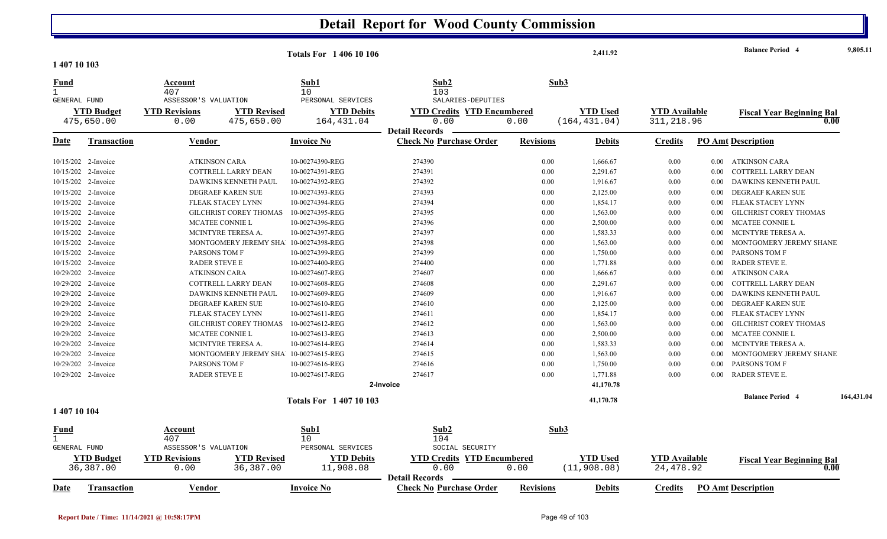# Detail Report for Wood County Commission

**Totals For 1 406 10 106** — 2,411.92 — **Balance Period 4** 9,805.11

**1 407 10 103**

| Fund | Account | Sub1 | Sub2 | Sub3 |
|---|---|---|---|---|
| 1 | 407 | 10 | 103 | |
| GENERAL FUND | ASSESSOR'S VALUATION | PERSONAL SERVICES | SALARIES-DEPUTIES | |

| YTD Budget | YTD Revisions | YTD Revised | YTD Debits | YTD Credits | YTD Encumbered | YTD Used | YTD Available | Fiscal Year Beginning Bal |
|---|---|---|---|---|---|---|---|---|
| 475,650.00 | 0.00 | 475,650.00 | 164,431.04 | 0.00 | 0.00 | (164,431.04) | 311,218.96 | 0.00 |

**Detail Records**

| Date | Transaction | Vendor | Invoice No | Check No | Purchase Order | Revisions | Debits | Credits | PO Amt | Description |
|---|---|---|---|---|---|---|---|---|---|---|
| 10/15/202 | 2-Invoice | ATKINSON CARA | 10-00274390-REG | 274390 | | 0.00 | 1,666.67 | 0.00 | 0.00 | ATKINSON CARA |
| 10/15/202 | 2-Invoice | COTTRELL LARRY DEAN | 10-00274391-REG | 274391 | | 0.00 | 2,291.67 | 0.00 | 0.00 | COTTRELL LARRY DEAN |
| 10/15/202 | 2-Invoice | DAWKINS KENNETH PAUL | 10-00274392-REG | 274392 | | 0.00 | 1,916.67 | 0.00 | 0.00 | DAWKINS KENNETH PAUL |
| 10/15/202 | 2-Invoice | DEGRAEF KAREN SUE | 10-00274393-REG | 274393 | | 0.00 | 2,125.00 | 0.00 | 0.00 | DEGRAEF KAREN SUE |
| 10/15/202 | 2-Invoice | FLEAK STACEY LYNN | 10-00274394-REG | 274394 | | 0.00 | 1,854.17 | 0.00 | 0.00 | FLEAK STACEY LYNN |
| 10/15/202 | 2-Invoice | GILCHRIST COREY THOMAS | 10-00274395-REG | 274395 | | 0.00 | 1,563.00 | 0.00 | 0.00 | GILCHRIST COREY THOMAS |
| 10/15/202 | 2-Invoice | MCATEE CONNIE L | 10-00274396-REG | 274396 | | 0.00 | 2,500.00 | 0.00 | 0.00 | MCATEE CONNIE L |
| 10/15/202 | 2-Invoice | MCINTYRE TERESA A. | 10-00274397-REG | 274397 | | 0.00 | 1,583.33 | 0.00 | 0.00 | MCINTYRE TERESA A. |
| 10/15/202 | 2-Invoice | MONTGOMERY JEREMY SHA | 10-00274398-REG | 274398 | | 0.00 | 1,563.00 | 0.00 | 0.00 | MONTGOMERY JEREMY SHANE |
| 10/15/202 | 2-Invoice | PARSONS TOM F | 10-00274399-REG | 274399 | | 0.00 | 1,750.00 | 0.00 | 0.00 | PARSONS TOM F |
| 10/15/202 | 2-Invoice | RADER STEVE E | 10-00274400-REG | 274400 | | 0.00 | 1,771.88 | 0.00 | 0.00 | RADER STEVE E. |
| 10/29/202 | 2-Invoice | ATKINSON CARA | 10-00274607-REG | 274607 | | 0.00 | 1,666.67 | 0.00 | 0.00 | ATKINSON CARA |
| 10/29/202 | 2-Invoice | COTTRELL LARRY DEAN | 10-00274608-REG | 274608 | | 0.00 | 2,291.67 | 0.00 | 0.00 | COTTRELL LARRY DEAN |
| 10/29/202 | 2-Invoice | DAWKINS KENNETH PAUL | 10-00274609-REG | 274609 | | 0.00 | 1,916.67 | 0.00 | 0.00 | DAWKINS KENNETH PAUL |
| 10/29/202 | 2-Invoice | DEGRAEF KAREN SUE | 10-00274610-REG | 274610 | | 0.00 | 2,125.00 | 0.00 | 0.00 | DEGRAEF KAREN SUE |
| 10/29/202 | 2-Invoice | FLEAK STACEY LYNN | 10-00274611-REG | 274611 | | 0.00 | 1,854.17 | 0.00 | 0.00 | FLEAK STACEY LYNN |
| 10/29/202 | 2-Invoice | GILCHRIST COREY THOMAS | 10-00274612-REG | 274612 | | 0.00 | 1,563.00 | 0.00 | 0.00 | GILCHRIST COREY THOMAS |
| 10/29/202 | 2-Invoice | MCATEE CONNIE L | 10-00274613-REG | 274613 | | 0.00 | 2,500.00 | 0.00 | 0.00 | MCATEE CONNIE L |
| 10/29/202 | 2-Invoice | MCINTYRE TERESA A. | 10-00274614-REG | 274614 | | 0.00 | 1,583.33 | 0.00 | 0.00 | MCINTYRE TERESA A. |
| 10/29/202 | 2-Invoice | MONTGOMERY JEREMY SHA | 10-00274615-REG | 274615 | | 0.00 | 1,563.00 | 0.00 | 0.00 | MONTGOMERY JEREMY SHANE |
| 10/29/202 | 2-Invoice | PARSONS TOM F | 10-00274616-REG | 274616 | | 0.00 | 1,750.00 | 0.00 | 0.00 | PARSONS TOM F |
| 10/29/202 | 2-Invoice | RADER STEVE E | 10-00274617-REG | 274617 | | 0.00 | 1,771.88 | 0.00 | 0.00 | RADER STEVE E. |
| | | | | 2-Invoice | | | 41,170.78 | | | |

**Totals For 1 407 10 103** — 41,170.78 — **Balance Period 4** 164,431.04

**1 407 10 104**

| Fund | Account | Sub1 | Sub2 | Sub3 |
|---|---|---|---|---|
| 1 | 407 | 10 | 104 | |
| GENERAL FUND | ASSESSOR'S VALUATION | PERSONAL SERVICES | SOCIAL SECURITY | |

| YTD Budget | YTD Revisions | YTD Revised | YTD Debits | YTD Credits | YTD Encumbered | YTD Used | YTD Available | Fiscal Year Beginning Bal |
|---|---|---|---|---|---|---|---|---|
| 36,387.00 | 0.00 | 36,387.00 | 11,908.08 | 0.00 | 0.00 | (11,908.08) | 24,478.92 | 0.00 |

**Detail Records**

| Date | Transaction | Vendor | Invoice No | Check No | Purchase Order | Revisions | Debits | Credits | PO Amt | Description |
|---|---|---|---|---|---|---|---|---|---|---|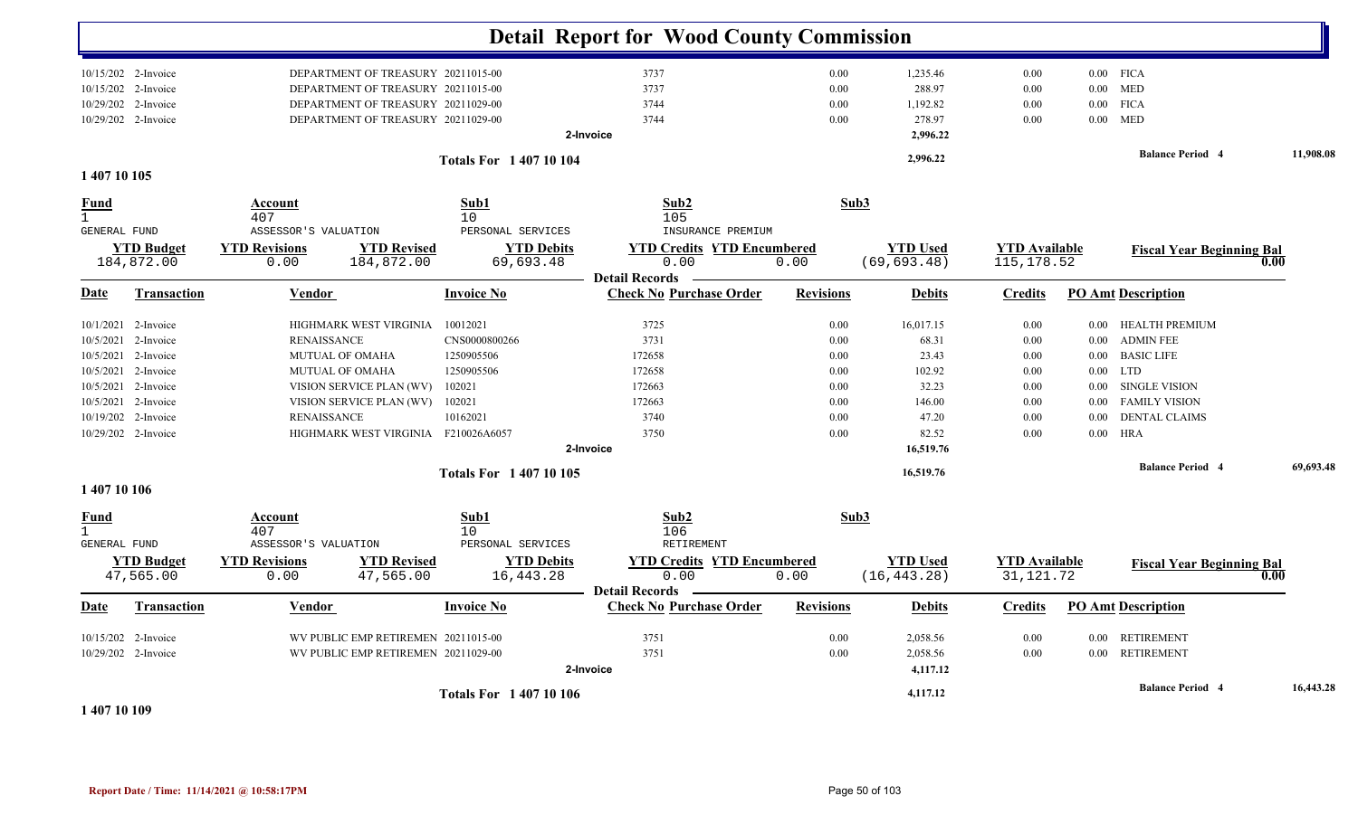# Detail Report for Wood County Commission

| Date | Transaction | Vendor | Invoice No | Check No | Purchase Order | Revisions | Debits | Credits | PO Amt | Description |
|---|---|---|---|---|---|---|---|---|---|---|
| 10/15/202 | 2-Invoice | DEPARTMENT OF TREASURY | 20211015-00 | 3737 | | 0.00 | 1,235.46 | 0.00 | 0.00 | FICA |
| 10/15/202 | 2-Invoice | DEPARTMENT OF TREASURY | 20211015-00 | 3737 | | 0.00 | 288.97 | 0.00 | 0.00 | MED |
| 10/29/202 | 2-Invoice | DEPARTMENT OF TREASURY | 20211029-00 | 3744 | | 0.00 | 1,192.82 | 0.00 | 0.00 | FICA |
| 10/29/202 | 2-Invoice | DEPARTMENT OF TREASURY | 20211029-00 | 3744 | | 0.00 | 278.97 | 0.00 | 0.00 | MED |
| | | | 2-Invoice | | | | 2,996.22 | | | |
| | | | Totals For 1 407 10 104 | | | | 2,996.22 | | | Balance Period 4: 11,908.08 |

## 1 407 10 105

| Fund | Account | Sub1 | Sub2 | Sub3 |
|---|---|---|---|---|
| 1 GENERAL FUND | 407 ASSESSOR'S VALUATION | 10 PERSONAL SERVICES | 105 INSURANCE PREMIUM | |

| YTD Budget | YTD Revisions | YTD Revised | YTD Debits | YTD Credits | YTD Encumbered | YTD Used | YTD Available | Fiscal Year Beginning Bal |
|---|---|---|---|---|---|---|---|---|
| 184,872.00 | 0.00 | 184,872.00 | 69,693.48 | 0.00 | 0.00 | (69,693.48) | 115,178.52 | 0.00 |

**Detail Records**

| Date | Transaction | Vendor | Invoice No | Check No | Purchase Order | Revisions | Debits | Credits | PO Amt | Description |
|---|---|---|---|---|---|---|---|---|---|---|
| 10/1/2021 | 2-Invoice | HIGHMARK WEST VIRGINIA | 10012021 | 3725 | | 0.00 | 16,017.15 | 0.00 | 0.00 | HEALTH PREMIUM |
| 10/5/2021 | 2-Invoice | RENAISSANCE | CNS0000800266 | 3731 | | 0.00 | 68.31 | 0.00 | 0.00 | ADMIN FEE |
| 10/5/2021 | 2-Invoice | MUTUAL OF OMAHA | 1250905506 | 172658 | | 0.00 | 23.43 | 0.00 | 0.00 | BASIC LIFE |
| 10/5/2021 | 2-Invoice | MUTUAL OF OMAHA | 1250905506 | 172658 | | 0.00 | 102.92 | 0.00 | 0.00 | LTD |
| 10/5/2021 | 2-Invoice | VISION SERVICE PLAN (WV) | 102021 | 172663 | | 0.00 | 32.23 | 0.00 | 0.00 | SINGLE VISION |
| 10/5/2021 | 2-Invoice | VISION SERVICE PLAN (WV) | 102021 | 172663 | | 0.00 | 146.00 | 0.00 | 0.00 | FAMILY VISION |
| 10/19/202 | 2-Invoice | RENAISSANCE | 10162021 | 3740 | | 0.00 | 47.20 | 0.00 | 0.00 | DENTAL CLAIMS |
| 10/29/202 | 2-Invoice | HIGHMARK WEST VIRGINIA | F210026A6057 | 3750 | | 0.00 | 82.52 | 0.00 | 0.00 | HRA |
| | | | 2-Invoice | | | | 16,519.76 | | | |
| | | | Totals For 1 407 10 105 | | | | 16,519.76 | | | Balance Period 4: 69,693.48 |

## 1 407 10 106

| Fund | Account | Sub1 | Sub2 | Sub3 |
|---|---|---|---|---|
| 1 GENERAL FUND | 407 ASSESSOR'S VALUATION | 10 PERSONAL SERVICES | 106 RETIREMENT | |

| YTD Budget | YTD Revisions | YTD Revised | YTD Debits | YTD Credits | YTD Encumbered | YTD Used | YTD Available | Fiscal Year Beginning Bal |
|---|---|---|---|---|---|---|---|---|
| 47,565.00 | 0.00 | 47,565.00 | 16,443.28 | 0.00 | 0.00 | (16,443.28) | 31,121.72 | 0.00 |

**Detail Records**

| Date | Transaction | Vendor | Invoice No | Check No | Purchase Order | Revisions | Debits | Credits | PO Amt | Description |
|---|---|---|---|---|---|---|---|---|---|---|
| 10/15/202 | 2-Invoice | WV PUBLIC EMP RETIREMEN | 20211015-00 | 3751 | | 0.00 | 2,058.56 | 0.00 | 0.00 | RETIREMENT |
| 10/29/202 | 2-Invoice | WV PUBLIC EMP RETIREMEN | 20211029-00 | 3751 | | 0.00 | 2,058.56 | 0.00 | 0.00 | RETIREMENT |
| | | | 2-Invoice | | | | 4,117.12 | | | |
| | | | Totals For 1 407 10 106 | | | | 4,117.12 | | | Balance Period 4: 16,443.28 |

## 1 407 10 109

Report Date / Time: 11/14/2021 @ 10:58:17PM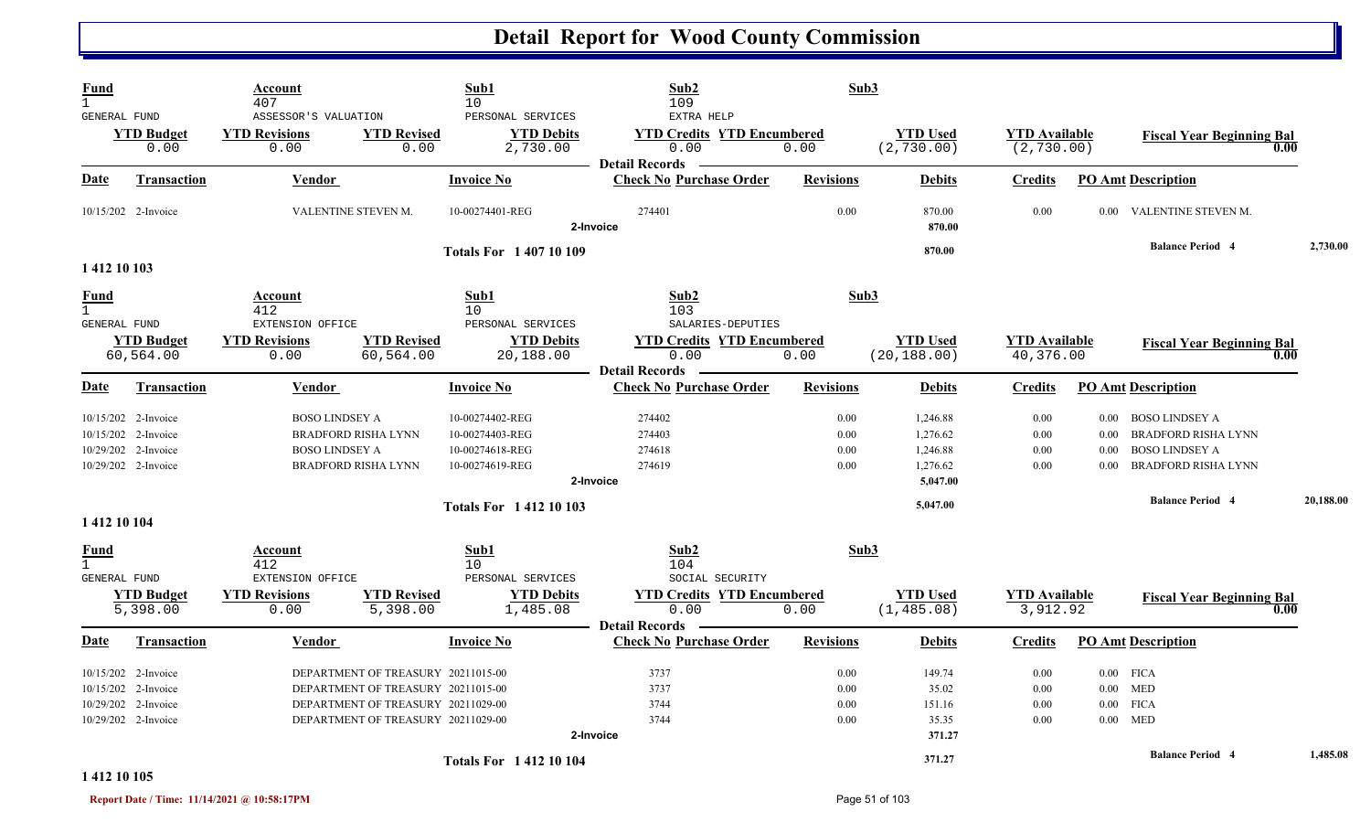# Detail Report for Wood County Commission

| Fund | Account | Sub1 | Sub2 | Sub3 |
|---|---|---|---|---|
| 1 GENERAL FUND | 407 ASSESSOR'S VALUATION | 10 PERSONAL SERVICES | 109 EXTRA HELP | |

| YTD Budget | YTD Revisions | YTD Revised | YTD Debits | YTD Credits | YTD Encumbered | YTD Used | YTD Available | Fiscal Year Beginning Bal |
|---|---|---|---|---|---|---|---|---|
| 0.00 | 0.00 | 0.00 | 2,730.00 | 0.00 | 0.00 | (2,730.00) | (2,730.00) | 0.00 |

**Detail Records**

| Date | Transaction | Vendor | Invoice No | Check No | Purchase Order | Revisions | Debits | Credits | PO Amt | Description |
|---|---|---|---|---|---|---|---|---|---|---|
| 10/15/202 | 2-Invoice | VALENTINE STEVEN M. | 10-00274401-REG | 274401 | | 0.00 | 870.00 | 0.00 | 0.00 | VALENTINE STEVEN M. |
| | 2-Invoice | | | | | | 870.00 | | | |
| | | | Totals For 1 407 10 109 | | | | 870.00 | | | Balance Period 4 — 2,730.00 |

**1 412 10 103**

| Fund | Account | Sub1 | Sub2 | Sub3 |
|---|---|---|---|---|
| 1 GENERAL FUND | 412 EXTENSION OFFICE | 10 PERSONAL SERVICES | 103 SALARIES-DEPUTIES | |

| YTD Budget | YTD Revisions | YTD Revised | YTD Debits | YTD Credits | YTD Encumbered | YTD Used | YTD Available | Fiscal Year Beginning Bal |
|---|---|---|---|---|---|---|---|---|
| 60,564.00 | 0.00 | 60,564.00 | 20,188.00 | 0.00 | 0.00 | (20,188.00) | 40,376.00 | 0.00 |

**Detail Records**

| Date | Transaction | Vendor | Invoice No | Check No | Purchase Order | Revisions | Debits | Credits | PO Amt | Description |
|---|---|---|---|---|---|---|---|---|---|---|
| 10/15/202 | 2-Invoice | BOSO LINDSEY A | 10-00274402-REG | 274402 | | 0.00 | 1,246.88 | 0.00 | 0.00 | BOSO LINDSEY A |
| 10/15/202 | 2-Invoice | BRADFORD RISHA LYNN | 10-00274403-REG | 274403 | | 0.00 | 1,276.62 | 0.00 | 0.00 | BRADFORD RISHA LYNN |
| 10/29/202 | 2-Invoice | BOSO LINDSEY A | 10-00274618-REG | 274618 | | 0.00 | 1,246.88 | 0.00 | 0.00 | BOSO LINDSEY A |
| 10/29/202 | 2-Invoice | BRADFORD RISHA LYNN | 10-00274619-REG | 274619 | | 0.00 | 1,276.62 | 0.00 | 0.00 | BRADFORD RISHA LYNN |
| | 2-Invoice | | | | | | 5,047.00 | | | |
| | | | Totals For 1 412 10 103 | | | | 5,047.00 | | | Balance Period 4 — 20,188.00 |

**1 412 10 104**

| Fund | Account | Sub1 | Sub2 | Sub3 |
|---|---|---|---|---|
| 1 GENERAL FUND | 412 EXTENSION OFFICE | 10 PERSONAL SERVICES | 104 SOCIAL SECURITY | |

| YTD Budget | YTD Revisions | YTD Revised | YTD Debits | YTD Credits | YTD Encumbered | YTD Used | YTD Available | Fiscal Year Beginning Bal |
|---|---|---|---|---|---|---|---|---|
| 5,398.00 | 0.00 | 5,398.00 | 1,485.08 | 0.00 | 0.00 | (1,485.08) | 3,912.92 | 0.00 |

**Detail Records**

| Date | Transaction | Vendor | Invoice No | Check No | Purchase Order | Revisions | Debits | Credits | PO Amt | Description |
|---|---|---|---|---|---|---|---|---|---|---|
| 10/15/202 | 2-Invoice | DEPARTMENT OF TREASURY | 20211015-00 | 3737 | | 0.00 | 149.74 | 0.00 | 0.00 | FICA |
| 10/15/202 | 2-Invoice | DEPARTMENT OF TREASURY | 20211015-00 | 3737 | | 0.00 | 35.02 | 0.00 | 0.00 | MED |
| 10/29/202 | 2-Invoice | DEPARTMENT OF TREASURY | 20211029-00 | 3744 | | 0.00 | 151.16 | 0.00 | 0.00 | FICA |
| 10/29/202 | 2-Invoice | DEPARTMENT OF TREASURY | 20211029-00 | 3744 | | 0.00 | 35.35 | 0.00 | 0.00 | MED |
| | 2-Invoice | | | | | | 371.27 | | | |
| | | | Totals For 1 412 10 104 | | | | 371.27 | | | Balance Period 4 — 1,485.08 |

**1 412 10 105**

Report Date / Time: 11/14/2021 @ 10:58:17PM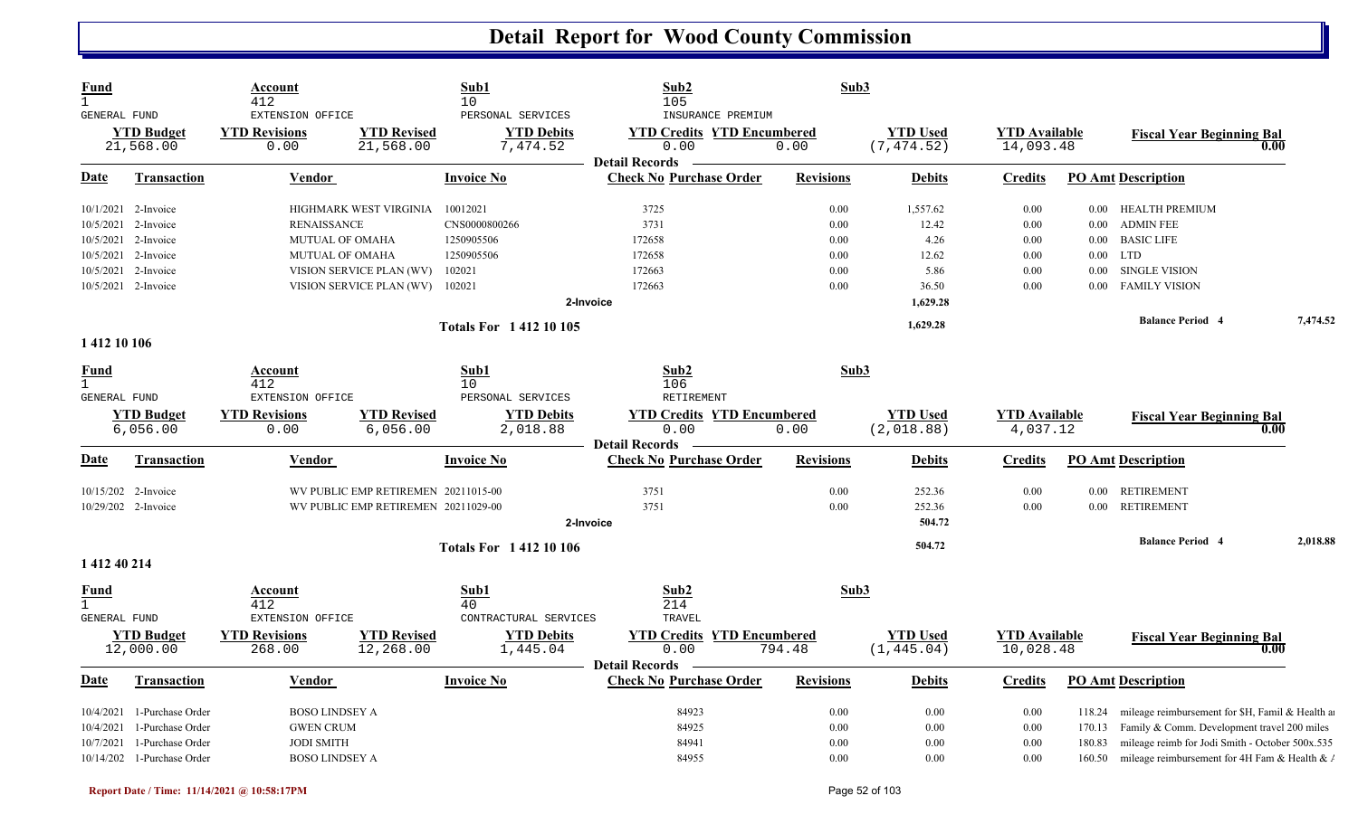# Detail Report for Wood County Commission

| Fund | Account | Sub1 | Sub2 | Sub3 |
|---|---|---|---|---|
| 1 | 412 | 10 | 105 | |
| GENERAL FUND | EXTENSION OFFICE | PERSONAL SERVICES | INSURANCE PREMIUM | |

| YTD Budget | YTD Revisions | YTD Revised | YTD Debits | YTD Credits | YTD Encumbered | YTD Used | YTD Available | Fiscal Year Beginning Bal |
|---|---|---|---|---|---|---|---|---|
| 21,568.00 | 0.00 | 21,568.00 | 7,474.52 | 0.00 | 0.00 | (7,474.52) | 14,093.48 | 0.00 |

**Detail Records**

| Date | Transaction | Vendor | Invoice No | Check No | Purchase Order | Revisions | Debits | Credits | PO Amt | Description |
|---|---|---|---|---|---|---|---|---|---|---|
| 10/1/2021 | 2-Invoice | HIGHMARK WEST VIRGINIA | 10012021 | 3725 | | 0.00 | 1,557.62 | 0.00 | 0.00 | HEALTH PREMIUM |
| 10/5/2021 | 2-Invoice | RENAISSANCE | CNS0000800266 | 3731 | | 0.00 | 12.42 | 0.00 | 0.00 | ADMIN FEE |
| 10/5/2021 | 2-Invoice | MUTUAL OF OMAHA | 1250905506 | 172658 | | 0.00 | 4.26 | 0.00 | 0.00 | BASIC LIFE |
| 10/5/2021 | 2-Invoice | MUTUAL OF OMAHA | 1250905506 | 172658 | | 0.00 | 12.62 | 0.00 | 0.00 | LTD |
| 10/5/2021 | 2-Invoice | VISION SERVICE PLAN (WV) | 102021 | 172663 | | 0.00 | 5.86 | 0.00 | 0.00 | SINGLE VISION |
| 10/5/2021 | 2-Invoice | VISION SERVICE PLAN (WV) | 102021 | 172663 | | 0.00 | 36.50 | 0.00 | 0.00 | FAMILY VISION |
| | | | 2-Invoice | | | | 1,629.28 | | | |
| | | | Totals For 1 412 10 105 | | | | 1,629.28 | | | Balance Period 4 — 7,474.52 |

## 1 412 10 106

| Fund | Account | Sub1 | Sub2 | Sub3 |
|---|---|---|---|---|
| 1 | 412 | 10 | 106 | |
| GENERAL FUND | EXTENSION OFFICE | PERSONAL SERVICES | RETIREMENT | |

| YTD Budget | YTD Revisions | YTD Revised | YTD Debits | YTD Credits | YTD Encumbered | YTD Used | YTD Available | Fiscal Year Beginning Bal |
|---|---|---|---|---|---|---|---|---|
| 6,056.00 | 0.00 | 6,056.00 | 2,018.88 | 0.00 | 0.00 | (2,018.88) | 4,037.12 | 0.00 |

**Detail Records**

| Date | Transaction | Vendor | Invoice No | Check No | Purchase Order | Revisions | Debits | Credits | PO Amt | Description |
|---|---|---|---|---|---|---|---|---|---|---|
| 10/15/202 | 2-Invoice | WV PUBLIC EMP RETIREMEN | 20211015-00 | 3751 | | 0.00 | 252.36 | 0.00 | 0.00 | RETIREMENT |
| 10/29/202 | 2-Invoice | WV PUBLIC EMP RETIREMEN | 20211029-00 | 3751 | | 0.00 | 252.36 | 0.00 | 0.00 | RETIREMENT |
| | | | 2-Invoice | | | | 504.72 | | | |
| | | | Totals For 1 412 10 106 | | | | 504.72 | | | Balance Period 4 — 2,018.88 |

## 1 412 40 214

| Fund | Account | Sub1 | Sub2 | Sub3 |
|---|---|---|---|---|
| 1 | 412 | 40 | 214 | |
| GENERAL FUND | EXTENSION OFFICE | CONTRACTURAL SERVICES | TRAVEL | |

| YTD Budget | YTD Revisions | YTD Revised | YTD Debits | YTD Credits | YTD Encumbered | YTD Used | YTD Available | Fiscal Year Beginning Bal |
|---|---|---|---|---|---|---|---|---|
| 12,000.00 | 268.00 | 12,268.00 | 1,445.04 | 0.00 | 794.48 | (1,445.04) | 10,028.48 | 0.00 |

**Detail Records**

| Date | Transaction | Vendor | Invoice No | Check No | Purchase Order | Revisions | Debits | Credits | PO Amt | Description |
|---|---|---|---|---|---|---|---|---|---|---|
| 10/4/2021 | 1-Purchase Order | BOSO LINDSEY A | | | 84923 | 0.00 | 0.00 | 0.00 | 118.24 | mileage reimbursement for $H, Famil & Health a |
| 10/4/2021 | 1-Purchase Order | GWEN CRUM | | | 84925 | 0.00 | 0.00 | 0.00 | 170.13 | Family & Comm. Development travel 200 miles |
| 10/7/2021 | 1-Purchase Order | JODI SMITH | | | 84941 | 0.00 | 0.00 | 0.00 | 180.83 | mileage reimb for Jodi Smith - October 500x.535 |
| 10/14/202 | 1-Purchase Order | BOSO LINDSEY A | | | 84955 | 0.00 | 0.00 | 0.00 | 160.50 | mileage reimbursement for 4H Fam & Health & |

Report Date / Time: 11/14/2021 @ 10:58:17PM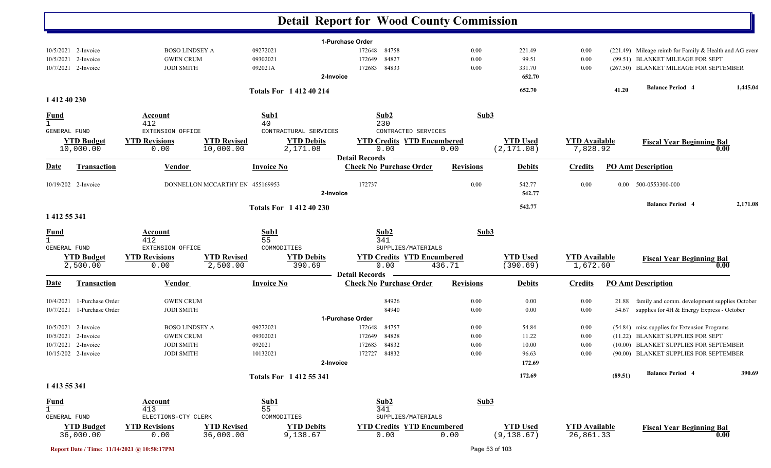# Detail Report for Wood County Commission

| Date | Transaction | Vendor | Invoice No | Check No | Purchase Order | Revisions | Debits | Credits | PO Amt | Description |
|---|---|---|---|---|---|---|---|---|---|---|
| | | | | 1-Purchase Order | | | | | | |
| 10/5/2021 | 2-Invoice | BOSO LINDSEY A | 09272021 | 172648 | 84758 | 0.00 | 221.49 | 0.00 | (221.49) | Mileage reimb for Family & Health and AG event |
| 10/5/2021 | 2-Invoice | GWEN CRUM | 09302021 | 172649 | 84827 | 0.00 | 99.51 | 0.00 | (99.51) | BLANKET MILEAGE FOR SEPT |
| 10/7/2021 | 2-Invoice | JODI SMITH | 092021A | 172683 | 84833 | 0.00 | 331.70 | 0.00 | (267.50) | BLANKET MILEAGE FOR SEPTEMBER |
| | | | 2-Invoice | | | | 652.70 | | | |
| | | | Totals For 1 412 40 214 | | | | 652.70 | | 41.20 | Balance Period 4 — 1,445.04 |

## 1 412 40 230

| Fund | Account | Sub1 | Sub2 | Sub3 |
|---|---|---|---|---|
| 1 | 412 | 40 | 230 | |
| GENERAL FUND | EXTENSION OFFICE | CONTRACTURAL SERVICES | CONTRACTED SERVICES | |

| YTD Budget | YTD Revisions | YTD Revised | YTD Debits | YTD Credits | YTD Encumbered | YTD Used | YTD Available | Fiscal Year Beginning Bal |
|---|---|---|---|---|---|---|---|---|
| 10,000.00 | 0.00 | 10,000.00 | 2,171.08 | 0.00 | 0.00 | (2,171.08) | 7,828.92 | 0.00 |

**Detail Records**

| Date | Transaction | Vendor | Invoice No | Check No | Purchase Order | Revisions | Debits | Credits | PO Amt | Description |
|---|---|---|---|---|---|---|---|---|---|---|
| 10/19/202 | 2-Invoice | DONNELLON MCCARTHY EN | 455169953 | 172737 | | 0.00 | 542.77 | 0.00 | 0.00 | 500-0553300-000 |
| | | | 2-Invoice | | | | 542.77 | | | |
| | | | Totals For 1 412 40 230 | | | | 542.77 | | | Balance Period 4 — 2,171.08 |

## 1 412 55 341

| Fund | Account | Sub1 | Sub2 | Sub3 |
|---|---|---|---|---|
| 1 | 412 | 55 | 341 | |
| GENERAL FUND | EXTENSION OFFICE | COMMODITIES | SUPPLIES/MATERIALS | |

| YTD Budget | YTD Revisions | YTD Revised | YTD Debits | YTD Credits | YTD Encumbered | YTD Used | YTD Available | Fiscal Year Beginning Bal |
|---|---|---|---|---|---|---|---|---|
| 2,500.00 | 0.00 | 2,500.00 | 390.69 | 0.00 | 436.71 | (390.69) | 1,672.60 | 0.00 |

**Detail Records**

| Date | Transaction | Vendor | Invoice No | Check No | Purchase Order | Revisions | Debits | Credits | PO Amt | Description |
|---|---|---|---|---|---|---|---|---|---|---|
| 10/4/2021 | 1-Purchase Order | GWEN CRUM | | | 84926 | 0.00 | 0.00 | 0.00 | 21.88 | family and comm. development supplies October |
| 10/7/2021 | 1-Purchase Order | JODI SMITH | | | 84940 | 0.00 | 0.00 | 0.00 | 54.67 | supplies for 4H & Energy Express - October |
| | | | | 1-Purchase Order | | | | | | |
| 10/5/2021 | 2-Invoice | BOSO LINDSEY A | 09272021 | 172648 | 84757 | 0.00 | 54.84 | 0.00 | (54.84) | misc supplies for Extension Programs |
| 10/5/2021 | 2-Invoice | GWEN CRUM | 09302021 | 172649 | 84828 | 0.00 | 11.22 | 0.00 | (11.22) | BLANKET SUPPLIES FOR SEPT |
| 10/7/2021 | 2-Invoice | JODI SMITH | 092021 | 172683 | 84832 | 0.00 | 10.00 | 0.00 | (10.00) | BLANKET SUPPLIES FOR SEPTEMBER |
| 10/15/202 | 2-Invoice | JODI SMITH | 10132021 | 172727 | 84832 | 0.00 | 96.63 | 0.00 | (90.00) | BLANKET SUPPLIES FOR SEPTEMBER |
| | | | 2-Invoice | | | | 172.69 | | | |
| | | | Totals For 1 412 55 341 | | | | 172.69 | | (89.51) | Balance Period 4 — 390.69 |

## 1 413 55 341

| Fund | Account | Sub1 | Sub2 | Sub3 |
|---|---|---|---|---|
| 1 | 413 | 55 | 341 | |
| GENERAL FUND | ELECTIONS-CTY CLERK | COMMODITIES | SUPPLIES/MATERIALS | |

| YTD Budget | YTD Revisions | YTD Revised | YTD Debits | YTD Credits | YTD Encumbered | YTD Used | YTD Available | Fiscal Year Beginning Bal |
|---|---|---|---|---|---|---|---|---|
| 36,000.00 | 0.00 | 36,000.00 | 9,138.67 | 0.00 | 0.00 | (9,138.67) | 26,861.33 | 0.00 |

Report Date / Time: 11/14/2021 @ 10:58:17PM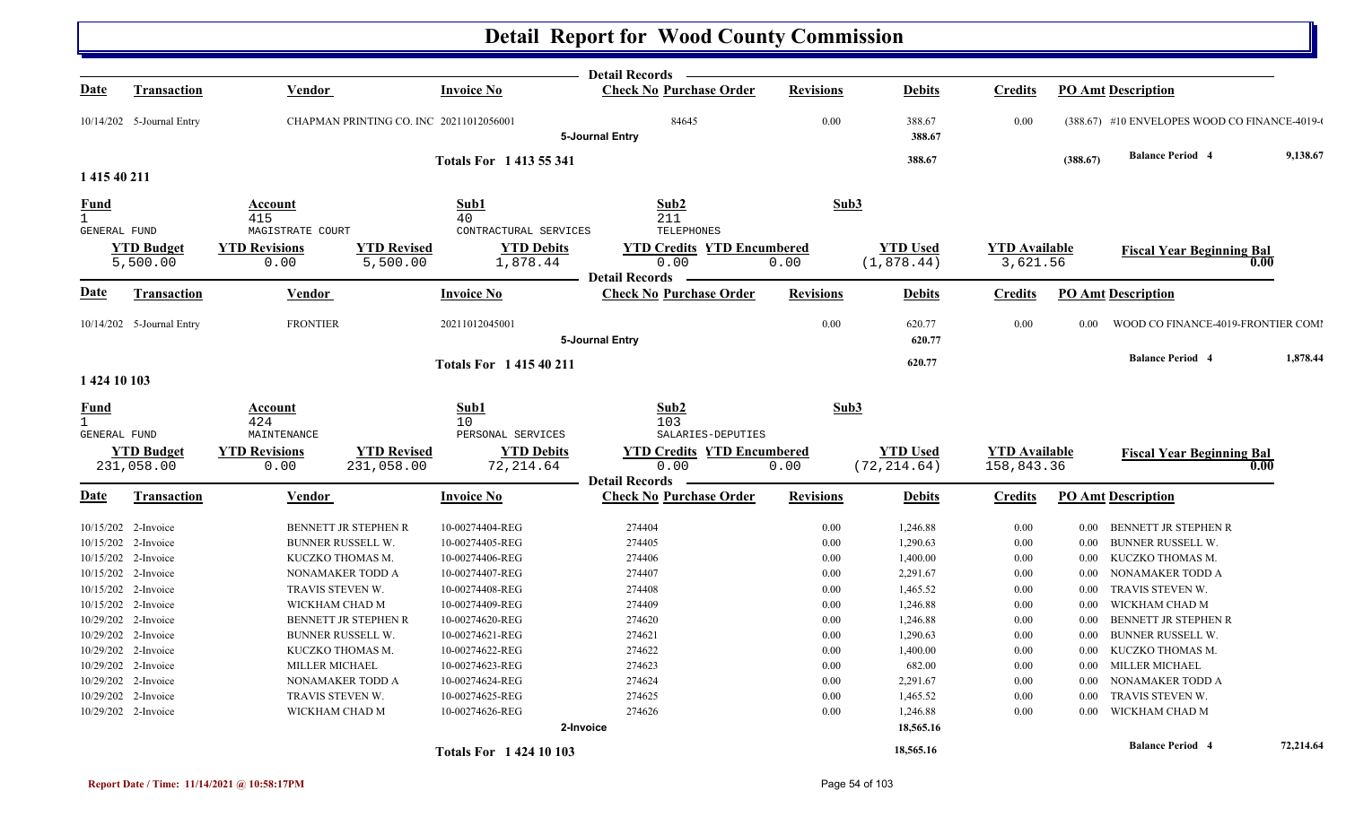# Detail Report for Wood County Commission

| Date | Transaction | Vendor | Invoice No | Check No | Purchase Order | Revisions | Debits | Credits | PO Amt | Description |
|---|---|---|---|---|---|---|---|---|---|---|
| 10/14/202 | 5-Journal Entry | CHAPMAN PRINTING CO. INC | 20211012056001 | | 84645 | 0.00 | 388.67 | 0.00 | (388.67) | #10 ENVELOPES WOOD CO FINANCE-4019-( |
| | | | | 5-Journal Entry | | | 388.67 | | | |
| | | | Totals For 1 413 55 341 | | | | 388.67 | | (388.67) | Balance Period 4 9,138.67 |

## 1 415 40 211

| Fund | Account | Sub1 | Sub2 | Sub3 |
|---|---|---|---|---|
| 1 GENERAL FUND | 415 MAGISTRATE COURT | 40 CONTRACTUAL SERVICES | 211 TELEPHONES | |

| YTD Budget | YTD Revisions | YTD Revised | YTD Debits | YTD Credits | YTD Encumbered | YTD Used | YTD Available | Fiscal Year Beginning Bal |
|---|---|---|---|---|---|---|---|---|
| 5,500.00 | 0.00 | 5,500.00 | 1,878.44 | 0.00 | 0.00 | (1,878.44) | 3,621.56 | 0.00 |

| Date | Transaction | Vendor | Invoice No | Check No | Purchase Order | Revisions | Debits | Credits | PO Amt | Description |
|---|---|---|---|---|---|---|---|---|---|---|
| 10/14/202 | 5-Journal Entry | FRONTIER | 20211012045001 | | | 0.00 | 620.77 | 0.00 | 0.00 | WOOD CO FINANCE-4019-FRONTIER COMI |
| | | | | 5-Journal Entry | | | 620.77 | | | |
| | | | Totals For 1 415 40 211 | | | | 620.77 | | | Balance Period 4 1,878.44 |

## 1 424 10 103

| Fund | Account | Sub1 | Sub2 | Sub3 |
|---|---|---|---|---|
| 1 GENERAL FUND | 424 MAINTENANCE | 10 PERSONAL SERVICES | 103 SALARIES-DEPUTIES | |

| YTD Budget | YTD Revisions | YTD Revised | YTD Debits | YTD Credits | YTD Encumbered | YTD Used | YTD Available | Fiscal Year Beginning Bal |
|---|---|---|---|---|---|---|---|---|
| 231,058.00 | 0.00 | 231,058.00 | 72,214.64 | 0.00 | 0.00 | (72,214.64) | 158,843.36 | 0.00 |

| Date | Transaction | Vendor | Invoice No | Check No | Purchase Order | Revisions | Debits | Credits | PO Amt | Description |
|---|---|---|---|---|---|---|---|---|---|---|
| 10/15/202 | 2-Invoice | BENNETT JR STEPHEN R | 10-00274404-REG | 274404 | | 0.00 | 1,246.88 | 0.00 | 0.00 | BENNETT JR STEPHEN R |
| 10/15/202 | 2-Invoice | BUNNER RUSSELL W. | 10-00274405-REG | 274405 | | 0.00 | 1,290.63 | 0.00 | 0.00 | BUNNER RUSSELL W. |
| 10/15/202 | 2-Invoice | KUCZKO THOMAS M. | 10-00274406-REG | 274406 | | 0.00 | 1,400.00 | 0.00 | 0.00 | KUCZKO THOMAS M. |
| 10/15/202 | 2-Invoice | NONAMAKER TODD A | 10-00274407-REG | 274407 | | 0.00 | 2,291.67 | 0.00 | 0.00 | NONAMAKER TODD A |
| 10/15/202 | 2-Invoice | TRAVIS STEVEN W. | 10-00274408-REG | 274408 | | 0.00 | 1,465.52 | 0.00 | 0.00 | TRAVIS STEVEN W. |
| 10/15/202 | 2-Invoice | WICKHAM CHAD M | 10-00274409-REG | 274409 | | 0.00 | 1,246.88 | 0.00 | 0.00 | WICKHAM CHAD M |
| 10/29/202 | 2-Invoice | BENNETT JR STEPHEN R | 10-00274620-REG | 274620 | | 0.00 | 1,246.88 | 0.00 | 0.00 | BENNETT JR STEPHEN R |
| 10/29/202 | 2-Invoice | BUNNER RUSSELL W. | 10-00274621-REG | 274621 | | 0.00 | 1,290.63 | 0.00 | 0.00 | BUNNER RUSSELL W. |
| 10/29/202 | 2-Invoice | KUCZKO THOMAS M. | 10-00274622-REG | 274622 | | 0.00 | 1,400.00 | 0.00 | 0.00 | KUCZKO THOMAS M. |
| 10/29/202 | 2-Invoice | MILLER MICHAEL | 10-00274623-REG | 274623 | | 0.00 | 682.00 | 0.00 | 0.00 | MILLER MICHAEL |
| 10/29/202 | 2-Invoice | NONAMAKER TODD A | 10-00274624-REG | 274624 | | 0.00 | 2,291.67 | 0.00 | 0.00 | NONAMAKER TODD A |
| 10/29/202 | 2-Invoice | TRAVIS STEVEN W. | 10-00274625-REG | 274625 | | 0.00 | 1,465.52 | 0.00 | 0.00 | TRAVIS STEVEN W. |
| 10/29/202 | 2-Invoice | WICKHAM CHAD M | 10-00274626-REG | 274626 | | 0.00 | 1,246.88 | 0.00 | 0.00 | WICKHAM CHAD M |
| | | | | 2-Invoice | | | 18,565.16 | | | |
| | | | Totals For 1 424 10 103 | | | | 18,565.16 | | | Balance Period 4 72,214.64 |

Report Date / Time: 11/14/2021 @ 10:58:17PM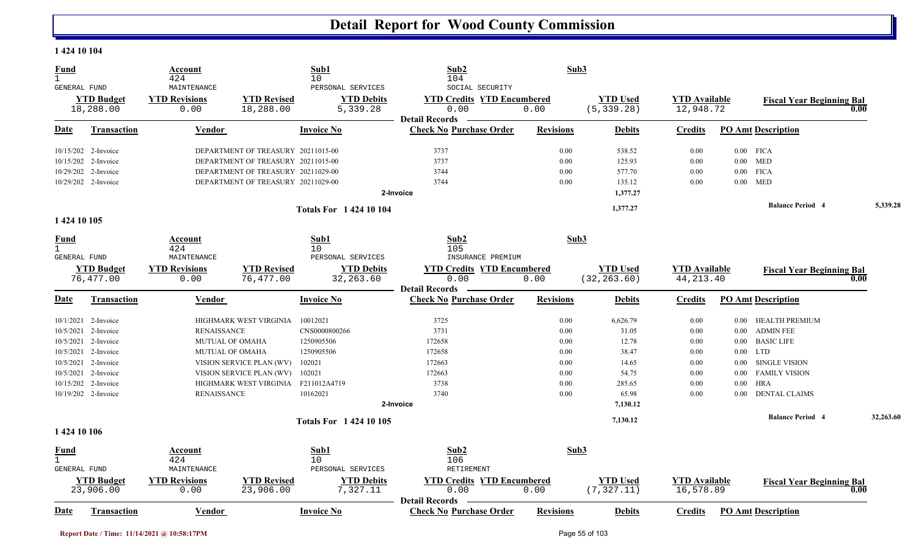# Detail Report for Wood County Commission

**1 424 10 104**

| Fund | Account | Sub1 | Sub2 | Sub3 |
|---|---|---|---|---|
| 1 | 424 | 10 | 104 | |
| GENERAL FUND | MAINTENANCE | PERSONAL SERVICES | SOCIAL SECURITY | |

| YTD Budget | YTD Revisions | YTD Revised | YTD Debits | YTD Credits | YTD Encumbered | YTD Used | YTD Available | Fiscal Year Beginning Bal |
|---|---|---|---|---|---|---|---|---|
| 18,288.00 | 0.00 | 18,288.00 | 5,339.28 | 0.00 | 0.00 | (5,339.28) | 12,948.72 | 0.00 |

**Detail Records**

| Date | Transaction | Vendor | Invoice No | Check No | Purchase Order | Revisions | Debits | Credits | PO Amt | Description |
|---|---|---|---|---|---|---|---|---|---|---|
| 10/15/202 | 2-Invoice | DEPARTMENT OF TREASURY | 20211015-00 | 3737 | | 0.00 | 538.52 | 0.00 | 0.00 | FICA |
| 10/15/202 | 2-Invoice | DEPARTMENT OF TREASURY | 20211015-00 | 3737 | | 0.00 | 125.93 | 0.00 | 0.00 | MED |
| 10/29/202 | 2-Invoice | DEPARTMENT OF TREASURY | 20211029-00 | 3744 | | 0.00 | 577.70 | 0.00 | 0.00 | FICA |
| 10/29/202 | 2-Invoice | DEPARTMENT OF TREASURY | 20211029-00 | 3744 | | 0.00 | 135.12 | 0.00 | 0.00 | MED |
| | | | 2-Invoice | | | | 1,377.27 | | | |
| | | | Totals For 1 424 10 104 | | | | 1,377.27 | | | Balance Period 4 5,339.28 |

**1 424 10 105**

| Fund | Account | Sub1 | Sub2 | Sub3 |
|---|---|---|---|---|
| 1 | 424 | 10 | 105 | |
| GENERAL FUND | MAINTENANCE | PERSONAL SERVICES | INSURANCE PREMIUM | |

| YTD Budget | YTD Revisions | YTD Revised | YTD Debits | YTD Credits | YTD Encumbered | YTD Used | YTD Available | Fiscal Year Beginning Bal |
|---|---|---|---|---|---|---|---|---|
| 76,477.00 | 0.00 | 76,477.00 | 32,263.60 | 0.00 | 0.00 | (32,263.60) | 44,213.40 | 0.00 |

**Detail Records**

| Date | Transaction | Vendor | Invoice No | Check No | Purchase Order | Revisions | Debits | Credits | PO Amt | Description |
|---|---|---|---|---|---|---|---|---|---|---|
| 10/1/2021 | 2-Invoice | HIGHMARK WEST VIRGINIA | 10012021 | 3725 | | 0.00 | 6,626.79 | 0.00 | 0.00 | HEALTH PREMIUM |
| 10/5/2021 | 2-Invoice | RENAISSANCE | CNS0000800266 | 3731 | | 0.00 | 31.05 | 0.00 | 0.00 | ADMIN FEE |
| 10/5/2021 | 2-Invoice | MUTUAL OF OMAHA | 1250905506 | 172658 | | 0.00 | 12.78 | 0.00 | 0.00 | BASIC LIFE |
| 10/5/2021 | 2-Invoice | MUTUAL OF OMAHA | 1250905506 | 172658 | | 0.00 | 38.47 | 0.00 | 0.00 | LTD |
| 10/5/2021 | 2-Invoice | VISION SERVICE PLAN (WV) | 102021 | 172663 | | 0.00 | 14.65 | 0.00 | 0.00 | SINGLE VISION |
| 10/5/2021 | 2-Invoice | VISION SERVICE PLAN (WV) | 102021 | 172663 | | 0.00 | 54.75 | 0.00 | 0.00 | FAMILY VISION |
| 10/15/202 | 2-Invoice | HIGHMARK WEST VIRGINIA | F211012A4719 | 3738 | | 0.00 | 285.65 | 0.00 | 0.00 | HRA |
| 10/19/202 | 2-Invoice | RENAISSANCE | 10162021 | 3740 | | 0.00 | 65.98 | 0.00 | 0.00 | DENTAL CLAIMS |
| | | | 2-Invoice | | | | 7,130.12 | | | |
| | | | Totals For 1 424 10 105 | | | | 7,130.12 | | | Balance Period 4 32,263.60 |

**1 424 10 106**

| Fund | Account | Sub1 | Sub2 | Sub3 |
|---|---|---|---|---|
| 1 | 424 | 10 | 106 | |
| GENERAL FUND | MAINTENANCE | PERSONAL SERVICES | RETIREMENT | |

| YTD Budget | YTD Revisions | YTD Revised | YTD Debits | YTD Credits | YTD Encumbered | YTD Used | YTD Available | Fiscal Year Beginning Bal |
|---|---|---|---|---|---|---|---|---|
| 23,906.00 | 0.00 | 23,906.00 | 7,327.11 | 0.00 | 0.00 | (7,327.11) | 16,578.89 | 0.00 |

**Detail Records**

| Date | Transaction | Vendor | Invoice No | Check No | Purchase Order | Revisions | Debits | Credits | PO Amt | Description |
|---|---|---|---|---|---|---|---|---|---|---|

Report Date / Time: 11/14/2021 @ 10:58:17PM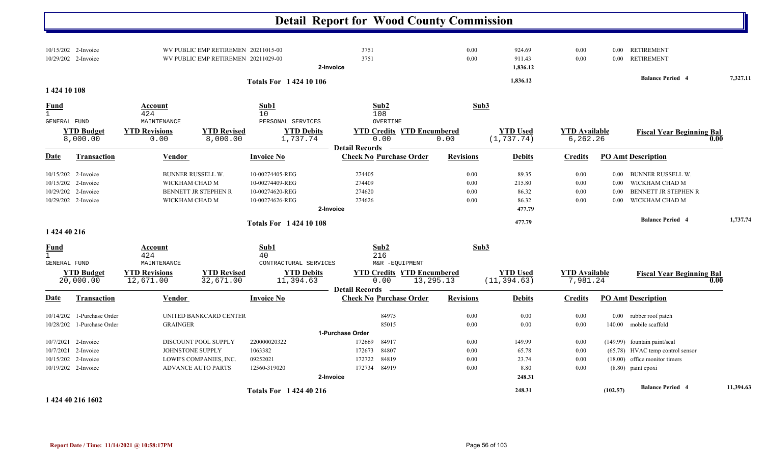# Detail Report for Wood County Commission

| Date | Transaction | Vendor | Invoice No | Check No | Purchase Order | Revisions | Debits | Credits | PO Amt | Description |
|---|---|---|---|---|---|---|---|---|---|---|
| 10/15/202 | 2-Invoice | WV PUBLIC EMP RETIREMEN | 20211015-00 | 3751 | | 0.00 | 924.69 | 0.00 | 0.00 | RETIREMENT |
| 10/29/202 | 2-Invoice | WV PUBLIC EMP RETIREMEN | 20211029-00 | 3751 | | 0.00 | 911.43 | 0.00 | 0.00 | RETIREMENT |
| | | | | 2-Invoice | | | 1,836.12 | | | |

**Totals For 1 424 10 106** — 1,836.12 — Balance Period 4: 7,327.11

## 1 424 10 108

| Fund | Account | Sub1 | Sub2 | Sub3 |
|---|---|---|---|---|
| 1 | 424 | 10 | 108 | |
| GENERAL FUND | MAINTENANCE | PERSONAL SERVICES | OVERTIME | |

| YTD Budget | YTD Revisions | YTD Revised | YTD Debits | YTD Credits | YTD Encumbered | YTD Used | YTD Available | Fiscal Year Beginning Bal |
|---|---|---|---|---|---|---|---|---|
| 8,000.00 | 0.00 | 8,000.00 | 1,737.74 | 0.00 | 0.00 | (1,737.74) | 6,262.26 | 0.00 |

**Detail Records**

| Date | Transaction | Vendor | Invoice No | Check No | Purchase Order | Revisions | Debits | Credits | PO Amt | Description |
|---|---|---|---|---|---|---|---|---|---|---|
| 10/15/202 | 2-Invoice | BUNNER RUSSELL W. | 10-00274405-REG | 274405 | | 0.00 | 89.35 | 0.00 | 0.00 | BUNNER RUSSELL W. |
| 10/15/202 | 2-Invoice | WICKHAM CHAD M | 10-00274409-REG | 274409 | | 0.00 | 215.80 | 0.00 | 0.00 | WICKHAM CHAD M |
| 10/29/202 | 2-Invoice | BENNETT JR STEPHEN R | 10-00274620-REG | 274620 | | 0.00 | 86.32 | 0.00 | 0.00 | BENNETT JR STEPHEN R |
| 10/29/202 | 2-Invoice | WICKHAM CHAD M | 10-00274626-REG | 274626 | | 0.00 | 86.32 | 0.00 | 0.00 | WICKHAM CHAD M |
| | | | | 2-Invoice | | | 477.79 | | | |

**Totals For 1 424 10 108** — 477.79 — Balance Period 4: 1,737.74

## 1 424 40 216

| Fund | Account | Sub1 | Sub2 | Sub3 |
|---|---|---|---|---|
| 1 | 424 | 40 | 216 | |
| GENERAL FUND | MAINTENANCE | CONTRACTURAL SERVICES | M&R -EQUIPMENT | |

| YTD Budget | YTD Revisions | YTD Revised | YTD Debits | YTD Credits | YTD Encumbered | YTD Used | YTD Available | Fiscal Year Beginning Bal |
|---|---|---|---|---|---|---|---|---|
| 20,000.00 | 12,671.00 | 32,671.00 | 11,394.63 | 0.00 | 13,295.13 | (11,394.63) | 7,981.24 | 0.00 |

**Detail Records**

| Date | Transaction | Vendor | Invoice No | Check No | Purchase Order | Revisions | Debits | Credits | PO Amt | Description |
|---|---|---|---|---|---|---|---|---|---|---|
| 10/14/202 | 1-Purchase Order | UNITED BANKCARD CENTER | | | 84975 | 0.00 | 0.00 | 0.00 | 0.00 | rubber roof patch |
| 10/28/202 | 1-Purchase Order | GRAINGER | | | 85015 | 0.00 | 0.00 | 0.00 | 140.00 | mobile scaffold |
| | | | | 1-Purchase Order | | | | | | |
| 10/7/2021 | 2-Invoice | DISCOUNT POOL SUPPLY | 220000020322 | 172669 | 84917 | 0.00 | 149.99 | 0.00 | (149.99) | fountain paint/seal |
| 10/7/2021 | 2-Invoice | JOHNSTONE SUPPLY | 1063382 | 172673 | 84807 | 0.00 | 65.78 | 0.00 | (65.78) | HVAC temp control sensor |
| 10/15/202 | 2-Invoice | LOWE'S COMPANIES, INC. | 09252021 | 172722 | 84819 | 0.00 | 23.74 | 0.00 | (18.00) | office monitor timers |
| 10/19/202 | 2-Invoice | ADVANCE AUTO PARTS | 12560-319020 | 172734 | 84919 | 0.00 | 8.80 | 0.00 | (8.80) | paint epoxi |
| | | | | 2-Invoice | | | 248.31 | | | |

**Totals For 1 424 40 216** — 248.31 — (102.57) — Balance Period 4: 11,394.63

## 1 424 40 216 1602

Report Date / Time: 11/14/2021 @ 10:58:17PM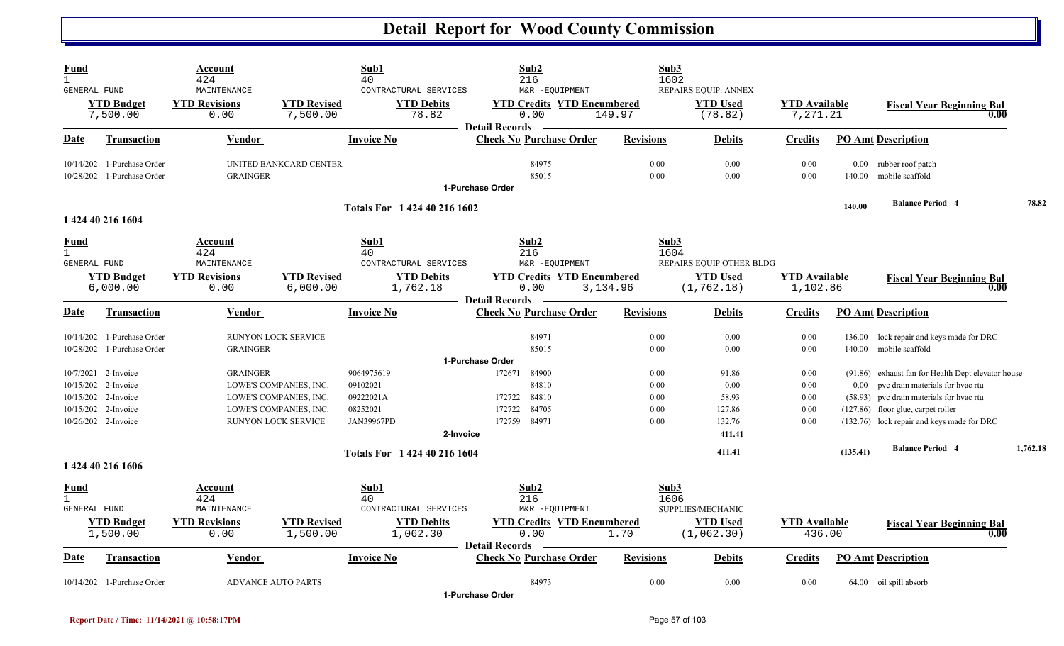# Detail Report for Wood County Commission

| Fund | Account | Sub1 | Sub2 | Sub3 |
|---|---|---|---|---|
| 1 | 424 | 40 | 216 | 1602 |
| GENERAL FUND | MAINTENANCE | CONTRACTURAL SERVICES | M&R -EQUIPMENT | REPAIRS EQUIP. ANNEX |

| YTD Budget | YTD Revisions | YTD Revised | YTD Debits | YTD Credits | YTD Encumbered | YTD Used | YTD Available | Fiscal Year Beginning Bal |
|---|---|---|---|---|---|---|---|---|
| 7,500.00 | 0.00 | 7,500.00 | 78.82 | 0.00 | 149.97 | (78.82) | 7,271.21 | 0.00 |

**Detail Records**

| Date | Transaction | Vendor | Invoice No | Check No | Purchase Order | Revisions | Debits | Credits | PO Amt | Description |
|---|---|---|---|---|---|---|---|---|---|---|
| 10/14/202 | 1-Purchase Order | UNITED BANKCARD CENTER | | | 84975 | 0.00 | 0.00 | 0.00 | 0.00 | rubber roof patch |
| 10/28/202 | 1-Purchase Order | GRAINGER | | | 85015 | 0.00 | 0.00 | 0.00 | 140.00 | mobile scaffold |
| | 1-Purchase Order | | | | | | | | | |
| | Totals For 1 424 40 216 1602 | | | | | | | | 140.00 | Balance Period 4 78.82 |

## 1 424 40 216 1604

| Fund | Account | Sub1 | Sub2 | Sub3 |
|---|---|---|---|---|
| 1 | 424 | 40 | 216 | 1604 |
| GENERAL FUND | MAINTENANCE | CONTRACTURAL SERVICES | M&R -EQUIPMENT | REPAIRS EQUIP OTHER BLDG |

| YTD Budget | YTD Revisions | YTD Revised | YTD Debits | YTD Credits | YTD Encumbered | YTD Used | YTD Available | Fiscal Year Beginning Bal |
|---|---|---|---|---|---|---|---|---|
| 6,000.00 | 0.00 | 6,000.00 | 1,762.18 | 0.00 | 3,134.96 | (1,762.18) | 1,102.86 | 0.00 |

**Detail Records**

| Date | Transaction | Vendor | Invoice No | Check No | Purchase Order | Revisions | Debits | Credits | PO Amt | Description |
|---|---|---|---|---|---|---|---|---|---|---|
| 10/14/202 | 1-Purchase Order | RUNYON LOCK SERVICE | | | 84971 | 0.00 | 0.00 | 0.00 | 136.00 | lock repair and keys made for DRC |
| 10/28/202 | 1-Purchase Order | GRAINGER | | | 85015 | 0.00 | 0.00 | 0.00 | 140.00 | mobile scaffold |
| | 1-Purchase Order | | | | | | | | | |
| 10/7/2021 | 2-Invoice | GRAINGER | 9064975619 | 172671 | 84900 | 0.00 | 91.86 | 0.00 | (91.86) | exhaust fan for Health Dept elevator house |
| 10/15/202 | 2-Invoice | LOWE'S COMPANIES, INC. | 09102021 | | 84810 | 0.00 | 0.00 | 0.00 | 0.00 | pvc drain materials for hvac rtu |
| 10/15/202 | 2-Invoice | LOWE'S COMPANIES, INC. | 09222021A | 172722 | 84810 | 0.00 | 58.93 | 0.00 | (58.93) | pvc drain materials for hvac rtu |
| 10/15/202 | 2-Invoice | LOWE'S COMPANIES, INC. | 08252021 | 172722 | 84705 | 0.00 | 127.86 | 0.00 | (127.86) | floor glue, carpet roller |
| 10/26/202 | 2-Invoice | RUNYON LOCK SERVICE | JAN39967PD | 172759 | 84971 | 0.00 | 132.76 | 0.00 | (132.76) | lock repair and keys made for DRC |
| | 2-Invoice | | | | | | 411.41 | | | |
| | Totals For 1 424 40 216 1604 | | | | | | 411.41 | | (135.41) | Balance Period 4 1,762.18 |

## 1 424 40 216 1606

| Fund | Account | Sub1 | Sub2 | Sub3 |
|---|---|---|---|---|
| 1 | 424 | 40 | 216 | 1606 |
| GENERAL FUND | MAINTENANCE | CONTRACTURAL SERVICES | M&R -EQUIPMENT | SUPPLIES/MECHANIC |

| YTD Budget | YTD Revisions | YTD Revised | YTD Debits | YTD Credits | YTD Encumbered | YTD Used | YTD Available | Fiscal Year Beginning Bal |
|---|---|---|---|---|---|---|---|---|
| 1,500.00 | 0.00 | 1,500.00 | 1,062.30 | 0.00 | 1.70 | (1,062.30) | 436.00 | 0.00 |

**Detail Records**

| Date | Transaction | Vendor | Invoice No | Check No | Purchase Order | Revisions | Debits | Credits | PO Amt | Description |
|---|---|---|---|---|---|---|---|---|---|---|
| 10/14/202 | 1-Purchase Order | ADVANCE AUTO PARTS | | | 84973 | 0.00 | 0.00 | 0.00 | 64.00 | oil spill absorb |
| | 1-Purchase Order | | | | | | | | | |

Report Date / Time: 11/14/2021 @ 10:58:17PM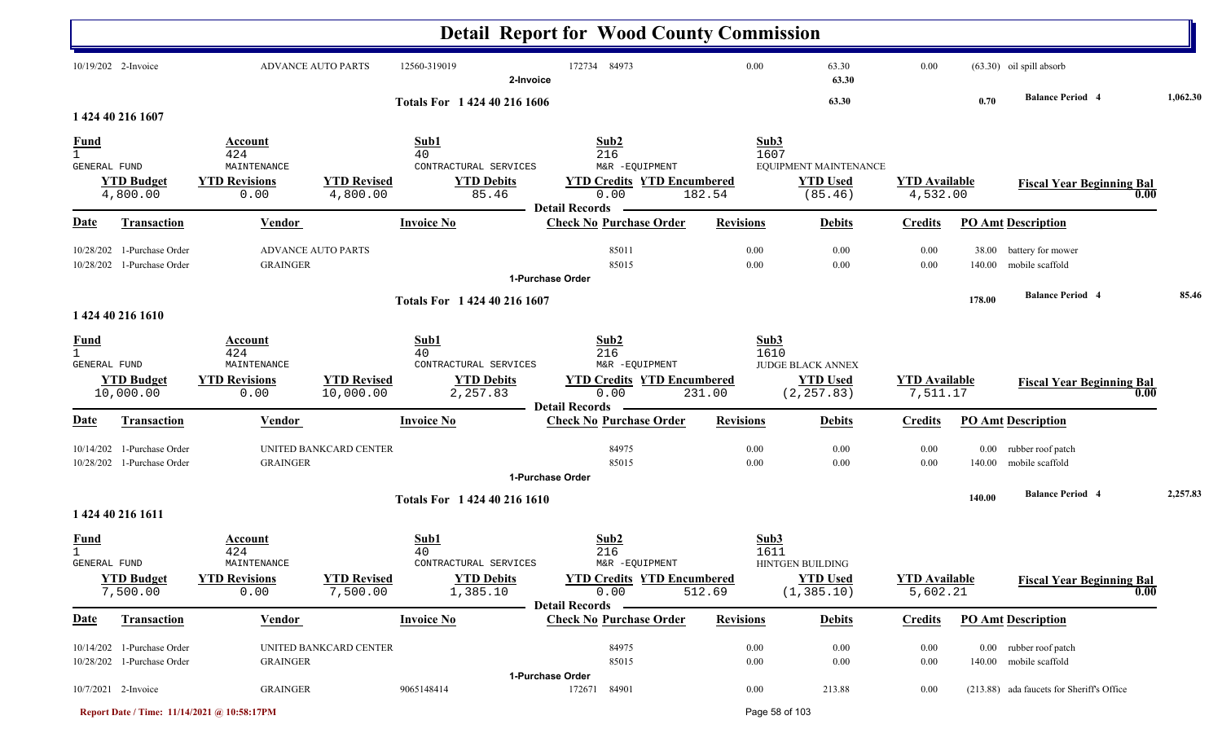# Detail Report for Wood County Commission

| Date | Transaction | Vendor | Invoice No | Check No | Purchase Order | Revisions | Debits | Credits | PO Amt | Description |
|---|---|---|---|---|---|---|---|---|---|---|
| 10/19/202 | 2-Invoice | ADVANCE AUTO PARTS | 12560-319019 | 172734 | 84973 | 0.00 | 63.30 | 0.00 | (63.30) | oil spill absorb |
| | | | | 2-Invoice | | | 63.30 | | | |

**Totals For 1 424 40 216 1606** — 63.30 — 0.70 — **Balance Period 4** 1,062.30

## 1 424 40 216 1607

| Fund | Account | Sub1 | Sub2 | Sub3 |
|---|---|---|---|---|
| 1 GENERAL FUND | 424 MAINTENANCE | 40 CONTRACTUAL SERVICES | 216 M&R -EQUIPMENT | 1607 EQUIPMENT MAINTENANCE |

| YTD Budget | YTD Revisions | YTD Revised | YTD Debits | YTD Credits | YTD Encumbered | YTD Used | YTD Available | Fiscal Year Beginning Bal |
|---|---|---|---|---|---|---|---|---|
| 4,800.00 | 0.00 | 4,800.00 | 85.46 | 0.00 | 182.54 | (85.46) | 4,532.00 | 0.00 |

**Detail Records**

| Date | Transaction | Vendor | Invoice No | Check No | Purchase Order | Revisions | Debits | Credits | PO Amt | Description |
|---|---|---|---|---|---|---|---|---|---|---|
| 10/28/202 | 1-Purchase Order | ADVANCE AUTO PARTS | | | 85011 | 0.00 | 0.00 | 0.00 | 38.00 | battery for mower |
| 10/28/202 | 1-Purchase Order | GRAINGER | | | 85015 | 0.00 | 0.00 | 0.00 | 140.00 | mobile scaffold |
| | | | | 1-Purchase Order | | | | | | |

**Totals For 1 424 40 216 1607** — 178.00 — **Balance Period 4** 85.46

## 1 424 40 216 1610

| Fund | Account | Sub1 | Sub2 | Sub3 |
|---|---|---|---|---|
| 1 GENERAL FUND | 424 MAINTENANCE | 40 CONTRACTUAL SERVICES | 216 M&R -EQUIPMENT | 1610 JUDGE BLACK ANNEX |

| YTD Budget | YTD Revisions | YTD Revised | YTD Debits | YTD Credits | YTD Encumbered | YTD Used | YTD Available | Fiscal Year Beginning Bal |
|---|---|---|---|---|---|---|---|---|
| 10,000.00 | 0.00 | 10,000.00 | 2,257.83 | 0.00 | 231.00 | (2,257.83) | 7,511.17 | 0.00 |

**Detail Records**

| Date | Transaction | Vendor | Invoice No | Check No | Purchase Order | Revisions | Debits | Credits | PO Amt | Description |
|---|---|---|---|---|---|---|---|---|---|---|
| 10/14/202 | 1-Purchase Order | UNITED BANKCARD CENTER | | | 84975 | 0.00 | 0.00 | 0.00 | 0.00 | rubber roof patch |
| 10/28/202 | 1-Purchase Order | GRAINGER | | | 85015 | 0.00 | 0.00 | 0.00 | 140.00 | mobile scaffold |
| | | | | 1-Purchase Order | | | | | | |

**Totals For 1 424 40 216 1610** — 140.00 — **Balance Period 4** 2,257.83

## 1 424 40 216 1611

| Fund | Account | Sub1 | Sub2 | Sub3 |
|---|---|---|---|---|
| 1 GENERAL FUND | 424 MAINTENANCE | 40 CONTRACTUAL SERVICES | 216 M&R -EQUIPMENT | 1611 HINTGEN BUILDING |

| YTD Budget | YTD Revisions | YTD Revised | YTD Debits | YTD Credits | YTD Encumbered | YTD Used | YTD Available | Fiscal Year Beginning Bal |
|---|---|---|---|---|---|---|---|---|
| 7,500.00 | 0.00 | 7,500.00 | 1,385.10 | 0.00 | 512.69 | (1,385.10) | 5,602.21 | 0.00 |

**Detail Records**

| Date | Transaction | Vendor | Invoice No | Check No | Purchase Order | Revisions | Debits | Credits | PO Amt | Description |
|---|---|---|---|---|---|---|---|---|---|---|
| 10/14/202 | 1-Purchase Order | UNITED BANKCARD CENTER | | | 84975 | 0.00 | 0.00 | 0.00 | 0.00 | rubber roof patch |
| 10/28/202 | 1-Purchase Order | GRAINGER | | | 85015 | 0.00 | 0.00 | 0.00 | 140.00 | mobile scaffold |
| | | | | 1-Purchase Order | | | | | | |
| 10/7/2021 | 2-Invoice | GRAINGER | 9065148414 | 172671 | 84901 | 0.00 | 213.88 | 0.00 | (213.88) | ada faucets for Sheriff's Office |

Report Date / Time: 11/14/2021 @ 10:58:17PM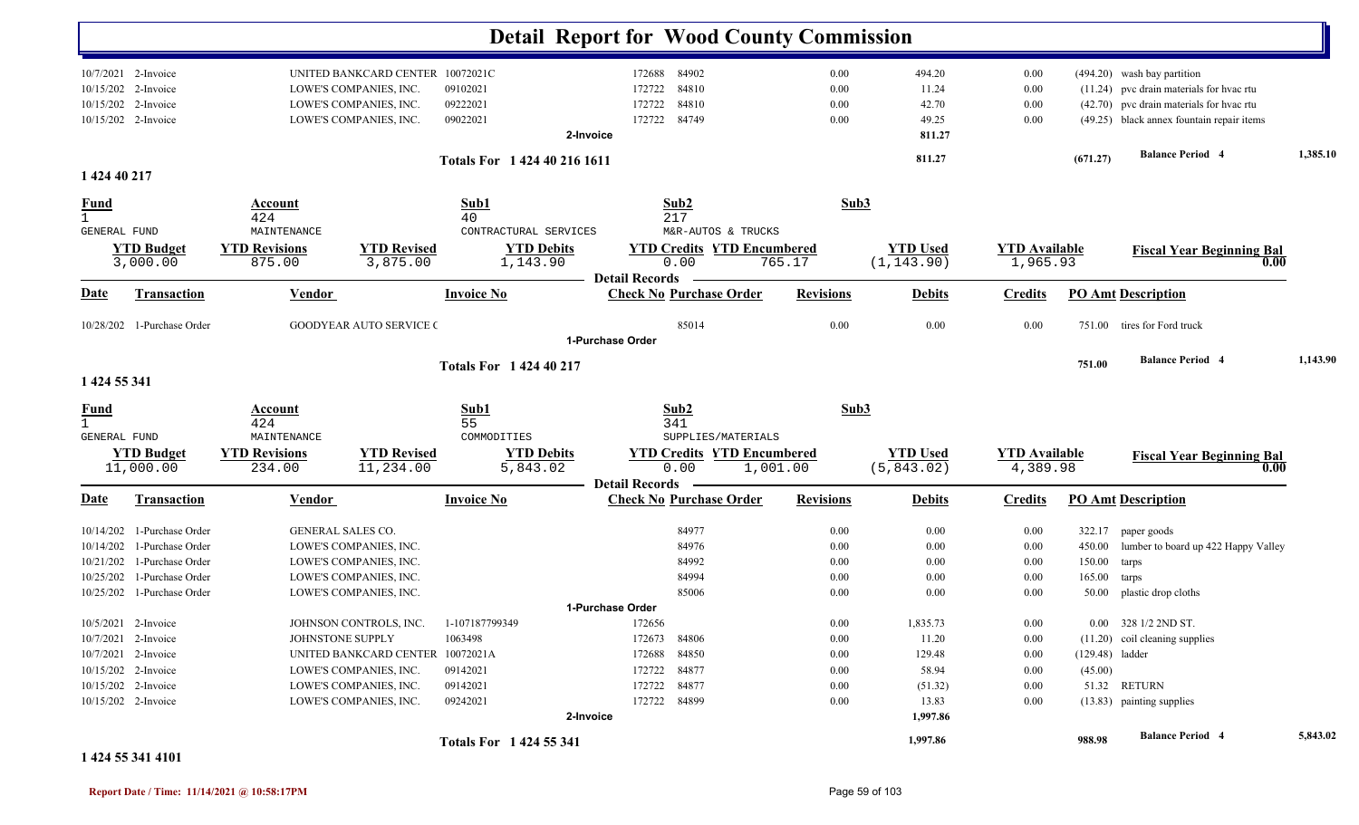# Detail Report for Wood County Commission

| Date | Transaction | Vendor | Invoice No | Check No | Purchase Order | Revisions | Debits | Credits | PO Amt | Description |
|---|---|---|---|---|---|---|---|---|---|---|
| 10/7/2021 | 2-Invoice | UNITED BANKCARD CENTER | 10072021C | 172688 | 84902 | 0.00 | 494.20 | 0.00 | (494.20) | wash bay partition |
| 10/15/202 | 2-Invoice | LOWE'S COMPANIES, INC. | 09102021 | 172722 | 84810 | 0.00 | 11.24 | 0.00 | (11.24) | pvc drain materials for hvac rtu |
| 10/15/202 | 2-Invoice | LOWE'S COMPANIES, INC. | 09222021 | 172722 | 84810 | 0.00 | 42.70 | 0.00 | (42.70) | pvc drain materials for hvac rtu |
| 10/15/202 | 2-Invoice | LOWE'S COMPANIES, INC. | 09022021 | 172722 | 84749 | 0.00 | 49.25 | 0.00 | (49.25) | black annex fountain repair items |
| | | | 2-Invoice | | | | 811.27 | | | |
| | | | Totals For 1 424 40 216 1611 | | | | 811.27 | | (671.27) | Balance Period 4 — 1,385.10 |

## 1 424 40 217

| Fund | Account | Sub1 | Sub2 | Sub3 |
|---|---|---|---|---|
| 1 | 424 | 40 | 217 | |
| GENERAL FUND | MAINTENANCE | CONTRACTUAL SERVICES | M&R-AUTOS & TRUCKS | |

| YTD Budget | YTD Revisions | YTD Revised | YTD Debits | YTD Credits | YTD Encumbered | YTD Used | YTD Available | Fiscal Year Beginning Bal |
|---|---|---|---|---|---|---|---|---|
| 3,000.00 | 875.00 | 3,875.00 | 1,143.90 | 0.00 | 765.17 | (1,143.90) | 1,965.93 | 0.00 |

**Detail Records**

| Date | Transaction | Vendor | Invoice No | Check No | Purchase Order | Revisions | Debits | Credits | PO Amt | Description |
|---|---|---|---|---|---|---|---|---|---|---|
| 10/28/202 | 1-Purchase Order | GOODYEAR AUTO SERVICE C | | | 85014 | 0.00 | 0.00 | 0.00 | 751.00 | tires for Ford truck |
| | | | 1-Purchase Order | | | | | | | |
| | | | Totals For 1 424 40 217 | | | | | | 751.00 | Balance Period 4 — 1,143.90 |

## 1 424 55 341

| Fund | Account | Sub1 | Sub2 | Sub3 |
|---|---|---|---|---|
| 1 | 424 | 55 | 341 | |
| GENERAL FUND | MAINTENANCE | COMMODITIES | SUPPLIES/MATERIALS | |

| YTD Budget | YTD Revisions | YTD Revised | YTD Debits | YTD Credits | YTD Encumbered | YTD Used | YTD Available | Fiscal Year Beginning Bal |
|---|---|---|---|---|---|---|---|---|
| 11,000.00 | 234.00 | 11,234.00 | 5,843.02 | 0.00 | 1,001.00 | (5,843.02) | 4,389.98 | 0.00 |

**Detail Records**

| Date | Transaction | Vendor | Invoice No | Check No | Purchase Order | Revisions | Debits | Credits | PO Amt | Description |
|---|---|---|---|---|---|---|---|---|---|---|
| 10/14/202 | 1-Purchase Order | GENERAL SALES CO. | | | 84977 | 0.00 | 0.00 | 0.00 | 322.17 | paper goods |
| 10/14/202 | 1-Purchase Order | LOWE'S COMPANIES, INC. | | | 84976 | 0.00 | 0.00 | 0.00 | 450.00 | lumber to board up 422 Happy Valley |
| 10/21/202 | 1-Purchase Order | LOWE'S COMPANIES, INC. | | | 84992 | 0.00 | 0.00 | 0.00 | 150.00 | tarps |
| 10/25/202 | 1-Purchase Order | LOWE'S COMPANIES, INC. | | | 84994 | 0.00 | 0.00 | 0.00 | 165.00 | tarps |
| 10/25/202 | 1-Purchase Order | LOWE'S COMPANIES, INC. | | | 85006 | 0.00 | 0.00 | 0.00 | 50.00 | plastic drop cloths |
| | | | 1-Purchase Order | | | | | | | |
| 10/5/2021 | 2-Invoice | JOHNSON CONTROLS, INC. | 1-107187799349 | 172656 | | 0.00 | 1,835.73 | 0.00 | 0.00 | 328 1/2 2ND ST. |
| 10/7/2021 | 2-Invoice | JOHNSTONE SUPPLY | 1063498 | 172673 | 84806 | 0.00 | 11.20 | 0.00 | (11.20) | coil cleaning supplies |
| 10/7/2021 | 2-Invoice | UNITED BANKCARD CENTER | 10072021A | 172688 | 84850 | 0.00 | 129.48 | 0.00 | (129.48) | ladder |
| 10/15/202 | 2-Invoice | LOWE'S COMPANIES, INC. | 09142021 | 172722 | 84877 | 0.00 | 58.94 | 0.00 | (45.00) | |
| 10/15/202 | 2-Invoice | LOWE'S COMPANIES, INC. | 09142021 | 172722 | 84877 | 0.00 | (51.32) | 0.00 | 51.32 | RETURN |
| 10/15/202 | 2-Invoice | LOWE'S COMPANIES, INC. | 09242021 | 172722 | 84899 | 0.00 | 13.83 | 0.00 | (13.83) | painting supplies |
| | | | 2-Invoice | | | | 1,997.86 | | | |
| | | | Totals For 1 424 55 341 | | | | 1,997.86 | | 988.98 | Balance Period 4 — 5,843.02 |

## 1 424 55 341 4101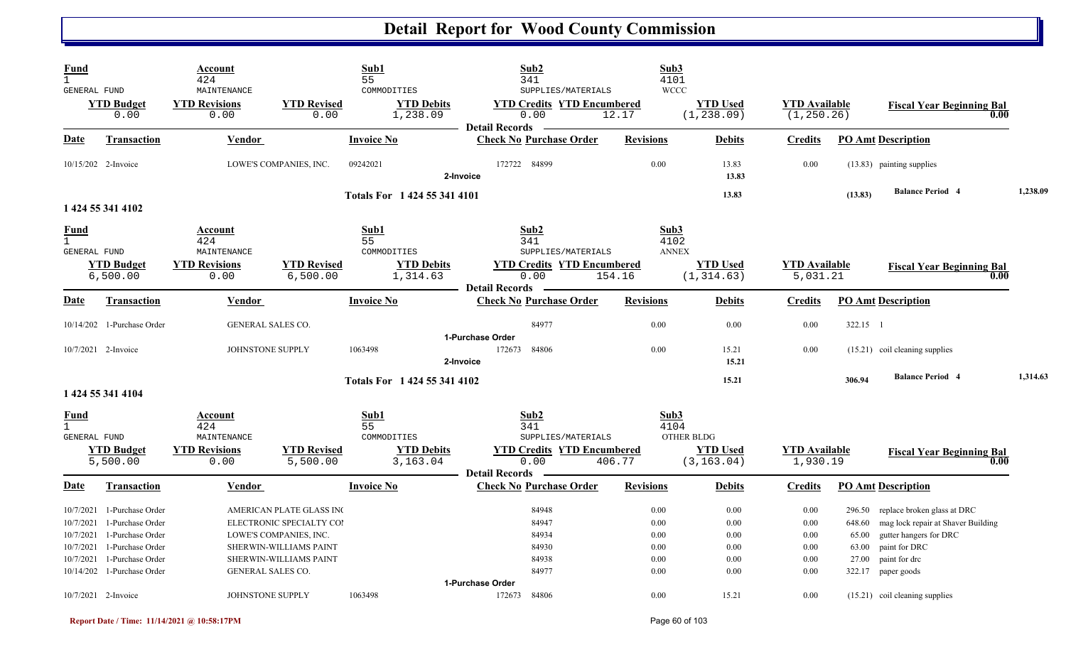# Detail Report for Wood County Commission

| Fund | Account | | Sub1 | Sub2 | | Sub3 | | |
|---|---|---|---|---|---|---|---|---|
| 1 GENERAL FUND | 424 MAINTENANCE | | 55 COMMODITIES | 341 SUPPLIES/MATERIALS | | 4101 WCCC | | |
| **YTD Budget** | **YTD Revisions** | **YTD Revised** | **YTD Debits** | **YTD Credits** | **YTD Encumbered** | **YTD Used** | **YTD Available** | **Fiscal Year Beginning Bal** |
| 0.00 | 0.00 | 0.00 | 1,238.09 | 0.00 | 12.17 | (1,238.09) | (1,250.26) | 0.00 |

Detail Records

| Date | Transaction | Vendor | Invoice No | Check No | Purchase Order | Revisions | Debits | Credits | PO Amt | Description |
|---|---|---|---|---|---|---|---|---|---|---|
| 10/15/202 | 2-Invoice | LOWE'S COMPANIES, INC. | 09242021 | 172722 | 84899 | 0.00 | 13.83 | 0.00 | (13.83) | painting supplies |
| | 2-Invoice | | | | | | 13.83 | | | |
| | **Totals For 1 424 55 341 4101** | | | | | | 13.83 | | (13.83) | Balance Period 4 1,238.09 |

## 1 424 55 341 4102

| Fund | Account | | Sub1 | Sub2 | | Sub3 | | |
|---|---|---|---|---|---|---|---|---|
| 1 GENERAL FUND | 424 MAINTENANCE | | 55 COMMODITIES | 341 SUPPLIES/MATERIALS | | 4102 ANNEX | | |
| **YTD Budget** | **YTD Revisions** | **YTD Revised** | **YTD Debits** | **YTD Credits** | **YTD Encumbered** | **YTD Used** | **YTD Available** | **Fiscal Year Beginning Bal** |
| 6,500.00 | 0.00 | 6,500.00 | 1,314.63 | 0.00 | 154.16 | (1,314.63) | 5,031.21 | 0.00 |

Detail Records

| Date | Transaction | Vendor | Invoice No | Check No | Purchase Order | Revisions | Debits | Credits | PO Amt | Description |
|---|---|---|---|---|---|---|---|---|---|---|
| 10/14/202 | 1-Purchase Order | GENERAL SALES CO. | | | 84977 | 0.00 | 0.00 | 0.00 | 322.15 | 1 |
| | 1-Purchase Order | | | | | | | | | |
| 10/7/2021 | 2-Invoice | JOHNSTONE SUPPLY | 1063498 | 172673 | 84806 | 0.00 | 15.21 | 0.00 | (15.21) | coil cleaning supplies |
| | 2-Invoice | | | | | | 15.21 | | | |
| | **Totals For 1 424 55 341 4102** | | | | | | 15.21 | | 306.94 | Balance Period 4 1,314.63 |

## 1 424 55 341 4104

| Fund | Account | | Sub1 | Sub2 | | Sub3 | | |
|---|---|---|---|---|---|---|---|---|
| 1 GENERAL FUND | 424 MAINTENANCE | | 55 COMMODITIES | 341 SUPPLIES/MATERIALS | | 4104 OTHER BLDG | | |
| **YTD Budget** | **YTD Revisions** | **YTD Revised** | **YTD Debits** | **YTD Credits** | **YTD Encumbered** | **YTD Used** | **YTD Available** | **Fiscal Year Beginning Bal** |
| 5,500.00 | 0.00 | 5,500.00 | 3,163.04 | 0.00 | 406.77 | (3,163.04) | 1,930.19 | 0.00 |

Detail Records

| Date | Transaction | Vendor | Invoice No | Check No | Purchase Order | Revisions | Debits | Credits | PO Amt | Description |
|---|---|---|---|---|---|---|---|---|---|---|
| 10/7/2021 | 1-Purchase Order | AMERICAN PLATE GLASS INC | | | 84948 | 0.00 | 0.00 | 0.00 | 296.50 | replace broken glass at DRC |
| 10/7/2021 | 1-Purchase Order | ELECTRONIC SPECIALTY CO | | | 84947 | 0.00 | 0.00 | 0.00 | 648.60 | mag lock repair at Shaver Building |
| 10/7/2021 | 1-Purchase Order | LOWE'S COMPANIES, INC. | | | 84934 | 0.00 | 0.00 | 0.00 | 65.00 | gutter hangers for DRC |
| 10/7/2021 | 1-Purchase Order | SHERWIN-WILLIAMS PAINT | | | 84930 | 0.00 | 0.00 | 0.00 | 63.00 | paint for DRC |
| 10/7/2021 | 1-Purchase Order | SHERWIN-WILLIAMS PAINT | | | 84938 | 0.00 | 0.00 | 0.00 | 27.00 | paint for drc |
| 10/14/202 | 1-Purchase Order | GENERAL SALES CO. | | | 84977 | 0.00 | 0.00 | 0.00 | 322.17 | paper goods |
| | 1-Purchase Order | | | | | | | | | |
| 10/7/2021 | 2-Invoice | JOHNSTONE SUPPLY | 1063498 | 172673 | 84806 | 0.00 | 15.21 | 0.00 | (15.21) | coil cleaning supplies |

Report Date / Time: 11/14/2021 @ 10:58:17PM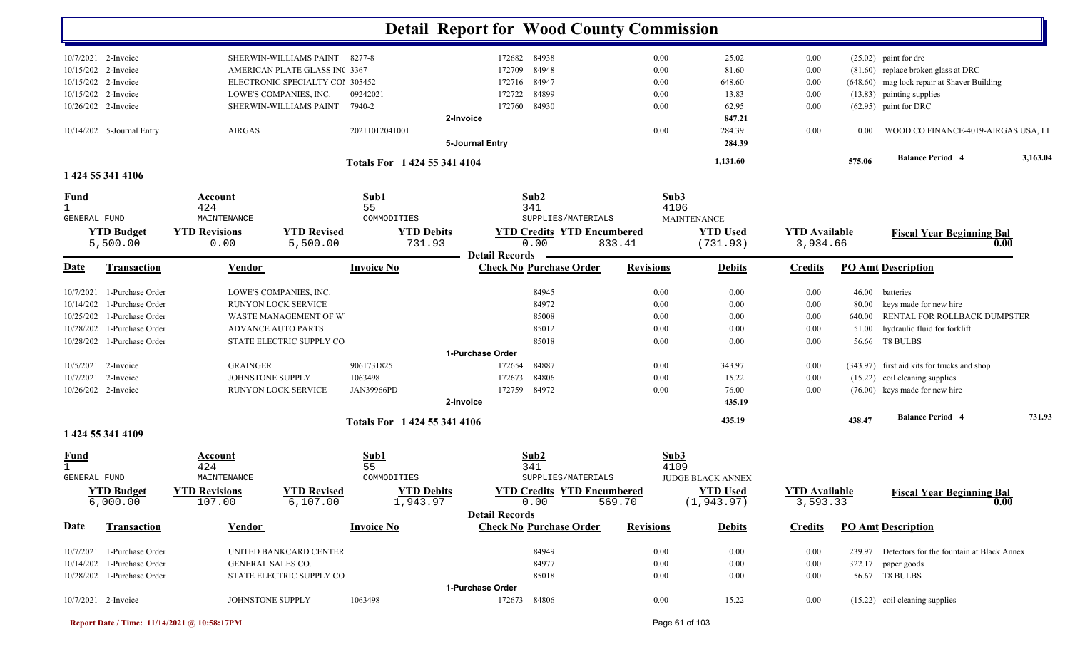# Detail Report for Wood County Commission

| Date | Transaction | Vendor | Invoice No | Check No | Purchase Order | Revisions | Debits | Credits | PO Amt | Description |
|---|---|---|---|---|---|---|---|---|---|---|
| 10/7/2021 | 2-Invoice | SHERWIN-WILLIAMS PAINT | 8277-8 | 172682 | 84938 | 0.00 | 25.02 | 0.00 | (25.02) | paint for drc |
| 10/15/202 | 2-Invoice | AMERICAN PLATE GLASS INC | 3367 | 172709 | 84948 | 0.00 | 81.60 | 0.00 | (81.60) | replace broken glass at DRC |
| 10/15/202 | 2-Invoice | ELECTRONIC SPECIALTY CO | 305452 | 172716 | 84947 | 0.00 | 648.60 | 0.00 | (648.60) | mag lock repair at Shaver Building |
| 10/15/202 | 2-Invoice | LOWE'S COMPANIES, INC. | 09242021 | 172722 | 84899 | 0.00 | 13.83 | 0.00 | (13.83) | painting supplies |
| 10/26/202 | 2-Invoice | SHERWIN-WILLIAMS PAINT | 7940-2 | 172760 | 84930 | 0.00 | 62.95 | 0.00 | (62.95) | paint for DRC |
| | | | 2-Invoice | | | | 847.21 | | | |
| 10/14/202 | 5-Journal Entry | AIRGAS | 20211012041001 | | | 0.00 | 284.39 | 0.00 | 0.00 | WOOD CO FINANCE-4019-AIRGAS USA, LL |
| | | | 5-Journal Entry | | | | 284.39 | | | |
| | | | Totals For 1 424 55 341 4104 | | | | 1,131.60 | | 575.06 | Balance Period 4 3,163.04 |

## 1 424 55 341 4106

| Fund | Account | Sub1 | Sub2 | Sub3 |
|---|---|---|---|---|
| 1 | 424 | 55 | 341 | 4106 |
| GENERAL FUND | MAINTENANCE | COMMODITIES | SUPPLIES/MATERIALS | MAINTENANCE |

| YTD Budget | YTD Revisions | YTD Revised | YTD Debits | YTD Credits | YTD Encumbered | YTD Used | YTD Available | Fiscal Year Beginning Bal |
|---|---|---|---|---|---|---|---|---|
| 5,500.00 | 0.00 | 5,500.00 | 731.93 | 0.00 | 833.41 | (731.93) | 3,934.66 | 0.00 |

**Detail Records**

| Date | Transaction | Vendor | Invoice No | Check No | Purchase Order | Revisions | Debits | Credits | PO Amt | Description |
|---|---|---|---|---|---|---|---|---|---|---|
| 10/7/2021 | 1-Purchase Order | LOWE'S COMPANIES, INC. | | | 84945 | 0.00 | 0.00 | 0.00 | 46.00 | batteries |
| 10/14/202 | 1-Purchase Order | RUNYON LOCK SERVICE | | | 84972 | 0.00 | 0.00 | 0.00 | 80.00 | keys made for new hire |
| 10/25/202 | 1-Purchase Order | WASTE MANAGEMENT OF W | | | 85008 | 0.00 | 0.00 | 0.00 | 640.00 | RENTAL FOR ROLLBACK DUMPSTER |
| 10/28/202 | 1-Purchase Order | ADVANCE AUTO PARTS | | | 85012 | 0.00 | 0.00 | 0.00 | 51.00 | hydraulic fluid for forklift |
| 10/28/202 | 1-Purchase Order | STATE ELECTRIC SUPPLY CO | | | 85018 | 0.00 | 0.00 | 0.00 | 56.66 | T8 BULBS |
| | | | 1-Purchase Order | | | | | | | |
| 10/5/2021 | 2-Invoice | GRAINGER | 9061731825 | 172654 | 84887 | 0.00 | 343.97 | 0.00 | (343.97) | first aid kits for trucks and shop |
| 10/7/2021 | 2-Invoice | JOHNSTONE SUPPLY | 1063498 | 172673 | 84806 | 0.00 | 15.22 | 0.00 | (15.22) | coil cleaning supplies |
| 10/26/202 | 2-Invoice | RUNYON LOCK SERVICE | JAN39966PD | 172759 | 84972 | 0.00 | 76.00 | 0.00 | (76.00) | keys made for new hire |
| | | | 2-Invoice | | | | 435.19 | | | |
| | | | Totals For 1 424 55 341 4106 | | | | 435.19 | | 438.47 | Balance Period 4 731.93 |

## 1 424 55 341 4109

| Fund | Account | Sub1 | Sub2 | Sub3 |
|---|---|---|---|---|
| 1 | 424 | 55 | 341 | 4109 |
| GENERAL FUND | MAINTENANCE | COMMODITIES | SUPPLIES/MATERIALS | JUDGE BLACK ANNEX |

| YTD Budget | YTD Revisions | YTD Revised | YTD Debits | YTD Credits | YTD Encumbered | YTD Used | YTD Available | Fiscal Year Beginning Bal |
|---|---|---|---|---|---|---|---|---|
| 6,000.00 | 107.00 | 6,107.00 | 1,943.97 | 0.00 | 569.70 | (1,943.97) | 3,593.33 | 0.00 |

**Detail Records**

| Date | Transaction | Vendor | Invoice No | Check No | Purchase Order | Revisions | Debits | Credits | PO Amt | Description |
|---|---|---|---|---|---|---|---|---|---|---|
| 10/7/2021 | 1-Purchase Order | UNITED BANKCARD CENTER | | | 84949 | 0.00 | 0.00 | 0.00 | 239.97 | Detectors for the fountain at Black Annex |
| 10/14/202 | 1-Purchase Order | GENERAL SALES CO. | | | 84977 | 0.00 | 0.00 | 0.00 | 322.17 | paper goods |
| 10/28/202 | 1-Purchase Order | STATE ELECTRIC SUPPLY CO | | | 85018 | 0.00 | 0.00 | 0.00 | 56.67 | T8 BULBS |
| | | | 1-Purchase Order | | | | | | | |
| 10/7/2021 | 2-Invoice | JOHNSTONE SUPPLY | 1063498 | 172673 | 84806 | 0.00 | 15.22 | 0.00 | (15.22) | coil cleaning supplies |

Report Date / Time: 11/14/2021 @ 10:58:17PM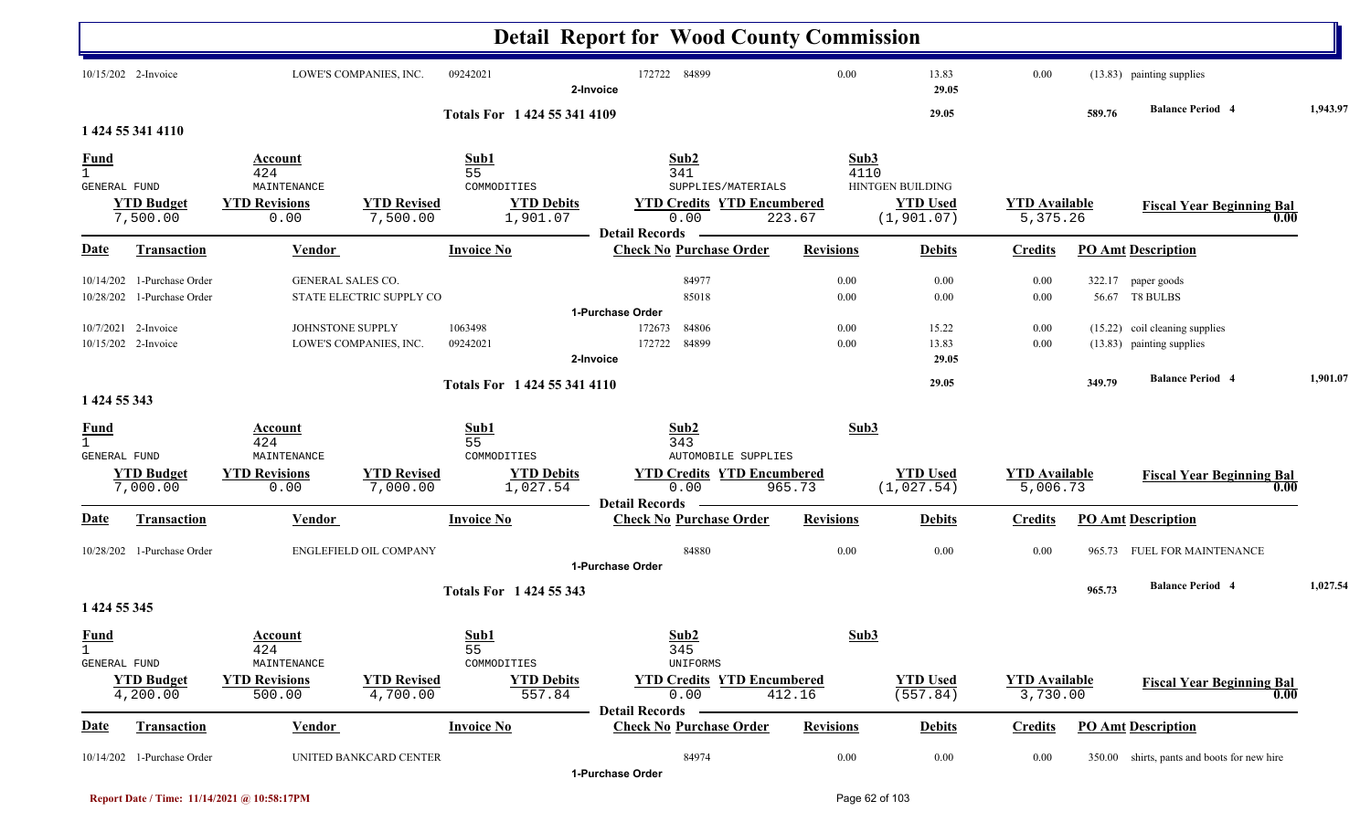# Detail Report for Wood County Commission

| Date | Transaction | Vendor | Invoice No | Check No | Purchase Order | Revisions | Debits | Credits | PO Amt | Description |
|---|---|---|---|---|---|---|---|---|---|---|
| 10/15/202 | 2-Invoice | LOWE'S COMPANIES, INC. | 09242021 | 172722 | 84899 | 0.00 | 13.83 | 0.00 | (13.83) | painting supplies |
| | | | | 2-Invoice | | | 29.05 | | | |

**Totals For 1 424 55 341 4109** — 29.05 — 589.76 — **Balance Period 4** 1,943.97

## 1 424 55 341 4110

| Fund | Account | Sub1 | Sub2 | Sub3 |
|---|---|---|---|---|
| 1 | 424 | 55 | 341 | 4110 |
| GENERAL FUND | MAINTENANCE | COMMODITIES | SUPPLIES/MATERIALS | HINTGEN BUILDING |

| YTD Budget | YTD Revisions | YTD Revised | YTD Debits | YTD Credits | YTD Encumbered | YTD Used | YTD Available | Fiscal Year Beginning Bal |
|---|---|---|---|---|---|---|---|---|
| 7,500.00 | 0.00 | 7,500.00 | 1,901.07 | 0.00 | 223.67 | (1,901.07) | 5,375.26 | 0.00 |

**Detail Records**

| Date | Transaction | Vendor | Invoice No | Check No | Purchase Order | Revisions | Debits | Credits | PO Amt | Description |
|---|---|---|---|---|---|---|---|---|---|---|
| 10/14/202 | 1-Purchase Order | GENERAL SALES CO. | | | 84977 | 0.00 | 0.00 | 0.00 | 322.17 | paper goods |
| 10/28/202 | 1-Purchase Order | STATE ELECTRIC SUPPLY CO | | | 85018 | 0.00 | 0.00 | 0.00 | 56.67 | T8 BULBS |
| | | | | 1-Purchase Order | | | | | | |
| 10/7/2021 | 2-Invoice | JOHNSTONE SUPPLY | 1063498 | 172673 | 84806 | 0.00 | 15.22 | 0.00 | (15.22) | coil cleaning supplies |
| 10/15/202 | 2-Invoice | LOWE'S COMPANIES, INC. | 09242021 | 172722 | 84899 | 0.00 | 13.83 | 0.00 | (13.83) | painting supplies |
| | | | | 2-Invoice | | | 29.05 | | | |

**Totals For 1 424 55 341 4110** — 29.05 — 349.79 — **Balance Period 4** 1,901.07

## 1 424 55 343

| Fund | Account | Sub1 | Sub2 | Sub3 |
|---|---|---|---|---|
| 1 | 424 | 55 | 343 | |
| GENERAL FUND | MAINTENANCE | COMMODITIES | AUTOMOBILE SUPPLIES | |

| YTD Budget | YTD Revisions | YTD Revised | YTD Debits | YTD Credits | YTD Encumbered | YTD Used | YTD Available | Fiscal Year Beginning Bal |
|---|---|---|---|---|---|---|---|---|
| 7,000.00 | 0.00 | 7,000.00 | 1,027.54 | 0.00 | 965.73 | (1,027.54) | 5,006.73 | 0.00 |

**Detail Records**

| Date | Transaction | Vendor | Invoice No | Check No | Purchase Order | Revisions | Debits | Credits | PO Amt | Description |
|---|---|---|---|---|---|---|---|---|---|---|
| 10/28/202 | 1-Purchase Order | ENGLEFIELD OIL COMPANY | | | 84880 | 0.00 | 0.00 | 0.00 | 965.73 | FUEL FOR MAINTENANCE |
| | | | | 1-Purchase Order | | | | | | |

**Totals For 1 424 55 343** — 965.73 — **Balance Period 4** 1,027.54

## 1 424 55 345

| Fund | Account | Sub1 | Sub2 | Sub3 |
|---|---|---|---|---|
| 1 | 424 | 55 | 345 | |
| GENERAL FUND | MAINTENANCE | COMMODITIES | UNIFORMS | |

| YTD Budget | YTD Revisions | YTD Revised | YTD Debits | YTD Credits | YTD Encumbered | YTD Used | YTD Available | Fiscal Year Beginning Bal |
|---|---|---|---|---|---|---|---|---|
| 4,200.00 | 500.00 | 4,700.00 | 557.84 | 0.00 | 412.16 | (557.84) | 3,730.00 | 0.00 |

**Detail Records**

| Date | Transaction | Vendor | Invoice No | Check No | Purchase Order | Revisions | Debits | Credits | PO Amt | Description |
|---|---|---|---|---|---|---|---|---|---|---|
| 10/14/202 | 1-Purchase Order | UNITED BANKCARD CENTER | | | 84974 | 0.00 | 0.00 | 0.00 | 350.00 | shirts, pants and boots for new hire |
| | | | | 1-Purchase Order | | | | | | |

Report Date / Time: 11/14/2021 @ 10:58:17PM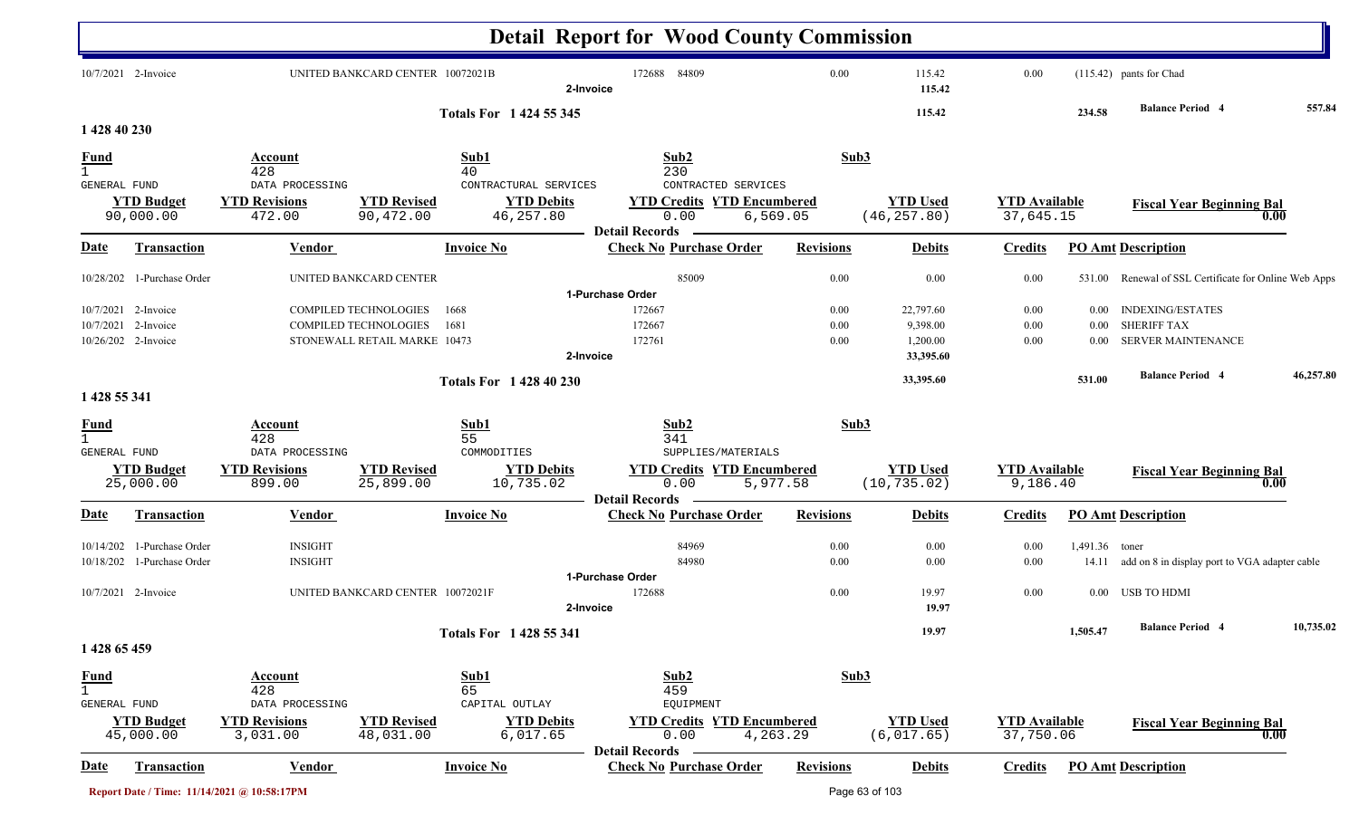# Detail Report for Wood County Commission

| Date | Transaction | Vendor | Invoice No | Check No | Purchase Order | Revisions | Debits | Credits | PO Amt | Description |
|---|---|---|---|---|---|---|---|---|---|---|
| 10/7/2021 | 2-Invoice | UNITED BANKCARD CENTER | 10072021B | 172688 | 84809 | 0.00 | 115.42 | 0.00 | (115.42) | pants for Chad |
| | | | | 2-Invoice | | | 115.42 | | | |

**Totals For 1 424 55 345** — 115.42 — 234.58 — **Balance Period 4** 557.84

## 1 428 40 230

| Fund | Account | Sub1 | Sub2 | Sub3 |
|---|---|---|---|---|
| 1 | 428 | 40 | 230 | |
| GENERAL FUND | DATA PROCESSING | CONTRACTURAL SERVICES | CONTRACTED SERVICES | |

| YTD Budget | YTD Revisions | YTD Revised | YTD Debits | YTD Credits | YTD Encumbered | YTD Used | YTD Available | Fiscal Year Beginning Bal |
|---|---|---|---|---|---|---|---|---|
| 90,000.00 | 472.00 | 90,472.00 | 46,257.80 | 0.00 | 6,569.05 | (46,257.80) | 37,645.15 | 0.00 |

**Detail Records**

| Date | Transaction | Vendor | Invoice No | Check No Purchase Order | Revisions | Debits | Credits | PO Amt | Description |
|---|---|---|---|---|---|---|---|---|---|
| 10/28/202 | 1-Purchase Order | UNITED BANKCARD CENTER | | 85009 | 0.00 | 0.00 | 0.00 | 531.00 | Renewal of SSL Certificate for Online Web Apps |
| | | | | 1-Purchase Order | | | | | |
| 10/7/2021 | 2-Invoice | COMPILED TECHNOLOGIES | 1668 | 172667 | 0.00 | 22,797.60 | 0.00 | 0.00 | INDEXING/ESTATES |
| 10/7/2021 | 2-Invoice | COMPILED TECHNOLOGIES | 1681 | 172667 | 0.00 | 9,398.00 | 0.00 | 0.00 | SHERIFF TAX |
| 10/26/202 | 2-Invoice | STONEWALL RETAIL MARKE | 10473 | 172761 | 0.00 | 1,200.00 | 0.00 | 0.00 | SERVER MAINTENANCE |
| | | | | 2-Invoice | | 33,395.60 | | | |

**Totals For 1 428 40 230** — 33,395.60 — 531.00 — **Balance Period 4** 46,257.80

## 1 428 55 341

| Fund | Account | Sub1 | Sub2 | Sub3 |
|---|---|---|---|---|
| 1 | 428 | 55 | 341 | |
| GENERAL FUND | DATA PROCESSING | COMMODITIES | SUPPLIES/MATERIALS | |

| YTD Budget | YTD Revisions | YTD Revised | YTD Debits | YTD Credits | YTD Encumbered | YTD Used | YTD Available | Fiscal Year Beginning Bal |
|---|---|---|---|---|---|---|---|---|
| 25,000.00 | 899.00 | 25,899.00 | 10,735.02 | 0.00 | 5,977.58 | (10,735.02) | 9,186.40 | 0.00 |

**Detail Records**

| Date | Transaction | Vendor | Invoice No | Check No Purchase Order | Revisions | Debits | Credits | PO Amt | Description |
|---|---|---|---|---|---|---|---|---|---|
| 10/14/202 | 1-Purchase Order | INSIGHT | | 84969 | 0.00 | 0.00 | 0.00 | 1,491.36 | toner |
| 10/18/202 | 1-Purchase Order | INSIGHT | | 84980 | 0.00 | 0.00 | 0.00 | 14.11 | add on 8 in display port to VGA adapter cable |
| | | | | 1-Purchase Order | | | | | |
| 10/7/2021 | 2-Invoice | UNITED BANKCARD CENTER | 10072021F | 172688 | 0.00 | 19.97 | 0.00 | 0.00 | USB TO HDMI |
| | | | | 2-Invoice | | 19.97 | | | |

**Totals For 1 428 55 341** — 19.97 — 1,505.47 — **Balance Period 4** 10,735.02

## 1 428 65 459

| Fund | Account | Sub1 | Sub2 | Sub3 |
|---|---|---|---|---|
| 1 | 428 | 65 | 459 | |
| GENERAL FUND | DATA PROCESSING | CAPITAL OUTLAY | EQUIPMENT | |

| YTD Budget | YTD Revisions | YTD Revised | YTD Debits | YTD Credits | YTD Encumbered | YTD Used | YTD Available | Fiscal Year Beginning Bal |
|---|---|---|---|---|---|---|---|---|
| 45,000.00 | 3,031.00 | 48,031.00 | 6,017.65 | 0.00 | 4,263.29 | (6,017.65) | 37,750.06 | 0.00 |

**Detail Records**

| Date | Transaction | Vendor | Invoice No | Check No Purchase Order | Revisions | Debits | Credits | PO Amt | Description |
|---|---|---|---|---|---|---|---|---|---|

Report Date / Time: 11/14/2021 @ 10:58:17PM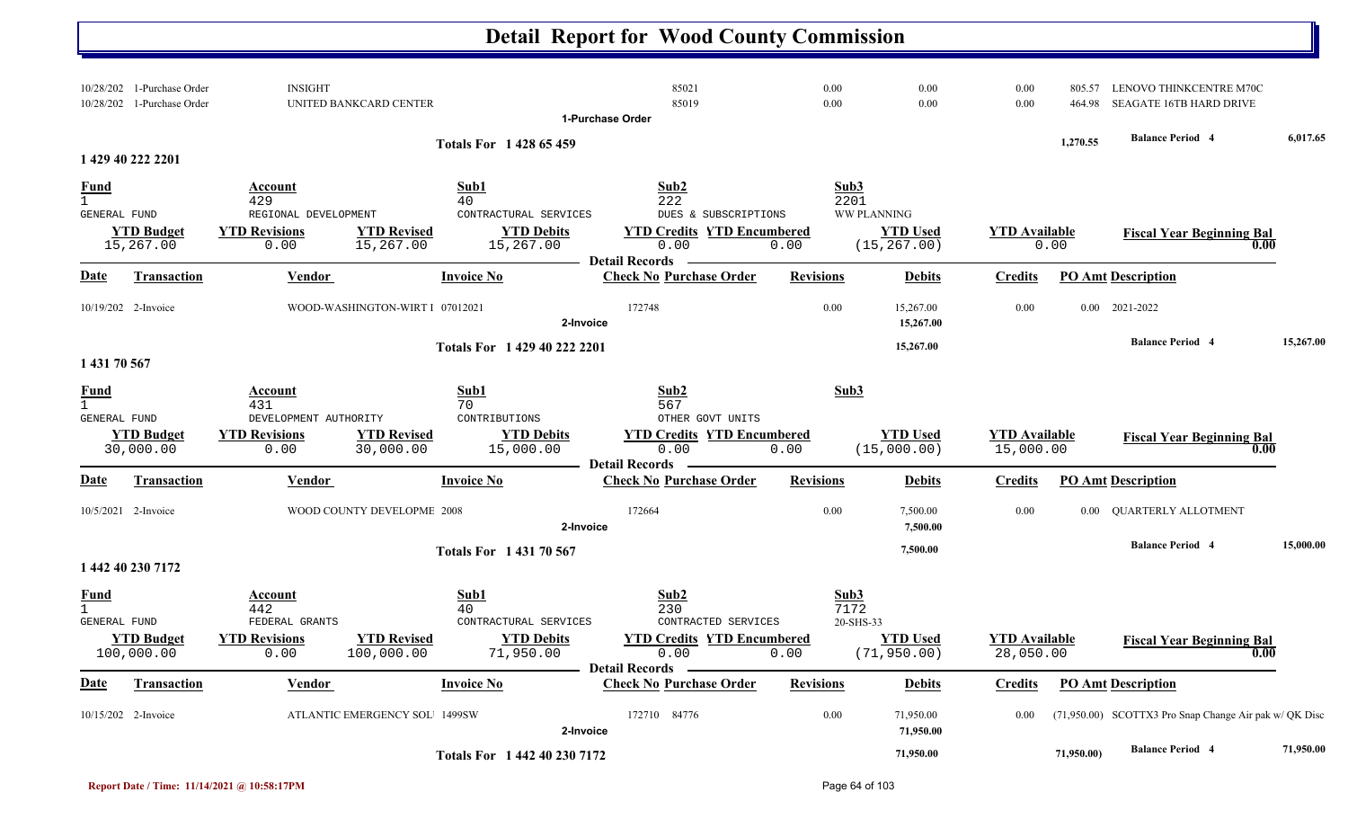# Detail Report for Wood County Commission

| Date | Transaction | Vendor | Invoice No | Check No | Purchase Order | Revisions | Debits | Credits | PO Amt | Description |
|---|---|---|---|---|---|---|---|---|---|---|
| 10/28/202 | 1-Purchase Order | INSIGHT | | | 85021 | 0.00 | 0.00 | 0.00 | 805.57 | LENOVO THINKCENTRE M70C |
| 10/28/202 | 1-Purchase Order | UNITED BANKCARD CENTER | | | 85019 | 0.00 | 0.00 | 0.00 | 464.98 | SEAGATE 16TB HARD DRIVE |
| | | | 1-Purchase Order | | | | | | | |

**Totals For 1 428 65 459** — 1,270.55 — **Balance Period 4** 6,017.65

## 1 429 40 222 2201

| Fund | Account | Sub1 | Sub2 | Sub3 |
|---|---|---|---|---|
| 1 GENERAL FUND | 429 REGIONAL DEVELOPMENT | 40 CONTRACTURAL SERVICES | 222 DUES & SUBSCRIPTIONS | 2201 WW PLANNING |

| YTD Budget | YTD Revisions | YTD Revised | YTD Debits | YTD Credits | YTD Encumbered | YTD Used | YTD Available | Fiscal Year Beginning Bal |
|---|---|---|---|---|---|---|---|---|
| 15,267.00 | 0.00 | 15,267.00 | 15,267.00 | 0.00 | 0.00 | (15,267.00) | 0.00 | 0.00 |

**Detail Records**

| Date | Transaction | Vendor | Invoice No | Check No | Purchase Order | Revisions | Debits | Credits | PO Amt | Description |
|---|---|---|---|---|---|---|---|---|---|---|
| 10/19/202 | 2-Invoice | WOOD-WASHINGTON-WIRT I | 07012021 | 172748 | | 0.00 | 15,267.00 | 0.00 | 0.00 | 2021-2022 |
| | | | 2-Invoice | | | | 15,267.00 | | | |

**Totals For 1 429 40 222 2201** — 15,267.00 — **Balance Period 4** 15,267.00

## 1 431 70 567

| Fund | Account | Sub1 | Sub2 | Sub3 |
|---|---|---|---|---|
| 1 GENERAL FUND | 431 DEVELOPMENT AUTHORITY | 70 CONTRIBUTIONS | 567 OTHER GOVT UNITS | |

| YTD Budget | YTD Revisions | YTD Revised | YTD Debits | YTD Credits | YTD Encumbered | YTD Used | YTD Available | Fiscal Year Beginning Bal |
|---|---|---|---|---|---|---|---|---|
| 30,000.00 | 0.00 | 30,000.00 | 15,000.00 | 0.00 | 0.00 | (15,000.00) | 15,000.00 | 0.00 |

**Detail Records**

| Date | Transaction | Vendor | Invoice No | Check No | Purchase Order | Revisions | Debits | Credits | PO Amt | Description |
|---|---|---|---|---|---|---|---|---|---|---|
| 10/5/2021 | 2-Invoice | WOOD COUNTY DEVELOPME | 2008 | 172664 | | 0.00 | 7,500.00 | 0.00 | 0.00 | QUARTERLY ALLOTMENT |
| | | | 2-Invoice | | | | 7,500.00 | | | |

**Totals For 1 431 70 567** — 7,500.00 — **Balance Period 4** 15,000.00

## 1 442 40 230 7172

| Fund | Account | Sub1 | Sub2 | Sub3 |
|---|---|---|---|---|
| 1 GENERAL FUND | 442 FEDERAL GRANTS | 40 CONTRACTURAL SERVICES | 230 CONTRACTED SERVICES | 7172 20-SHS-33 |

| YTD Budget | YTD Revisions | YTD Revised | YTD Debits | YTD Credits | YTD Encumbered | YTD Used | YTD Available | Fiscal Year Beginning Bal |
|---|---|---|---|---|---|---|---|---|
| 100,000.00 | 0.00 | 100,000.00 | 71,950.00 | 0.00 | 0.00 | (71,950.00) | 28,050.00 | 0.00 |

**Detail Records**

| Date | Transaction | Vendor | Invoice No | Check No | Purchase Order | Revisions | Debits | Credits | PO Amt | Description |
|---|---|---|---|---|---|---|---|---|---|---|
| 10/15/202 | 2-Invoice | ATLANTIC EMERGENCY SOL | 1499SW | 172710 | 84776 | 0.00 | 71,950.00 | 0.00 | (71,950.00) | SCOTTX3 Pro Snap Change Air pak w/ QK Disc |
| | | | 2-Invoice | | | | 71,950.00 | | | |

**Totals For 1 442 40 230 7172** — 71,950.00 — 71,950.00) — **Balance Period 4** 71,950.00

Report Date / Time: 11/14/2021 @ 10:58:17PM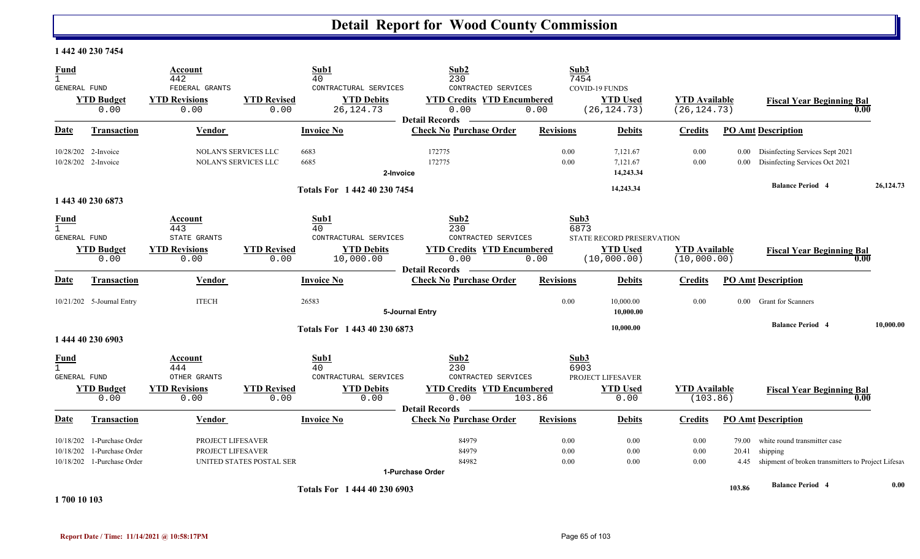# Detail Report for Wood County Commission

## 1 442 40 230 7454

| Fund | Account | | Sub1 | Sub2 | | Sub3 | | |
|---|---|---|---|---|---|---|---|---|
| 1 | 442 | | 40 | 230 | | 7454 | | |
| GENERAL FUND | FEDERAL GRANTS | | CONTRACTURAL SERVICES | CONTRACTED SERVICES | | COVID-19 FUNDS | | |
| **YTD Budget** | **YTD Revisions** | **YTD Revised** | **YTD Debits** | **YTD Credits** | **YTD Encumbered** | **YTD Used** | **YTD Available** | **Fiscal Year Beginning Bal** |
| 0.00 | 0.00 | 0.00 | 26,124.73 | 0.00 | 0.00 | (26,124.73) | (26,124.73) | 0.00 |

**Detail Records**

| Date | Transaction | Vendor | Invoice No | Check No | Purchase Order | Revisions | Debits | Credits | PO Amt | Description |
|---|---|---|---|---|---|---|---|---|---|---|
| 10/28/202 | 2-Invoice | NOLAN'S SERVICES LLC | 6683 | 172775 | | 0.00 | 7,121.67 | 0.00 | 0.00 | Disinfecting Services Sept 2021 |
| 10/28/202 | 2-Invoice | NOLAN'S SERVICES LLC | 6685 | 172775 | | 0.00 | 7,121.67 | 0.00 | 0.00 | Disinfecting Services Oct 2021 |
| | | | | 2-Invoice | | | 14,243.34 | | | |

Totals For 1 442 40 230 7454 — 14,243.34 — Balance Period 4: 26,124.73

## 1 443 40 230 6873

| Fund | Account | | Sub1 | Sub2 | | Sub3 | | |
|---|---|---|---|---|---|---|---|---|
| 1 | 443 | | 40 | 230 | | 6873 | | |
| GENERAL FUND | STATE GRANTS | | CONTRACTURAL SERVICES | CONTRACTED SERVICES | | STATE RECORD PRESERVATION | | |
| **YTD Budget** | **YTD Revisions** | **YTD Revised** | **YTD Debits** | **YTD Credits** | **YTD Encumbered** | **YTD Used** | **YTD Available** | **Fiscal Year Beginning Bal** |
| 0.00 | 0.00 | 0.00 | 10,000.00 | 0.00 | 0.00 | (10,000.00) | (10,000.00) | 0.00 |

**Detail Records**

| Date | Transaction | Vendor | Invoice No | Check No | Purchase Order | Revisions | Debits | Credits | PO Amt | Description |
|---|---|---|---|---|---|---|---|---|---|---|
| 10/21/202 | 5-Journal Entry | ITECH | 26583 | | | 0.00 | 10,000.00 | 0.00 | 0.00 | Grant for Scanners |
| | | | | 5-Journal Entry | | | 10,000.00 | | | |

Totals For 1 443 40 230 6873 — 10,000.00 — Balance Period 4: 10,000.00

## 1 444 40 230 6903

| Fund | Account | | Sub1 | Sub2 | | Sub3 | | |
|---|---|---|---|---|---|---|---|---|
| 1 | 444 | | 40 | 230 | | 6903 | | |
| GENERAL FUND | OTHER GRANTS | | CONTRACTURAL SERVICES | CONTRACTED SERVICES | | PROJECT LIFESAVER | | |
| **YTD Budget** | **YTD Revisions** | **YTD Revised** | **YTD Debits** | **YTD Credits** | **YTD Encumbered** | **YTD Used** | **YTD Available** | **Fiscal Year Beginning Bal** |
| 0.00 | 0.00 | 0.00 | 0.00 | 0.00 | 103.86 | 0.00 | (103.86) | 0.00 |

**Detail Records**

| Date | Transaction | Vendor | Invoice No | Check No | Purchase Order | Revisions | Debits | Credits | PO Amt | Description |
|---|---|---|---|---|---|---|---|---|---|---|
| 10/18/202 | 1-Purchase Order | PROJECT LIFESAVER | | | 84979 | 0.00 | 0.00 | 0.00 | 79.00 | white round transmitter case |
| 10/18/202 | 1-Purchase Order | PROJECT LIFESAVER | | | 84979 | 0.00 | 0.00 | 0.00 | 20.41 | shipping |
| 10/18/202 | 1-Purchase Order | UNITED STATES POSTAL SER | | | 84982 | 0.00 | 0.00 | 0.00 | 4.45 | shipment of broken transmitters to Project Lifesav |
| | | | | 1-Purchase Order | | | | | | |

Totals For 1 444 40 230 6903 — 103.86 — Balance Period 4: 0.00

## 1 700 10 103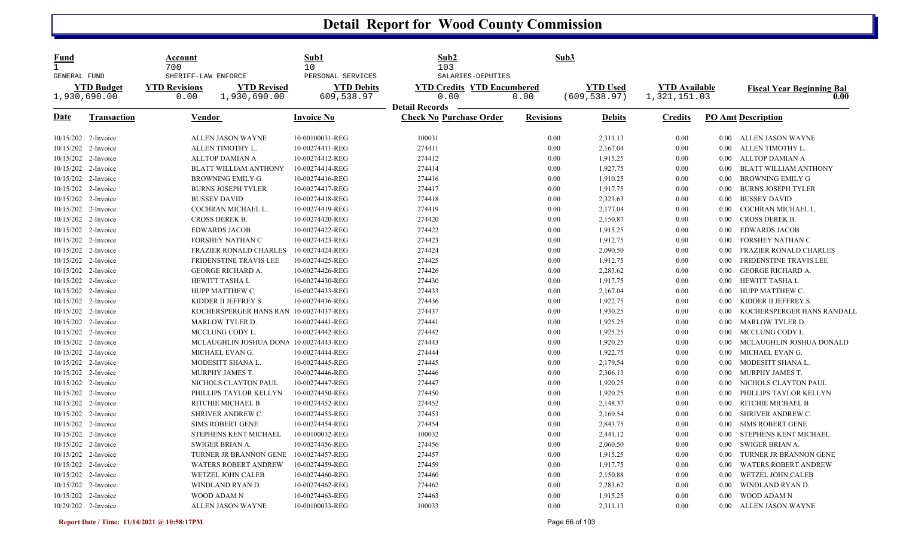# Detail Report for Wood County Commission

| Fund | Account | Sub1 | Sub2 | Sub3 |
|---|---|---|---|---|
| 1 | 700 | 10 | 103 | |
| GENERAL FUND | SHERIFF-LAW ENFORCE | PERSONAL SERVICES | SALARIES-DEPUTIES | |

| YTD Budget | YTD Revisions | YTD Revised | YTD Debits | YTD Credits | YTD Encumbered | YTD Used | YTD Available | Fiscal Year Beginning Bal |
|---|---|---|---|---|---|---|---|---|
| 1,930,690.00 | 0.00 | 1,930,690.00 | 609,538.97 | 0.00 | 0.00 | (609,538.97) | 1,321,151.03 | 0.00 |

**Detail Records**

| Date | Transaction | Vendor | Invoice No | Check No | Purchase Order | Revisions | Debits | Credits | PO Amt | Description |
|---|---|---|---|---|---|---|---|---|---|---|
| 10/15/202 | 2-Invoice | ALLEN JASON WAYNE | 10-00100031-REG | 100031 | | 0.00 | 2,311.13 | 0.00 | 0.00 | ALLEN JASON WAYNE |
| 10/15/202 | 2-Invoice | ALLEN TIMOTHY L. | 10-00274411-REG | 274411 | | 0.00 | 2,167.04 | 0.00 | 0.00 | ALLEN TIMOTHY L. |
| 10/15/202 | 2-Invoice | ALLTOP DAMIAN A | 10-00274412-REG | 274412 | | 0.00 | 1,915.25 | 0.00 | 0.00 | ALLTOP DAMIAN A |
| 10/15/202 | 2-Invoice | BLATT WILLIAM ANTHONY | 10-00274414-REG | 274414 | | 0.00 | 1,927.75 | 0.00 | 0.00 | BLATT WILLIAM ANTHONY |
| 10/15/202 | 2-Invoice | BROWNING EMILY G | 10-00274416-REG | 274416 | | 0.00 | 1,910.25 | 0.00 | 0.00 | BROWNING EMILY G |
| 10/15/202 | 2-Invoice | BURNS JOSEPH TYLER | 10-00274417-REG | 274417 | | 0.00 | 1,917.75 | 0.00 | 0.00 | BURNS JOSEPH TYLER |
| 10/15/202 | 2-Invoice | BUSSEY DAVID | 10-00274418-REG | 274418 | | 0.00 | 2,323.63 | 0.00 | 0.00 | BUSSEY DAVID |
| 10/15/202 | 2-Invoice | COCHRAN MICHAEL L. | 10-00274419-REG | 274419 | | 0.00 | 2,177.04 | 0.00 | 0.00 | COCHRAN MICHAEL L. |
| 10/15/202 | 2-Invoice | CROSS DEREK B. | 10-00274420-REG | 274420 | | 0.00 | 2,150.87 | 0.00 | 0.00 | CROSS DEREK B. |
| 10/15/202 | 2-Invoice | EDWARDS JACOB | 10-00274422-REG | 274422 | | 0.00 | 1,915.25 | 0.00 | 0.00 | EDWARDS JACOB |
| 10/15/202 | 2-Invoice | FORSHEY NATHAN C | 10-00274423-REG | 274423 | | 0.00 | 1,912.75 | 0.00 | 0.00 | FORSHEY NATHAN C |
| 10/15/202 | 2-Invoice | FRAZIER RONALD CHARLES | 10-00274424-REG | 274424 | | 0.00 | 2,090.50 | 0.00 | 0.00 | FRAZIER RONALD CHARLES |
| 10/15/202 | 2-Invoice | FRIDENSTINE TRAVIS LEE | 10-00274425-REG | 274425 | | 0.00 | 1,912.75 | 0.00 | 0.00 | FRIDENSTINE TRAVIS LEE |
| 10/15/202 | 2-Invoice | GEORGE RICHARD A. | 10-00274426-REG | 274426 | | 0.00 | 2,283.62 | 0.00 | 0.00 | GEORGE RICHARD A. |
| 10/15/202 | 2-Invoice | HEWITT TASHA L | 10-00274430-REG | 274430 | | 0.00 | 1,917.75 | 0.00 | 0.00 | HEWITT TASHA L |
| 10/15/202 | 2-Invoice | HUPP MATTHEW C. | 10-00274433-REG | 274433 | | 0.00 | 2,167.04 | 0.00 | 0.00 | HUPP MATTHEW C. |
| 10/15/202 | 2-Invoice | KIDDER II JEFFREY S. | 10-00274436-REG | 274436 | | 0.00 | 1,922.75 | 0.00 | 0.00 | KIDDER II JEFFREY S. |
| 10/15/202 | 2-Invoice | KOCHERSPERGER HANS RAN | 10-00274437-REG | 274437 | | 0.00 | 1,930.25 | 0.00 | 0.00 | KOCHERSPERGER HANS RANDALL |
| 10/15/202 | 2-Invoice | MARLOW TYLER D. | 10-00274441-REG | 274441 | | 0.00 | 1,925.25 | 0.00 | 0.00 | MARLOW TYLER D. |
| 10/15/202 | 2-Invoice | MCCLUNG CODY L. | 10-00274442-REG | 274442 | | 0.00 | 1,925.25 | 0.00 | 0.00 | MCCLUNG CODY L. |
| 10/15/202 | 2-Invoice | MCLAUGHLIN JOSHUA DONA | 10-00274443-REG | 274443 | | 0.00 | 1,920.25 | 0.00 | 0.00 | MCLAUGHLIN JOSHUA DONALD |
| 10/15/202 | 2-Invoice | MICHAEL EVAN G. | 10-00274444-REG | 274444 | | 0.00 | 1,922.75 | 0.00 | 0.00 | MICHAEL EVAN G. |
| 10/15/202 | 2-Invoice | MODESITT SHANA L. | 10-00274445-REG | 274445 | | 0.00 | 2,179.54 | 0.00 | 0.00 | MODESITT SHANA L. |
| 10/15/202 | 2-Invoice | MURPHY JAMES T. | 10-00274446-REG | 274446 | | 0.00 | 2,306.13 | 0.00 | 0.00 | MURPHY JAMES T. |
| 10/15/202 | 2-Invoice | NICHOLS CLAYTON PAUL | 10-00274447-REG | 274447 | | 0.00 | 1,920.25 | 0.00 | 0.00 | NICHOLS CLAYTON PAUL |
| 10/15/202 | 2-Invoice | PHILLIPS TAYLOR KELLYN | 10-00274450-REG | 274450 | | 0.00 | 1,920.25 | 0.00 | 0.00 | PHILLIPS TAYLOR KELLYN |
| 10/15/202 | 2-Invoice | RITCHIE MICHAEL B | 10-00274452-REG | 274452 | | 0.00 | 2,148.37 | 0.00 | 0.00 | RITCHIE MICHAEL B |
| 10/15/202 | 2-Invoice | SHRIVER ANDREW C. | 10-00274453-REG | 274453 | | 0.00 | 2,169.54 | 0.00 | 0.00 | SHRIVER ANDREW C. |
| 10/15/202 | 2-Invoice | SIMS ROBERT GENE | 10-00274454-REG | 274454 | | 0.00 | 2,843.75 | 0.00 | 0.00 | SIMS ROBERT GENE |
| 10/15/202 | 2-Invoice | STEPHENS KENT MICHAEL | 10-00100032-REG | 100032 | | 0.00 | 2,441.12 | 0.00 | 0.00 | STEPHENS KENT MICHAEL |
| 10/15/202 | 2-Invoice | SWIGER BRIAN A. | 10-00274456-REG | 274456 | | 0.00 | 2,060.50 | 0.00 | 0.00 | SWIGER BRIAN A. |
| 10/15/202 | 2-Invoice | TURNER JR BRANNON GENE | 10-00274457-REG | 274457 | | 0.00 | 1,915.25 | 0.00 | 0.00 | TURNER JR BRANNON GENE |
| 10/15/202 | 2-Invoice | WATERS ROBERT ANDREW | 10-00274459-REG | 274459 | | 0.00 | 1,917.75 | 0.00 | 0.00 | WATERS ROBERT ANDREW |
| 10/15/202 | 2-Invoice | WETZEL JOHN CALEB | 10-00274460-REG | 274460 | | 0.00 | 2,150.88 | 0.00 | 0.00 | WETZEL JOHN CALEB |
| 10/15/202 | 2-Invoice | WINDLAND RYAN D. | 10-00274462-REG | 274462 | | 0.00 | 2,283.62 | 0.00 | 0.00 | WINDLAND RYAN D. |
| 10/15/202 | 2-Invoice | WOOD ADAM N | 10-00274463-REG | 274463 | | 0.00 | 1,915.25 | 0.00 | 0.00 | WOOD ADAM N |
| 10/29/202 | 2-Invoice | ALLEN JASON WAYNE | 10-00100033-REG | 100033 | | 0.00 | 2,311.13 | 0.00 | 0.00 | ALLEN JASON WAYNE |

Report Date / Time: 11/14/2021 @ 10:58:17PM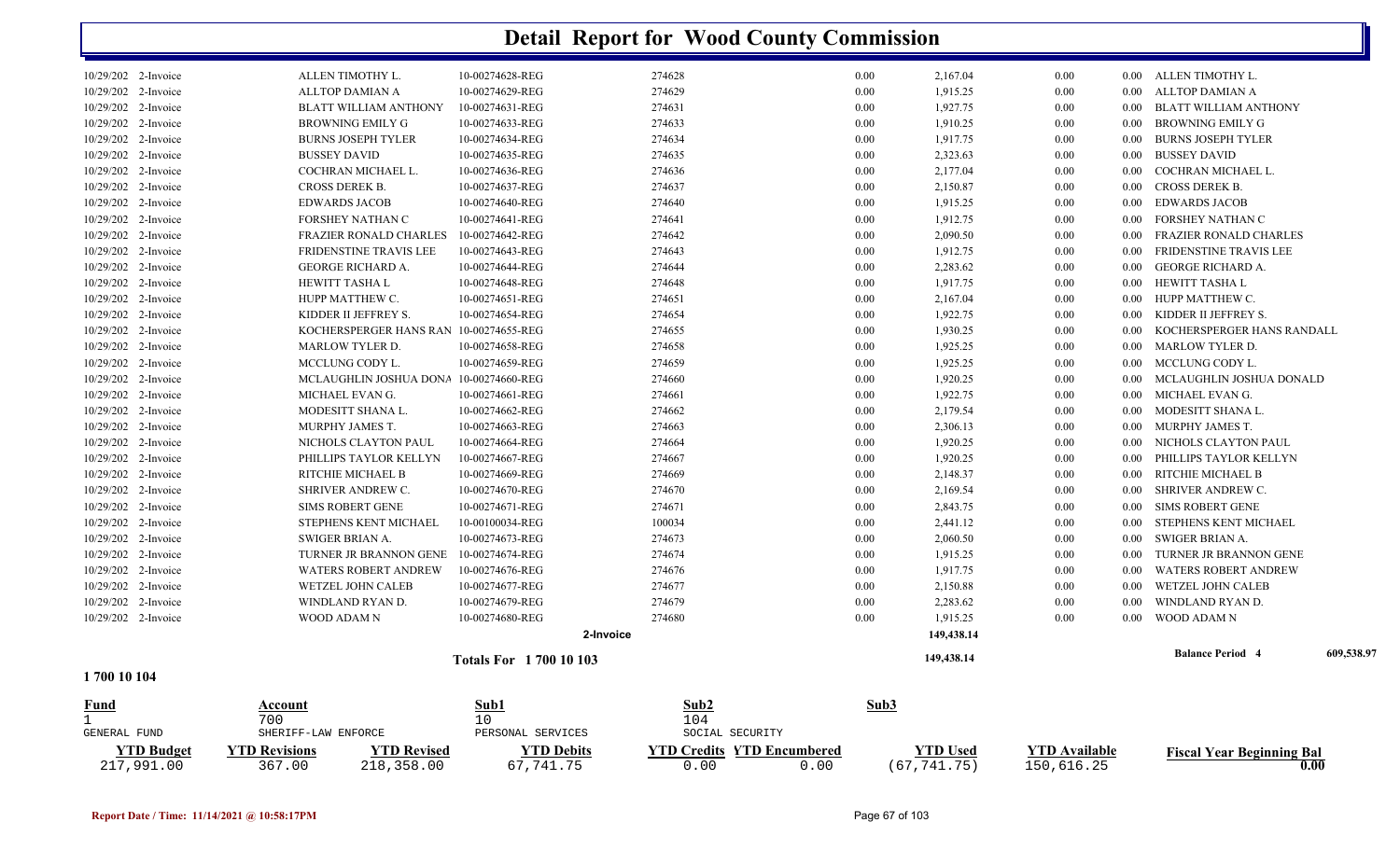# Detail Report for Wood County Commission

| Date | Type | Vendor | Reference | Document | Amount 1 | Amount 2 | Amount 3 | Amount 4 | Description |
|---|---|---|---|---|---|---|---|---|---|
| 10/29/202 | 2-Invoice | ALLEN TIMOTHY L. | 10-00274628-REG | 274628 | 0.00 | 2,167.04 | 0.00 | 0.00 | ALLEN TIMOTHY L. |
| 10/29/202 | 2-Invoice | ALLTOP DAMIAN A | 10-00274629-REG | 274629 | 0.00 | 1,915.25 | 0.00 | 0.00 | ALLTOP DAMIAN A |
| 10/29/202 | 2-Invoice | BLATT WILLIAM ANTHONY | 10-00274631-REG | 274631 | 0.00 | 1,927.75 | 0.00 | 0.00 | BLATT WILLIAM ANTHONY |
| 10/29/202 | 2-Invoice | BROWNING EMILY G | 10-00274633-REG | 274633 | 0.00 | 1,910.25 | 0.00 | 0.00 | BROWNING EMILY G |
| 10/29/202 | 2-Invoice | BURNS JOSEPH TYLER | 10-00274634-REG | 274634 | 0.00 | 1,917.75 | 0.00 | 0.00 | BURNS JOSEPH TYLER |
| 10/29/202 | 2-Invoice | BUSSEY DAVID | 10-00274635-REG | 274635 | 0.00 | 2,323.63 | 0.00 | 0.00 | BUSSEY DAVID |
| 10/29/202 | 2-Invoice | COCHRAN MICHAEL L. | 10-00274636-REG | 274636 | 0.00 | 2,177.04 | 0.00 | 0.00 | COCHRAN MICHAEL L. |
| 10/29/202 | 2-Invoice | CROSS DEREK B. | 10-00274637-REG | 274637 | 0.00 | 2,150.87 | 0.00 | 0.00 | CROSS DEREK B. |
| 10/29/202 | 2-Invoice | EDWARDS JACOB | 10-00274640-REG | 274640 | 0.00 | 1,915.25 | 0.00 | 0.00 | EDWARDS JACOB |
| 10/29/202 | 2-Invoice | FORSHEY NATHAN C | 10-00274641-REG | 274641 | 0.00 | 1,912.75 | 0.00 | 0.00 | FORSHEY NATHAN C |
| 10/29/202 | 2-Invoice | FRAZIER RONALD CHARLES | 10-00274642-REG | 274642 | 0.00 | 2,090.50 | 0.00 | 0.00 | FRAZIER RONALD CHARLES |
| 10/29/202 | 2-Invoice | FRIDENSTINE TRAVIS LEE | 10-00274643-REG | 274643 | 0.00 | 1,912.75 | 0.00 | 0.00 | FRIDENSTINE TRAVIS LEE |
| 10/29/202 | 2-Invoice | GEORGE RICHARD A. | 10-00274644-REG | 274644 | 0.00 | 2,283.62 | 0.00 | 0.00 | GEORGE RICHARD A. |
| 10/29/202 | 2-Invoice | HEWITT TASHA L | 10-00274648-REG | 274648 | 0.00 | 1,917.75 | 0.00 | 0.00 | HEWITT TASHA L |
| 10/29/202 | 2-Invoice | HUPP MATTHEW C. | 10-00274651-REG | 274651 | 0.00 | 2,167.04 | 0.00 | 0.00 | HUPP MATTHEW C. |
| 10/29/202 | 2-Invoice | KIDDER II JEFFREY S. | 10-00274654-REG | 274654 | 0.00 | 1,922.75 | 0.00 | 0.00 | KIDDER II JEFFREY S. |
| 10/29/202 | 2-Invoice | KOCHERSPERGER HANS RAN | 10-00274655-REG | 274655 | 0.00 | 1,930.25 | 0.00 | 0.00 | KOCHERSPERGER HANS RANDALL |
| 10/29/202 | 2-Invoice | MARLOW TYLER D. | 10-00274658-REG | 274658 | 0.00 | 1,925.25 | 0.00 | 0.00 | MARLOW TYLER D. |
| 10/29/202 | 2-Invoice | MCCLUNG CODY L. | 10-00274659-REG | 274659 | 0.00 | 1,925.25 | 0.00 | 0.00 | MCCLUNG CODY L. |
| 10/29/202 | 2-Invoice | MCLAUGHLIN JOSHUA DONA | 10-00274660-REG | 274660 | 0.00 | 1,920.25 | 0.00 | 0.00 | MCLAUGHLIN JOSHUA DONALD |
| 10/29/202 | 2-Invoice | MICHAEL EVAN G. | 10-00274661-REG | 274661 | 0.00 | 1,922.75 | 0.00 | 0.00 | MICHAEL EVAN G. |
| 10/29/202 | 2-Invoice | MODESITT SHANA L. | 10-00274662-REG | 274662 | 0.00 | 2,179.54 | 0.00 | 0.00 | MODESITT SHANA L. |
| 10/29/202 | 2-Invoice | MURPHY JAMES T. | 10-00274663-REG | 274663 | 0.00 | 2,306.13 | 0.00 | 0.00 | MURPHY JAMES T. |
| 10/29/202 | 2-Invoice | NICHOLS CLAYTON PAUL | 10-00274664-REG | 274664 | 0.00 | 1,920.25 | 0.00 | 0.00 | NICHOLS CLAYTON PAUL |
| 10/29/202 | 2-Invoice | PHILLIPS TAYLOR KELLYN | 10-00274667-REG | 274667 | 0.00 | 1,920.25 | 0.00 | 0.00 | PHILLIPS TAYLOR KELLYN |
| 10/29/202 | 2-Invoice | RITCHIE MICHAEL B | 10-00274669-REG | 274669 | 0.00 | 2,148.37 | 0.00 | 0.00 | RITCHIE MICHAEL B |
| 10/29/202 | 2-Invoice | SHRIVER ANDREW C. | 10-00274670-REG | 274670 | 0.00 | 2,169.54 | 0.00 | 0.00 | SHRIVER ANDREW C. |
| 10/29/202 | 2-Invoice | SIMS ROBERT GENE | 10-00274671-REG | 274671 | 0.00 | 2,843.75 | 0.00 | 0.00 | SIMS ROBERT GENE |
| 10/29/202 | 2-Invoice | STEPHENS KENT MICHAEL | 10-00100034-REG | 100034 | 0.00 | 2,441.12 | 0.00 | 0.00 | STEPHENS KENT MICHAEL |
| 10/29/202 | 2-Invoice | SWIGER BRIAN A. | 10-00274673-REG | 274673 | 0.00 | 2,060.50 | 0.00 | 0.00 | SWIGER BRIAN A. |
| 10/29/202 | 2-Invoice | TURNER JR BRANNON GENE | 10-00274674-REG | 274674 | 0.00 | 1,915.25 | 0.00 | 0.00 | TURNER JR BRANNON GENE |
| 10/29/202 | 2-Invoice | WATERS ROBERT ANDREW | 10-00274676-REG | 274676 | 0.00 | 1,917.75 | 0.00 | 0.00 | WATERS ROBERT ANDREW |
| 10/29/202 | 2-Invoice | WETZEL JOHN CALEB | 10-00274677-REG | 274677 | 0.00 | 2,150.88 | 0.00 | 0.00 | WETZEL JOHN CALEB |
| 10/29/202 | 2-Invoice | WINDLAND RYAN D. | 10-00274679-REG | 274679 | 0.00 | 2,283.62 | 0.00 | 0.00 | WINDLAND RYAN D. |
| 10/29/202 | 2-Invoice | WOOD ADAM N | 10-00274680-REG | 274680 | 0.00 | 1,915.25 | 0.00 | 0.00 | WOOD ADAM N |
| | | | | 2-Invoice | | 149,438.14 | | | |
| | | | Totals For 1 700 10 103 | | | 149,438.14 | | | Balance Period 4 609,538.97 |

**1 700 10 104**

| Fund | Account | Sub1 | Sub2 | Sub3 |
|---|---|---|---|---|
| 1 | 700 | 10 | 104 | |
| GENERAL FUND | SHERIFF-LAW ENFORCE | PERSONAL SERVICES | SOCIAL SECURITY | |

| YTD Budget | YTD Revisions | YTD Revised | YTD Debits | YTD Credits | YTD Encumbered | YTD Used | YTD Available | Fiscal Year Beginning Bal |
|---|---|---|---|---|---|---|---|---|
| 217,991.00 | 367.00 | 218,358.00 | 67,741.75 | 0.00 | 0.00 | (67,741.75) | 150,616.25 | 0.00 |

Report Date / Time: 11/14/2021 @ 10:58:17PM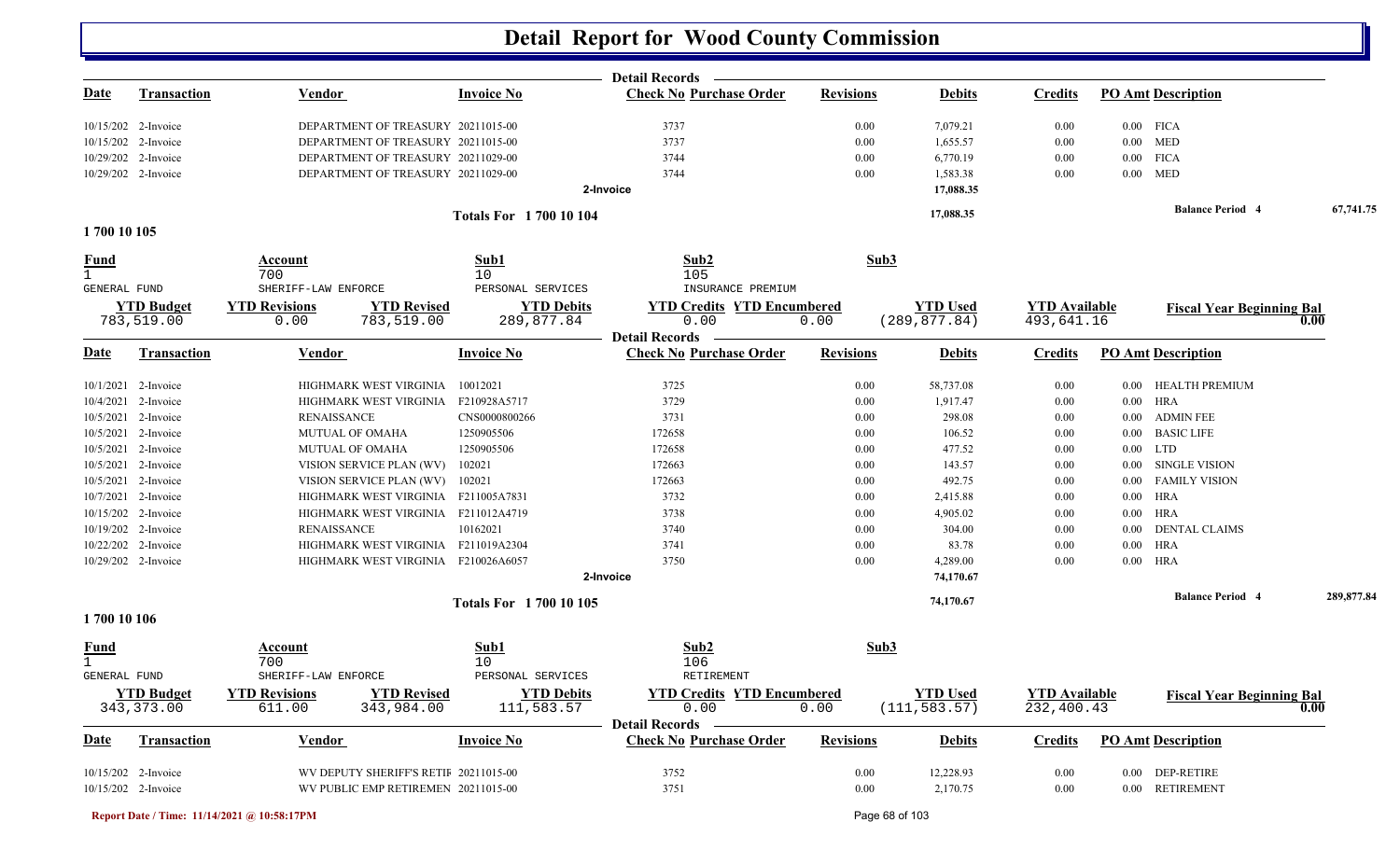# Detail Report for Wood County Commission

**Detail Records**

| Date | Transaction | Vendor | Invoice No | Check No | Purchase Order | Revisions | Debits | Credits | PO Amt | Description |
|---|---|---|---|---|---|---|---|---|---|---|
| 10/15/202 | 2-Invoice | DEPARTMENT OF TREASURY | 20211015-00 | 3737 | | 0.00 | 7,079.21 | 0.00 | 0.00 | FICA |
| 10/15/202 | 2-Invoice | DEPARTMENT OF TREASURY | 20211015-00 | 3737 | | 0.00 | 1,655.57 | 0.00 | 0.00 | MED |
| 10/29/202 | 2-Invoice | DEPARTMENT OF TREASURY | 20211029-00 | 3744 | | 0.00 | 6,770.19 | 0.00 | 0.00 | FICA |
| 10/29/202 | 2-Invoice | DEPARTMENT OF TREASURY | 20211029-00 | 3744 | | 0.00 | 1,583.38 | 0.00 | 0.00 | MED |
| | | | | 2-Invoice | | | 17,088.35 | | | |

**Totals For 1 700 10 104** — 17,088.35 — **Balance Period 4** 67,741.75

## 1 700 10 105

| Fund | Account | Sub1 | Sub2 | Sub3 |
|---|---|---|---|---|
| 1 | 700 | 10 | 105 | |
| GENERAL FUND | SHERIFF-LAW ENFORCE | PERSONAL SERVICES | INSURANCE PREMIUM | |

| YTD Budget | YTD Revisions | YTD Revised | YTD Debits | YTD Credits | YTD Encumbered | YTD Used | YTD Available | Fiscal Year Beginning Bal |
|---|---|---|---|---|---|---|---|---|
| 783,519.00 | 0.00 | 783,519.00 | 289,877.84 | 0.00 | 0.00 | (289,877.84) | 493,641.16 | 0.00 |

**Detail Records**

| Date | Transaction | Vendor | Invoice No | Check No | Purchase Order | Revisions | Debits | Credits | PO Amt | Description |
|---|---|---|---|---|---|---|---|---|---|---|
| 10/1/2021 | 2-Invoice | HIGHMARK WEST VIRGINIA | 10012021 | 3725 | | 0.00 | 58,737.08 | 0.00 | 0.00 | HEALTH PREMIUM |
| 10/4/2021 | 2-Invoice | HIGHMARK WEST VIRGINIA | F210928A5717 | 3729 | | 0.00 | 1,917.47 | 0.00 | 0.00 | HRA |
| 10/5/2021 | 2-Invoice | RENAISSANCE | CNS0000800266 | 3731 | | 0.00 | 298.08 | 0.00 | 0.00 | ADMIN FEE |
| 10/5/2021 | 2-Invoice | MUTUAL OF OMAHA | 1250905506 | 172658 | | 0.00 | 106.52 | 0.00 | 0.00 | BASIC LIFE |
| 10/5/2021 | 2-Invoice | MUTUAL OF OMAHA | 1250905506 | 172658 | | 0.00 | 477.52 | 0.00 | 0.00 | LTD |
| 10/5/2021 | 2-Invoice | VISION SERVICE PLAN (WV) | 102021 | 172663 | | 0.00 | 143.57 | 0.00 | 0.00 | SINGLE VISION |
| 10/5/2021 | 2-Invoice | VISION SERVICE PLAN (WV) | 102021 | 172663 | | 0.00 | 492.75 | 0.00 | 0.00 | FAMILY VISION |
| 10/7/2021 | 2-Invoice | HIGHMARK WEST VIRGINIA | F211005A7831 | 3732 | | 0.00 | 2,415.88 | 0.00 | 0.00 | HRA |
| 10/15/202 | 2-Invoice | HIGHMARK WEST VIRGINIA | F211012A4719 | 3738 | | 0.00 | 4,905.02 | 0.00 | 0.00 | HRA |
| 10/19/202 | 2-Invoice | RENAISSANCE | 10162021 | 3740 | | 0.00 | 304.00 | 0.00 | 0.00 | DENTAL CLAIMS |
| 10/22/202 | 2-Invoice | HIGHMARK WEST VIRGINIA | F211019A2304 | 3741 | | 0.00 | 83.78 | 0.00 | 0.00 | HRA |
| 10/29/202 | 2-Invoice | HIGHMARK WEST VIRGINIA | F210026A6057 | 3750 | | 0.00 | 4,289.00 | 0.00 | 0.00 | HRA |
| | | | | 2-Invoice | | | 74,170.67 | | | |

**Totals For 1 700 10 105** — 74,170.67 — **Balance Period 4** 289,877.84

## 1 700 10 106

| Fund | Account | Sub1 | Sub2 | Sub3 |
|---|---|---|---|---|
| 1 | 700 | 10 | 106 | |
| GENERAL FUND | SHERIFF-LAW ENFORCE | PERSONAL SERVICES | RETIREMENT | |

| YTD Budget | YTD Revisions | YTD Revised | YTD Debits | YTD Credits | YTD Encumbered | YTD Used | YTD Available | Fiscal Year Beginning Bal |
|---|---|---|---|---|---|---|---|---|
| 343,373.00 | 611.00 | 343,984.00 | 111,583.57 | 0.00 | 0.00 | (111,583.57) | 232,400.43 | 0.00 |

**Detail Records**

| Date | Transaction | Vendor | Invoice No | Check No | Purchase Order | Revisions | Debits | Credits | PO Amt | Description |
|---|---|---|---|---|---|---|---|---|---|---|
| 10/15/202 | 2-Invoice | WV DEPUTY SHERIFF'S RETIF | 20211015-00 | 3752 | | 0.00 | 12,228.93 | 0.00 | 0.00 | DEP-RETIRE |
| 10/15/202 | 2-Invoice | WV PUBLIC EMP RETIREMEN | 20211015-00 | 3751 | | 0.00 | 2,170.75 | 0.00 | 0.00 | RETIREMENT |

**Report Date / Time: 11/14/2021 @ 10:58:17PM**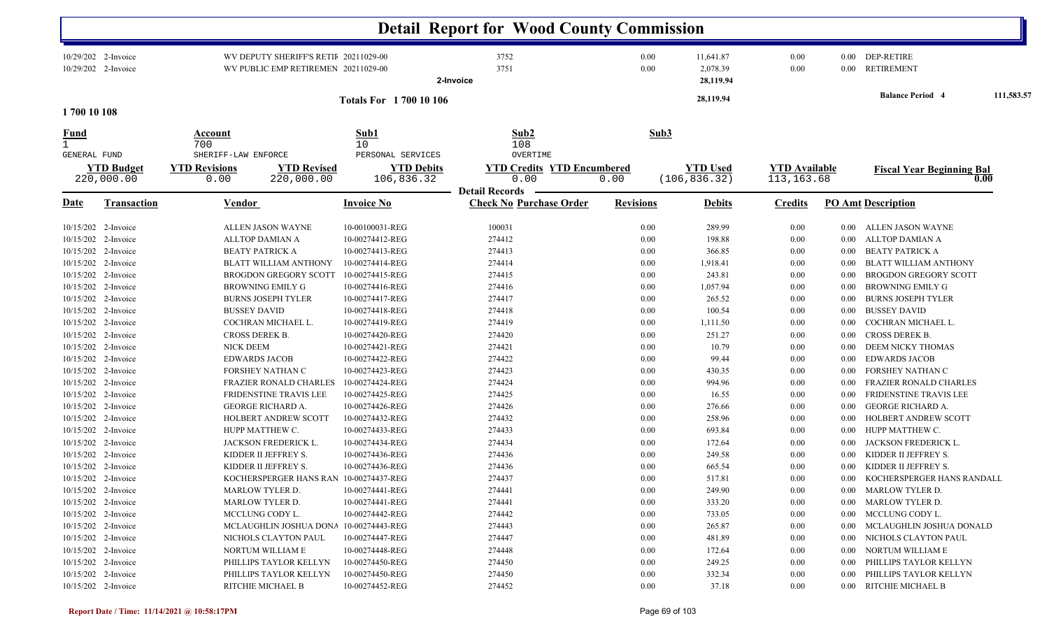# Detail Report for Wood County Commission

| Date | Transaction | Vendor | Invoice No | Check No | | Revisions | Debits | Credits | PO Amt | Description |
|---|---|---|---|---|---|---|---|---|---|---|
| 10/29/202 | 2-Invoice | WV DEPUTY SHERIFF'S RETIF | 20211029-00 | 3752 | | 0.00 | 11,641.87 | 0.00 | 0.00 | DEP-RETIRE |
| 10/29/202 | 2-Invoice | WV PUBLIC EMP RETIREMEN | 20211029-00 | 3751 | | 0.00 | 2,078.39 | 0.00 | 0.00 | RETIREMENT |
| | | | | 2-Invoice | | | 28,119.94 | | | |
| | | | Totals For 1 700 10 106 | | | | 28,119.94 | | | Balance Period 4 111,583.57 |

**1 700 10 108**

| Fund | Account | Sub1 | Sub2 | Sub3 |
|---|---|---|---|---|
| 1 | 700 | 10 | 108 | |
| GENERAL FUND | SHERIFF-LAW ENFORCE | PERSONAL SERVICES | OVERTIME | |

| YTD Budget | YTD Revisions | YTD Revised | YTD Debits | YTD Credits | YTD Encumbered | YTD Used | YTD Available | Fiscal Year Beginning Bal |
|---|---|---|---|---|---|---|---|---|
| 220,000.00 | 0.00 | 220,000.00 | 106,836.32 | 0.00 | 0.00 | (106,836.32) | 113,163.68 | 0.00 |

**Detail Records**

| Date | Transaction | Vendor | Invoice No | Check No | Purchase Order | Revisions | Debits | Credits | PO Amt | Description |
|---|---|---|---|---|---|---|---|---|---|---|
| 10/15/202 | 2-Invoice | ALLEN JASON WAYNE | 10-00100031-REG | 100031 | | 0.00 | 289.99 | 0.00 | 0.00 | ALLEN JASON WAYNE |
| 10/15/202 | 2-Invoice | ALLTOP DAMIAN A | 10-00274412-REG | 274412 | | 0.00 | 198.88 | 0.00 | 0.00 | ALLTOP DAMIAN A |
| 10/15/202 | 2-Invoice | BEATY PATRICK A | 10-00274413-REG | 274413 | | 0.00 | 366.85 | 0.00 | 0.00 | BEATY PATRICK A |
| 10/15/202 | 2-Invoice | BLATT WILLIAM ANTHONY | 10-00274414-REG | 274414 | | 0.00 | 1,918.41 | 0.00 | 0.00 | BLATT WILLIAM ANTHONY |
| 10/15/202 | 2-Invoice | BROGDON GREGORY SCOTT | 10-00274415-REG | 274415 | | 0.00 | 243.81 | 0.00 | 0.00 | BROGDON GREGORY SCOTT |
| 10/15/202 | 2-Invoice | BROWNING EMILY G | 10-00274416-REG | 274416 | | 0.00 | 1,057.94 | 0.00 | 0.00 | BROWNING EMILY G |
| 10/15/202 | 2-Invoice | BURNS JOSEPH TYLER | 10-00274417-REG | 274417 | | 0.00 | 265.52 | 0.00 | 0.00 | BURNS JOSEPH TYLER |
| 10/15/202 | 2-Invoice | BUSSEY DAVID | 10-00274418-REG | 274418 | | 0.00 | 100.54 | 0.00 | 0.00 | BUSSEY DAVID |
| 10/15/202 | 2-Invoice | COCHRAN MICHAEL L. | 10-00274419-REG | 274419 | | 0.00 | 1,111.50 | 0.00 | 0.00 | COCHRAN MICHAEL L. |
| 10/15/202 | 2-Invoice | CROSS DEREK B. | 10-00274420-REG | 274420 | | 0.00 | 251.27 | 0.00 | 0.00 | CROSS DEREK B. |
| 10/15/202 | 2-Invoice | NICK DEEM | 10-00274421-REG | 274421 | | 0.00 | 10.79 | 0.00 | 0.00 | DEEM NICKY THOMAS |
| 10/15/202 | 2-Invoice | EDWARDS JACOB | 10-00274422-REG | 274422 | | 0.00 | 99.44 | 0.00 | 0.00 | EDWARDS JACOB |
| 10/15/202 | 2-Invoice | FORSHEY NATHAN C | 10-00274423-REG | 274423 | | 0.00 | 430.35 | 0.00 | 0.00 | FORSHEY NATHAN C |
| 10/15/202 | 2-Invoice | FRAZIER RONALD CHARLES | 10-00274424-REG | 274424 | | 0.00 | 994.96 | 0.00 | 0.00 | FRAZIER RONALD CHARLES |
| 10/15/202 | 2-Invoice | FRIDENSTINE TRAVIS LEE | 10-00274425-REG | 274425 | | 0.00 | 16.55 | 0.00 | 0.00 | FRIDENSTINE TRAVIS LEE |
| 10/15/202 | 2-Invoice | GEORGE RICHARD A. | 10-00274426-REG | 274426 | | 0.00 | 276.66 | 0.00 | 0.00 | GEORGE RICHARD A. |
| 10/15/202 | 2-Invoice | HOLBERT ANDREW SCOTT | 10-00274432-REG | 274432 | | 0.00 | 258.96 | 0.00 | 0.00 | HOLBERT ANDREW SCOTT |
| 10/15/202 | 2-Invoice | HUPP MATTHEW C. | 10-00274433-REG | 274433 | | 0.00 | 693.84 | 0.00 | 0.00 | HUPP MATTHEW C. |
| 10/15/202 | 2-Invoice | JACKSON FREDERICK L. | 10-00274434-REG | 274434 | | 0.00 | 172.64 | 0.00 | 0.00 | JACKSON FREDERICK L. |
| 10/15/202 | 2-Invoice | KIDDER II JEFFREY S. | 10-00274436-REG | 274436 | | 0.00 | 249.58 | 0.00 | 0.00 | KIDDER II JEFFREY S. |
| 10/15/202 | 2-Invoice | KIDDER II JEFFREY S. | 10-00274436-REG | 274436 | | 0.00 | 665.54 | 0.00 | 0.00 | KIDDER II JEFFREY S. |
| 10/15/202 | 2-Invoice | KOCHERSPERGER HANS RAN | 10-00274437-REG | 274437 | | 0.00 | 517.81 | 0.00 | 0.00 | KOCHERSPERGER HANS RANDALL |
| 10/15/202 | 2-Invoice | MARLOW TYLER D. | 10-00274441-REG | 274441 | | 0.00 | 249.90 | 0.00 | 0.00 | MARLOW TYLER D. |
| 10/15/202 | 2-Invoice | MARLOW TYLER D. | 10-00274441-REG | 274441 | | 0.00 | 333.20 | 0.00 | 0.00 | MARLOW TYLER D. |
| 10/15/202 | 2-Invoice | MCCLUNG CODY L. | 10-00274442-REG | 274442 | | 0.00 | 733.05 | 0.00 | 0.00 | MCCLUNG CODY L. |
| 10/15/202 | 2-Invoice | MCLAUGHLIN JOSHUA DONA | 10-00274443-REG | 274443 | | 0.00 | 265.87 | 0.00 | 0.00 | MCLAUGHLIN JOSHUA DONALD |
| 10/15/202 | 2-Invoice | NICHOLS CLAYTON PAUL | 10-00274447-REG | 274447 | | 0.00 | 481.89 | 0.00 | 0.00 | NICHOLS CLAYTON PAUL |
| 10/15/202 | 2-Invoice | NORTUM WILLIAM E | 10-00274448-REG | 274448 | | 0.00 | 172.64 | 0.00 | 0.00 | NORTUM WILLIAM E |
| 10/15/202 | 2-Invoice | PHILLIPS TAYLOR KELLYN | 10-00274450-REG | 274450 | | 0.00 | 249.25 | 0.00 | 0.00 | PHILLIPS TAYLOR KELLYN |
| 10/15/202 | 2-Invoice | PHILLIPS TAYLOR KELLYN | 10-00274450-REG | 274450 | | 0.00 | 332.34 | 0.00 | 0.00 | PHILLIPS TAYLOR KELLYN |
| 10/15/202 | 2-Invoice | RITCHIE MICHAEL B | 10-00274452-REG | 274452 | | 0.00 | 37.18 | 0.00 | 0.00 | RITCHIE MICHAEL B |

Report Date / Time: 11/14/2021 @ 10:58:17PM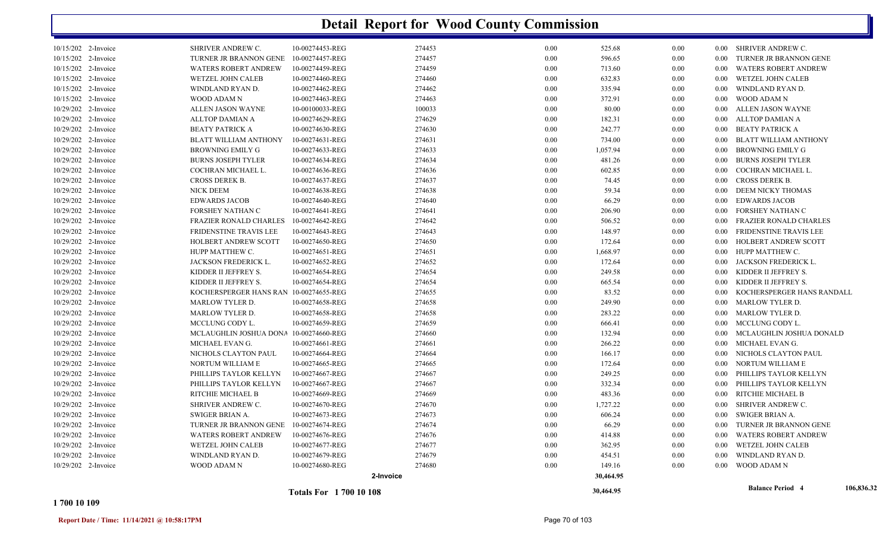# Detail Report for Wood County Commission

| | | | | | | | | | |
|---|---|---|---|---|---|---|---|---|---|
| 10/15/202 | 2-Invoice | SHRIVER ANDREW C. | 10-00274453-REG | 274453 | 0.00 | 525.68 | 0.00 | 0.00 | SHRIVER ANDREW C. |
| 10/15/202 | 2-Invoice | TURNER JR BRANNON GENE | 10-00274457-REG | 274457 | 0.00 | 596.65 | 0.00 | 0.00 | TURNER JR BRANNON GENE |
| 10/15/202 | 2-Invoice | WATERS ROBERT ANDREW | 10-00274459-REG | 274459 | 0.00 | 713.60 | 0.00 | 0.00 | WATERS ROBERT ANDREW |
| 10/15/202 | 2-Invoice | WETZEL JOHN CALEB | 10-00274460-REG | 274460 | 0.00 | 632.83 | 0.00 | 0.00 | WETZEL JOHN CALEB |
| 10/15/202 | 2-Invoice | WINDLAND RYAN D. | 10-00274462-REG | 274462 | 0.00 | 335.94 | 0.00 | 0.00 | WINDLAND RYAN D. |
| 10/15/202 | 2-Invoice | WOOD ADAM N | 10-00274463-REG | 274463 | 0.00 | 372.91 | 0.00 | 0.00 | WOOD ADAM N |
| 10/29/202 | 2-Invoice | ALLEN JASON WAYNE | 10-00100033-REG | 100033 | 0.00 | 80.00 | 0.00 | 0.00 | ALLEN JASON WAYNE |
| 10/29/202 | 2-Invoice | ALLTOP DAMIAN A | 10-00274629-REG | 274629 | 0.00 | 182.31 | 0.00 | 0.00 | ALLTOP DAMIAN A |
| 10/29/202 | 2-Invoice | BEATY PATRICK A | 10-00274630-REG | 274630 | 0.00 | 242.77 | 0.00 | 0.00 | BEATY PATRICK A |
| 10/29/202 | 2-Invoice | BLATT WILLIAM ANTHONY | 10-00274631-REG | 274631 | 0.00 | 734.00 | 0.00 | 0.00 | BLATT WILLIAM ANTHONY |
| 10/29/202 | 2-Invoice | BROWNING EMILY G | 10-00274633-REG | 274633 | 0.00 | 1,057.94 | 0.00 | 0.00 | BROWNING EMILY G |
| 10/29/202 | 2-Invoice | BURNS JOSEPH TYLER | 10-00274634-REG | 274634 | 0.00 | 481.26 | 0.00 | 0.00 | BURNS JOSEPH TYLER |
| 10/29/202 | 2-Invoice | COCHRAN MICHAEL L. | 10-00274636-REG | 274636 | 0.00 | 602.85 | 0.00 | 0.00 | COCHRAN MICHAEL L. |
| 10/29/202 | 2-Invoice | CROSS DEREK B. | 10-00274637-REG | 274637 | 0.00 | 74.45 | 0.00 | 0.00 | CROSS DEREK B. |
| 10/29/202 | 2-Invoice | NICK DEEM | 10-00274638-REG | 274638 | 0.00 | 59.34 | 0.00 | 0.00 | DEEM NICKY THOMAS |
| 10/29/202 | 2-Invoice | EDWARDS JACOB | 10-00274640-REG | 274640 | 0.00 | 66.29 | 0.00 | 0.00 | EDWARDS JACOB |
| 10/29/202 | 2-Invoice | FORSHEY NATHAN C | 10-00274641-REG | 274641 | 0.00 | 206.90 | 0.00 | 0.00 | FORSHEY NATHAN C |
| 10/29/202 | 2-Invoice | FRAZIER RONALD CHARLES | 10-00274642-REG | 274642 | 0.00 | 506.52 | 0.00 | 0.00 | FRAZIER RONALD CHARLES |
| 10/29/202 | 2-Invoice | FRIDENSTINE TRAVIS LEE | 10-00274643-REG | 274643 | 0.00 | 148.97 | 0.00 | 0.00 | FRIDENSTINE TRAVIS LEE |
| 10/29/202 | 2-Invoice | HOLBERT ANDREW SCOTT | 10-00274650-REG | 274650 | 0.00 | 172.64 | 0.00 | 0.00 | HOLBERT ANDREW SCOTT |
| 10/29/202 | 2-Invoice | HUPP MATTHEW C. | 10-00274651-REG | 274651 | 0.00 | 1,668.97 | 0.00 | 0.00 | HUPP MATTHEW C. |
| 10/29/202 | 2-Invoice | JACKSON FREDERICK L. | 10-00274652-REG | 274652 | 0.00 | 172.64 | 0.00 | 0.00 | JACKSON FREDERICK L. |
| 10/29/202 | 2-Invoice | KIDDER II JEFFREY S. | 10-00274654-REG | 274654 | 0.00 | 249.58 | 0.00 | 0.00 | KIDDER II JEFFREY S. |
| 10/29/202 | 2-Invoice | KIDDER II JEFFREY S. | 10-00274654-REG | 274654 | 0.00 | 665.54 | 0.00 | 0.00 | KIDDER II JEFFREY S. |
| 10/29/202 | 2-Invoice | KOCHERSPERGER HANS RAN | 10-00274655-REG | 274655 | 0.00 | 83.52 | 0.00 | 0.00 | KOCHERSPERGER HANS RANDALL |
| 10/29/202 | 2-Invoice | MARLOW TYLER D. | 10-00274658-REG | 274658 | 0.00 | 249.90 | 0.00 | 0.00 | MARLOW TYLER D. |
| 10/29/202 | 2-Invoice | MARLOW TYLER D. | 10-00274658-REG | 274658 | 0.00 | 283.22 | 0.00 | 0.00 | MARLOW TYLER D. |
| 10/29/202 | 2-Invoice | MCCLUNG CODY L. | 10-00274659-REG | 274659 | 0.00 | 666.41 | 0.00 | 0.00 | MCCLUNG CODY L. |
| 10/29/202 | 2-Invoice | MCLAUGHLIN JOSHUA DONA | 10-00274660-REG | 274660 | 0.00 | 132.94 | 0.00 | 0.00 | MCLAUGHLIN JOSHUA DONALD |
| 10/29/202 | 2-Invoice | MICHAEL EVAN G. | 10-00274661-REG | 274661 | 0.00 | 266.22 | 0.00 | 0.00 | MICHAEL EVAN G. |
| 10/29/202 | 2-Invoice | NICHOLS CLAYTON PAUL | 10-00274664-REG | 274664 | 0.00 | 166.17 | 0.00 | 0.00 | NICHOLS CLAYTON PAUL |
| 10/29/202 | 2-Invoice | NORTUM WILLIAM E | 10-00274665-REG | 274665 | 0.00 | 172.64 | 0.00 | 0.00 | NORTUM WILLIAM E |
| 10/29/202 | 2-Invoice | PHILLIPS TAYLOR KELLYN | 10-00274667-REG | 274667 | 0.00 | 249.25 | 0.00 | 0.00 | PHILLIPS TAYLOR KELLYN |
| 10/29/202 | 2-Invoice | PHILLIPS TAYLOR KELLYN | 10-00274667-REG | 274667 | 0.00 | 332.34 | 0.00 | 0.00 | PHILLIPS TAYLOR KELLYN |
| 10/29/202 | 2-Invoice | RITCHIE MICHAEL B | 10-00274669-REG | 274669 | 0.00 | 483.36 | 0.00 | 0.00 | RITCHIE MICHAEL B |
| 10/29/202 | 2-Invoice | SHRIVER ANDREW C. | 10-00274670-REG | 274670 | 0.00 | 1,727.22 | 0.00 | 0.00 | SHRIVER ANDREW C. |
| 10/29/202 | 2-Invoice | SWIGER BRIAN A. | 10-00274673-REG | 274673 | 0.00 | 606.24 | 0.00 | 0.00 | SWIGER BRIAN A. |
| 10/29/202 | 2-Invoice | TURNER JR BRANNON GENE | 10-00274674-REG | 274674 | 0.00 | 66.29 | 0.00 | 0.00 | TURNER JR BRANNON GENE |
| 10/29/202 | 2-Invoice | WATERS ROBERT ANDREW | 10-00274676-REG | 274676 | 0.00 | 414.88 | 0.00 | 0.00 | WATERS ROBERT ANDREW |
| 10/29/202 | 2-Invoice | WETZEL JOHN CALEB | 10-00274677-REG | 274677 | 0.00 | 362.95 | 0.00 | 0.00 | WETZEL JOHN CALEB |
| 10/29/202 | 2-Invoice | WINDLAND RYAN D. | 10-00274679-REG | 274679 | 0.00 | 454.51 | 0.00 | 0.00 | WINDLAND RYAN D. |
| 10/29/202 | 2-Invoice | WOOD ADAM N | 10-00274680-REG | 274680 | 0.00 | 149.16 | 0.00 | 0.00 | WOOD ADAM N |
| | | | | 2-Invoice | | 30,464.95 | | | |
| | | | Totals For 1 700 10 108 | | | 30,464.95 | | | Balance Period 4 106,836.32 |

**1 700 10 109**

Report Date / Time: 11/14/2021 @ 10:58:17PM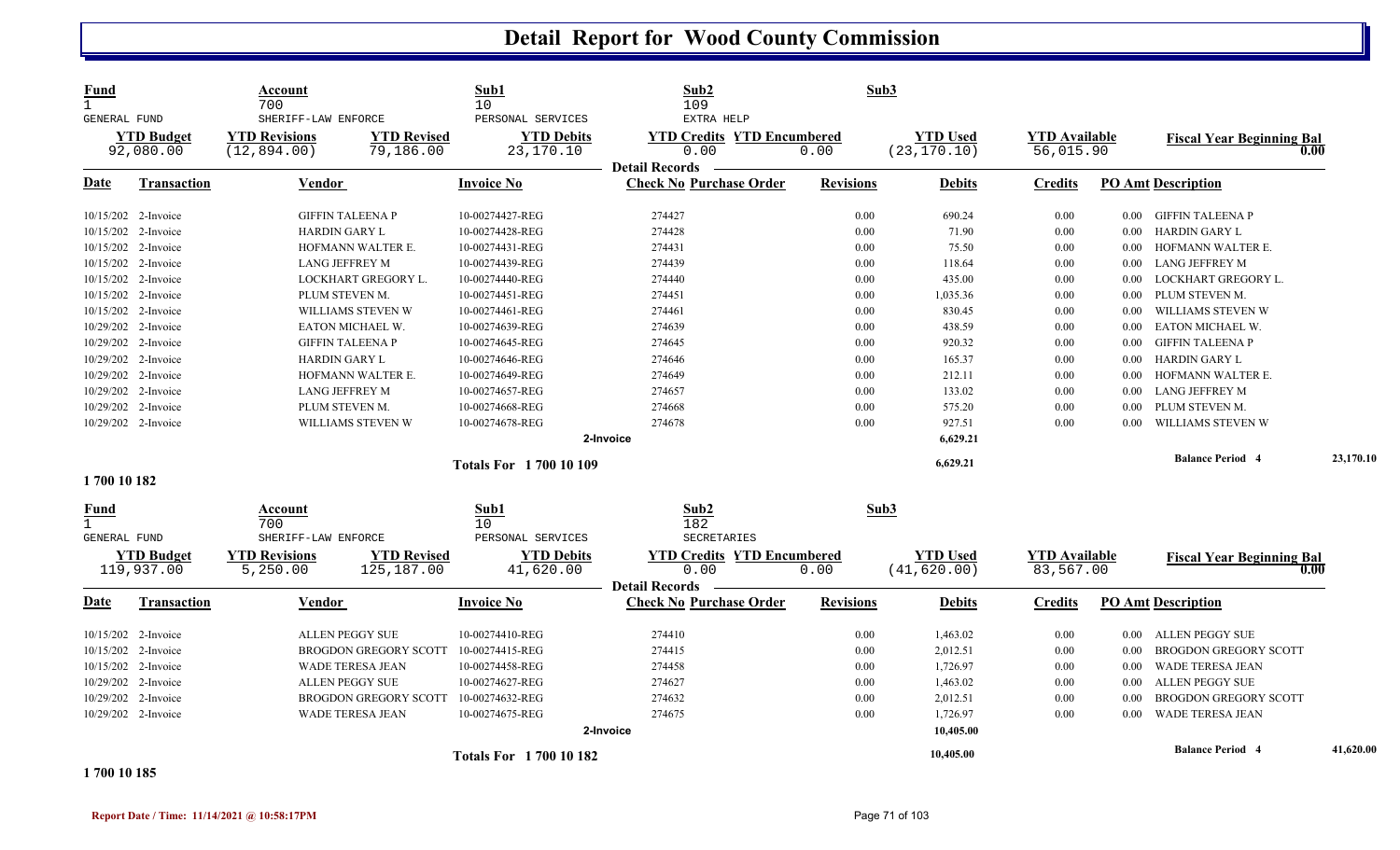# Detail Report for Wood County Commission

| Fund | Account | | Sub1 | Sub2 | | Sub3 | | |
|---|---|---|---|---|---|---|---|---|
| 1 | 700 | | 10 | 109 | | | | |
| GENERAL FUND | SHERIFF-LAW ENFORCE | | PERSONAL SERVICES | EXTRA HELP | | | | |
| **YTD Budget** | **YTD Revisions** | **YTD Revised** | **YTD Debits** | **YTD Credits** | **YTD Encumbered** | **YTD Used** | **YTD Available** | **Fiscal Year Beginning Bal** |
| 92,080.00 | (12,894.00) | 79,186.00 | 23,170.10 | 0.00 | 0.00 | (23,170.10) | 56,015.90 | 0.00 |

**Detail Records**

| Date | Transaction | Vendor | Invoice No | Check No | Purchase Order | Revisions | Debits | Credits | PO Amt | Description |
|---|---|---|---|---|---|---|---|---|---|---|
| 10/15/202 | 2-Invoice | GIFFIN TALEENA P | 10-00274427-REG | 274427 | | 0.00 | 690.24 | 0.00 | 0.00 | GIFFIN TALEENA P |
| 10/15/202 | 2-Invoice | HARDIN GARY L | 10-00274428-REG | 274428 | | 0.00 | 71.90 | 0.00 | 0.00 | HARDIN GARY L |
| 10/15/202 | 2-Invoice | HOFMANN WALTER E. | 10-00274431-REG | 274431 | | 0.00 | 75.50 | 0.00 | 0.00 | HOFMANN WALTER E. |
| 10/15/202 | 2-Invoice | LANG JEFFREY M | 10-00274439-REG | 274439 | | 0.00 | 118.64 | 0.00 | 0.00 | LANG JEFFREY M |
| 10/15/202 | 2-Invoice | LOCKHART GREGORY L. | 10-00274440-REG | 274440 | | 0.00 | 435.00 | 0.00 | 0.00 | LOCKHART GREGORY L. |
| 10/15/202 | 2-Invoice | PLUM STEVEN M. | 10-00274451-REG | 274451 | | 0.00 | 1,035.36 | 0.00 | 0.00 | PLUM STEVEN M. |
| 10/15/202 | 2-Invoice | WILLIAMS STEVEN W | 10-00274461-REG | 274461 | | 0.00 | 830.45 | 0.00 | 0.00 | WILLIAMS STEVEN W |
| 10/29/202 | 2-Invoice | EATON MICHAEL W. | 10-00274639-REG | 274639 | | 0.00 | 438.59 | 0.00 | 0.00 | EATON MICHAEL W. |
| 10/29/202 | 2-Invoice | GIFFIN TALEENA P | 10-00274645-REG | 274645 | | 0.00 | 920.32 | 0.00 | 0.00 | GIFFIN TALEENA P |
| 10/29/202 | 2-Invoice | HARDIN GARY L | 10-00274646-REG | 274646 | | 0.00 | 165.37 | 0.00 | 0.00 | HARDIN GARY L |
| 10/29/202 | 2-Invoice | HOFMANN WALTER E. | 10-00274649-REG | 274649 | | 0.00 | 212.11 | 0.00 | 0.00 | HOFMANN WALTER E. |
| 10/29/202 | 2-Invoice | LANG JEFFREY M | 10-00274657-REG | 274657 | | 0.00 | 133.02 | 0.00 | 0.00 | LANG JEFFREY M |
| 10/29/202 | 2-Invoice | PLUM STEVEN M. | 10-00274668-REG | 274668 | | 0.00 | 575.20 | 0.00 | 0.00 | PLUM STEVEN M. |
| 10/29/202 | 2-Invoice | WILLIAMS STEVEN W | 10-00274678-REG | 274678 | | 0.00 | 927.51 | 0.00 | 0.00 | WILLIAMS STEVEN W |
| | | | | 2-Invoice | | | 6,629.21 | | | |
| | | | Totals For 1 700 10 109 | | | | 6,629.21 | | | Balance Period 4 — 23,170.10 |

**1 700 10 182**

| Fund | Account | | Sub1 | Sub2 | | Sub3 | | |
|---|---|---|---|---|---|---|---|---|
| 1 | 700 | | 10 | 182 | | | | |
| GENERAL FUND | SHERIFF-LAW ENFORCE | | PERSONAL SERVICES | SECRETARIES | | | | |
| **YTD Budget** | **YTD Revisions** | **YTD Revised** | **YTD Debits** | **YTD Credits** | **YTD Encumbered** | **YTD Used** | **YTD Available** | **Fiscal Year Beginning Bal** |
| 119,937.00 | 5,250.00 | 125,187.00 | 41,620.00 | 0.00 | 0.00 | (41,620.00) | 83,567.00 | 0.00 |

**Detail Records**

| Date | Transaction | Vendor | Invoice No | Check No | Purchase Order | Revisions | Debits | Credits | PO Amt | Description |
|---|---|---|---|---|---|---|---|---|---|---|
| 10/15/202 | 2-Invoice | ALLEN PEGGY SUE | 10-00274410-REG | 274410 | | 0.00 | 1,463.02 | 0.00 | 0.00 | ALLEN PEGGY SUE |
| 10/15/202 | 2-Invoice | BROGDON GREGORY SCOTT | 10-00274415-REG | 274415 | | 0.00 | 2,012.51 | 0.00 | 0.00 | BROGDON GREGORY SCOTT |
| 10/15/202 | 2-Invoice | WADE TERESA JEAN | 10-00274458-REG | 274458 | | 0.00 | 1,726.97 | 0.00 | 0.00 | WADE TERESA JEAN |
| 10/29/202 | 2-Invoice | ALLEN PEGGY SUE | 10-00274627-REG | 274627 | | 0.00 | 1,463.02 | 0.00 | 0.00 | ALLEN PEGGY SUE |
| 10/29/202 | 2-Invoice | BROGDON GREGORY SCOTT | 10-00274632-REG | 274632 | | 0.00 | 2,012.51 | 0.00 | 0.00 | BROGDON GREGORY SCOTT |
| 10/29/202 | 2-Invoice | WADE TERESA JEAN | 10-00274675-REG | 274675 | | 0.00 | 1,726.97 | 0.00 | 0.00 | WADE TERESA JEAN |
| | | | | 2-Invoice | | | 10,405.00 | | | |
| | | | Totals For 1 700 10 182 | | | | 10,405.00 | | | Balance Period 4 — 41,620.00 |

**1 700 10 185**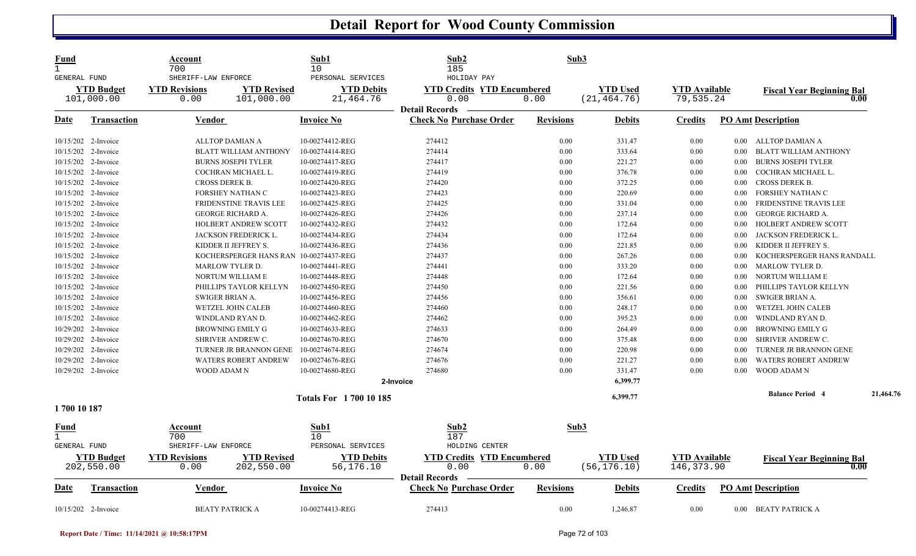# Detail Report for Wood County Commission

| Fund | Account | Sub1 | Sub2 | Sub3 | | | |
|---|---|---|---|---|---|---|---|
| 1 | 700 | 10 | 185 | | | | |
| GENERAL FUND | SHERIFF-LAW ENFORCE | PERSONAL SERVICES | HOLIDAY PAY | | | | |
| **YTD Budget** | **YTD Revisions** | **YTD Revised** | **YTD Debits** | **YTD Credits** | **YTD Encumbered** | **YTD Used** | **YTD Available** | **Fiscal Year Beginning Bal** |
| 101,000.00 | 0.00 | 101,000.00 | 21,464.76 | 0.00 | 0.00 | (21,464.76) | 79,535.24 | 0.00 |

**Detail Records**

| Date | Transaction | Vendor | Invoice No | Check No | Purchase Order | Revisions | Debits | Credits | PO Amt | Description |
|---|---|---|---|---|---|---|---|---|---|---|
| 10/15/202 | 2-Invoice | ALLTOP DAMIAN A | 10-00274412-REG | 274412 | | 0.00 | 331.47 | 0.00 | 0.00 | ALLTOP DAMIAN A |
| 10/15/202 | 2-Invoice | BLATT WILLIAM ANTHONY | 10-00274414-REG | 274414 | | 0.00 | 333.64 | 0.00 | 0.00 | BLATT WILLIAM ANTHONY |
| 10/15/202 | 2-Invoice | BURNS JOSEPH TYLER | 10-00274417-REG | 274417 | | 0.00 | 221.27 | 0.00 | 0.00 | BURNS JOSEPH TYLER |
| 10/15/202 | 2-Invoice | COCHRAN MICHAEL L. | 10-00274419-REG | 274419 | | 0.00 | 376.78 | 0.00 | 0.00 | COCHRAN MICHAEL L. |
| 10/15/202 | 2-Invoice | CROSS DEREK B. | 10-00274420-REG | 274420 | | 0.00 | 372.25 | 0.00 | 0.00 | CROSS DEREK B. |
| 10/15/202 | 2-Invoice | FORSHEY NATHAN C | 10-00274423-REG | 274423 | | 0.00 | 220.69 | 0.00 | 0.00 | FORSHEY NATHAN C |
| 10/15/202 | 2-Invoice | FRIDENSTINE TRAVIS LEE | 10-00274425-REG | 274425 | | 0.00 | 331.04 | 0.00 | 0.00 | FRIDENSTINE TRAVIS LEE |
| 10/15/202 | 2-Invoice | GEORGE RICHARD A. | 10-00274426-REG | 274426 | | 0.00 | 237.14 | 0.00 | 0.00 | GEORGE RICHARD A. |
| 10/15/202 | 2-Invoice | HOLBERT ANDREW SCOTT | 10-00274432-REG | 274432 | | 0.00 | 172.64 | 0.00 | 0.00 | HOLBERT ANDREW SCOTT |
| 10/15/202 | 2-Invoice | JACKSON FREDERICK L. | 10-00274434-REG | 274434 | | 0.00 | 172.64 | 0.00 | 0.00 | JACKSON FREDERICK L. |
| 10/15/202 | 2-Invoice | KIDDER II JEFFREY S. | 10-00274436-REG | 274436 | | 0.00 | 221.85 | 0.00 | 0.00 | KIDDER II JEFFREY S. |
| 10/15/202 | 2-Invoice | KOCHERSPERGER HANS RAN | 10-00274437-REG | 274437 | | 0.00 | 267.26 | 0.00 | 0.00 | KOCHERSPERGER HANS RANDALL |
| 10/15/202 | 2-Invoice | MARLOW TYLER D. | 10-00274441-REG | 274441 | | 0.00 | 333.20 | 0.00 | 0.00 | MARLOW TYLER D. |
| 10/15/202 | 2-Invoice | NORTUM WILLIAM E | 10-00274448-REG | 274448 | | 0.00 | 172.64 | 0.00 | 0.00 | NORTUM WILLIAM E |
| 10/15/202 | 2-Invoice | PHILLIPS TAYLOR KELLYN | 10-00274450-REG | 274450 | | 0.00 | 221.56 | 0.00 | 0.00 | PHILLIPS TAYLOR KELLYN |
| 10/15/202 | 2-Invoice | SWIGER BRIAN A. | 10-00274456-REG | 274456 | | 0.00 | 356.61 | 0.00 | 0.00 | SWIGER BRIAN A. |
| 10/15/202 | 2-Invoice | WETZEL JOHN CALEB | 10-00274460-REG | 274460 | | 0.00 | 248.17 | 0.00 | 0.00 | WETZEL JOHN CALEB |
| 10/15/202 | 2-Invoice | WINDLAND RYAN D. | 10-00274462-REG | 274462 | | 0.00 | 395.23 | 0.00 | 0.00 | WINDLAND RYAN D. |
| 10/29/202 | 2-Invoice | BROWNING EMILY G | 10-00274633-REG | 274633 | | 0.00 | 264.49 | 0.00 | 0.00 | BROWNING EMILY G |
| 10/29/202 | 2-Invoice | SHRIVER ANDREW C. | 10-00274670-REG | 274670 | | 0.00 | 375.48 | 0.00 | 0.00 | SHRIVER ANDREW C. |
| 10/29/202 | 2-Invoice | TURNER JR BRANNON GENE | 10-00274674-REG | 274674 | | 0.00 | 220.98 | 0.00 | 0.00 | TURNER JR BRANNON GENE |
| 10/29/202 | 2-Invoice | WATERS ROBERT ANDREW | 10-00274676-REG | 274676 | | 0.00 | 221.27 | 0.00 | 0.00 | WATERS ROBERT ANDREW |
| 10/29/202 | 2-Invoice | WOOD ADAM N | 10-00274680-REG | 274680 | | 0.00 | 331.47 | 0.00 | 0.00 | WOOD ADAM N |
| | | | 2-Invoice | | | | 6,399.77 | | | |
| | | | **Totals For 1 700 10 185** | | | | 6,399.77 | | | **Balance Period 4** 21,464.76 |

**1 700 10 187**

| Fund | Account | Sub1 | Sub2 | Sub3 | | | |
|---|---|---|---|---|---|---|---|
| 1 | 700 | 10 | 187 | | | | |
| GENERAL FUND | SHERIFF-LAW ENFORCE | PERSONAL SERVICES | HOLDING CENTER | | | | |
| **YTD Budget** | **YTD Revisions** | **YTD Revised** | **YTD Debits** | **YTD Credits** | **YTD Encumbered** | **YTD Used** | **YTD Available** | **Fiscal Year Beginning Bal** |
| 202,550.00 | 0.00 | 202,550.00 | 56,176.10 | 0.00 | 0.00 | (56,176.10) | 146,373.90 | 0.00 |

**Detail Records**

| Date | Transaction | Vendor | Invoice No | Check No | Purchase Order | Revisions | Debits | Credits | PO Amt | Description |
|---|---|---|---|---|---|---|---|---|---|---|
| 10/15/202 | 2-Invoice | BEATY PATRICK A | 10-00274413-REG | 274413 | | 0.00 | 1,246.87 | 0.00 | 0.00 | BEATY PATRICK A |

Report Date / Time: 11/14/2021 @ 10:58:17PM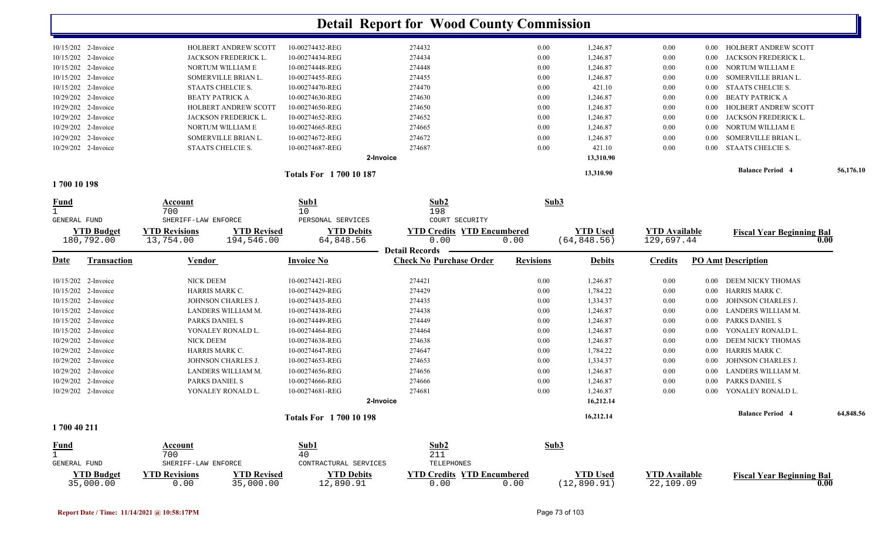# Detail Report for Wood County Commission

| Date | Transaction | Vendor | Invoice No | Check No Purchase Order | Revisions | Debits | Credits | PO Amt Description |
|---|---|---|---|---|---|---|---|---|
| 10/15/202 | 2-Invoice | HOLBERT ANDREW SCOTT | 10-00274432-REG | 274432 | 0.00 | 1,246.87 | 0.00 | 0.00 HOLBERT ANDREW SCOTT |
| 10/15/202 | 2-Invoice | JACKSON FREDERICK L. | 10-00274434-REG | 274434 | 0.00 | 1,246.87 | 0.00 | 0.00 JACKSON FREDERICK L. |
| 10/15/202 | 2-Invoice | NORTUM WILLIAM E | 10-00274448-REG | 274448 | 0.00 | 1,246.87 | 0.00 | 0.00 NORTUM WILLIAM E |
| 10/15/202 | 2-Invoice | SOMERVILLE BRIAN L. | 10-00274455-REG | 274455 | 0.00 | 1,246.87 | 0.00 | 0.00 SOMERVILLE BRIAN L. |
| 10/15/202 | 2-Invoice | STAATS CHELCIE S. | 10-00274470-REG | 274470 | 0.00 | 421.10 | 0.00 | 0.00 STAATS CHELCIE S. |
| 10/29/202 | 2-Invoice | BEATY PATRICK A | 10-00274630-REG | 274630 | 0.00 | 1,246.87 | 0.00 | 0.00 BEATY PATRICK A |
| 10/29/202 | 2-Invoice | HOLBERT ANDREW SCOTT | 10-00274650-REG | 274650 | 0.00 | 1,246.87 | 0.00 | 0.00 HOLBERT ANDREW SCOTT |
| 10/29/202 | 2-Invoice | JACKSON FREDERICK L. | 10-00274652-REG | 274652 | 0.00 | 1,246.87 | 0.00 | 0.00 JACKSON FREDERICK L. |
| 10/29/202 | 2-Invoice | NORTUM WILLIAM E | 10-00274665-REG | 274665 | 0.00 | 1,246.87 | 0.00 | 0.00 NORTUM WILLIAM E |
| 10/29/202 | 2-Invoice | SOMERVILLE BRIAN L. | 10-00274672-REG | 274672 | 0.00 | 1,246.87 | 0.00 | 0.00 SOMERVILLE BRIAN L. |
| 10/29/202 | 2-Invoice | STAATS CHELCIE S. | 10-00274687-REG | 274687 | 0.00 | 421.10 | 0.00 | 0.00 STAATS CHELCIE S. |
| | | | | 2-Invoice | | 13,310.90 | | |
| | | | Totals For 1 700 10 187 | | | 13,310.90 | | Balance Period 4 56,176.10 |

## 1 700 10 198

| Fund | Account | Sub1 | Sub2 | Sub3 |
|---|---|---|---|---|
| 1 GENERAL FUND | 700 SHERIFF-LAW ENFORCE | 10 PERSONAL SERVICES | 198 COURT SECURITY | |

| YTD Budget | YTD Revisions | YTD Revised | YTD Debits | YTD Credits | YTD Encumbered | YTD Used | YTD Available | Fiscal Year Beginning Bal |
|---|---|---|---|---|---|---|---|---|
| 180,792.00 | 13,754.00 | 194,546.00 | 64,848.56 | 0.00 | 0.00 | (64,848.56) | 129,697.44 | 0.00 |

**Detail Records**

| Date | Transaction | Vendor | Invoice No | Check No Purchase Order | Revisions | Debits | Credits | PO Amt Description |
|---|---|---|---|---|---|---|---|---|
| 10/15/202 | 2-Invoice | NICK DEEM | 10-00274421-REG | 274421 | 0.00 | 1,246.87 | 0.00 | 0.00 DEEM NICKY THOMAS |
| 10/15/202 | 2-Invoice | HARRIS MARK C. | 10-00274429-REG | 274429 | 0.00 | 1,784.22 | 0.00 | 0.00 HARRIS MARK C. |
| 10/15/202 | 2-Invoice | JOHNSON CHARLES J. | 10-00274435-REG | 274435 | 0.00 | 1,334.37 | 0.00 | 0.00 JOHNSON CHARLES J. |
| 10/15/202 | 2-Invoice | LANDERS WILLIAM M. | 10-00274438-REG | 274438 | 0.00 | 1,246.87 | 0.00 | 0.00 LANDERS WILLIAM M. |
| 10/15/202 | 2-Invoice | PARKS DANIEL S | 10-00274449-REG | 274449 | 0.00 | 1,246.87 | 0.00 | 0.00 PARKS DANIEL S |
| 10/15/202 | 2-Invoice | YONALEY RONALD L. | 10-00274464-REG | 274464 | 0.00 | 1,246.87 | 0.00 | 0.00 YONALEY RONALD L. |
| 10/29/202 | 2-Invoice | NICK DEEM | 10-00274638-REG | 274638 | 0.00 | 1,246.87 | 0.00 | 0.00 DEEM NICKY THOMAS |
| 10/29/202 | 2-Invoice | HARRIS MARK C. | 10-00274647-REG | 274647 | 0.00 | 1,784.22 | 0.00 | 0.00 HARRIS MARK C. |
| 10/29/202 | 2-Invoice | JOHNSON CHARLES J. | 10-00274653-REG | 274653 | 0.00 | 1,334.37 | 0.00 | 0.00 JOHNSON CHARLES J. |
| 10/29/202 | 2-Invoice | LANDERS WILLIAM M. | 10-00274656-REG | 274656 | 0.00 | 1,246.87 | 0.00 | 0.00 LANDERS WILLIAM M. |
| 10/29/202 | 2-Invoice | PARKS DANIEL S | 10-00274666-REG | 274666 | 0.00 | 1,246.87 | 0.00 | 0.00 PARKS DANIEL S |
| 10/29/202 | 2-Invoice | YONALEY RONALD L. | 10-00274681-REG | 274681 | 0.00 | 1,246.87 | 0.00 | 0.00 YONALEY RONALD L. |
| | | | | 2-Invoice | | 16,212.14 | | |
| | | | Totals For 1 700 10 198 | | | 16,212.14 | | Balance Period 4 64,848.56 |

## 1 700 40 211

| Fund | Account | Sub1 | Sub2 | Sub3 |
|---|---|---|---|---|
| 1 GENERAL FUND | 700 SHERIFF-LAW ENFORCE | 40 CONTRACTURAL SERVICES | 211 TELEPHONES | |

| YTD Budget | YTD Revisions | YTD Revised | YTD Debits | YTD Credits | YTD Encumbered | YTD Used | YTD Available | Fiscal Year Beginning Bal |
|---|---|---|---|---|---|---|---|---|
| 35,000.00 | 0.00 | 35,000.00 | 12,890.91 | 0.00 | 0.00 | (12,890.91) | 22,109.09 | 0.00 |

Report Date / Time: 11/14/2021 @ 10:58:17PM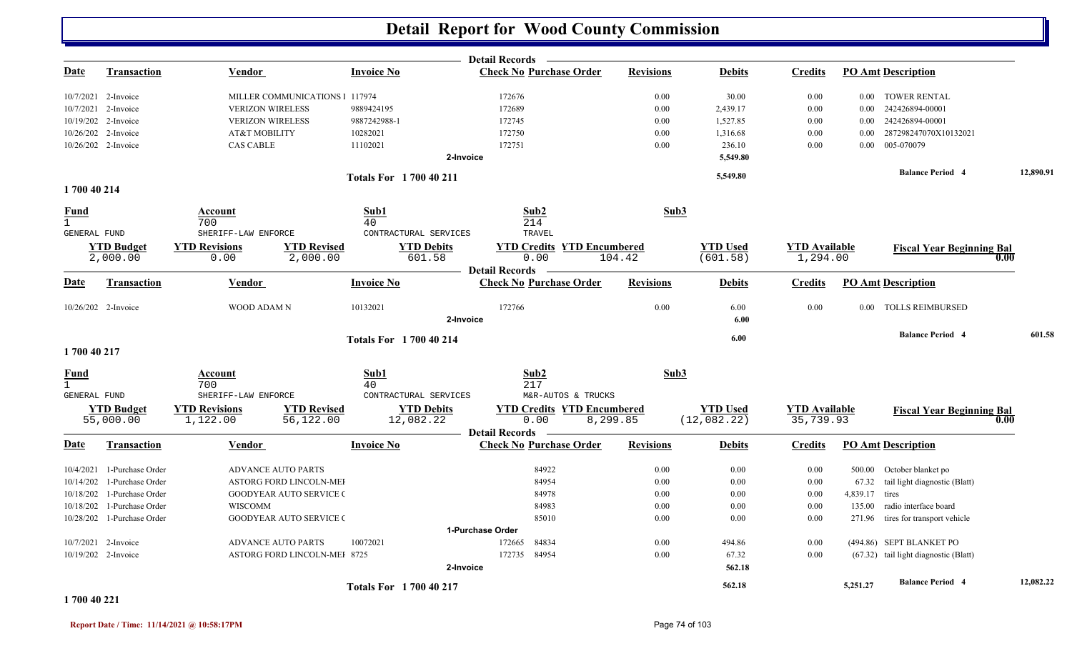# Detail Report for Wood County Commission

## Detail Records

| Date | Transaction | Vendor | Invoice No | Check No | Purchase Order | Revisions | Debits | Credits | PO Amt | Description |
|---|---|---|---|---|---|---|---|---|---|---|
| 10/7/2021 | 2-Invoice | MILLER COMMUNICATIONS I | 117974 | 172676 | | 0.00 | 30.00 | 0.00 | 0.00 | TOWER RENTAL |
| 10/7/2021 | 2-Invoice | VERIZON WIRELESS | 9889424195 | 172689 | | 0.00 | 2,439.17 | 0.00 | 0.00 | 242426894-00001 |
| 10/19/202 | 2-Invoice | VERIZON WIRELESS | 9887242988-1 | 172745 | | 0.00 | 1,527.85 | 0.00 | 0.00 | 242426894-00001 |
| 10/26/202 | 2-Invoice | AT&T MOBILITY | 10282021 | 172750 | | 0.00 | 1,316.68 | 0.00 | 0.00 | 287298247070X10132021 |
| 10/26/202 | 2-Invoice | CAS CABLE | 11102021 | 172751 | | 0.00 | 236.10 | 0.00 | 0.00 | 005-070079 |
| | | | 2-Invoice | | | | 5,549.80 | | | |
| | | | Totals For 1 700 40 211 | | | | 5,549.80 | | | Balance Period 4 12,890.91 |

## 1 700 40 214

| Fund | Account | Sub1 | Sub2 | Sub3 |
|---|---|---|---|---|
| 1 GENERAL FUND | 700 SHERIFF-LAW ENFORCE | 40 CONTRACTUAL SERVICES | 214 TRAVEL | |

| YTD Budget | YTD Revisions | YTD Revised | YTD Debits | YTD Credits | YTD Encumbered | YTD Used | YTD Available | Fiscal Year Beginning Bal |
|---|---|---|---|---|---|---|---|---|
| 2,000.00 | 0.00 | 2,000.00 | 601.58 | 0.00 | 104.42 | (601.58) | 1,294.00 | 0.00 |

### Detail Records

| Date | Transaction | Vendor | Invoice No | Check No | Purchase Order | Revisions | Debits | Credits | PO Amt | Description |
|---|---|---|---|---|---|---|---|---|---|---|
| 10/26/202 | 2-Invoice | WOOD ADAM N | 10132021 | 172766 | | 0.00 | 6.00 | 0.00 | 0.00 | TOLLS REIMBURSED |
| | | | 2-Invoice | | | | 6.00 | | | |
| | | | Totals For 1 700 40 214 | | | | 6.00 | | | Balance Period 4 601.58 |

## 1 700 40 217

| Fund | Account | Sub1 | Sub2 | Sub3 |
|---|---|---|---|---|
| 1 GENERAL FUND | 700 SHERIFF-LAW ENFORCE | 40 CONTRACTUAL SERVICES | 217 M&R-AUTOS & TRUCKS | |

| YTD Budget | YTD Revisions | YTD Revised | YTD Debits | YTD Credits | YTD Encumbered | YTD Used | YTD Available | Fiscal Year Beginning Bal |
|---|---|---|---|---|---|---|---|---|
| 55,000.00 | 1,122.00 | 56,122.00 | 12,082.22 | 0.00 | 8,299.85 | (12,082.22) | 35,739.93 | 0.00 |

### Detail Records

| Date | Transaction | Vendor | Invoice No | Check No | Purchase Order | Revisions | Debits | Credits | PO Amt | Description |
|---|---|---|---|---|---|---|---|---|---|---|
| 10/4/2021 | 1-Purchase Order | ADVANCE AUTO PARTS | | | 84922 | 0.00 | 0.00 | 0.00 | 500.00 | October blanket po |
| 10/14/202 | 1-Purchase Order | ASTORG FORD LINCOLN-MEI | | | 84954 | 0.00 | 0.00 | 0.00 | 67.32 | tail light diagnostic (Blatt) |
| 10/18/202 | 1-Purchase Order | GOODYEAR AUTO SERVICE C | | | 84978 | 0.00 | 0.00 | 0.00 | 4,839.17 | tires |
| 10/18/202 | 1-Purchase Order | WISCOMM | | | 84983 | 0.00 | 0.00 | 0.00 | 135.00 | radio interface board |
| 10/28/202 | 1-Purchase Order | GOODYEAR AUTO SERVICE C | | | 85010 | 0.00 | 0.00 | 0.00 | 271.96 | tires for transport vehicle |
| | | | 1-Purchase Order | | | | | | | |
| 10/7/2021 | 2-Invoice | ADVANCE AUTO PARTS | 10072021 | 172665 | 84834 | 0.00 | 494.86 | 0.00 | (494.86) | SEPT BLANKET PO |
| 10/19/202 | 2-Invoice | ASTORG FORD LINCOLN-MEI | 8725 | 172735 | 84954 | 0.00 | 67.32 | 0.00 | (67.32) | tail light diagnostic (Blatt) |
| | | | 2-Invoice | | | | 562.18 | | | |
| | | | Totals For 1 700 40 217 | | | | 562.18 | | 5,251.27 | Balance Period 4 12,082.22 |

## 1 700 40 221

Report Date / Time: 11/14/2021 @ 10:58:17PM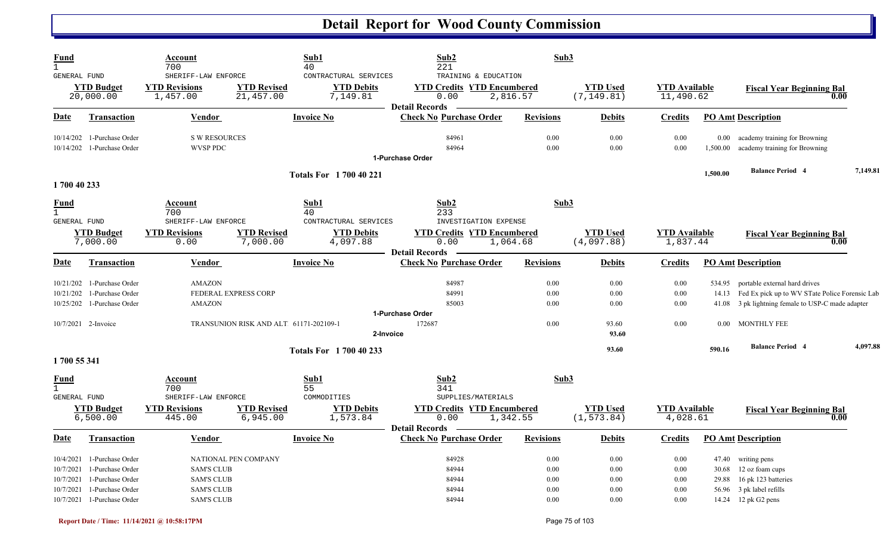# Detail Report for Wood County Commission

| Fund | Account | | Sub1 | Sub2 | | Sub3 | | | |
|---|---|---|---|---|---|---|---|---|---|
| 1 GENERAL FUND | 700 SHERIFF-LAW ENFORCE | | 40 CONTRACTUAL SERVICES | 221 TRAINING & EDUCATION | | | | | |
| **YTD Budget** | **YTD Revisions** | **YTD Revised** | **YTD Debits** | **YTD Credits** | **YTD Encumbered** | **YTD Used** | **YTD Available** | **Fiscal Year Beginning Bal** |
| 20,000.00 | 1,457.00 | 21,457.00 | 7,149.81 | 0.00 | 2,816.57 | (7,149.81) | 11,490.62 | 0.00 |

**Detail Records**

| Date | Transaction | Vendor | Invoice No | Check No Purchase Order | Revisions | Debits | Credits | PO Amt | Description |
|---|---|---|---|---|---|---|---|---|---|
| 10/14/202 | 1-Purchase Order | S W RESOURCES | | 84961 | 0.00 | 0.00 | 0.00 | 0.00 | academy training for Browning |
| 10/14/202 | 1-Purchase Order | WVSP PDC | | 84964 | 0.00 | 0.00 | 0.00 | 1,500.00 | academy training for Browning |
| | | | | 1-Purchase Order | | | | | |
| | | | **Totals For 1 700 40 221** | | | | | 1,500.00 | Balance Period 4 — 7,149.81 |

## 1 700 40 233

| Fund | Account | | Sub1 | Sub2 | | Sub3 | | | |
|---|---|---|---|---|---|---|---|---|---|
| 1 GENERAL FUND | 700 SHERIFF-LAW ENFORCE | | 40 CONTRACTUAL SERVICES | 233 INVESTIGATION EXPENSE | | | | | |
| **YTD Budget** | **YTD Revisions** | **YTD Revised** | **YTD Debits** | **YTD Credits** | **YTD Encumbered** | **YTD Used** | **YTD Available** | **Fiscal Year Beginning Bal** |
| 7,000.00 | 0.00 | 7,000.00 | 4,097.88 | 0.00 | 1,064.68 | (4,097.88) | 1,837.44 | 0.00 |

**Detail Records**

| Date | Transaction | Vendor | Invoice No | Check No Purchase Order | Revisions | Debits | Credits | PO Amt | Description |
|---|---|---|---|---|---|---|---|---|---|
| 10/21/202 | 1-Purchase Order | AMAZON | | 84987 | 0.00 | 0.00 | 0.00 | 534.95 | portable external hard drives |
| 10/21/202 | 1-Purchase Order | FEDERAL EXPRESS CORP | | 84991 | 0.00 | 0.00 | 0.00 | 14.13 | Fed Ex pick up to WV STate Police Forensic Lab |
| 10/25/202 | 1-Purchase Order | AMAZON | | 85003 | 0.00 | 0.00 | 0.00 | 41.08 | 3 pk lightning female to USP-C made adapter |
| | | | | 1-Purchase Order | | | | | |
| 10/7/2021 | 2-Invoice | TRANSUNION RISK AND ALT | 61171-202109-1 | 172687 | 0.00 | 93.60 | 0.00 | 0.00 | MONTHLY FEE |
| | | | | 2-Invoice | | 93.60 | | | |
| | | | **Totals For 1 700 40 233** | | | 93.60 | | 590.16 | Balance Period 4 — 4,097.88 |

## 1 700 55 341

| Fund | Account | | Sub1 | Sub2 | | Sub3 | | | |
|---|---|---|---|---|---|---|---|---|---|
| 1 GENERAL FUND | 700 SHERIFF-LAW ENFORCE | | 55 COMMODITIES | 341 SUPPLIES/MATERIALS | | | | | |
| **YTD Budget** | **YTD Revisions** | **YTD Revised** | **YTD Debits** | **YTD Credits** | **YTD Encumbered** | **YTD Used** | **YTD Available** | **Fiscal Year Beginning Bal** |
| 6,500.00 | 445.00 | 6,945.00 | 1,573.84 | 0.00 | 1,342.55 | (1,573.84) | 4,028.61 | 0.00 |

**Detail Records**

| Date | Transaction | Vendor | Invoice No | Check No Purchase Order | Revisions | Debits | Credits | PO Amt | Description |
|---|---|---|---|---|---|---|---|---|---|
| 10/4/2021 | 1-Purchase Order | NATIONAL PEN COMPANY | | 84928 | 0.00 | 0.00 | 0.00 | 47.40 | writing pens |
| 10/7/2021 | 1-Purchase Order | SAM'S CLUB | | 84944 | 0.00 | 0.00 | 0.00 | 30.68 | 12 oz foam cups |
| 10/7/2021 | 1-Purchase Order | SAM'S CLUB | | 84944 | 0.00 | 0.00 | 0.00 | 29.88 | 16 pk 123 batteries |
| 10/7/2021 | 1-Purchase Order | SAM'S CLUB | | 84944 | 0.00 | 0.00 | 0.00 | 56.96 | 3 pk label refills |
| 10/7/2021 | 1-Purchase Order | SAM'S CLUB | | 84944 | 0.00 | 0.00 | 0.00 | 14.24 | 12 pk G2 pens |

Report Date / Time: 11/14/2021 @ 10:58:17PM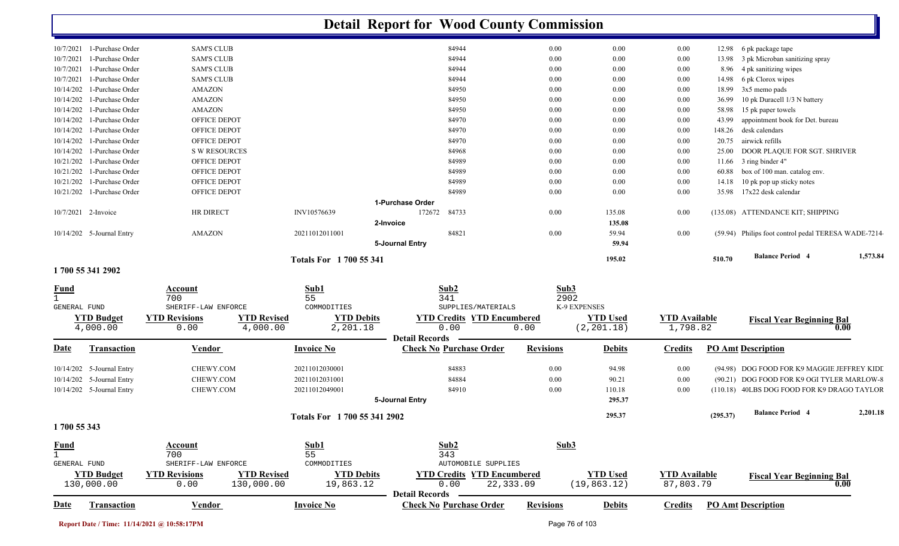# Detail Report for Wood County Commission

| Date | Transaction | Vendor | Invoice No | Check No | Purchase Order | Revisions | Debits | Credits | PO Amt | Description |
|---|---|---|---|---|---|---|---|---|---|---|
| 10/7/2021 | 1-Purchase Order | SAM'S CLUB | | | 84944 | 0.00 | 0.00 | 0.00 | 12.98 | 6 pk package tape |
| 10/7/2021 | 1-Purchase Order | SAM'S CLUB | | | 84944 | 0.00 | 0.00 | 0.00 | 13.98 | 3 pk Microban sanitizing spray |
| 10/7/2021 | 1-Purchase Order | SAM'S CLUB | | | 84944 | 0.00 | 0.00 | 0.00 | 8.96 | 4 pk sanitizing wipes |
| 10/7/2021 | 1-Purchase Order | SAM'S CLUB | | | 84944 | 0.00 | 0.00 | 0.00 | 14.98 | 6 pk Clorox wipes |
| 10/14/202 | 1-Purchase Order | AMAZON | | | 84950 | 0.00 | 0.00 | 0.00 | 18.99 | 3x5 memo pads |
| 10/14/202 | 1-Purchase Order | AMAZON | | | 84950 | 0.00 | 0.00 | 0.00 | 36.99 | 10 pk Duracell 1/3 N battery |
| 10/14/202 | 1-Purchase Order | AMAZON | | | 84950 | 0.00 | 0.00 | 0.00 | 58.98 | 15 pk paper towels |
| 10/14/202 | 1-Purchase Order | OFFICE DEPOT | | | 84970 | 0.00 | 0.00 | 0.00 | 43.99 | appointment book for Det. bureau |
| 10/14/202 | 1-Purchase Order | OFFICE DEPOT | | | 84970 | 0.00 | 0.00 | 0.00 | 148.26 | desk calendars |
| 10/14/202 | 1-Purchase Order | OFFICE DEPOT | | | 84970 | 0.00 | 0.00 | 0.00 | 20.75 | airwick refills |
| 10/14/202 | 1-Purchase Order | S W RESOURCES | | | 84968 | 0.00 | 0.00 | 0.00 | 25.00 | DOOR PLAQUE FOR SGT. SHRIVER |
| 10/21/202 | 1-Purchase Order | OFFICE DEPOT | | | 84989 | 0.00 | 0.00 | 0.00 | 11.66 | 3 ring binder 4" |
| 10/21/202 | 1-Purchase Order | OFFICE DEPOT | | | 84989 | 0.00 | 0.00 | 0.00 | 60.88 | box of 100 man. catalog env. |
| 10/21/202 | 1-Purchase Order | OFFICE DEPOT | | | 84989 | 0.00 | 0.00 | 0.00 | 14.18 | 10 pk pop up sticky notes |
| 10/21/202 | 1-Purchase Order | OFFICE DEPOT | | | 84989 | 0.00 | 0.00 | 0.00 | 35.98 | 17x22 desk calendar |
| | | | | 1-Purchase Order | | | | | | |
| 10/7/2021 | 2-Invoice | HR DIRECT | INV10576639 | 172672 | 84733 | 0.00 | 135.08 | 0.00 | (135.08) | ATTENDANCE KIT; SHIPPING |
| | | | | 2-Invoice | | | 135.08 | | | |
| 10/14/202 | 5-Journal Entry | AMAZON | 20211012011001 | | 84821 | 0.00 | 59.94 | 0.00 | (59.94) | Philips foot control pedal TERESA WADE-7214- |
| | | | | 5-Journal Entry | | | 59.94 | | | |
| | | | Totals For 1 700 55 341 | | | | 195.02 | | 510.70 | Balance Period 4 — 1,573.84 |

## 1 700 55 341 2902

| Fund | Account | Sub1 | Sub2 | Sub3 |
|---|---|---|---|---|
| 1 | 700 | 55 | 341 | 2902 |
| GENERAL FUND | SHERIFF-LAW ENFORCE | COMMODITIES | SUPPLIES/MATERIALS | K-9 EXPENSES |

| YTD Budget | YTD Revisions | YTD Revised | YTD Debits | YTD Credits | YTD Encumbered | YTD Used | YTD Available | Fiscal Year Beginning Bal |
|---|---|---|---|---|---|---|---|---|
| 4,000.00 | 0.00 | 4,000.00 | 2,201.18 | 0.00 | 0.00 | (2,201.18) | 1,798.82 | 0.00 |

| Date | Transaction | Vendor | Invoice No | Check No | Purchase Order | Revisions | Debits | Credits | PO Amt | Description |
|---|---|---|---|---|---|---|---|---|---|---|
| 10/14/202 | 5-Journal Entry | CHEWY.COM | 20211012030001 | | 84883 | 0.00 | 94.98 | 0.00 | (94.98) | DOG FOOD FOR K9 MAGGIE JEFFREY KIDD |
| 10/14/202 | 5-Journal Entry | CHEWY.COM | 20211012031001 | | 84884 | 0.00 | 90.21 | 0.00 | (90.21) | DOG FOOD FOR K9 OGI TYLER MARLOW-8 |
| 10/14/202 | 5-Journal Entry | CHEWY.COM | 20211012049001 | | 84910 | 0.00 | 110.18 | 0.00 | (110.18) | 40LBS DOG FOOD FOR K9 DRAGO TAYLOR |
| | | | | 5-Journal Entry | | | 295.37 | | | |
| | | | Totals For 1 700 55 341 2902 | | | | 295.37 | | (295.37) | Balance Period 4 — 2,201.18 |

## 1 700 55 343

| Fund | Account | Sub1 | Sub2 | Sub3 |
|---|---|---|---|---|
| 1 | 700 | 55 | 343 | |
| GENERAL FUND | SHERIFF-LAW ENFORCE | COMMODITIES | AUTOMOBILE SUPPLIES | |

| YTD Budget | YTD Revisions | YTD Revised | YTD Debits | YTD Credits | YTD Encumbered | YTD Used | YTD Available | Fiscal Year Beginning Bal |
|---|---|---|---|---|---|---|---|---|
| 130,000.00 | 0.00 | 130,000.00 | 19,863.12 | 0.00 | 22,333.09 | (19,863.12) | 87,803.79 | 0.00 |

| Date | Transaction | Vendor | Invoice No | Check No | Purchase Order | Revisions | Debits | Credits | PO Amt | Description |
|---|---|---|---|---|---|---|---|---|---|---|

Report Date / Time: 11/14/2021 @ 10:58:17PM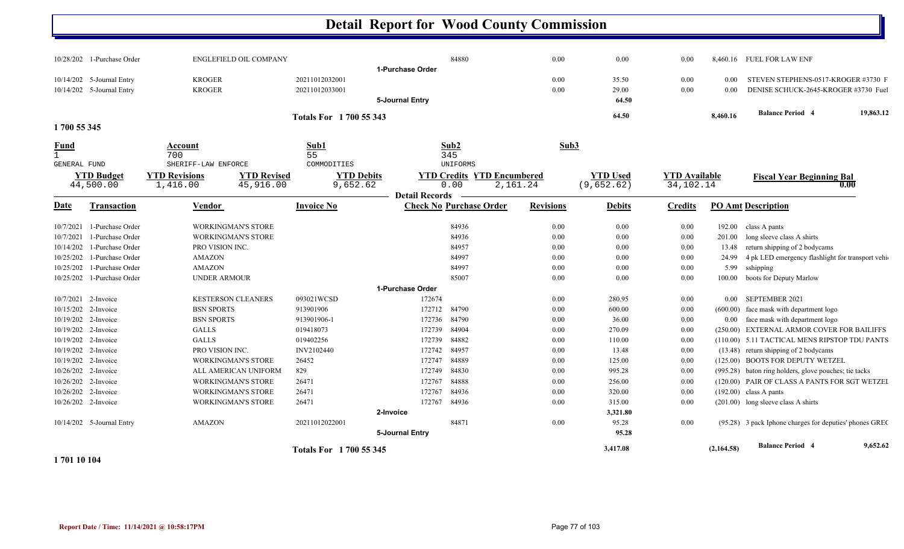# Detail Report for Wood County Commission

| Date | Transaction | Vendor | Invoice No | Check No | Purchase Order | Revisions | Debits | Credits | PO Amt | Description |
|---|---|---|---|---|---|---|---|---|---|---|
| 10/28/202 | 1-Purchase Order | ENGLEFIELD OIL COMPANY | | | 84880 | 0.00 | 0.00 | 0.00 | 8,460.16 | FUEL FOR LAW ENF |
| | | | | 1-Purchase Order | | | | | | |
| 10/14/202 | 5-Journal Entry | KROGER | 20211012032001 | | | 0.00 | 35.50 | 0.00 | 0.00 | STEVEN STEPHENS-0517-KROGER #3730 F |
| 10/14/202 | 5-Journal Entry | KROGER | 20211012033001 | | | 0.00 | 29.00 | 0.00 | 0.00 | DENISE SCHUCK-2645-KROGER #3730 Fuel |
| | | | | 5-Journal Entry | | | 64.50 | | | |
| | | | Totals For 1 700 55 343 | | | | 64.50 | | 8,460.16 | Balance Period 4 19,863.12 |

**1 700 55 345**

| Fund | Account | Sub1 | Sub2 | Sub3 |
|---|---|---|---|---|
| 1 | 700 | 55 | 345 | |
| GENERAL FUND | SHERIFF-LAW ENFORCE | COMMODITIES | UNIFORMS | |

| YTD Budget | YTD Revisions | YTD Revised | YTD Debits | YTD Credits | YTD Encumbered | YTD Used | YTD Available | Fiscal Year Beginning Bal |
|---|---|---|---|---|---|---|---|---|
| 44,500.00 | 1,416.00 | 45,916.00 | 9,652.62 | 0.00 | 2,161.24 | (9,652.62) | 34,102.14 | 0.00 |

Detail Records

| Date | Transaction | Vendor | Invoice No | Check No | Purchase Order | Revisions | Debits | Credits | PO Amt | Description |
|---|---|---|---|---|---|---|---|---|---|---|
| 10/7/2021 | 1-Purchase Order | WORKINGMAN'S STORE | | | 84936 | 0.00 | 0.00 | 0.00 | 192.00 | class A pants |
| 10/7/2021 | 1-Purchase Order | WORKINGMAN'S STORE | | | 84936 | 0.00 | 0.00 | 0.00 | 201.00 | long sleeve class A shirts |
| 10/14/202 | 1-Purchase Order | PRO VISION INC. | | | 84957 | 0.00 | 0.00 | 0.00 | 13.48 | return shipping of 2 bodycams |
| 10/25/202 | 1-Purchase Order | AMAZON | | | 84997 | 0.00 | 0.00 | 0.00 | 24.99 | 4 pk LED emergency flashlight for transport vehi |
| 10/25/202 | 1-Purchase Order | AMAZON | | | 84997 | 0.00 | 0.00 | 0.00 | 5.99 | sshipping |
| 10/25/202 | 1-Purchase Order | UNDER ARMOUR | | | 85007 | 0.00 | 0.00 | 0.00 | 100.00 | boots for Deputy Marlow |
| | | | | 1-Purchase Order | | | | | | |
| 10/7/2021 | 2-Invoice | KESTERSON CLEANERS | 093021WCSD | 172674 | | 0.00 | 280.95 | 0.00 | 0.00 | SEPTEMBER 2021 |
| 10/15/202 | 2-Invoice | BSN SPORTS | 913901906 | 172712 | 84790 | 0.00 | 600.00 | 0.00 | (600.00) | face mask with department logo |
| 10/19/202 | 2-Invoice | BSN SPORTS | 913901906-1 | 172736 | 84790 | 0.00 | 36.00 | 0.00 | 0.00 | face mask with department logo |
| 10/19/202 | 2-Invoice | GALLS | 019418073 | 172739 | 84904 | 0.00 | 270.09 | 0.00 | (250.00) | EXTERNAL ARMOR COVER FOR BAILIFFS |
| 10/19/202 | 2-Invoice | GALLS | 019402256 | 172739 | 84882 | 0.00 | 110.00 | 0.00 | (110.00) | 5.11 TACTICAL MENS RIPSTOP TDU PANTS |
| 10/19/202 | 2-Invoice | PRO VISION INC. | INV2102440 | 172742 | 84957 | 0.00 | 13.48 | 0.00 | (13.48) | return shipping of 2 bodycams |
| 10/19/202 | 2-Invoice | WORKINGMAN'S STORE | 26452 | 172747 | 84889 | 0.00 | 125.00 | 0.00 | (125.00) | BOOTS FOR DEPUTY WETZEL |
| 10/26/202 | 2-Invoice | ALL AMERICAN UNIFORM | 829 | 172749 | 84830 | 0.00 | 995.28 | 0.00 | (995.28) | baton ring holders, glove pouches; tie tacks |
| 10/26/202 | 2-Invoice | WORKINGMAN'S STORE | 26471 | 172767 | 84888 | 0.00 | 256.00 | 0.00 | (120.00) | PAIR OF CLASS A PANTS FOR SGT WETZEL |
| 10/26/202 | 2-Invoice | WORKINGMAN'S STORE | 26471 | 172767 | 84936 | 0.00 | 320.00 | 0.00 | (192.00) | class A pants |
| 10/26/202 | 2-Invoice | WORKINGMAN'S STORE | 26471 | 172767 | 84936 | 0.00 | 315.00 | 0.00 | (201.00) | long sleeve class A shirts |
| | | | | 2-Invoice | | | 3,321.80 | | | |
| 10/14/202 | 5-Journal Entry | AMAZON | 20211012022001 | | 84871 | 0.00 | 95.28 | 0.00 | (95.28) | 3 pack Iphone charges for deputies' phones GREC |
| | | | | 5-Journal Entry | | | 95.28 | | | |
| | | | Totals For 1 700 55 345 | | | | 3,417.08 | | (2,164.58) | Balance Period 4 9,652.62 |

**1 701 10 104**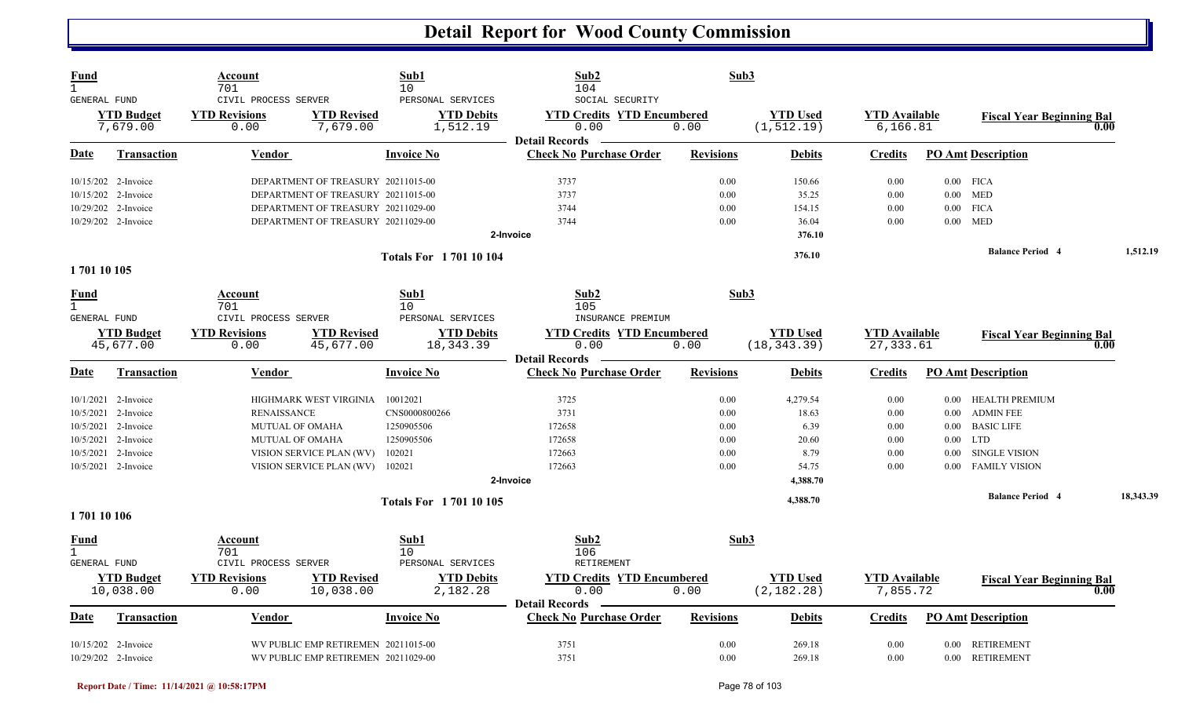# Detail Report for Wood County Commission

| Fund | Account | Sub1 | Sub2 | Sub3 |
|---|---|---|---|---|
| 1 | 701 | 10 | 104 | |
| GENERAL FUND | CIVIL PROCESS SERVER | PERSONAL SERVICES | SOCIAL SECURITY | |

| YTD Budget | YTD Revisions | YTD Revised | YTD Debits | YTD Credits | YTD Encumbered | YTD Used | YTD Available | Fiscal Year Beginning Bal |
|---|---|---|---|---|---|---|---|---|
| 7,679.00 | 0.00 | 7,679.00 | 1,512.19 | 0.00 | 0.00 | (1,512.19) | 6,166.81 | 0.00 |

**Detail Records**

| Date | Transaction | Vendor | Invoice No | Check No | Purchase Order | Revisions | Debits | Credits | PO Amt | Description |
|---|---|---|---|---|---|---|---|---|---|---|
| 10/15/202 | 2-Invoice | DEPARTMENT OF TREASURY | 20211015-00 | 3737 | | 0.00 | 150.66 | 0.00 | 0.00 | FICA |
| 10/15/202 | 2-Invoice | DEPARTMENT OF TREASURY | 20211015-00 | 3737 | | 0.00 | 35.25 | 0.00 | 0.00 | MED |
| 10/29/202 | 2-Invoice | DEPARTMENT OF TREASURY | 20211029-00 | 3744 | | 0.00 | 154.15 | 0.00 | 0.00 | FICA |
| 10/29/202 | 2-Invoice | DEPARTMENT OF TREASURY | 20211029-00 | 3744 | | 0.00 | 36.04 | 0.00 | 0.00 | MED |
| | | | | 2-Invoice | | | 376.10 | | | |
| | | | Totals For 1 701 10 104 | | | | 376.10 | | | Balance Period 4 1,512.19 |

**1 701 10 105**

| Fund | Account | Sub1 | Sub2 | Sub3 |
|---|---|---|---|---|
| 1 | 701 | 10 | 105 | |
| GENERAL FUND | CIVIL PROCESS SERVER | PERSONAL SERVICES | INSURANCE PREMIUM | |

| YTD Budget | YTD Revisions | YTD Revised | YTD Debits | YTD Credits | YTD Encumbered | YTD Used | YTD Available | Fiscal Year Beginning Bal |
|---|---|---|---|---|---|---|---|---|
| 45,677.00 | 0.00 | 45,677.00 | 18,343.39 | 0.00 | 0.00 | (18,343.39) | 27,333.61 | 0.00 |

**Detail Records**

| Date | Transaction | Vendor | Invoice No | Check No | Purchase Order | Revisions | Debits | Credits | PO Amt | Description |
|---|---|---|---|---|---|---|---|---|---|---|
| 10/1/2021 | 2-Invoice | HIGHMARK WEST VIRGINIA | 10012021 | 3725 | | 0.00 | 4,279.54 | 0.00 | 0.00 | HEALTH PREMIUM |
| 10/5/2021 | 2-Invoice | RENAISSANCE | CNS0000800266 | 3731 | | 0.00 | 18.63 | 0.00 | 0.00 | ADMIN FEE |
| 10/5/2021 | 2-Invoice | MUTUAL OF OMAHA | 1250905506 | 172658 | | 0.00 | 6.39 | 0.00 | 0.00 | BASIC LIFE |
| 10/5/2021 | 2-Invoice | MUTUAL OF OMAHA | 1250905506 | 172658 | | 0.00 | 20.60 | 0.00 | 0.00 | LTD |
| 10/5/2021 | 2-Invoice | VISION SERVICE PLAN (WV) | 102021 | 172663 | | 0.00 | 8.79 | 0.00 | 0.00 | SINGLE VISION |
| 10/5/2021 | 2-Invoice | VISION SERVICE PLAN (WV) | 102021 | 172663 | | 0.00 | 54.75 | 0.00 | 0.00 | FAMILY VISION |
| | | | | 2-Invoice | | | 4,388.70 | | | |
| | | | Totals For 1 701 10 105 | | | | 4,388.70 | | | Balance Period 4 18,343.39 |

**1 701 10 106**

| Fund | Account | Sub1 | Sub2 | Sub3 |
|---|---|---|---|---|
| 1 | 701 | 10 | 106 | |
| GENERAL FUND | CIVIL PROCESS SERVER | PERSONAL SERVICES | RETIREMENT | |

| YTD Budget | YTD Revisions | YTD Revised | YTD Debits | YTD Credits | YTD Encumbered | YTD Used | YTD Available | Fiscal Year Beginning Bal |
|---|---|---|---|---|---|---|---|---|
| 10,038.00 | 0.00 | 10,038.00 | 2,182.28 | 0.00 | 0.00 | (2,182.28) | 7,855.72 | 0.00 |

**Detail Records**

| Date | Transaction | Vendor | Invoice No | Check No | Purchase Order | Revisions | Debits | Credits | PO Amt | Description |
|---|---|---|---|---|---|---|---|---|---|---|
| 10/15/202 | 2-Invoice | WV PUBLIC EMP RETIREMEN | 20211015-00 | 3751 | | 0.00 | 269.18 | 0.00 | 0.00 | RETIREMENT |
| 10/29/202 | 2-Invoice | WV PUBLIC EMP RETIREMEN | 20211029-00 | 3751 | | 0.00 | 269.18 | 0.00 | 0.00 | RETIREMENT |

Report Date / Time: 11/14/2021 @ 10:58:17PM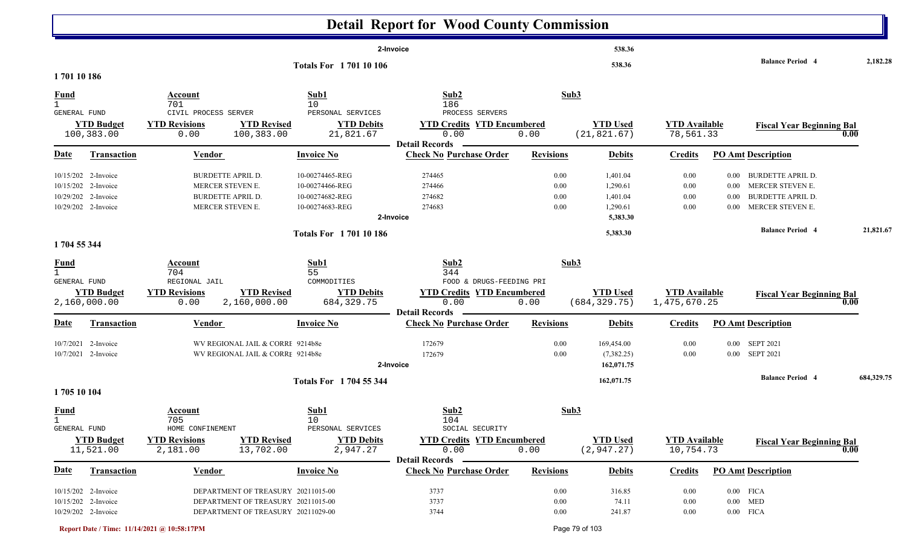# Detail Report for Wood County Commission

| | | | | | | | |
|---|---|---|---|---|---|---|---|
| 2-Invoice | | | | 538.36 | | | |
| Totals For 1 701 10 106 | | | | 538.36 | | Balance Period 4 | 2,182.28 |

## 1 701 10 186

| Fund | Account | Sub1 | Sub2 | Sub3 |
|---|---|---|---|---|
| 1 GENERAL FUND | 701 CIVIL PROCESS SERVER | 10 PERSONAL SERVICES | 186 PROCESS SERVERS | |

| YTD Budget | YTD Revisions | YTD Revised | YTD Debits | YTD Credits | YTD Encumbered | YTD Used | YTD Available | Fiscal Year Beginning Bal |
|---|---|---|---|---|---|---|---|---|
| 100,383.00 | 0.00 | 100,383.00 | 21,821.67 | 0.00 | 0.00 | (21,821.67) | 78,561.33 | 0.00 |

**Detail Records**

| Date | Transaction | Vendor | Invoice No | Check No | Purchase Order | Revisions | Debits | Credits | PO Amt | Description |
|---|---|---|---|---|---|---|---|---|---|---|
| 10/15/202 | 2-Invoice | BURDETTE APRIL D. | 10-00274465-REG | 274465 | | 0.00 | 1,401.04 | 0.00 | 0.00 | BURDETTE APRIL D. |
| 10/15/202 | 2-Invoice | MERCER STEVEN E. | 10-00274466-REG | 274466 | | 0.00 | 1,290.61 | 0.00 | 0.00 | MERCER STEVEN E. |
| 10/29/202 | 2-Invoice | BURDETTE APRIL D. | 10-00274682-REG | 274682 | | 0.00 | 1,401.04 | 0.00 | 0.00 | BURDETTE APRIL D. |
| 10/29/202 | 2-Invoice | MERCER STEVEN E. | 10-00274683-REG | 274683 | | 0.00 | 1,290.61 | 0.00 | 0.00 | MERCER STEVEN E. |
| | | | | 2-Invoice | | | 5,383.30 | | | |
| | | | Totals For 1 701 10 186 | | | | 5,383.30 | | | Balance Period 4 21,821.67 |

## 1 704 55 344

| Fund | Account | Sub1 | Sub2 | Sub3 |
|---|---|---|---|---|
| 1 GENERAL FUND | 704 REGIONAL JAIL | 55 COMMODITIES | 344 FOOD & DRUGS-FEEDING PRI | |

| YTD Budget | YTD Revisions | YTD Revised | YTD Debits | YTD Credits | YTD Encumbered | YTD Used | YTD Available | Fiscal Year Beginning Bal |
|---|---|---|---|---|---|---|---|---|
| 2,160,000.00 | 0.00 | 2,160,000.00 | 684,329.75 | 0.00 | 0.00 | (684,329.75) | 1,475,670.25 | 0.00 |

**Detail Records**

| Date | Transaction | Vendor | Invoice No | Check No | Purchase Order | Revisions | Debits | Credits | PO Amt | Description |
|---|---|---|---|---|---|---|---|---|---|---|
| 10/7/2021 | 2-Invoice | WV REGIONAL JAIL & CORRE | 9214b8e | 172679 | | 0.00 | 169,454.00 | 0.00 | 0.00 | SEPT 2021 |
| 10/7/2021 | 2-Invoice | WV REGIONAL JAIL & CORRE | 9214b8e | 172679 | | 0.00 | (7,382.25) | 0.00 | 0.00 | SEPT 2021 |
| | | | | 2-Invoice | | | 162,071.75 | | | |
| | | | Totals For 1 704 55 344 | | | | 162,071.75 | | | Balance Period 4 684,329.75 |

## 1 705 10 104

| Fund | Account | Sub1 | Sub2 | Sub3 |
|---|---|---|---|---|
| 1 GENERAL FUND | 705 HOME CONFINEMENT | 10 PERSONAL SERVICES | 104 SOCIAL SECURITY | |

| YTD Budget | YTD Revisions | YTD Revised | YTD Debits | YTD Credits | YTD Encumbered | YTD Used | YTD Available | Fiscal Year Beginning Bal |
|---|---|---|---|---|---|---|---|---|
| 11,521.00 | 2,181.00 | 13,702.00 | 2,947.27 | 0.00 | 0.00 | (2,947.27) | 10,754.73 | 0.00 |

**Detail Records**

| Date | Transaction | Vendor | Invoice No | Check No | Purchase Order | Revisions | Debits | Credits | PO Amt | Description |
|---|---|---|---|---|---|---|---|---|---|---|
| 10/15/202 | 2-Invoice | DEPARTMENT OF TREASURY | 20211015-00 | 3737 | | 0.00 | 316.85 | 0.00 | 0.00 | FICA |
| 10/15/202 | 2-Invoice | DEPARTMENT OF TREASURY | 20211015-00 | 3737 | | 0.00 | 74.11 | 0.00 | 0.00 | MED |
| 10/29/202 | 2-Invoice | DEPARTMENT OF TREASURY | 20211029-00 | 3744 | | 0.00 | 241.87 | 0.00 | 0.00 | FICA |

Report Date / Time: 11/14/2021 @ 10:58:17PM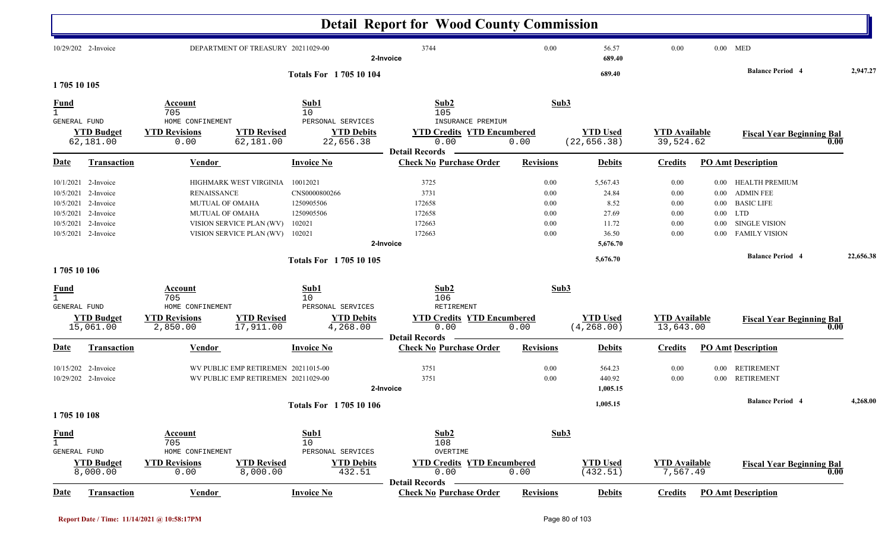# Detail Report for Wood County Commission

| Date | Transaction | Vendor | Invoice No | Check No | Purchase Order | Revisions | Debits | Credits | PO Amt | Description |
|---|---|---|---|---|---|---|---|---|---|---|
| 10/29/202 | 2-Invoice | DEPARTMENT OF TREASURY | 20211029-00 | 3744 | | 0.00 | 56.57 | 0.00 | 0.00 | MED |
| | | | 2-Invoice | | | | 689.40 | | | |

**Totals For 1 705 10 104** — 689.40 — Balance Period 4: 2,947.27

## 1 705 10 105

| Fund | Account | Sub1 | Sub2 | Sub3 |
|---|---|---|---|---|
| 1 | 705 | 10 | 105 | |
| GENERAL FUND | HOME CONFINEMENT | PERSONAL SERVICES | INSURANCE PREMIUM | |

| YTD Budget | YTD Revisions | YTD Revised | YTD Debits | YTD Credits | YTD Encumbered | YTD Used | YTD Available | Fiscal Year Beginning Bal |
|---|---|---|---|---|---|---|---|---|
| 62,181.00 | 0.00 | 62,181.00 | 22,656.38 | 0.00 | 0.00 | (22,656.38) | 39,524.62 | 0.00 |

**Detail Records**

| Date | Transaction | Vendor | Invoice No | Check No | Purchase Order | Revisions | Debits | Credits | PO Amt | Description |
|---|---|---|---|---|---|---|---|---|---|---|
| 10/1/2021 | 2-Invoice | HIGHMARK WEST VIRGINIA | 10012021 | 3725 | | 0.00 | 5,567.43 | 0.00 | 0.00 | HEALTH PREMIUM |
| 10/5/2021 | 2-Invoice | RENAISSANCE | CNS0000800266 | 3731 | | 0.00 | 24.84 | 0.00 | 0.00 | ADMIN FEE |
| 10/5/2021 | 2-Invoice | MUTUAL OF OMAHA | 1250905506 | 172658 | | 0.00 | 8.52 | 0.00 | 0.00 | BASIC LIFE |
| 10/5/2021 | 2-Invoice | MUTUAL OF OMAHA | 1250905506 | 172658 | | 0.00 | 27.69 | 0.00 | 0.00 | LTD |
| 10/5/2021 | 2-Invoice | VISION SERVICE PLAN (WV) | 102021 | 172663 | | 0.00 | 11.72 | 0.00 | 0.00 | SINGLE VISION |
| 10/5/2021 | 2-Invoice | VISION SERVICE PLAN (WV) | 102021 | 172663 | | 0.00 | 36.50 | 0.00 | 0.00 | FAMILY VISION |
| | | | 2-Invoice | | | | 5,676.70 | | | |

**Totals For 1 705 10 105** — 5,676.70 — Balance Period 4: 22,656.38

## 1 705 10 106

| Fund | Account | Sub1 | Sub2 | Sub3 |
|---|---|---|---|---|
| 1 | 705 | 10 | 106 | |
| GENERAL FUND | HOME CONFINEMENT | PERSONAL SERVICES | RETIREMENT | |

| YTD Budget | YTD Revisions | YTD Revised | YTD Debits | YTD Credits | YTD Encumbered | YTD Used | YTD Available | Fiscal Year Beginning Bal |
|---|---|---|---|---|---|---|---|---|
| 15,061.00 | 2,850.00 | 17,911.00 | 4,268.00 | 0.00 | 0.00 | (4,268.00) | 13,643.00 | 0.00 |

**Detail Records**

| Date | Transaction | Vendor | Invoice No | Check No | Purchase Order | Revisions | Debits | Credits | PO Amt | Description |
|---|---|---|---|---|---|---|---|---|---|---|
| 10/15/202 | 2-Invoice | WV PUBLIC EMP RETIREMEN | 20211015-00 | 3751 | | 0.00 | 564.23 | 0.00 | 0.00 | RETIREMENT |
| 10/29/202 | 2-Invoice | WV PUBLIC EMP RETIREMEN | 20211029-00 | 3751 | | 0.00 | 440.92 | 0.00 | 0.00 | RETIREMENT |
| | | | 2-Invoice | | | | 1,005.15 | | | |

**Totals For 1 705 10 106** — 1,005.15 — Balance Period 4: 4,268.00

## 1 705 10 108

| Fund | Account | Sub1 | Sub2 | Sub3 |
|---|---|---|---|---|
| 1 | 705 | 10 | 108 | |
| GENERAL FUND | HOME CONFINEMENT | PERSONAL SERVICES | OVERTIME | |

| YTD Budget | YTD Revisions | YTD Revised | YTD Debits | YTD Credits | YTD Encumbered | YTD Used | YTD Available | Fiscal Year Beginning Bal |
|---|---|---|---|---|---|---|---|---|
| 8,000.00 | 0.00 | 8,000.00 | 432.51 | 0.00 | 0.00 | (432.51) | 7,567.49 | 0.00 |

**Detail Records**

| Date | Transaction | Vendor | Invoice No | Check No | Purchase Order | Revisions | Debits | Credits | PO Amt | Description |
|---|---|---|---|---|---|---|---|---|---|---|

Report Date / Time: 11/14/2021 @ 10:58:17PM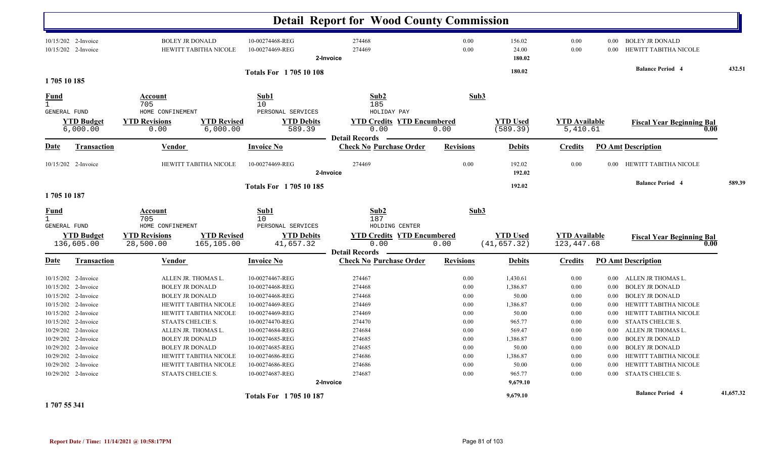# Detail Report for Wood County Commission

| Date | Transaction | Vendor | Invoice No | Check No Purchase Order | Revisions | Debits | Credits | PO Amt Description |
|---|---|---|---|---|---|---|---|---|
| 10/15/202 | 2-Invoice | BOLEY JR DONALD | 10-00274468-REG | 274468 | 0.00 | 156.02 | 0.00 | 0.00 BOLEY JR DONALD |
| 10/15/202 | 2-Invoice | HEWITT TABITHA NICOLE | 10-00274469-REG | 274469 | 0.00 | 24.00 | 0.00 | 0.00 HEWITT TABITHA NICOLE |
| | | | | 2-Invoice | | 180.02 | | |

**Totals For 1 705 10 108** — 180.02 — Balance Period 4: 432.51

## 1 705 10 185

| Fund | Account | Sub1 | Sub2 | Sub3 |
|---|---|---|---|---|
| 1 | 705 | 10 | 185 | |
| GENERAL FUND | HOME CONFINEMENT | PERSONAL SERVICES | HOLIDAY PAY | |

| YTD Budget | YTD Revisions | YTD Revised | YTD Debits | YTD Credits | YTD Encumbered | YTD Used | YTD Available | Fiscal Year Beginning Bal |
|---|---|---|---|---|---|---|---|---|
| 6,000.00 | 0.00 | 6,000.00 | 589.39 | 0.00 | 0.00 | (589.39) | 5,410.61 | 0.00 |

**Detail Records**

| Date | Transaction | Vendor | Invoice No | Check No Purchase Order | Revisions | Debits | Credits | PO Amt Description |
|---|---|---|---|---|---|---|---|---|
| 10/15/202 | 2-Invoice | HEWITT TABITHA NICOLE | 10-00274469-REG | 274469 | 0.00 | 192.02 | 0.00 | 0.00 HEWITT TABITHA NICOLE |
| | | | | 2-Invoice | | 192.02 | | |

**Totals For 1 705 10 185** — 192.02 — Balance Period 4: 589.39

## 1 705 10 187

| Fund | Account | Sub1 | Sub2 | Sub3 |
|---|---|---|---|---|
| 1 | 705 | 10 | 187 | |
| GENERAL FUND | HOME CONFINEMENT | PERSONAL SERVICES | HOLDING CENTER | |

| YTD Budget | YTD Revisions | YTD Revised | YTD Debits | YTD Credits | YTD Encumbered | YTD Used | YTD Available | Fiscal Year Beginning Bal |
|---|---|---|---|---|---|---|---|---|
| 136,605.00 | 28,500.00 | 165,105.00 | 41,657.32 | 0.00 | 0.00 | (41,657.32) | 123,447.68 | 0.00 |

**Detail Records**

| Date | Transaction | Vendor | Invoice No | Check No Purchase Order | Revisions | Debits | Credits | PO Amt Description |
|---|---|---|---|---|---|---|---|---|
| 10/15/202 | 2-Invoice | ALLEN JR. THOMAS L. | 10-00274467-REG | 274467 | 0.00 | 1,430.61 | 0.00 | 0.00 ALLEN JR THOMAS L. |
| 10/15/202 | 2-Invoice | BOLEY JR DONALD | 10-00274468-REG | 274468 | 0.00 | 1,386.87 | 0.00 | 0.00 BOLEY JR DONALD |
| 10/15/202 | 2-Invoice | BOLEY JR DONALD | 10-00274468-REG | 274468 | 0.00 | 50.00 | 0.00 | 0.00 BOLEY JR DONALD |
| 10/15/202 | 2-Invoice | HEWITT TABITHA NICOLE | 10-00274469-REG | 274469 | 0.00 | 1,386.87 | 0.00 | 0.00 HEWITT TABITHA NICOLE |
| 10/15/202 | 2-Invoice | HEWITT TABITHA NICOLE | 10-00274469-REG | 274469 | 0.00 | 50.00 | 0.00 | 0.00 HEWITT TABITHA NICOLE |
| 10/15/202 | 2-Invoice | STAATS CHELCIE S. | 10-00274470-REG | 274470 | 0.00 | 965.77 | 0.00 | 0.00 STAATS CHELCIE S. |
| 10/29/202 | 2-Invoice | ALLEN JR. THOMAS L. | 10-00274684-REG | 274684 | 0.00 | 569.47 | 0.00 | 0.00 ALLEN JR THOMAS L. |
| 10/29/202 | 2-Invoice | BOLEY JR DONALD | 10-00274685-REG | 274685 | 0.00 | 1,386.87 | 0.00 | 0.00 BOLEY JR DONALD |
| 10/29/202 | 2-Invoice | BOLEY JR DONALD | 10-00274685-REG | 274685 | 0.00 | 50.00 | 0.00 | 0.00 BOLEY JR DONALD |
| 10/29/202 | 2-Invoice | HEWITT TABITHA NICOLE | 10-00274686-REG | 274686 | 0.00 | 1,386.87 | 0.00 | 0.00 HEWITT TABITHA NICOLE |
| 10/29/202 | 2-Invoice | HEWITT TABITHA NICOLE | 10-00274686-REG | 274686 | 0.00 | 50.00 | 0.00 | 0.00 HEWITT TABITHA NICOLE |
| 10/29/202 | 2-Invoice | STAATS CHELCIE S. | 10-00274687-REG | 274687 | 0.00 | 965.77 | 0.00 | 0.00 STAATS CHELCIE S. |
| | | | | 2-Invoice | | 9,679.10 | | |

**Totals For 1 705 10 187** — 9,679.10 — Balance Period 4: 41,657.32

## 1 707 55 341

Report Date / Time: 11/14/2021 @ 10:58:17PM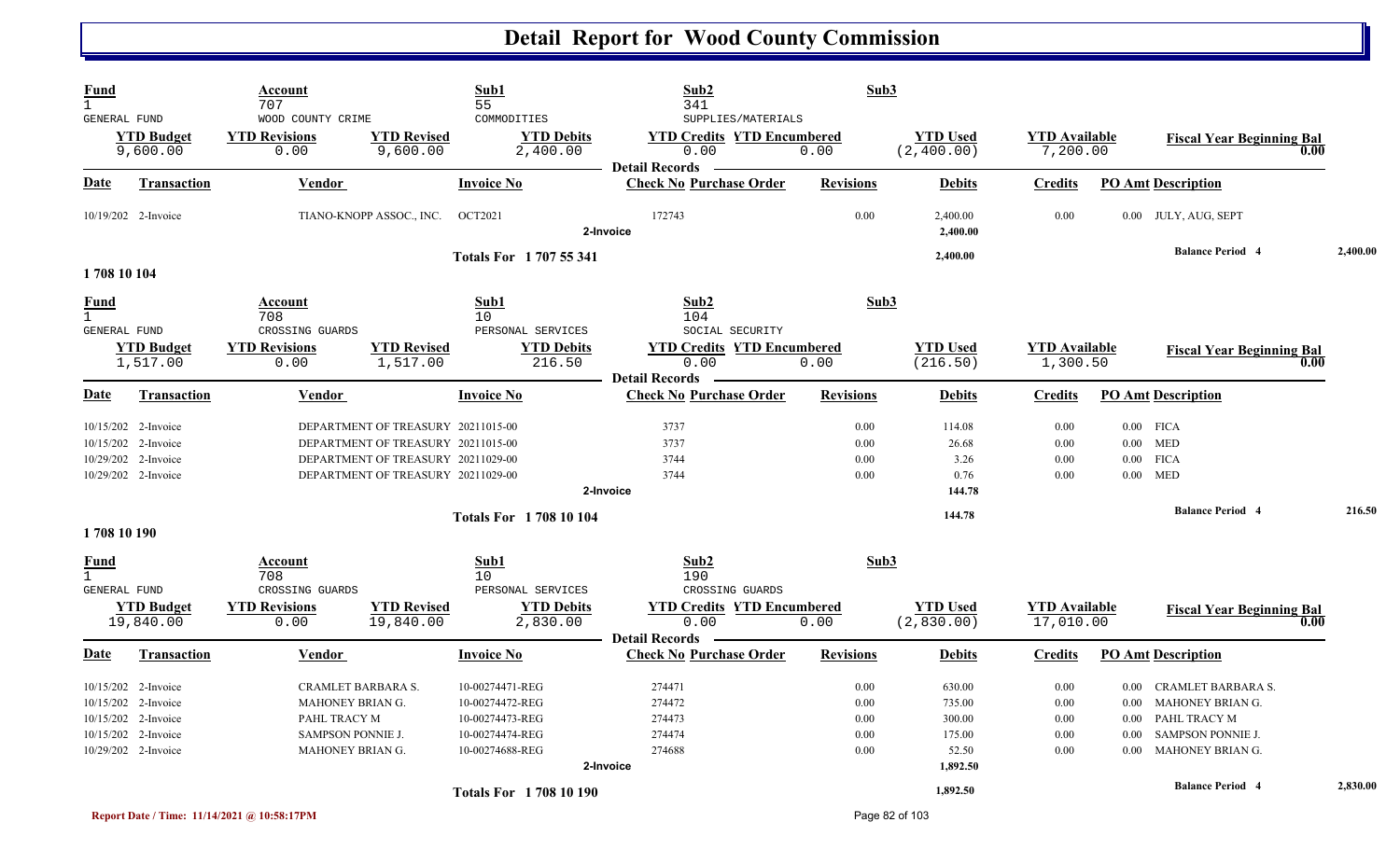# Detail Report for Wood County Commission

| Fund | Account | Sub1 | Sub2 | Sub3 |
|---|---|---|---|---|
| 1 | 707 | 55 | 341 | |
| GENERAL FUND | WOOD COUNTY CRIME | COMMODITIES | SUPPLIES/MATERIALS | |

| YTD Budget | YTD Revisions | YTD Revised | YTD Debits | YTD Credits | YTD Encumbered | YTD Used | YTD Available | Fiscal Year Beginning Bal |
|---|---|---|---|---|---|---|---|---|
| 9,600.00 | 0.00 | 9,600.00 | 2,400.00 | 0.00 | 0.00 | (2,400.00) | 7,200.00 | 0.00 |

**Detail Records**

| Date | Transaction | Vendor | Invoice No | Check No | Purchase Order | Revisions | Debits | Credits | PO Amt | Description |
|---|---|---|---|---|---|---|---|---|---|---|
| 10/19/202 | 2-Invoice | TIANO-KNOPP ASSOC., INC. | OCT2021 | 172743 | | 0.00 | 2,400.00 | 0.00 | 0.00 | JULY, AUG, SEPT |
| | | | | 2-Invoice | | | 2,400.00 | | | |
| | | | Totals For 1 707 55 341 | | | | 2,400.00 | | | Balance Period 4 2,400.00 |

## 1 708 10 104

| Fund | Account | Sub1 | Sub2 | Sub3 |
|---|---|---|---|---|
| 1 | 708 | 10 | 104 | |
| GENERAL FUND | CROSSING GUARDS | PERSONAL SERVICES | SOCIAL SECURITY | |

| YTD Budget | YTD Revisions | YTD Revised | YTD Debits | YTD Credits | YTD Encumbered | YTD Used | YTD Available | Fiscal Year Beginning Bal |
|---|---|---|---|---|---|---|---|---|
| 1,517.00 | 0.00 | 1,517.00 | 216.50 | 0.00 | 0.00 | (216.50) | 1,300.50 | 0.00 |

**Detail Records**

| Date | Transaction | Vendor | Invoice No | Check No | Purchase Order | Revisions | Debits | Credits | PO Amt | Description |
|---|---|---|---|---|---|---|---|---|---|---|
| 10/15/202 | 2-Invoice | DEPARTMENT OF TREASURY | 20211015-00 | 3737 | | 0.00 | 114.08 | 0.00 | 0.00 | FICA |
| 10/15/202 | 2-Invoice | DEPARTMENT OF TREASURY | 20211015-00 | 3737 | | 0.00 | 26.68 | 0.00 | 0.00 | MED |
| 10/29/202 | 2-Invoice | DEPARTMENT OF TREASURY | 20211029-00 | 3744 | | 0.00 | 3.26 | 0.00 | 0.00 | FICA |
| 10/29/202 | 2-Invoice | DEPARTMENT OF TREASURY | 20211029-00 | 3744 | | 0.00 | 0.76 | 0.00 | 0.00 | MED |
| | | | | 2-Invoice | | | 144.78 | | | |
| | | | Totals For 1 708 10 104 | | | | 144.78 | | | Balance Period 4 216.50 |

## 1 708 10 190

| Fund | Account | Sub1 | Sub2 | Sub3 |
|---|---|---|---|---|
| 1 | 708 | 10 | 190 | |
| GENERAL FUND | CROSSING GUARDS | PERSONAL SERVICES | CROSSING GUARDS | |

| YTD Budget | YTD Revisions | YTD Revised | YTD Debits | YTD Credits | YTD Encumbered | YTD Used | YTD Available | Fiscal Year Beginning Bal |
|---|---|---|---|---|---|---|---|---|
| 19,840.00 | 0.00 | 19,840.00 | 2,830.00 | 0.00 | 0.00 | (2,830.00) | 17,010.00 | 0.00 |

**Detail Records**

| Date | Transaction | Vendor | Invoice No | Check No | Purchase Order | Revisions | Debits | Credits | PO Amt | Description |
|---|---|---|---|---|---|---|---|---|---|---|
| 10/15/202 | 2-Invoice | CRAMLET BARBARA S. | 10-00274471-REG | 274471 | | 0.00 | 630.00 | 0.00 | 0.00 | CRAMLET BARBARA S. |
| 10/15/202 | 2-Invoice | MAHONEY BRIAN G. | 10-00274472-REG | 274472 | | 0.00 | 735.00 | 0.00 | 0.00 | MAHONEY BRIAN G. |
| 10/15/202 | 2-Invoice | PAHL TRACY M | 10-00274473-REG | 274473 | | 0.00 | 300.00 | 0.00 | 0.00 | PAHL TRACY M |
| 10/15/202 | 2-Invoice | SAMPSON PONNIE J. | 10-00274474-REG | 274474 | | 0.00 | 175.00 | 0.00 | 0.00 | SAMPSON PONNIE J. |
| 10/29/202 | 2-Invoice | MAHONEY BRIAN G. | 10-00274688-REG | 274688 | | 0.00 | 52.50 | 0.00 | 0.00 | MAHONEY BRIAN G. |
| | | | | 2-Invoice | | | 1,892.50 | | | |
| | | | Totals For 1 708 10 190 | | | | 1,892.50 | | | Balance Period 4 2,830.00 |

Report Date / Time: 11/14/2021 @ 10:58:17PM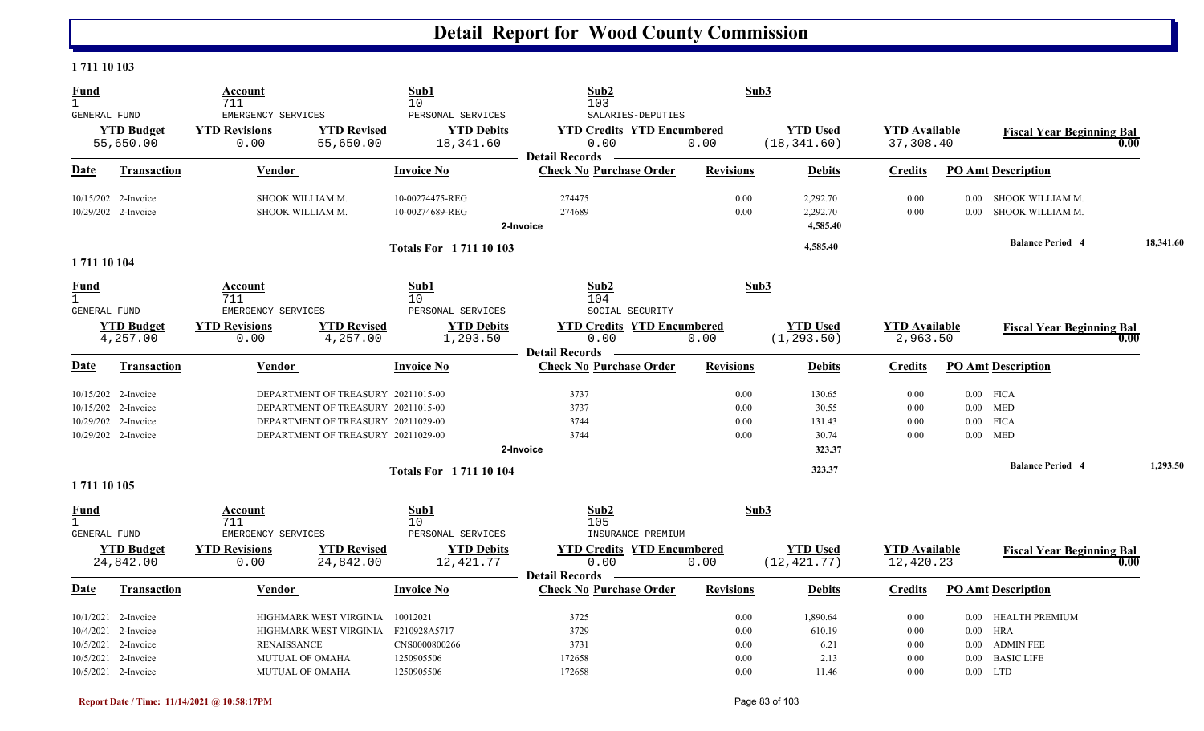# Detail Report for Wood County Commission

## 1 711 10 103

| Fund | Account | Sub1 | Sub2 | Sub3 |
|---|---|---|---|---|
| 1 | 711 | 10 | 103 | |
| GENERAL FUND | EMERGENCY SERVICES | PERSONAL SERVICES | SALARIES-DEPUTIES | |

| YTD Budget | YTD Revisions | YTD Revised | YTD Debits | YTD Credits | YTD Encumbered | YTD Used | YTD Available | Fiscal Year Beginning Bal |
|---|---|---|---|---|---|---|---|---|
| 55,650.00 | 0.00 | 55,650.00 | 18,341.60 | 0.00 | 0.00 | (18,341.60) | 37,308.40 | 0.00 |

**Detail Records**

| Date | Transaction | Vendor | Invoice No | Check No | Purchase Order | Revisions | Debits | Credits | PO Amt | Description |
|---|---|---|---|---|---|---|---|---|---|---|
| 10/15/202 | 2-Invoice | SHOOK WILLIAM M. | 10-00274475-REG | 274475 | | 0.00 | 2,292.70 | 0.00 | 0.00 | SHOOK WILLIAM M. |
| 10/29/202 | 2-Invoice | SHOOK WILLIAM M. | 10-00274689-REG | 274689 | | 0.00 | 2,292.70 | 0.00 | 0.00 | SHOOK WILLIAM M. |
| | | | | 2-Invoice | | | 4,585.40 | | | |
| | | | **Totals For 1 711 10 103** | | | | 4,585.40 | | | **Balance Period 4** 18,341.60 |

## 1 711 10 104

| Fund | Account | Sub1 | Sub2 | Sub3 |
|---|---|---|---|---|
| 1 | 711 | 10 | 104 | |
| GENERAL FUND | EMERGENCY SERVICES | PERSONAL SERVICES | SOCIAL SECURITY | |

| YTD Budget | YTD Revisions | YTD Revised | YTD Debits | YTD Credits | YTD Encumbered | YTD Used | YTD Available | Fiscal Year Beginning Bal |
|---|---|---|---|---|---|---|---|---|
| 4,257.00 | 0.00 | 4,257.00 | 1,293.50 | 0.00 | 0.00 | (1,293.50) | 2,963.50 | 0.00 |

**Detail Records**

| Date | Transaction | Vendor | Invoice No | Check No | Purchase Order | Revisions | Debits | Credits | PO Amt | Description |
|---|---|---|---|---|---|---|---|---|---|---|
| 10/15/202 | 2-Invoice | DEPARTMENT OF TREASURY | 20211015-00 | 3737 | | 0.00 | 130.65 | 0.00 | 0.00 | FICA |
| 10/15/202 | 2-Invoice | DEPARTMENT OF TREASURY | 20211015-00 | 3737 | | 0.00 | 30.55 | 0.00 | 0.00 | MED |
| 10/29/202 | 2-Invoice | DEPARTMENT OF TREASURY | 20211029-00 | 3744 | | 0.00 | 131.43 | 0.00 | 0.00 | FICA |
| 10/29/202 | 2-Invoice | DEPARTMENT OF TREASURY | 20211029-00 | 3744 | | 0.00 | 30.74 | 0.00 | 0.00 | MED |
| | | | | 2-Invoice | | | 323.37 | | | |
| | | | **Totals For 1 711 10 104** | | | | 323.37 | | | **Balance Period 4** 1,293.50 |

## 1 711 10 105

| Fund | Account | Sub1 | Sub2 | Sub3 |
|---|---|---|---|---|
| 1 | 711 | 10 | 105 | |
| GENERAL FUND | EMERGENCY SERVICES | PERSONAL SERVICES | INSURANCE PREMIUM | |

| YTD Budget | YTD Revisions | YTD Revised | YTD Debits | YTD Credits | YTD Encumbered | YTD Used | YTD Available | Fiscal Year Beginning Bal |
|---|---|---|---|---|---|---|---|---|
| 24,842.00 | 0.00 | 24,842.00 | 12,421.77 | 0.00 | 0.00 | (12,421.77) | 12,420.23 | 0.00 |

**Detail Records**

| Date | Transaction | Vendor | Invoice No | Check No | Purchase Order | Revisions | Debits | Credits | PO Amt | Description |
|---|---|---|---|---|---|---|---|---|---|---|
| 10/1/2021 | 2-Invoice | HIGHMARK WEST VIRGINIA | 10012021 | 3725 | | 0.00 | 1,890.64 | 0.00 | 0.00 | HEALTH PREMIUM |
| 10/4/2021 | 2-Invoice | HIGHMARK WEST VIRGINIA | F210928A5717 | 3729 | | 0.00 | 610.19 | 0.00 | 0.00 | HRA |
| 10/5/2021 | 2-Invoice | RENAISSANCE | CNS0000800266 | 3731 | | 0.00 | 6.21 | 0.00 | 0.00 | ADMIN FEE |
| 10/5/2021 | 2-Invoice | MUTUAL OF OMAHA | 1250905506 | 172658 | | 0.00 | 2.13 | 0.00 | 0.00 | BASIC LIFE |
| 10/5/2021 | 2-Invoice | MUTUAL OF OMAHA | 1250905506 | 172658 | | 0.00 | 11.46 | 0.00 | 0.00 | LTD |

Report Date / Time: 11/14/2021 @ 10:58:17PM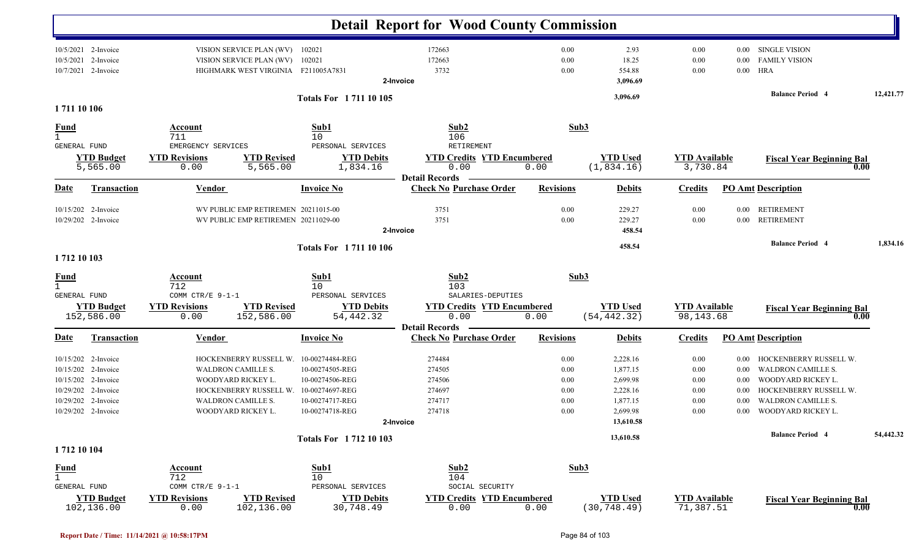# Detail Report for Wood County Commission

| Date | Transaction | Vendor | Invoice No | Check No | Purchase Order | Revisions | Debits | Credits | PO Amt | Description |
|---|---|---|---|---|---|---|---|---|---|---|
| 10/5/2021 | 2-Invoice | VISION SERVICE PLAN (WV) | 102021 | 172663 | | 0.00 | 2.93 | 0.00 | 0.00 | SINGLE VISION |
| 10/5/2021 | 2-Invoice | VISION SERVICE PLAN (WV) | 102021 | 172663 | | 0.00 | 18.25 | 0.00 | 0.00 | FAMILY VISION |
| 10/7/2021 | 2-Invoice | HIGHMARK WEST VIRGINIA | F211005A7831 | 3732 | | 0.00 | 554.88 | 0.00 | 0.00 | HRA |
| | 2-Invoice | | | | | | 3,096.69 | | | |

**Totals For 1 711 10 105** — 3,096.69 — **Balance Period 4** 12,421.77

## 1 711 10 106

| Fund | Account | Sub1 | Sub2 | Sub3 |
|---|---|---|---|---|
| 1 | 711 | 10 | 106 | |
| GENERAL FUND | EMERGENCY SERVICES | PERSONAL SERVICES | RETIREMENT | |

| YTD Budget | YTD Revisions | YTD Revised | YTD Debits | YTD Credits | YTD Encumbered | YTD Used | YTD Available | Fiscal Year Beginning Bal |
|---|---|---|---|---|---|---|---|---|
| 5,565.00 | 0.00 | 5,565.00 | 1,834.16 | 0.00 | 0.00 | (1,834.16) | 3,730.84 | 0.00 |

**Detail Records**

| Date | Transaction | Vendor | Invoice No | Check No | Purchase Order | Revisions | Debits | Credits | PO Amt | Description |
|---|---|---|---|---|---|---|---|---|---|---|
| 10/15/202 | 2-Invoice | WV PUBLIC EMP RETIREMEN | 20211015-00 | 3751 | | 0.00 | 229.27 | 0.00 | 0.00 | RETIREMENT |
| 10/29/202 | 2-Invoice | WV PUBLIC EMP RETIREMEN | 20211029-00 | 3751 | | 0.00 | 229.27 | 0.00 | 0.00 | RETIREMENT |
| | 2-Invoice | | | | | | 458.54 | | | |

**Totals For 1 711 10 106** — 458.54 — **Balance Period 4** 1,834.16

## 1 712 10 103

| Fund | Account | Sub1 | Sub2 | Sub3 |
|---|---|---|---|---|
| 1 | 712 | 10 | 103 | |
| GENERAL FUND | COMM CTR/E 9-1-1 | PERSONAL SERVICES | SALARIES-DEPUTIES | |

| YTD Budget | YTD Revisions | YTD Revised | YTD Debits | YTD Credits | YTD Encumbered | YTD Used | YTD Available | Fiscal Year Beginning Bal |
|---|---|---|---|---|---|---|---|---|
| 152,586.00 | 0.00 | 152,586.00 | 54,442.32 | 0.00 | 0.00 | (54,442.32) | 98,143.68 | 0.00 |

**Detail Records**

| Date | Transaction | Vendor | Invoice No | Check No | Purchase Order | Revisions | Debits | Credits | PO Amt | Description |
|---|---|---|---|---|---|---|---|---|---|---|
| 10/15/202 | 2-Invoice | HOCKENBERRY RUSSELL W. | 10-00274484-REG | 274484 | | 0.00 | 2,228.16 | 0.00 | 0.00 | HOCKENBERRY RUSSELL W. |
| 10/15/202 | 2-Invoice | WALDRON CAMILLE S. | 10-00274505-REG | 274505 | | 0.00 | 1,877.15 | 0.00 | 0.00 | WALDRON CAMILLE S. |
| 10/15/202 | 2-Invoice | WOODYARD RICKEY L. | 10-00274506-REG | 274506 | | 0.00 | 2,699.98 | 0.00 | 0.00 | WOODYARD RICKEY L. |
| 10/29/202 | 2-Invoice | HOCKENBERRY RUSSELL W. | 10-00274697-REG | 274697 | | 0.00 | 2,228.16 | 0.00 | 0.00 | HOCKENBERRY RUSSELL W. |
| 10/29/202 | 2-Invoice | WALDRON CAMILLE S. | 10-00274717-REG | 274717 | | 0.00 | 1,877.15 | 0.00 | 0.00 | WALDRON CAMILLE S. |
| 10/29/202 | 2-Invoice | WOODYARD RICKEY L. | 10-00274718-REG | 274718 | | 0.00 | 2,699.98 | 0.00 | 0.00 | WOODYARD RICKEY L. |
| | 2-Invoice | | | | | | 13,610.58 | | | |

**Totals For 1 712 10 103** — 13,610.58 — **Balance Period 4** 54,442.32

## 1 712 10 104

| Fund | Account | Sub1 | Sub2 | Sub3 |
|---|---|---|---|---|
| 1 | 712 | 10 | 104 | |
| GENERAL FUND | COMM CTR/E 9-1-1 | PERSONAL SERVICES | SOCIAL SECURITY | |

| YTD Budget | YTD Revisions | YTD Revised | YTD Debits | YTD Credits | YTD Encumbered | YTD Used | YTD Available | Fiscal Year Beginning Bal |
|---|---|---|---|---|---|---|---|---|
| 102,136.00 | 0.00 | 102,136.00 | 30,748.49 | 0.00 | 0.00 | (30,748.49) | 71,387.51 | 0.00 |

Report Date / Time: 11/14/2021 @ 10:58:17PM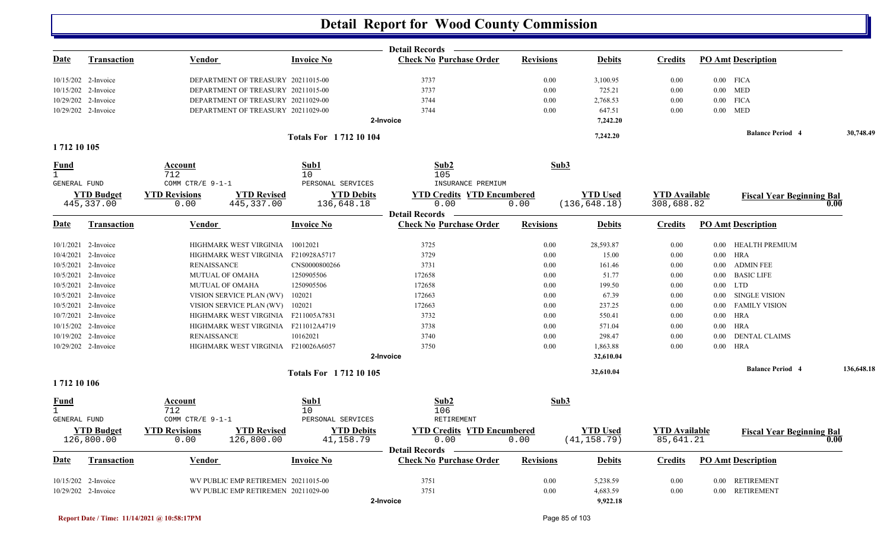# Detail Report for Wood County Commission

| Date | Transaction | Vendor | Invoice No | Check No | Purchase Order | Revisions | Debits | Credits | PO Amt | Description |
|---|---|---|---|---|---|---|---|---|---|---|
| 10/15/202 | 2-Invoice | DEPARTMENT OF TREASURY | 20211015-00 | 3737 | | 0.00 | 3,100.95 | 0.00 | 0.00 | FICA |
| 10/15/202 | 2-Invoice | DEPARTMENT OF TREASURY | 20211015-00 | 3737 | | 0.00 | 725.21 | 0.00 | 0.00 | MED |
| 10/29/202 | 2-Invoice | DEPARTMENT OF TREASURY | 20211029-00 | 3744 | | 0.00 | 2,768.53 | 0.00 | 0.00 | FICA |
| 10/29/202 | 2-Invoice | DEPARTMENT OF TREASURY | 20211029-00 | 3744 | | 0.00 | 647.51 | 0.00 | 0.00 | MED |
| | | | | 2-Invoice | | | 7,242.20 | | | |
| | | | Totals For 1 712 10 104 | | | | 7,242.20 | | | Balance Period 4 30,748.49 |

## 1 712 10 105

| Fund | Account | Sub1 | Sub2 | Sub3 |
|---|---|---|---|---|
| 1 | 712 | 10 | 105 | |
| GENERAL FUND | COMM CTR/E 9-1-1 | PERSONAL SERVICES | INSURANCE PREMIUM | |

| YTD Budget | YTD Revisions | YTD Revised | YTD Debits | YTD Credits | YTD Encumbered | YTD Used | YTD Available | Fiscal Year Beginning Bal |
|---|---|---|---|---|---|---|---|---|
| 445,337.00 | 0.00 | 445,337.00 | 136,648.18 | 0.00 | 0.00 | (136,648.18) | 308,688.82 | 0.00 |

| Date | Transaction | Vendor | Invoice No | Check No | Purchase Order | Revisions | Debits | Credits | PO Amt | Description |
|---|---|---|---|---|---|---|---|---|---|---|
| 10/1/2021 | 2-Invoice | HIGHMARK WEST VIRGINIA | 10012021 | 3725 | | 0.00 | 28,593.87 | 0.00 | 0.00 | HEALTH PREMIUM |
| 10/4/2021 | 2-Invoice | HIGHMARK WEST VIRGINIA | F210928A5717 | 3729 | | 0.00 | 15.00 | 0.00 | 0.00 | HRA |
| 10/5/2021 | 2-Invoice | RENAISSANCE | CNS0000800266 | 3731 | | 0.00 | 161.46 | 0.00 | 0.00 | ADMIN FEE |
| 10/5/2021 | 2-Invoice | MUTUAL OF OMAHA | 1250905506 | 172658 | | 0.00 | 51.77 | 0.00 | 0.00 | BASIC LIFE |
| 10/5/2021 | 2-Invoice | MUTUAL OF OMAHA | 1250905506 | 172658 | | 0.00 | 199.50 | 0.00 | 0.00 | LTD |
| 10/5/2021 | 2-Invoice | VISION SERVICE PLAN (WV) | 102021 | 172663 | | 0.00 | 67.39 | 0.00 | 0.00 | SINGLE VISION |
| 10/5/2021 | 2-Invoice | VISION SERVICE PLAN (WV) | 102021 | 172663 | | 0.00 | 237.25 | 0.00 | 0.00 | FAMILY VISION |
| 10/7/2021 | 2-Invoice | HIGHMARK WEST VIRGINIA | F211005A7831 | 3732 | | 0.00 | 550.41 | 0.00 | 0.00 | HRA |
| 10/15/202 | 2-Invoice | HIGHMARK WEST VIRGINIA | F211012A4719 | 3738 | | 0.00 | 571.04 | 0.00 | 0.00 | HRA |
| 10/19/202 | 2-Invoice | RENAISSANCE | 10162021 | 3740 | | 0.00 | 298.47 | 0.00 | 0.00 | DENTAL CLAIMS |
| 10/29/202 | 2-Invoice | HIGHMARK WEST VIRGINIA | F210026A6057 | 3750 | | 0.00 | 1,863.88 | 0.00 | 0.00 | HRA |
| | | | | 2-Invoice | | | 32,610.04 | | | |
| | | | Totals For 1 712 10 105 | | | | 32,610.04 | | | Balance Period 4 136,648.18 |

## 1 712 10 106

| Fund | Account | Sub1 | Sub2 | Sub3 |
|---|---|---|---|---|
| 1 | 712 | 10 | 106 | |
| GENERAL FUND | COMM CTR/E 9-1-1 | PERSONAL SERVICES | RETIREMENT | |

| YTD Budget | YTD Revisions | YTD Revised | YTD Debits | YTD Credits | YTD Encumbered | YTD Used | YTD Available | Fiscal Year Beginning Bal |
|---|---|---|---|---|---|---|---|---|
| 126,800.00 | 0.00 | 126,800.00 | 41,158.79 | 0.00 | 0.00 | (41,158.79) | 85,641.21 | 0.00 |

| Date | Transaction | Vendor | Invoice No | Check No | Purchase Order | Revisions | Debits | Credits | PO Amt | Description |
|---|---|---|---|---|---|---|---|---|---|---|
| 10/15/202 | 2-Invoice | WV PUBLIC EMP RETIREMEN | 20211015-00 | 3751 | | 0.00 | 5,238.59 | 0.00 | 0.00 | RETIREMENT |
| 10/29/202 | 2-Invoice | WV PUBLIC EMP RETIREMEN | 20211029-00 | 3751 | | 0.00 | 4,683.59 | 0.00 | 0.00 | RETIREMENT |
| | | | | 2-Invoice | | | 9,922.18 | | | |

Report Date / Time: 11/14/2021 @ 10:58:17PM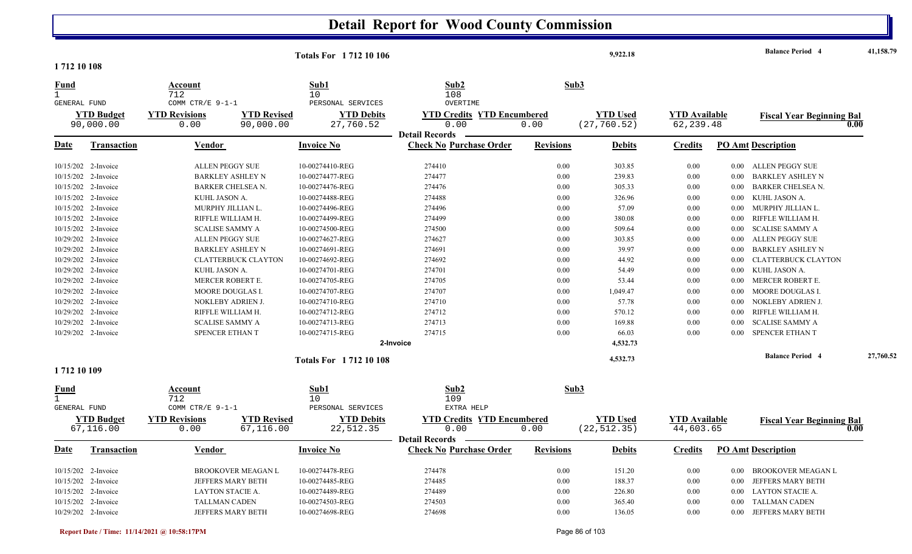# Detail Report for Wood County Commission

**Totals For 1 712 10 106** — 9,922.18 — **Balance Period 4** 41,158.79

## 1 712 10 108

| Fund | Account | Sub1 | Sub2 | Sub3 |
|---|---|---|---|---|
| 1 | 712 | 10 | 108 | |
| GENERAL FUND | COMM CTR/E 9-1-1 | PERSONAL SERVICES | OVERTIME | |

| YTD Budget | YTD Revisions | YTD Revised | YTD Debits | YTD Credits | YTD Encumbered | YTD Used | YTD Available | Fiscal Year Beginning Bal |
|---|---|---|---|---|---|---|---|---|
| 90,000.00 | 0.00 | 90,000.00 | 27,760.52 | 0.00 | 0.00 | (27,760.52) | 62,239.48 | 0.00 |

**Detail Records**

| Date | Transaction | Vendor | Invoice No | Check No | Purchase Order | Revisions | Debits | Credits | PO Amt | Description |
|---|---|---|---|---|---|---|---|---|---|---|
| 10/15/202 | 2-Invoice | ALLEN PEGGY SUE | 10-00274410-REG | 274410 | | 0.00 | 303.85 | 0.00 | 0.00 | ALLEN PEGGY SUE |
| 10/15/202 | 2-Invoice | BARKLEY ASHLEY N | 10-00274477-REG | 274477 | | 0.00 | 239.83 | 0.00 | 0.00 | BARKLEY ASHLEY N |
| 10/15/202 | 2-Invoice | BARKER CHELSEA N. | 10-00274476-REG | 274476 | | 0.00 | 305.33 | 0.00 | 0.00 | BARKER CHELSEA N. |
| 10/15/202 | 2-Invoice | KUHL JASON A. | 10-00274488-REG | 274488 | | 0.00 | 326.96 | 0.00 | 0.00 | KUHL JASON A. |
| 10/15/202 | 2-Invoice | MURPHY JILLIAN L. | 10-00274496-REG | 274496 | | 0.00 | 57.09 | 0.00 | 0.00 | MURPHY JILLIAN L. |
| 10/15/202 | 2-Invoice | RIFFLE WILLIAM H. | 10-00274499-REG | 274499 | | 0.00 | 380.08 | 0.00 | 0.00 | RIFFLE WILLIAM H. |
| 10/15/202 | 2-Invoice | SCALISE SAMMY A | 10-00274500-REG | 274500 | | 0.00 | 509.64 | 0.00 | 0.00 | SCALISE SAMMY A |
| 10/29/202 | 2-Invoice | ALLEN PEGGY SUE | 10-00274627-REG | 274627 | | 0.00 | 303.85 | 0.00 | 0.00 | ALLEN PEGGY SUE |
| 10/29/202 | 2-Invoice | BARKLEY ASHLEY N | 10-00274691-REG | 274691 | | 0.00 | 39.97 | 0.00 | 0.00 | BARKLEY ASHLEY N |
| 10/29/202 | 2-Invoice | CLATTERBUCK CLAYTON | 10-00274692-REG | 274692 | | 0.00 | 44.92 | 0.00 | 0.00 | CLATTERBUCK CLAYTON |
| 10/29/202 | 2-Invoice | KUHL JASON A. | 10-00274701-REG | 274701 | | 0.00 | 54.49 | 0.00 | 0.00 | KUHL JASON A. |
| 10/29/202 | 2-Invoice | MERCER ROBERT E. | 10-00274705-REG | 274705 | | 0.00 | 53.44 | 0.00 | 0.00 | MERCER ROBERT E. |
| 10/29/202 | 2-Invoice | MOORE DOUGLAS I. | 10-00274707-REG | 274707 | | 0.00 | 1,049.47 | 0.00 | 0.00 | MOORE DOUGLAS I. |
| 10/29/202 | 2-Invoice | NOKLEBY ADRIEN J. | 10-00274710-REG | 274710 | | 0.00 | 57.78 | 0.00 | 0.00 | NOKLEBY ADRIEN J. |
| 10/29/202 | 2-Invoice | RIFFLE WILLIAM H. | 10-00274712-REG | 274712 | | 0.00 | 570.12 | 0.00 | 0.00 | RIFFLE WILLIAM H. |
| 10/29/202 | 2-Invoice | SCALISE SAMMY A | 10-00274713-REG | 274713 | | 0.00 | 169.88 | 0.00 | 0.00 | SCALISE SAMMY A |
| 10/29/202 | 2-Invoice | SPENCER ETHAN T | 10-00274715-REG | 274715 | | 0.00 | 66.03 | 0.00 | 0.00 | SPENCER ETHAN T |
| | | | 2-Invoice | | | | 4,532.73 | | | |

**Totals For 1 712 10 108** — 4,532.73 — **Balance Period 4** 27,760.52

## 1 712 10 109

| Fund | Account | Sub1 | Sub2 | Sub3 |
|---|---|---|---|---|
| 1 | 712 | 10 | 109 | |
| GENERAL FUND | COMM CTR/E 9-1-1 | PERSONAL SERVICES | EXTRA HELP | |

| YTD Budget | YTD Revisions | YTD Revised | YTD Debits | YTD Credits | YTD Encumbered | YTD Used | YTD Available | Fiscal Year Beginning Bal |
|---|---|---|---|---|---|---|---|---|
| 67,116.00 | 0.00 | 67,116.00 | 22,512.35 | 0.00 | 0.00 | (22,512.35) | 44,603.65 | 0.00 |

**Detail Records**

| Date | Transaction | Vendor | Invoice No | Check No | Purchase Order | Revisions | Debits | Credits | PO Amt | Description |
|---|---|---|---|---|---|---|---|---|---|---|
| 10/15/202 | 2-Invoice | BROOKOVER MEAGAN L | 10-00274478-REG | 274478 | | 0.00 | 151.20 | 0.00 | 0.00 | BROOKOVER MEAGAN L |
| 10/15/202 | 2-Invoice | JEFFERS MARY BETH | 10-00274485-REG | 274485 | | 0.00 | 188.37 | 0.00 | 0.00 | JEFFERS MARY BETH |
| 10/15/202 | 2-Invoice | LAYTON STACIE A. | 10-00274489-REG | 274489 | | 0.00 | 226.80 | 0.00 | 0.00 | LAYTON STACIE A. |
| 10/15/202 | 2-Invoice | TALLMAN CADEN | 10-00274503-REG | 274503 | | 0.00 | 365.40 | 0.00 | 0.00 | TALLMAN CADEN |
| 10/29/202 | 2-Invoice | JEFFERS MARY BETH | 10-00274698-REG | 274698 | | 0.00 | 136.05 | 0.00 | 0.00 | JEFFERS MARY BETH |

Report Date / Time: 11/14/2021 @ 10:58:17PM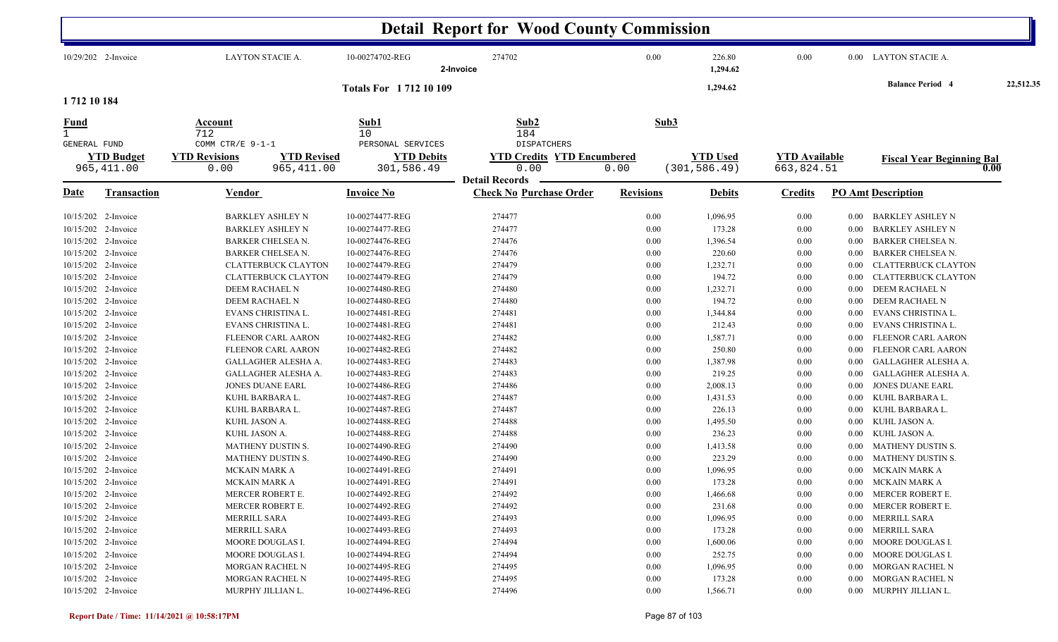# Detail Report for Wood County Commission

| Date | Transaction | Vendor | Invoice No | Check No Purchase Order | Revisions | Debits | Credits | PO Amt | Description |
|---|---|---|---|---|---|---|---|---|---|
| 10/29/202 | 2-Invoice | LAYTON STACIE A. | 10-00274702-REG | 274702 | 0.00 | 226.80 | 0.00 | 0.00 | LAYTON STACIE A. |

2-Invoice 1,294.62

Totals For 1 712 10 109 1,294.62 Balance Period 4 22,512.35

**1 712 10 184**

| Fund | Account | Sub1 | Sub2 | Sub3 |
|---|---|---|---|---|
| 1 | 712 | 10 | 184 | |
| GENERAL FUND | COMM CTR/E 9-1-1 | PERSONAL SERVICES | DISPATCHERS | |

| YTD Budget | YTD Revisions | YTD Revised | YTD Debits | YTD Credits | YTD Encumbered | YTD Used | YTD Available | Fiscal Year Beginning Bal |
|---|---|---|---|---|---|---|---|---|
| 965,411.00 | 0.00 | 965,411.00 | 301,586.49 | 0.00 | 0.00 | (301,586.49) | 663,824.51 | 0.00 |

Detail Records

| Date | Transaction | Vendor | Invoice No | Check No Purchase Order | Revisions | Debits | Credits | PO Amt | Description |
|---|---|---|---|---|---|---|---|---|---|
| 10/15/202 | 2-Invoice | BARKLEY ASHLEY N | 10-00274477-REG | 274477 | 0.00 | 1,096.95 | 0.00 | 0.00 | BARKLEY ASHLEY N |
| 10/15/202 | 2-Invoice | BARKLEY ASHLEY N | 10-00274477-REG | 274477 | 0.00 | 173.28 | 0.00 | 0.00 | BARKLEY ASHLEY N |
| 10/15/202 | 2-Invoice | BARKER CHELSEA N. | 10-00274476-REG | 274476 | 0.00 | 1,396.54 | 0.00 | 0.00 | BARKER CHELSEA N. |
| 10/15/202 | 2-Invoice | BARKER CHELSEA N. | 10-00274476-REG | 274476 | 0.00 | 220.60 | 0.00 | 0.00 | BARKER CHELSEA N. |
| 10/15/202 | 2-Invoice | CLATTERBUCK CLAYTON | 10-00274479-REG | 274479 | 0.00 | 1,232.71 | 0.00 | 0.00 | CLATTERBUCK CLAYTON |
| 10/15/202 | 2-Invoice | CLATTERBUCK CLAYTON | 10-00274479-REG | 274479 | 0.00 | 194.72 | 0.00 | 0.00 | CLATTERBUCK CLAYTON |
| 10/15/202 | 2-Invoice | DEEM RACHAEL N | 10-00274480-REG | 274480 | 0.00 | 1,232.71 | 0.00 | 0.00 | DEEM RACHAEL N |
| 10/15/202 | 2-Invoice | DEEM RACHAEL N | 10-00274480-REG | 274480 | 0.00 | 194.72 | 0.00 | 0.00 | DEEM RACHAEL N |
| 10/15/202 | 2-Invoice | EVANS CHRISTINA L. | 10-00274481-REG | 274481 | 0.00 | 1,344.84 | 0.00 | 0.00 | EVANS CHRISTINA L. |
| 10/15/202 | 2-Invoice | EVANS CHRISTINA L. | 10-00274481-REG | 274481 | 0.00 | 212.43 | 0.00 | 0.00 | EVANS CHRISTINA L. |
| 10/15/202 | 2-Invoice | FLEENOR CARL AARON | 10-00274482-REG | 274482 | 0.00 | 1,587.71 | 0.00 | 0.00 | FLEENOR CARL AARON |
| 10/15/202 | 2-Invoice | FLEENOR CARL AARON | 10-00274482-REG | 274482 | 0.00 | 250.80 | 0.00 | 0.00 | FLEENOR CARL AARON |
| 10/15/202 | 2-Invoice | GALLAGHER ALESHA A. | 10-00274483-REG | 274483 | 0.00 | 1,387.98 | 0.00 | 0.00 | GALLAGHER ALESHA A. |
| 10/15/202 | 2-Invoice | GALLAGHER ALESHA A. | 10-00274483-REG | 274483 | 0.00 | 219.25 | 0.00 | 0.00 | GALLAGHER ALESHA A. |
| 10/15/202 | 2-Invoice | JONES DUANE EARL | 10-00274486-REG | 274486 | 0.00 | 2,008.13 | 0.00 | 0.00 | JONES DUANE EARL |
| 10/15/202 | 2-Invoice | KUHL BARBARA L. | 10-00274487-REG | 274487 | 0.00 | 1,431.53 | 0.00 | 0.00 | KUHL BARBARA L. |
| 10/15/202 | 2-Invoice | KUHL BARBARA L. | 10-00274487-REG | 274487 | 0.00 | 226.13 | 0.00 | 0.00 | KUHL BARBARA L. |
| 10/15/202 | 2-Invoice | KUHL JASON A. | 10-00274488-REG | 274488 | 0.00 | 1,495.50 | 0.00 | 0.00 | KUHL JASON A. |
| 10/15/202 | 2-Invoice | KUHL JASON A. | 10-00274488-REG | 274488 | 0.00 | 236.23 | 0.00 | 0.00 | KUHL JASON A. |
| 10/15/202 | 2-Invoice | MATHENY DUSTIN S. | 10-00274490-REG | 274490 | 0.00 | 1,413.58 | 0.00 | 0.00 | MATHENY DUSTIN S. |
| 10/15/202 | 2-Invoice | MATHENY DUSTIN S. | 10-00274490-REG | 274490 | 0.00 | 223.29 | 0.00 | 0.00 | MATHENY DUSTIN S. |
| 10/15/202 | 2-Invoice | MCKAIN MARK A | 10-00274491-REG | 274491 | 0.00 | 1,096.95 | 0.00 | 0.00 | MCKAIN MARK A |
| 10/15/202 | 2-Invoice | MCKAIN MARK A | 10-00274491-REG | 274491 | 0.00 | 173.28 | 0.00 | 0.00 | MCKAIN MARK A |
| 10/15/202 | 2-Invoice | MERCER ROBERT E. | 10-00274492-REG | 274492 | 0.00 | 1,466.68 | 0.00 | 0.00 | MERCER ROBERT E. |
| 10/15/202 | 2-Invoice | MERCER ROBERT E. | 10-00274492-REG | 274492 | 0.00 | 231.68 | 0.00 | 0.00 | MERCER ROBERT E. |
| 10/15/202 | 2-Invoice | MERRILL SARA | 10-00274493-REG | 274493 | 0.00 | 1,096.95 | 0.00 | 0.00 | MERRILL SARA |
| 10/15/202 | 2-Invoice | MERRILL SARA | 10-00274493-REG | 274493 | 0.00 | 173.28 | 0.00 | 0.00 | MERRILL SARA |
| 10/15/202 | 2-Invoice | MOORE DOUGLAS I. | 10-00274494-REG | 274494 | 0.00 | 1,600.06 | 0.00 | 0.00 | MOORE DOUGLAS I. |
| 10/15/202 | 2-Invoice | MOORE DOUGLAS I. | 10-00274494-REG | 274494 | 0.00 | 252.75 | 0.00 | 0.00 | MOORE DOUGLAS I. |
| 10/15/202 | 2-Invoice | MORGAN RACHEL N | 10-00274495-REG | 274495 | 0.00 | 1,096.95 | 0.00 | 0.00 | MORGAN RACHEL N |
| 10/15/202 | 2-Invoice | MORGAN RACHEL N | 10-00274495-REG | 274495 | 0.00 | 173.28 | 0.00 | 0.00 | MORGAN RACHEL N |
| 10/15/202 | 2-Invoice | MURPHY JILLIAN L. | 10-00274496-REG | 274496 | 0.00 | 1,566.71 | 0.00 | 0.00 | MURPHY JILLIAN L. |

Report Date / Time: 11/14/2021 @ 10:58:17PM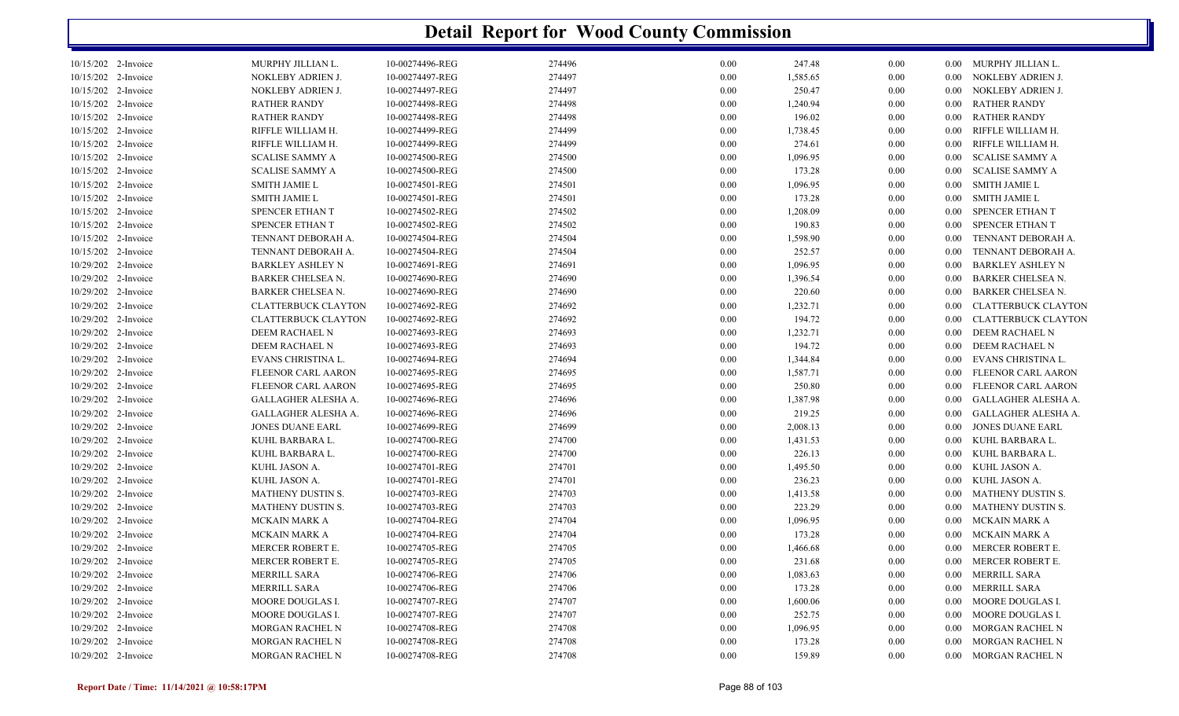# Detail Report for Wood County Commission

| | | | | | | | | | |
|---|---|---|---|---|---|---|---|---|---|
| 10/15/202 | 2-Invoice | MURPHY JILLIAN L. | 10-00274496-REG | 274496 | 0.00 | 247.48 | 0.00 | 0.00 | MURPHY JILLIAN L. |
| 10/15/202 | 2-Invoice | NOKLEBY ADRIEN J. | 10-00274497-REG | 274497 | 0.00 | 1,585.65 | 0.00 | 0.00 | NOKLEBY ADRIEN J. |
| 10/15/202 | 2-Invoice | NOKLEBY ADRIEN J. | 10-00274497-REG | 274497 | 0.00 | 250.47 | 0.00 | 0.00 | NOKLEBY ADRIEN J. |
| 10/15/202 | 2-Invoice | RATHER RANDY | 10-00274498-REG | 274498 | 0.00 | 1,240.94 | 0.00 | 0.00 | RATHER RANDY |
| 10/15/202 | 2-Invoice | RATHER RANDY | 10-00274498-REG | 274498 | 0.00 | 196.02 | 0.00 | 0.00 | RATHER RANDY |
| 10/15/202 | 2-Invoice | RIFFLE WILLIAM H. | 10-00274499-REG | 274499 | 0.00 | 1,738.45 | 0.00 | 0.00 | RIFFLE WILLIAM H. |
| 10/15/202 | 2-Invoice | RIFFLE WILLIAM H. | 10-00274499-REG | 274499 | 0.00 | 274.61 | 0.00 | 0.00 | RIFFLE WILLIAM H. |
| 10/15/202 | 2-Invoice | SCALISE SAMMY A | 10-00274500-REG | 274500 | 0.00 | 1,096.95 | 0.00 | 0.00 | SCALISE SAMMY A |
| 10/15/202 | 2-Invoice | SCALISE SAMMY A | 10-00274500-REG | 274500 | 0.00 | 173.28 | 0.00 | 0.00 | SCALISE SAMMY A |
| 10/15/202 | 2-Invoice | SMITH JAMIE L | 10-00274501-REG | 274501 | 0.00 | 1,096.95 | 0.00 | 0.00 | SMITH JAMIE L |
| 10/15/202 | 2-Invoice | SMITH JAMIE L | 10-00274501-REG | 274501 | 0.00 | 173.28 | 0.00 | 0.00 | SMITH JAMIE L |
| 10/15/202 | 2-Invoice | SPENCER ETHAN T | 10-00274502-REG | 274502 | 0.00 | 1,208.09 | 0.00 | 0.00 | SPENCER ETHAN T |
| 10/15/202 | 2-Invoice | SPENCER ETHAN T | 10-00274502-REG | 274502 | 0.00 | 190.83 | 0.00 | 0.00 | SPENCER ETHAN T |
| 10/15/202 | 2-Invoice | TENNANT DEBORAH A. | 10-00274504-REG | 274504 | 0.00 | 1,598.90 | 0.00 | 0.00 | TENNANT DEBORAH A. |
| 10/15/202 | 2-Invoice | TENNANT DEBORAH A. | 10-00274504-REG | 274504 | 0.00 | 252.57 | 0.00 | 0.00 | TENNANT DEBORAH A. |
| 10/29/202 | 2-Invoice | BARKLEY ASHLEY N | 10-00274691-REG | 274691 | 0.00 | 1,096.95 | 0.00 | 0.00 | BARKLEY ASHLEY N |
| 10/29/202 | 2-Invoice | BARKER CHELSEA N. | 10-00274690-REG | 274690 | 0.00 | 1,396.54 | 0.00 | 0.00 | BARKER CHELSEA N. |
| 10/29/202 | 2-Invoice | BARKER CHELSEA N. | 10-00274690-REG | 274690 | 0.00 | 220.60 | 0.00 | 0.00 | BARKER CHELSEA N. |
| 10/29/202 | 2-Invoice | CLATTERBUCK CLAYTON | 10-00274692-REG | 274692 | 0.00 | 1,232.71 | 0.00 | 0.00 | CLATTERBUCK CLAYTON |
| 10/29/202 | 2-Invoice | CLATTERBUCK CLAYTON | 10-00274692-REG | 274692 | 0.00 | 194.72 | 0.00 | 0.00 | CLATTERBUCK CLAYTON |
| 10/29/202 | 2-Invoice | DEEM RACHAEL N | 10-00274693-REG | 274693 | 0.00 | 1,232.71 | 0.00 | 0.00 | DEEM RACHAEL N |
| 10/29/202 | 2-Invoice | DEEM RACHAEL N | 10-00274693-REG | 274693 | 0.00 | 194.72 | 0.00 | 0.00 | DEEM RACHAEL N |
| 10/29/202 | 2-Invoice | EVANS CHRISTINA L. | 10-00274694-REG | 274694 | 0.00 | 1,344.84 | 0.00 | 0.00 | EVANS CHRISTINA L. |
| 10/29/202 | 2-Invoice | FLEENOR CARL AARON | 10-00274695-REG | 274695 | 0.00 | 1,587.71 | 0.00 | 0.00 | FLEENOR CARL AARON |
| 10/29/202 | 2-Invoice | FLEENOR CARL AARON | 10-00274695-REG | 274695 | 0.00 | 250.80 | 0.00 | 0.00 | FLEENOR CARL AARON |
| 10/29/202 | 2-Invoice | GALLAGHER ALESHA A. | 10-00274696-REG | 274696 | 0.00 | 1,387.98 | 0.00 | 0.00 | GALLAGHER ALESHA A. |
| 10/29/202 | 2-Invoice | GALLAGHER ALESHA A. | 10-00274696-REG | 274696 | 0.00 | 219.25 | 0.00 | 0.00 | GALLAGHER ALESHA A. |
| 10/29/202 | 2-Invoice | JONES DUANE EARL | 10-00274699-REG | 274699 | 0.00 | 2,008.13 | 0.00 | 0.00 | JONES DUANE EARL |
| 10/29/202 | 2-Invoice | KUHL BARBARA L. | 10-00274700-REG | 274700 | 0.00 | 1,431.53 | 0.00 | 0.00 | KUHL BARBARA L. |
| 10/29/202 | 2-Invoice | KUHL BARBARA L. | 10-00274700-REG | 274700 | 0.00 | 226.13 | 0.00 | 0.00 | KUHL BARBARA L. |
| 10/29/202 | 2-Invoice | KUHL JASON A. | 10-00274701-REG | 274701 | 0.00 | 1,495.50 | 0.00 | 0.00 | KUHL JASON A. |
| 10/29/202 | 2-Invoice | KUHL JASON A. | 10-00274701-REG | 274701 | 0.00 | 236.23 | 0.00 | 0.00 | KUHL JASON A. |
| 10/29/202 | 2-Invoice | MATHENY DUSTIN S. | 10-00274703-REG | 274703 | 0.00 | 1,413.58 | 0.00 | 0.00 | MATHENY DUSTIN S. |
| 10/29/202 | 2-Invoice | MATHENY DUSTIN S. | 10-00274703-REG | 274703 | 0.00 | 223.29 | 0.00 | 0.00 | MATHENY DUSTIN S. |
| 10/29/202 | 2-Invoice | MCKAIN MARK A | 10-00274704-REG | 274704 | 0.00 | 1,096.95 | 0.00 | 0.00 | MCKAIN MARK A |
| 10/29/202 | 2-Invoice | MCKAIN MARK A | 10-00274704-REG | 274704 | 0.00 | 173.28 | 0.00 | 0.00 | MCKAIN MARK A |
| 10/29/202 | 2-Invoice | MERCER ROBERT E. | 10-00274705-REG | 274705 | 0.00 | 1,466.68 | 0.00 | 0.00 | MERCER ROBERT E. |
| 10/29/202 | 2-Invoice | MERCER ROBERT E. | 10-00274705-REG | 274705 | 0.00 | 231.68 | 0.00 | 0.00 | MERCER ROBERT E. |
| 10/29/202 | 2-Invoice | MERRILL SARA | 10-00274706-REG | 274706 | 0.00 | 1,083.63 | 0.00 | 0.00 | MERRILL SARA |
| 10/29/202 | 2-Invoice | MERRILL SARA | 10-00274706-REG | 274706 | 0.00 | 173.28 | 0.00 | 0.00 | MERRILL SARA |
| 10/29/202 | 2-Invoice | MOORE DOUGLAS I. | 10-00274707-REG | 274707 | 0.00 | 1,600.06 | 0.00 | 0.00 | MOORE DOUGLAS I. |
| 10/29/202 | 2-Invoice | MOORE DOUGLAS I. | 10-00274707-REG | 274707 | 0.00 | 252.75 | 0.00 | 0.00 | MOORE DOUGLAS I. |
| 10/29/202 | 2-Invoice | MORGAN RACHEL N | 10-00274708-REG | 274708 | 0.00 | 1,096.95 | 0.00 | 0.00 | MORGAN RACHEL N |
| 10/29/202 | 2-Invoice | MORGAN RACHEL N | 10-00274708-REG | 274708 | 0.00 | 173.28 | 0.00 | 0.00 | MORGAN RACHEL N |
| 10/29/202 | 2-Invoice | MORGAN RACHEL N | 10-00274708-REG | 274708 | 0.00 | 159.89 | 0.00 | 0.00 | MORGAN RACHEL N |

**Report Date / Time: 11/14/2021 @ 10:58:17PM**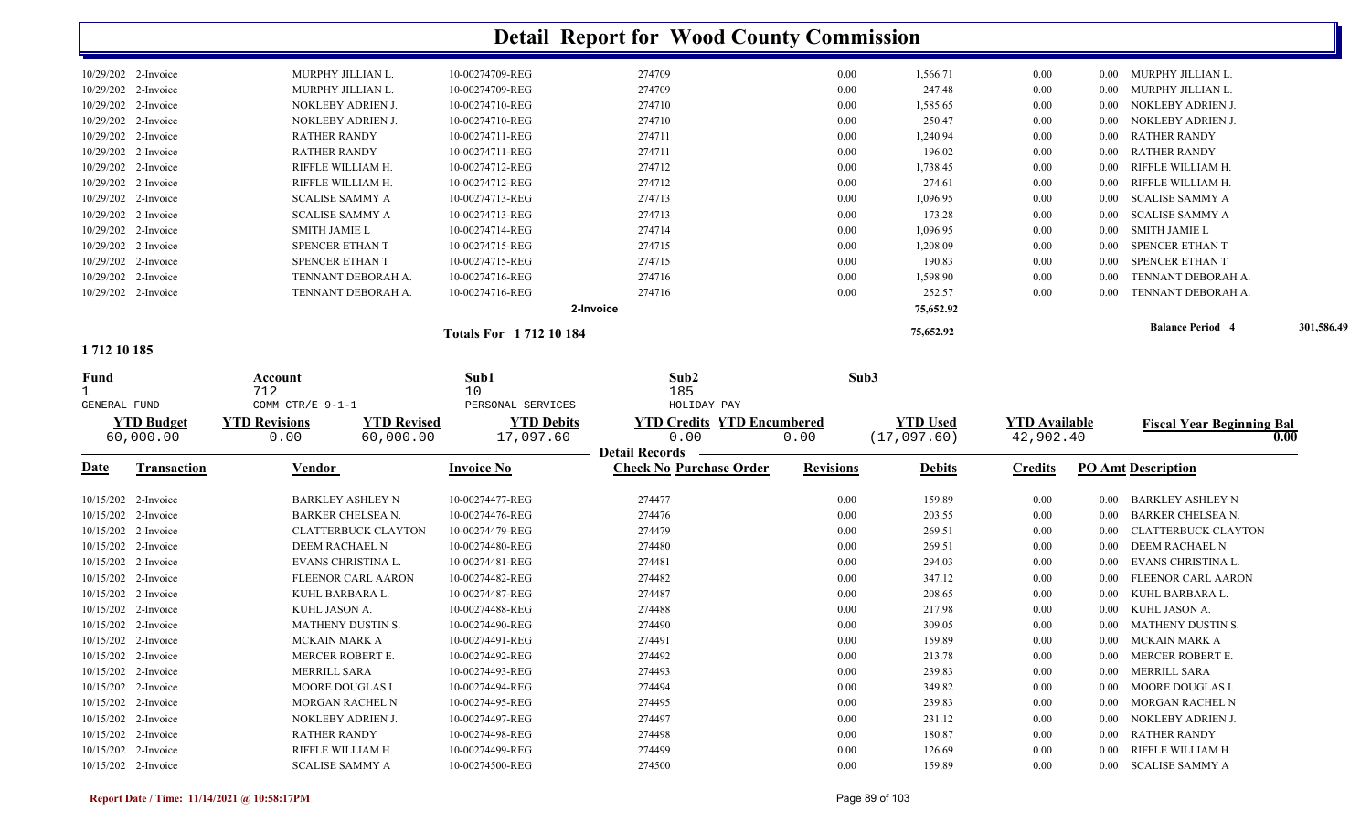# Detail Report for Wood County Commission

| Date | Transaction | Vendor | Invoice No | Check No | Purchase Order | Revisions | Debits | Credits | PO Amt | Description |
|---|---|---|---|---|---|---|---|---|---|---|
| 10/29/202 | 2-Invoice | MURPHY JILLIAN L. | 10-00274709-REG | 274709 | | 0.00 | 1,566.71 | 0.00 | 0.00 | MURPHY JILLIAN L. |
| 10/29/202 | 2-Invoice | MURPHY JILLIAN L. | 10-00274709-REG | 274709 | | 0.00 | 247.48 | 0.00 | 0.00 | MURPHY JILLIAN L. |
| 10/29/202 | 2-Invoice | NOKLEBY ADRIEN J. | 10-00274710-REG | 274710 | | 0.00 | 1,585.65 | 0.00 | 0.00 | NOKLEBY ADRIEN J. |
| 10/29/202 | 2-Invoice | NOKLEBY ADRIEN J. | 10-00274710-REG | 274710 | | 0.00 | 250.47 | 0.00 | 0.00 | NOKLEBY ADRIEN J. |
| 10/29/202 | 2-Invoice | RATHER RANDY | 10-00274711-REG | 274711 | | 0.00 | 1,240.94 | 0.00 | 0.00 | RATHER RANDY |
| 10/29/202 | 2-Invoice | RATHER RANDY | 10-00274711-REG | 274711 | | 0.00 | 196.02 | 0.00 | 0.00 | RATHER RANDY |
| 10/29/202 | 2-Invoice | RIFFLE WILLIAM H. | 10-00274712-REG | 274712 | | 0.00 | 1,738.45 | 0.00 | 0.00 | RIFFLE WILLIAM H. |
| 10/29/202 | 2-Invoice | RIFFLE WILLIAM H. | 10-00274712-REG | 274712 | | 0.00 | 274.61 | 0.00 | 0.00 | RIFFLE WILLIAM H. |
| 10/29/202 | 2-Invoice | SCALISE SAMMY A | 10-00274713-REG | 274713 | | 0.00 | 1,096.95 | 0.00 | 0.00 | SCALISE SAMMY A |
| 10/29/202 | 2-Invoice | SCALISE SAMMY A | 10-00274713-REG | 274713 | | 0.00 | 173.28 | 0.00 | 0.00 | SCALISE SAMMY A |
| 10/29/202 | 2-Invoice | SMITH JAMIE L | 10-00274714-REG | 274714 | | 0.00 | 1,096.95 | 0.00 | 0.00 | SMITH JAMIE L |
| 10/29/202 | 2-Invoice | SPENCER ETHAN T | 10-00274715-REG | 274715 | | 0.00 | 1,208.09 | 0.00 | 0.00 | SPENCER ETHAN T |
| 10/29/202 | 2-Invoice | SPENCER ETHAN T | 10-00274715-REG | 274715 | | 0.00 | 190.83 | 0.00 | 0.00 | SPENCER ETHAN T |
| 10/29/202 | 2-Invoice | TENNANT DEBORAH A. | 10-00274716-REG | 274716 | | 0.00 | 1,598.90 | 0.00 | 0.00 | TENNANT DEBORAH A. |
| 10/29/202 | 2-Invoice | TENNANT DEBORAH A. | 10-00274716-REG | 274716 | | 0.00 | 252.57 | 0.00 | 0.00 | TENNANT DEBORAH A. |
| | | | | 2-Invoice | | | 75,652.92 | | | |

**Totals For 1 712 10 184** — 75,652.92 — **Balance Period 4** 301,586.49

## 1 712 10 185

| Fund | Account | Sub1 | Sub2 | Sub3 |
|---|---|---|---|---|
| 1 | 712 | 10 | 185 | |
| GENERAL FUND | COMM CTR/E 9-1-1 | PERSONAL SERVICES | HOLIDAY PAY | |

| YTD Budget | YTD Revisions | YTD Revised | YTD Debits | YTD Credits | YTD Encumbered | YTD Used | YTD Available | Fiscal Year Beginning Bal |
|---|---|---|---|---|---|---|---|---|
| 60,000.00 | 0.00 | 60,000.00 | 17,097.60 | 0.00 | 0.00 | (17,097.60) | 42,902.40 | 0.00 |

**Detail Records**

| Date | Transaction | Vendor | Invoice No | Check No | Purchase Order | Revisions | Debits | Credits | PO Amt | Description |
|---|---|---|---|---|---|---|---|---|---|---|
| 10/15/202 | 2-Invoice | BARKLEY ASHLEY N | 10-00274477-REG | 274477 | | 0.00 | 159.89 | 0.00 | 0.00 | BARKLEY ASHLEY N |
| 10/15/202 | 2-Invoice | BARKER CHELSEA N. | 10-00274476-REG | 274476 | | 0.00 | 203.55 | 0.00 | 0.00 | BARKER CHELSEA N. |
| 10/15/202 | 2-Invoice | CLATTERBUCK CLAYTON | 10-00274479-REG | 274479 | | 0.00 | 269.51 | 0.00 | 0.00 | CLATTERBUCK CLAYTON |
| 10/15/202 | 2-Invoice | DEEM RACHAEL N | 10-00274480-REG | 274480 | | 0.00 | 269.51 | 0.00 | 0.00 | DEEM RACHAEL N |
| 10/15/202 | 2-Invoice | EVANS CHRISTINA L. | 10-00274481-REG | 274481 | | 0.00 | 294.03 | 0.00 | 0.00 | EVANS CHRISTINA L. |
| 10/15/202 | 2-Invoice | FLEENOR CARL AARON | 10-00274482-REG | 274482 | | 0.00 | 347.12 | 0.00 | 0.00 | FLEENOR CARL AARON |
| 10/15/202 | 2-Invoice | KUHL BARBARA L. | 10-00274487-REG | 274487 | | 0.00 | 208.65 | 0.00 | 0.00 | KUHL BARBARA L. |
| 10/15/202 | 2-Invoice | KUHL JASON A. | 10-00274488-REG | 274488 | | 0.00 | 217.98 | 0.00 | 0.00 | KUHL JASON A. |
| 10/15/202 | 2-Invoice | MATHENY DUSTIN S. | 10-00274490-REG | 274490 | | 0.00 | 309.05 | 0.00 | 0.00 | MATHENY DUSTIN S. |
| 10/15/202 | 2-Invoice | MCKAIN MARK A | 10-00274491-REG | 274491 | | 0.00 | 159.89 | 0.00 | 0.00 | MCKAIN MARK A |
| 10/15/202 | 2-Invoice | MERCER ROBERT E. | 10-00274492-REG | 274492 | | 0.00 | 213.78 | 0.00 | 0.00 | MERCER ROBERT E. |
| 10/15/202 | 2-Invoice | MERRILL SARA | 10-00274493-REG | 274493 | | 0.00 | 239.83 | 0.00 | 0.00 | MERRILL SARA |
| 10/15/202 | 2-Invoice | MOORE DOUGLAS I. | 10-00274494-REG | 274494 | | 0.00 | 349.82 | 0.00 | 0.00 | MOORE DOUGLAS I. |
| 10/15/202 | 2-Invoice | MORGAN RACHEL N | 10-00274495-REG | 274495 | | 0.00 | 239.83 | 0.00 | 0.00 | MORGAN RACHEL N |
| 10/15/202 | 2-Invoice | NOKLEBY ADRIEN J. | 10-00274497-REG | 274497 | | 0.00 | 231.12 | 0.00 | 0.00 | NOKLEBY ADRIEN J. |
| 10/15/202 | 2-Invoice | RATHER RANDY | 10-00274498-REG | 274498 | | 0.00 | 180.87 | 0.00 | 0.00 | RATHER RANDY |
| 10/15/202 | 2-Invoice | RIFFLE WILLIAM H. | 10-00274499-REG | 274499 | | 0.00 | 126.69 | 0.00 | 0.00 | RIFFLE WILLIAM H. |
| 10/15/202 | 2-Invoice | SCALISE SAMMY A | 10-00274500-REG | 274500 | | 0.00 | 159.89 | 0.00 | 0.00 | SCALISE SAMMY A |

Report Date / Time: 11/14/2021 @ 10:58:17PM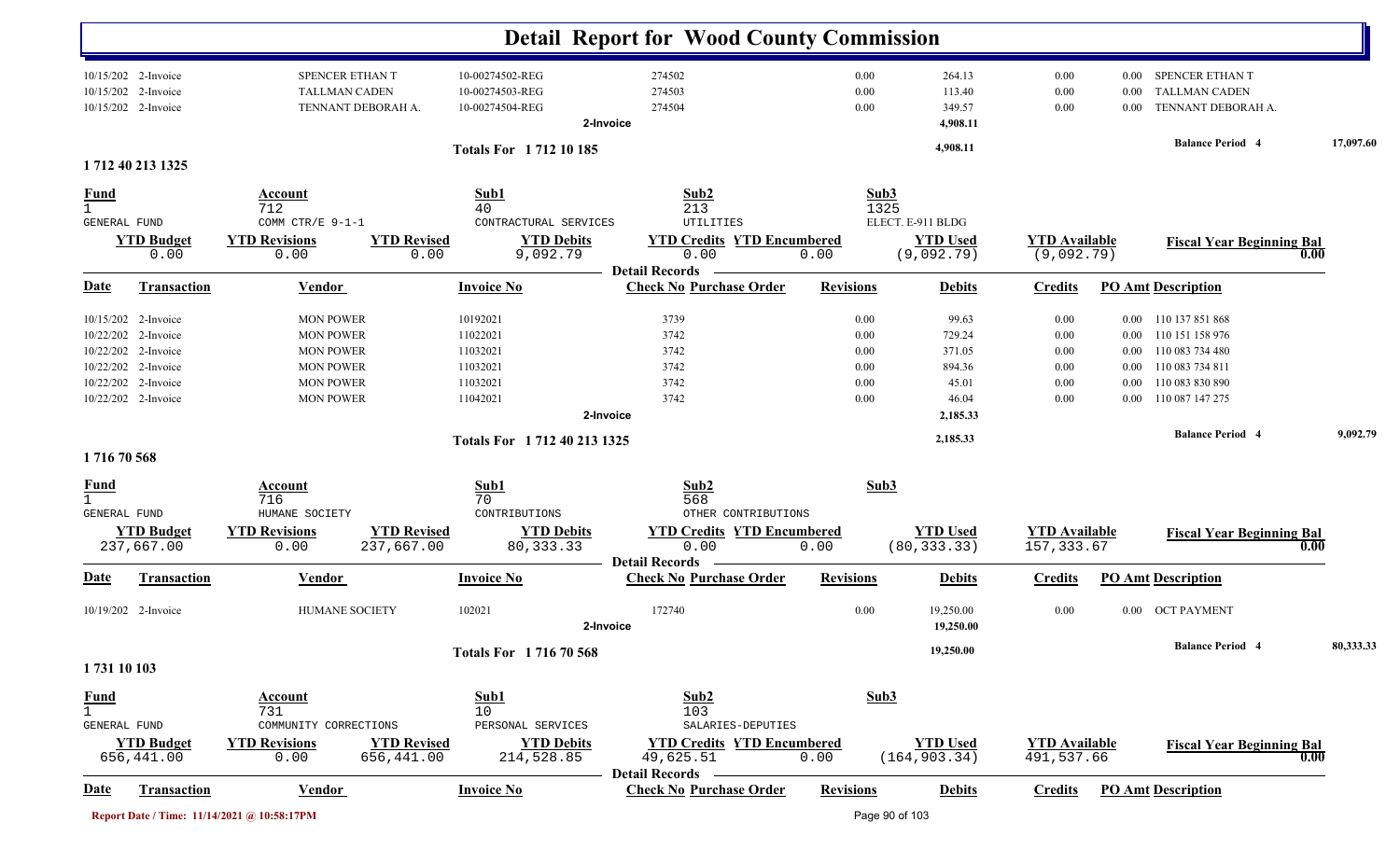# Detail Report for Wood County Commission

| Date | Transaction | Vendor | Invoice No | Check No | Revisions | Debits | Credits | PO Amt | Description |
|---|---|---|---|---|---|---|---|---|---|
| 10/15/202 | 2-Invoice | SPENCER ETHAN T | 10-00274502-REG | 274502 | 0.00 | 264.13 | 0.00 | 0.00 | SPENCER ETHAN T |
| 10/15/202 | 2-Invoice | TALLMAN CADEN | 10-00274503-REG | 274503 | 0.00 | 113.40 | 0.00 | 0.00 | TALLMAN CADEN |
| 10/15/202 | 2-Invoice | TENNANT DEBORAH A. | 10-00274504-REG | 274504 | 0.00 | 349.57 | 0.00 | 0.00 | TENNANT DEBORAH A. |
| | | | 2-Invoice | | | 4,908.11 | | | |

**Totals For 1 712 10 185** — 4,908.11 — **Balance Period 4** 17,097.60

## 1 712 40 213 1325

| Fund | Account | Sub1 | Sub2 | Sub3 |
|---|---|---|---|---|
| 1 | 712 | 40 | 213 | 1325 |
| GENERAL FUND | COMM CTR/E 9-1-1 | CONTRACTURAL SERVICES | UTILITIES | ELECT. E-911 BLDG |

| YTD Budget | YTD Revisions | YTD Revised | YTD Debits | YTD Credits | YTD Encumbered | YTD Used | YTD Available | Fiscal Year Beginning Bal |
|---|---|---|---|---|---|---|---|---|
| 0.00 | 0.00 | 0.00 | 9,092.79 | 0.00 | 0.00 | (9,092.79) | (9,092.79) | 0.00 |

**Detail Records**

| Date | Transaction | Vendor | Invoice No | Check No | Purchase Order | Revisions | Debits | Credits | PO Amt | Description |
|---|---|---|---|---|---|---|---|---|---|---|
| 10/15/202 | 2-Invoice | MON POWER | 10192021 | 3739 | | 0.00 | 99.63 | 0.00 | 0.00 | 110 137 851 868 |
| 10/22/202 | 2-Invoice | MON POWER | 11022021 | 3742 | | 0.00 | 729.24 | 0.00 | 0.00 | 110 151 158 976 |
| 10/22/202 | 2-Invoice | MON POWER | 11032021 | 3742 | | 0.00 | 371.05 | 0.00 | 0.00 | 110 083 734 480 |
| 10/22/202 | 2-Invoice | MON POWER | 11032021 | 3742 | | 0.00 | 894.36 | 0.00 | 0.00 | 110 083 734 811 |
| 10/22/202 | 2-Invoice | MON POWER | 11032021 | 3742 | | 0.00 | 45.01 | 0.00 | 0.00 | 110 083 830 890 |
| 10/22/202 | 2-Invoice | MON POWER | 11042021 | 3742 | | 0.00 | 46.04 | 0.00 | 0.00 | 110 087 147 275 |
| | | | 2-Invoice | | | | 2,185.33 | | | |

**Totals For 1 712 40 213 1325** — 2,185.33 — **Balance Period 4** 9,092.79

## 1 716 70 568

| Fund | Account | Sub1 | Sub2 | Sub3 |
|---|---|---|---|---|
| 1 | 716 | 70 | 568 | |
| GENERAL FUND | HUMANE SOCIETY | CONTRIBUTIONS | OTHER CONTRIBUTIONS | |

| YTD Budget | YTD Revisions | YTD Revised | YTD Debits | YTD Credits | YTD Encumbered | YTD Used | YTD Available | Fiscal Year Beginning Bal |
|---|---|---|---|---|---|---|---|---|
| 237,667.00 | 0.00 | 237,667.00 | 80,333.33 | 0.00 | 0.00 | (80,333.33) | 157,333.67 | 0.00 |

**Detail Records**

| Date | Transaction | Vendor | Invoice No | Check No | Purchase Order | Revisions | Debits | Credits | PO Amt | Description |
|---|---|---|---|---|---|---|---|---|---|---|
| 10/19/202 | 2-Invoice | HUMANE SOCIETY | 102021 | 172740 | | 0.00 | 19,250.00 | 0.00 | 0.00 | OCT PAYMENT |
| | | | 2-Invoice | | | | 19,250.00 | | | |

**Totals For 1 716 70 568** — 19,250.00 — **Balance Period 4** 80,333.33

## 1 731 10 103

| Fund | Account | Sub1 | Sub2 | Sub3 |
|---|---|---|---|---|
| 1 | 731 | 10 | 103 | |
| GENERAL FUND | COMMUNITY CORRECTIONS | PERSONAL SERVICES | SALARIES-DEPUTIES | |

| YTD Budget | YTD Revisions | YTD Revised | YTD Debits | YTD Credits | YTD Encumbered | YTD Used | YTD Available | Fiscal Year Beginning Bal |
|---|---|---|---|---|---|---|---|---|
| 656,441.00 | 0.00 | 656,441.00 | 214,528.85 | 49,625.51 | 0.00 | (164,903.34) | 491,537.66 | 0.00 |

**Detail Records**

| Date | Transaction | Vendor | Invoice No | Check No | Purchase Order | Revisions | Debits | Credits | PO Amt | Description |
|---|---|---|---|---|---|---|---|---|---|---|

Report Date / Time: 11/14/2021 @ 10:58:17PM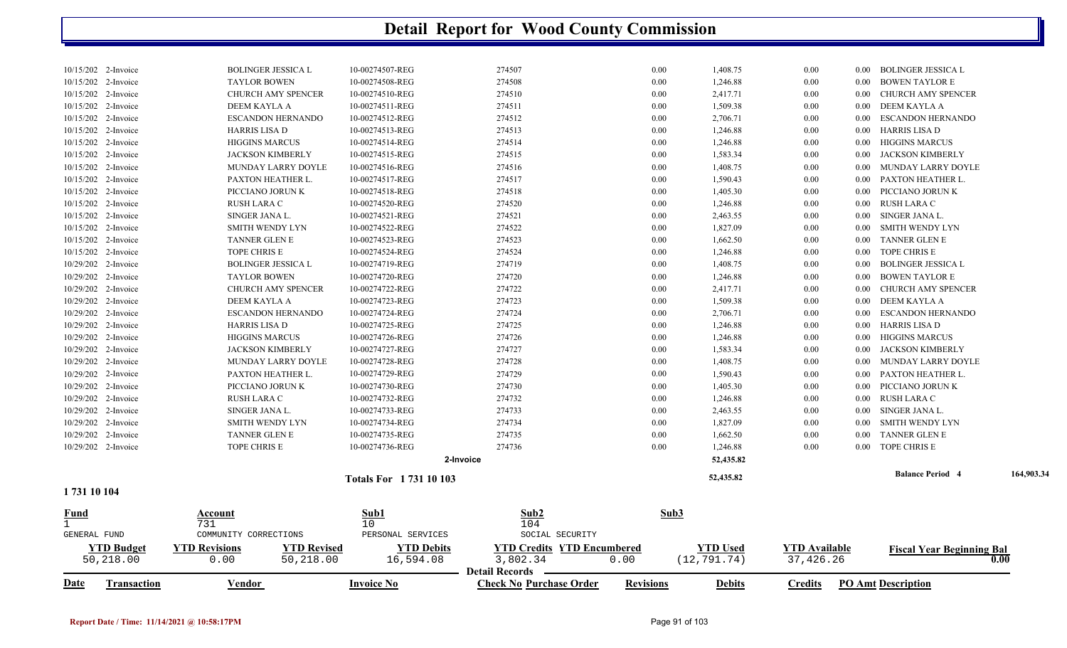# Detail Report for Wood County Commission

| Date | Transaction | Vendor | Invoice No | Check No | Purchase Order | Revisions | Debits | Credits | PO Amt | Description |
|---|---|---|---|---|---|---|---|---|---|---|
| 10/15/202 | 2-Invoice | BOLINGER JESSICA L | 10-00274507-REG | 274507 | | 0.00 | 1,408.75 | 0.00 | 0.00 | BOLINGER JESSICA L |
| 10/15/202 | 2-Invoice | TAYLOR BOWEN | 10-00274508-REG | 274508 | | 0.00 | 1,246.88 | 0.00 | 0.00 | BOWEN TAYLOR E |
| 10/15/202 | 2-Invoice | CHURCH AMY SPENCER | 10-00274510-REG | 274510 | | 0.00 | 2,417.71 | 0.00 | 0.00 | CHURCH AMY SPENCER |
| 10/15/202 | 2-Invoice | DEEM KAYLA A | 10-00274511-REG | 274511 | | 0.00 | 1,509.38 | 0.00 | 0.00 | DEEM KAYLA A |
| 10/15/202 | 2-Invoice | ESCANDON HERNANDO | 10-00274512-REG | 274512 | | 0.00 | 2,706.71 | 0.00 | 0.00 | ESCANDON HERNANDO |
| 10/15/202 | 2-Invoice | HARRIS LISA D | 10-00274513-REG | 274513 | | 0.00 | 1,246.88 | 0.00 | 0.00 | HARRIS LISA D |
| 10/15/202 | 2-Invoice | HIGGINS MARCUS | 10-00274514-REG | 274514 | | 0.00 | 1,246.88 | 0.00 | 0.00 | HIGGINS MARCUS |
| 10/15/202 | 2-Invoice | JACKSON KIMBERLY | 10-00274515-REG | 274515 | | 0.00 | 1,583.34 | 0.00 | 0.00 | JACKSON KIMBERLY |
| 10/15/202 | 2-Invoice | MUNDAY LARRY DOYLE | 10-00274516-REG | 274516 | | 0.00 | 1,408.75 | 0.00 | 0.00 | MUNDAY LARRY DOYLE |
| 10/15/202 | 2-Invoice | PAXTON HEATHER L. | 10-00274517-REG | 274517 | | 0.00 | 1,590.43 | 0.00 | 0.00 | PAXTON HEATHER L. |
| 10/15/202 | 2-Invoice | PICCIANO JORUN K | 10-00274518-REG | 274518 | | 0.00 | 1,405.30 | 0.00 | 0.00 | PICCIANO JORUN K |
| 10/15/202 | 2-Invoice | RUSH LARA C | 10-00274520-REG | 274520 | | 0.00 | 1,246.88 | 0.00 | 0.00 | RUSH LARA C |
| 10/15/202 | 2-Invoice | SINGER JANA L. | 10-00274521-REG | 274521 | | 0.00 | 2,463.55 | 0.00 | 0.00 | SINGER JANA L. |
| 10/15/202 | 2-Invoice | SMITH WENDY LYN | 10-00274522-REG | 274522 | | 0.00 | 1,827.09 | 0.00 | 0.00 | SMITH WENDY LYN |
| 10/15/202 | 2-Invoice | TANNER GLEN E | 10-00274523-REG | 274523 | | 0.00 | 1,662.50 | 0.00 | 0.00 | TANNER GLEN E |
| 10/15/202 | 2-Invoice | TOPE CHRIS E | 10-00274524-REG | 274524 | | 0.00 | 1,246.88 | 0.00 | 0.00 | TOPE CHRIS E |
| 10/29/202 | 2-Invoice | BOLINGER JESSICA L | 10-00274719-REG | 274719 | | 0.00 | 1,408.75 | 0.00 | 0.00 | BOLINGER JESSICA L |
| 10/29/202 | 2-Invoice | TAYLOR BOWEN | 10-00274720-REG | 274720 | | 0.00 | 1,246.88 | 0.00 | 0.00 | BOWEN TAYLOR E |
| 10/29/202 | 2-Invoice | CHURCH AMY SPENCER | 10-00274722-REG | 274722 | | 0.00 | 2,417.71 | 0.00 | 0.00 | CHURCH AMY SPENCER |
| 10/29/202 | 2-Invoice | DEEM KAYLA A | 10-00274723-REG | 274723 | | 0.00 | 1,509.38 | 0.00 | 0.00 | DEEM KAYLA A |
| 10/29/202 | 2-Invoice | ESCANDON HERNANDO | 10-00274724-REG | 274724 | | 0.00 | 2,706.71 | 0.00 | 0.00 | ESCANDON HERNANDO |
| 10/29/202 | 2-Invoice | HARRIS LISA D | 10-00274725-REG | 274725 | | 0.00 | 1,246.88 | 0.00 | 0.00 | HARRIS LISA D |
| 10/29/202 | 2-Invoice | HIGGINS MARCUS | 10-00274726-REG | 274726 | | 0.00 | 1,246.88 | 0.00 | 0.00 | HIGGINS MARCUS |
| 10/29/202 | 2-Invoice | JACKSON KIMBERLY | 10-00274727-REG | 274727 | | 0.00 | 1,583.34 | 0.00 | 0.00 | JACKSON KIMBERLY |
| 10/29/202 | 2-Invoice | MUNDAY LARRY DOYLE | 10-00274728-REG | 274728 | | 0.00 | 1,408.75 | 0.00 | 0.00 | MUNDAY LARRY DOYLE |
| 10/29/202 | 2-Invoice | PAXTON HEATHER L. | 10-00274729-REG | 274729 | | 0.00 | 1,590.43 | 0.00 | 0.00 | PAXTON HEATHER L. |
| 10/29/202 | 2-Invoice | PICCIANO JORUN K | 10-00274730-REG | 274730 | | 0.00 | 1,405.30 | 0.00 | 0.00 | PICCIANO JORUN K |
| 10/29/202 | 2-Invoice | RUSH LARA C | 10-00274732-REG | 274732 | | 0.00 | 1,246.88 | 0.00 | 0.00 | RUSH LARA C |
| 10/29/202 | 2-Invoice | SINGER JANA L. | 10-00274733-REG | 274733 | | 0.00 | 2,463.55 | 0.00 | 0.00 | SINGER JANA L. |
| 10/29/202 | 2-Invoice | SMITH WENDY LYN | 10-00274734-REG | 274734 | | 0.00 | 1,827.09 | 0.00 | 0.00 | SMITH WENDY LYN |
| 10/29/202 | 2-Invoice | TANNER GLEN E | 10-00274735-REG | 274735 | | 0.00 | 1,662.50 | 0.00 | 0.00 | TANNER GLEN E |
| 10/29/202 | 2-Invoice | TOPE CHRIS E | 10-00274736-REG | 274736 | | 0.00 | 1,246.88 | 0.00 | 0.00 | TOPE CHRIS E |
| | | | | 2-Invoice | | | 52,435.82 | | | |
| | | | Totals For 1 731 10 103 | | | | 52,435.82 | | | Balance Period 4 164,903.34 |

## 1 731 10 104

| Fund | Account | | Sub1 | Sub2 | | Sub3 | | |
|---|---|---|---|---|---|---|---|---|
| 1 | 731 | | 10 | 104 | | | | |
| GENERAL FUND | COMMUNITY CORRECTIONS | | PERSONAL SERVICES | SOCIAL SECURITY | | | | |
| **YTD Budget** | **YTD Revisions** | **YTD Revised** | **YTD Debits** | **YTD Credits** | **YTD Encumbered** | **YTD Used** | **YTD Available** | **Fiscal Year Beginning Bal** |
| 50,218.00 | 0.00 | 50,218.00 | 16,594.08 | 3,802.34 | 0.00 | (12,791.74) | 37,426.26 | 0.00 |

**Detail Records**

| Date | Transaction | Vendor | Invoice No | Check No | Purchase Order | Revisions | Debits | Credits | PO Amt | Description |
|---|---|---|---|---|---|---|---|---|---|---|

Report Date / Time: 11/14/2021 @ 10:58:17PM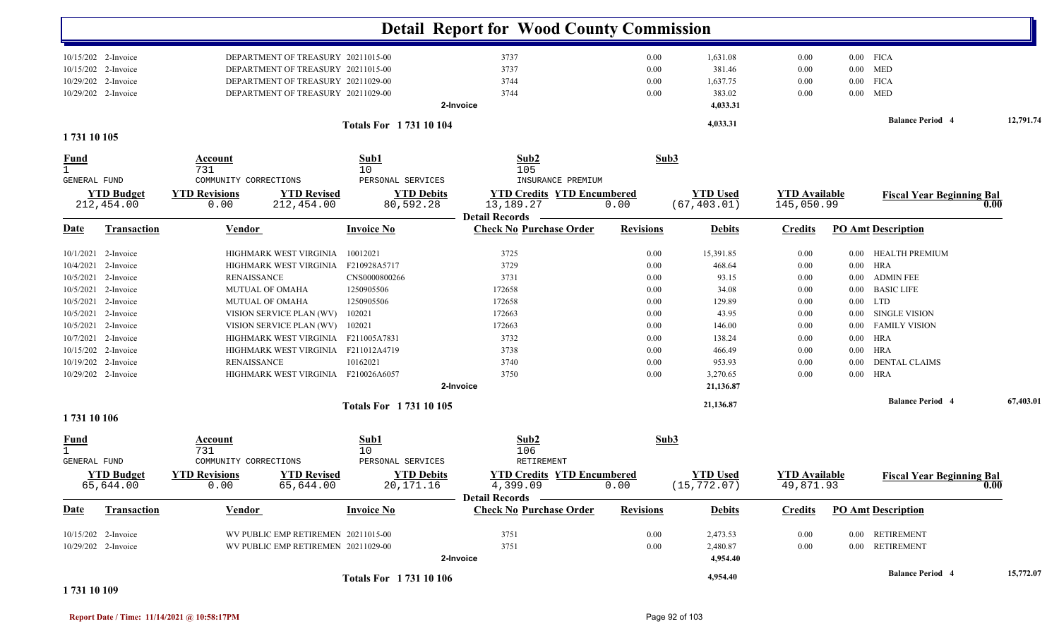# Detail Report for Wood County Commission

| Date | Transaction | Vendor | Invoice No | Check No | Purchase Order | Revisions | Debits | Credits | PO Amt | Description |
|---|---|---|---|---|---|---|---|---|---|---|
| 10/15/202 | 2-Invoice | DEPARTMENT OF TREASURY | 20211015-00 | 3737 | | 0.00 | 1,631.08 | 0.00 | 0.00 | FICA |
| 10/15/202 | 2-Invoice | DEPARTMENT OF TREASURY | 20211015-00 | 3737 | | 0.00 | 381.46 | 0.00 | 0.00 | MED |
| 10/29/202 | 2-Invoice | DEPARTMENT OF TREASURY | 20211029-00 | 3744 | | 0.00 | 1,637.75 | 0.00 | 0.00 | FICA |
| 10/29/202 | 2-Invoice | DEPARTMENT OF TREASURY | 20211029-00 | 3744 | | 0.00 | 383.02 | 0.00 | 0.00 | MED |
| | | | 2-Invoice | | | | 4,033.31 | | | |

**Totals For 1 731 10 104** — 4,033.31 — **Balance Period 4** 12,791.74

## 1 731 10 105

| Fund | Account | Sub1 | Sub2 | Sub3 |
|---|---|---|---|---|
| 1 | 731 | 10 | 105 | |
| GENERAL FUND | COMMUNITY CORRECTIONS | PERSONAL SERVICES | INSURANCE PREMIUM | |

| YTD Budget | YTD Revisions | YTD Revised | YTD Debits | YTD Credits | YTD Encumbered | YTD Used | YTD Available | Fiscal Year Beginning Bal |
|---|---|---|---|---|---|---|---|---|
| 212,454.00 | 0.00 | 212,454.00 | 80,592.28 | 13,189.27 | 0.00 | (67,403.01) | 145,050.99 | 0.00 |

**Detail Records**

| Date | Transaction | Vendor | Invoice No | Check No | Purchase Order | Revisions | Debits | Credits | PO Amt | Description |
|---|---|---|---|---|---|---|---|---|---|---|
| 10/1/2021 | 2-Invoice | HIGHMARK WEST VIRGINIA | 10012021 | 3725 | | 0.00 | 15,391.85 | 0.00 | 0.00 | HEALTH PREMIUM |
| 10/4/2021 | 2-Invoice | HIGHMARK WEST VIRGINIA | F210928A5717 | 3729 | | 0.00 | 468.64 | 0.00 | 0.00 | HRA |
| 10/5/2021 | 2-Invoice | RENAISSANCE | CNS0000800266 | 3731 | | 0.00 | 93.15 | 0.00 | 0.00 | ADMIN FEE |
| 10/5/2021 | 2-Invoice | MUTUAL OF OMAHA | 1250905506 | 172658 | | 0.00 | 34.08 | 0.00 | 0.00 | BASIC LIFE |
| 10/5/2021 | 2-Invoice | MUTUAL OF OMAHA | 1250905506 | 172658 | | 0.00 | 129.89 | 0.00 | 0.00 | LTD |
| 10/5/2021 | 2-Invoice | VISION SERVICE PLAN (WV) | 102021 | 172663 | | 0.00 | 43.95 | 0.00 | 0.00 | SINGLE VISION |
| 10/5/2021 | 2-Invoice | VISION SERVICE PLAN (WV) | 102021 | 172663 | | 0.00 | 146.00 | 0.00 | 0.00 | FAMILY VISION |
| 10/7/2021 | 2-Invoice | HIGHMARK WEST VIRGINIA | F211005A7831 | 3732 | | 0.00 | 138.24 | 0.00 | 0.00 | HRA |
| 10/15/202 | 2-Invoice | HIGHMARK WEST VIRGINIA | F211012A4719 | 3738 | | 0.00 | 466.49 | 0.00 | 0.00 | HRA |
| 10/19/202 | 2-Invoice | RENAISSANCE | 10162021 | 3740 | | 0.00 | 953.93 | 0.00 | 0.00 | DENTAL CLAIMS |
| 10/29/202 | 2-Invoice | HIGHMARK WEST VIRGINIA | F210026A6057 | 3750 | | 0.00 | 3,270.65 | 0.00 | 0.00 | HRA |
| | | | 2-Invoice | | | | 21,136.87 | | | |

**Totals For 1 731 10 105** — 21,136.87 — **Balance Period 4** 67,403.01

## 1 731 10 106

| Fund | Account | Sub1 | Sub2 | Sub3 |
|---|---|---|---|---|
| 1 | 731 | 10 | 106 | |
| GENERAL FUND | COMMUNITY CORRECTIONS | PERSONAL SERVICES | RETIREMENT | |

| YTD Budget | YTD Revisions | YTD Revised | YTD Debits | YTD Credits | YTD Encumbered | YTD Used | YTD Available | Fiscal Year Beginning Bal |
|---|---|---|---|---|---|---|---|---|
| 65,644.00 | 0.00 | 65,644.00 | 20,171.16 | 4,399.09 | 0.00 | (15,772.07) | 49,871.93 | 0.00 |

**Detail Records**

| Date | Transaction | Vendor | Invoice No | Check No | Purchase Order | Revisions | Debits | Credits | PO Amt | Description |
|---|---|---|---|---|---|---|---|---|---|---|
| 10/15/202 | 2-Invoice | WV PUBLIC EMP RETIREMEN | 20211015-00 | 3751 | | 0.00 | 2,473.53 | 0.00 | 0.00 | RETIREMENT |
| 10/29/202 | 2-Invoice | WV PUBLIC EMP RETIREMEN | 20211029-00 | 3751 | | 0.00 | 2,480.87 | 0.00 | 0.00 | RETIREMENT |
| | | | 2-Invoice | | | | 4,954.40 | | | |

**Totals For 1 731 10 106** — 4,954.40 — **Balance Period 4** 15,772.07

## 1 731 10 109

Report Date / Time: 11/14/2021 @ 10:58:17PM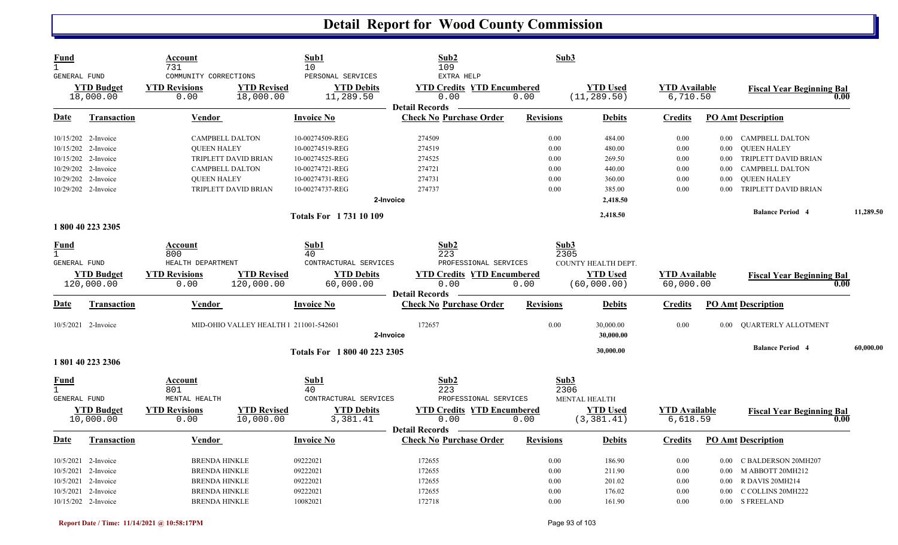# Detail Report for Wood County Commission

| Fund | Account | | Sub1 | Sub2 | | Sub3 | | |
|---|---|---|---|---|---|---|---|---|
| 1 | 731 | | 10 | 109 | | | | |
| GENERAL FUND | COMMUNITY CORRECTIONS | | PERSONAL SERVICES | EXTRA HELP | | | | |
| **YTD Budget** | **YTD Revisions** | **YTD Revised** | **YTD Debits** | **YTD Credits** | **YTD Encumbered** | **YTD Used** | **YTD Available** | **Fiscal Year Beginning Bal** |
| 18,000.00 | 0.00 | 18,000.00 | 11,289.50 | 0.00 | 0.00 | (11,289.50) | 6,710.50 | 0.00 |

**Detail Records**

| Date | Transaction | Vendor | Invoice No | Check No | Purchase Order | Revisions | Debits | Credits | PO Amt | Description |
|---|---|---|---|---|---|---|---|---|---|---|
| 10/15/202 | 2-Invoice | CAMPBELL DALTON | 10-00274509-REG | 274509 | | 0.00 | 484.00 | 0.00 | 0.00 | CAMPBELL DALTON |
| 10/15/202 | 2-Invoice | QUEEN HALEY | 10-00274519-REG | 274519 | | 0.00 | 480.00 | 0.00 | 0.00 | QUEEN HALEY |
| 10/15/202 | 2-Invoice | TRIPLETT DAVID BRIAN | 10-00274525-REG | 274525 | | 0.00 | 269.50 | 0.00 | 0.00 | TRIPLETT DAVID BRIAN |
| 10/29/202 | 2-Invoice | CAMPBELL DALTON | 10-00274721-REG | 274721 | | 0.00 | 440.00 | 0.00 | 0.00 | CAMPBELL DALTON |
| 10/29/202 | 2-Invoice | QUEEN HALEY | 10-00274731-REG | 274731 | | 0.00 | 360.00 | 0.00 | 0.00 | QUEEN HALEY |
| 10/29/202 | 2-Invoice | TRIPLETT DAVID BRIAN | 10-00274737-REG | 274737 | | 0.00 | 385.00 | 0.00 | 0.00 | TRIPLETT DAVID BRIAN |
| | | | 2-Invoice | | | | 2,418.50 | | | |

**Totals For 1 731 10 109** — 2,418.50 — **Balance Period 4** 11,289.50

## 1 800 40 223 2305

| Fund | Account | | Sub1 | Sub2 | | Sub3 | | |
|---|---|---|---|---|---|---|---|---|
| 1 | 800 | | 40 | 223 | | 2305 | | |
| GENERAL FUND | HEALTH DEPARTMENT | | CONTRACTURAL SERVICES | PROFESSIONAL SERVICES | | COUNTY HEALTH DEPT. | | |
| **YTD Budget** | **YTD Revisions** | **YTD Revised** | **YTD Debits** | **YTD Credits** | **YTD Encumbered** | **YTD Used** | **YTD Available** | **Fiscal Year Beginning Bal** |
| 120,000.00 | 0.00 | 120,000.00 | 60,000.00 | 0.00 | 0.00 | (60,000.00) | 60,000.00 | 0.00 |

**Detail Records**

| Date | Transaction | Vendor | Invoice No | Check No | Purchase Order | Revisions | Debits | Credits | PO Amt | Description |
|---|---|---|---|---|---|---|---|---|---|---|
| 10/5/2021 | 2-Invoice | MID-OHIO VALLEY HEALTH I | 211001-542601 | 172657 | | 0.00 | 30,000.00 | 0.00 | 0.00 | QUARTERLY ALLOTMENT |
| | | | 2-Invoice | | | | 30,000.00 | | | |

**Totals For 1 800 40 223 2305** — 30,000.00 — **Balance Period 4** 60,000.00

## 1 801 40 223 2306

| Fund | Account | | Sub1 | Sub2 | | Sub3 | | |
|---|---|---|---|---|---|---|---|---|
| 1 | 801 | | 40 | 223 | | 2306 | | |
| GENERAL FUND | MENTAL HEALTH | | CONTRACTURAL SERVICES | PROFESSIONAL SERVICES | | MENTAL HEALTH | | |
| **YTD Budget** | **YTD Revisions** | **YTD Revised** | **YTD Debits** | **YTD Credits** | **YTD Encumbered** | **YTD Used** | **YTD Available** | **Fiscal Year Beginning Bal** |
| 10,000.00 | 0.00 | 10,000.00 | 3,381.41 | 0.00 | 0.00 | (3,381.41) | 6,618.59 | 0.00 |

**Detail Records**

| Date | Transaction | Vendor | Invoice No | Check No | Purchase Order | Revisions | Debits | Credits | PO Amt | Description |
|---|---|---|---|---|---|---|---|---|---|---|
| 10/5/2021 | 2-Invoice | BRENDA HINKLE | 09222021 | 172655 | | 0.00 | 186.90 | 0.00 | 0.00 | C BALDERSON 20MH207 |
| 10/5/2021 | 2-Invoice | BRENDA HINKLE | 09222021 | 172655 | | 0.00 | 211.90 | 0.00 | 0.00 | M ABBOTT 20MH212 |
| 10/5/2021 | 2-Invoice | BRENDA HINKLE | 09222021 | 172655 | | 0.00 | 201.02 | 0.00 | 0.00 | R DAVIS 20MH214 |
| 10/5/2021 | 2-Invoice | BRENDA HINKLE | 09222021 | 172655 | | 0.00 | 176.02 | 0.00 | 0.00 | C COLLINS 20MH222 |
| 10/15/202 | 2-Invoice | BRENDA HINKLE | 10082021 | 172718 | | 0.00 | 161.90 | 0.00 | 0.00 | S FREELAND |

Report Date / Time: 11/14/2021 @ 10:58:17PM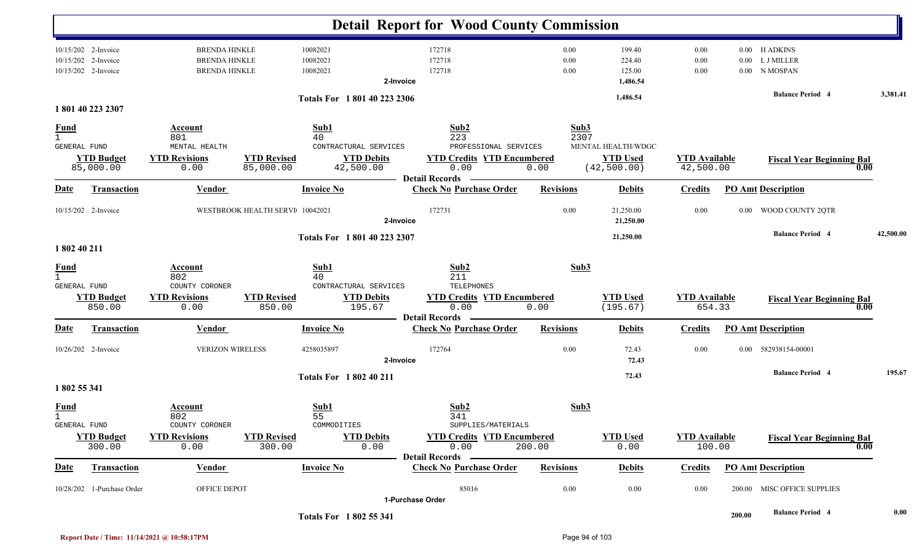# Detail Report for Wood County Commission

| Date | Transaction | Vendor | Invoice No | Check No | Purchase Order | Revisions | Debits | Credits | PO Amt | Description |
|---|---|---|---|---|---|---|---|---|---|---|
| 10/15/202 | 2-Invoice | BRENDA HINKLE | 10082021 | 172718 | | 0.00 | 199.40 | 0.00 | 0.00 | H ADKINS |
| 10/15/202 | 2-Invoice | BRENDA HINKLE | 10082021 | 172718 | | 0.00 | 224.40 | 0.00 | 0.00 | L J MILLER |
| 10/15/202 | 2-Invoice | BRENDA HINKLE | 10082021 | 172718 | | 0.00 | 125.00 | 0.00 | 0.00 | N MOSPAN |
| | | | | 2-Invoice | | | 1,486.54 | | | |

**Totals For 1 801 40 223 2306** — 1,486.54 — Balance Period 4: 3,381.41

## 1 801 40 223 2307

| Fund | Account | Sub1 | Sub2 | Sub3 |
|---|---|---|---|---|
| 1 | 801 | 40 | 223 | 2307 |
| GENERAL FUND | MENTAL HEALTH | CONTRACTURAL SERVICES | PROFESSIONAL SERVICES | MENTAL HEALTH/WDGC |

| YTD Budget | YTD Revisions | YTD Revised | YTD Debits | YTD Credits | YTD Encumbered | YTD Used | YTD Available | Fiscal Year Beginning Bal |
|---|---|---|---|---|---|---|---|---|
| 85,000.00 | 0.00 | 85,000.00 | 42,500.00 | 0.00 | 0.00 | (42,500.00) | 42,500.00 | 0.00 |

**Detail Records**

| Date | Transaction | Vendor | Invoice No | Check No | Purchase Order | Revisions | Debits | Credits | PO Amt | Description |
|---|---|---|---|---|---|---|---|---|---|---|
| 10/15/202 | 2-Invoice | WESTBROOK HEALTH SERVI | 10042021 | 172731 | | 0.00 | 21,250.00 | 0.00 | 0.00 | WOOD COUNTY 2QTR |
| | | | | 2-Invoice | | | 21,250.00 | | | |

**Totals For 1 801 40 223 2307** — 21,250.00 — Balance Period 4: 42,500.00

## 1 802 40 211

| Fund | Account | Sub1 | Sub2 | Sub3 |
|---|---|---|---|---|
| 1 | 802 | 40 | 211 | |
| GENERAL FUND | COUNTY CORONER | CONTRACTURAL SERVICES | TELEPHONES | |

| YTD Budget | YTD Revisions | YTD Revised | YTD Debits | YTD Credits | YTD Encumbered | YTD Used | YTD Available | Fiscal Year Beginning Bal |
|---|---|---|---|---|---|---|---|---|
| 850.00 | 0.00 | 850.00 | 195.67 | 0.00 | 0.00 | (195.67) | 654.33 | 0.00 |

**Detail Records**

| Date | Transaction | Vendor | Invoice No | Check No | Purchase Order | Revisions | Debits | Credits | PO Amt | Description |
|---|---|---|---|---|---|---|---|---|---|---|
| 10/26/202 | 2-Invoice | VERIZON WIRELESS | 4258035897 | 172764 | | 0.00 | 72.43 | 0.00 | 0.00 | 582938154-00001 |
| | | | | 2-Invoice | | | 72.43 | | | |

**Totals For 1 802 40 211** — 72.43 — Balance Period 4: 195.67

## 1 802 55 341

| Fund | Account | Sub1 | Sub2 | Sub3 |
|---|---|---|---|---|
| 1 | 802 | 55 | 341 | |
| GENERAL FUND | COUNTY CORONER | COMMODITIES | SUPPLIES/MATERIALS | |

| YTD Budget | YTD Revisions | YTD Revised | YTD Debits | YTD Credits | YTD Encumbered | YTD Used | YTD Available | Fiscal Year Beginning Bal |
|---|---|---|---|---|---|---|---|---|
| 300.00 | 0.00 | 300.00 | 0.00 | 0.00 | 200.00 | 0.00 | 100.00 | 0.00 |

**Detail Records**

| Date | Transaction | Vendor | Invoice No | Check No | Purchase Order | Revisions | Debits | Credits | PO Amt | Description |
|---|---|---|---|---|---|---|---|---|---|---|
| 10/28/202 | 1-Purchase Order | OFFICE DEPOT | | | 85016 | 0.00 | 0.00 | 0.00 | 200.00 | MISC OFFICE SUPPLIES |
| | | | | 1-Purchase Order | | | | | | |

**Totals For 1 802 55 341** — 200.00 — Balance Period 4: 0.00

Report Date / Time: 11/14/2021 @ 10:58:17PM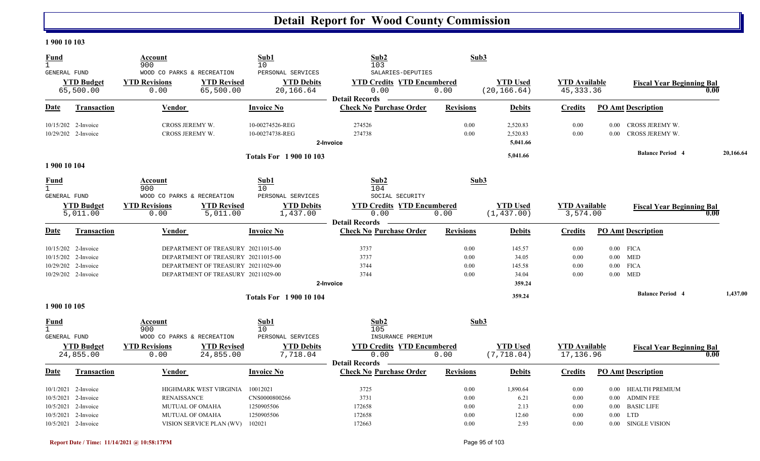# Detail Report for Wood County Commission

## 1 900 10 103

| Fund | Account | Sub1 | Sub2 | Sub3 |
|---|---|---|---|---|
| 1 | 900 | 10 | 103 | |
| GENERAL FUND | WOOD CO PARKS & RECREATION | PERSONAL SERVICES | SALARIES-DEPUTIES | |

| YTD Budget | YTD Revisions | YTD Revised | YTD Debits | YTD Credits | YTD Encumbered | YTD Used | YTD Available | Fiscal Year Beginning Bal |
|---|---|---|---|---|---|---|---|---|
| 65,500.00 | 0.00 | 65,500.00 | 20,166.64 | 0.00 | 0.00 | (20,166.64) | 45,333.36 | 0.00 |

**Detail Records**

| Date | Transaction | Vendor | Invoice No | Check No | Purchase Order | Revisions | Debits | Credits | PO Amt | Description |
|---|---|---|---|---|---|---|---|---|---|---|
| 10/15/202 | 2-Invoice | CROSS JEREMY W. | 10-00274526-REG | 274526 | | 0.00 | 2,520.83 | 0.00 | 0.00 | CROSS JEREMY W. |
| 10/29/202 | 2-Invoice | CROSS JEREMY W. | 10-00274738-REG | 274738 | | 0.00 | 2,520.83 | 0.00 | 0.00 | CROSS JEREMY W. |
| | | | | 2-Invoice | | | 5,041.66 | | | |
| | | | Totals For 1 900 10 103 | | | | 5,041.66 | | | Balance Period 4 20,166.64 |

## 1 900 10 104

| Fund | Account | Sub1 | Sub2 | Sub3 |
|---|---|---|---|---|
| 1 | 900 | 10 | 104 | |
| GENERAL FUND | WOOD CO PARKS & RECREATION | PERSONAL SERVICES | SOCIAL SECURITY | |

| YTD Budget | YTD Revisions | YTD Revised | YTD Debits | YTD Credits | YTD Encumbered | YTD Used | YTD Available | Fiscal Year Beginning Bal |
|---|---|---|---|---|---|---|---|---|
| 5,011.00 | 0.00 | 5,011.00 | 1,437.00 | 0.00 | 0.00 | (1,437.00) | 3,574.00 | 0.00 |

**Detail Records**

| Date | Transaction | Vendor | Invoice No | Check No | Purchase Order | Revisions | Debits | Credits | PO Amt | Description |
|---|---|---|---|---|---|---|---|---|---|---|
| 10/15/202 | 2-Invoice | DEPARTMENT OF TREASURY | 20211015-00 | 3737 | | 0.00 | 145.57 | 0.00 | 0.00 | FICA |
| 10/15/202 | 2-Invoice | DEPARTMENT OF TREASURY | 20211015-00 | 3737 | | 0.00 | 34.05 | 0.00 | 0.00 | MED |
| 10/29/202 | 2-Invoice | DEPARTMENT OF TREASURY | 20211029-00 | 3744 | | 0.00 | 145.58 | 0.00 | 0.00 | FICA |
| 10/29/202 | 2-Invoice | DEPARTMENT OF TREASURY | 20211029-00 | 3744 | | 0.00 | 34.04 | 0.00 | 0.00 | MED |
| | | | | 2-Invoice | | | 359.24 | | | |
| | | | Totals For 1 900 10 104 | | | | 359.24 | | | Balance Period 4 1,437.00 |

## 1 900 10 105

| Fund | Account | Sub1 | Sub2 | Sub3 |
|---|---|---|---|---|
| 1 | 900 | 10 | 105 | |
| GENERAL FUND | WOOD CO PARKS & RECREATION | PERSONAL SERVICES | INSURANCE PREMIUM | |

| YTD Budget | YTD Revisions | YTD Revised | YTD Debits | YTD Credits | YTD Encumbered | YTD Used | YTD Available | Fiscal Year Beginning Bal |
|---|---|---|---|---|---|---|---|---|
| 24,855.00 | 0.00 | 24,855.00 | 7,718.04 | 0.00 | 0.00 | (7,718.04) | 17,136.96 | 0.00 |

**Detail Records**

| Date | Transaction | Vendor | Invoice No | Check No | Purchase Order | Revisions | Debits | Credits | PO Amt | Description |
|---|---|---|---|---|---|---|---|---|---|---|
| 10/1/2021 | 2-Invoice | HIGHMARK WEST VIRGINIA | 10012021 | 3725 | | 0.00 | 1,890.64 | 0.00 | 0.00 | HEALTH PREMIUM |
| 10/5/2021 | 2-Invoice | RENAISSANCE | CNS0000800266 | 3731 | | 0.00 | 6.21 | 0.00 | 0.00 | ADMIN FEE |
| 10/5/2021 | 2-Invoice | MUTUAL OF OMAHA | 1250905506 | 172658 | | 0.00 | 2.13 | 0.00 | 0.00 | BASIC LIFE |
| 10/5/2021 | 2-Invoice | MUTUAL OF OMAHA | 1250905506 | 172658 | | 0.00 | 12.60 | 0.00 | 0.00 | LTD |
| 10/5/2021 | 2-Invoice | VISION SERVICE PLAN (WV) | 102021 | 172663 | | 0.00 | 2.93 | 0.00 | 0.00 | SINGLE VISION |

Report Date / Time: 11/14/2021 @ 10:58:17PM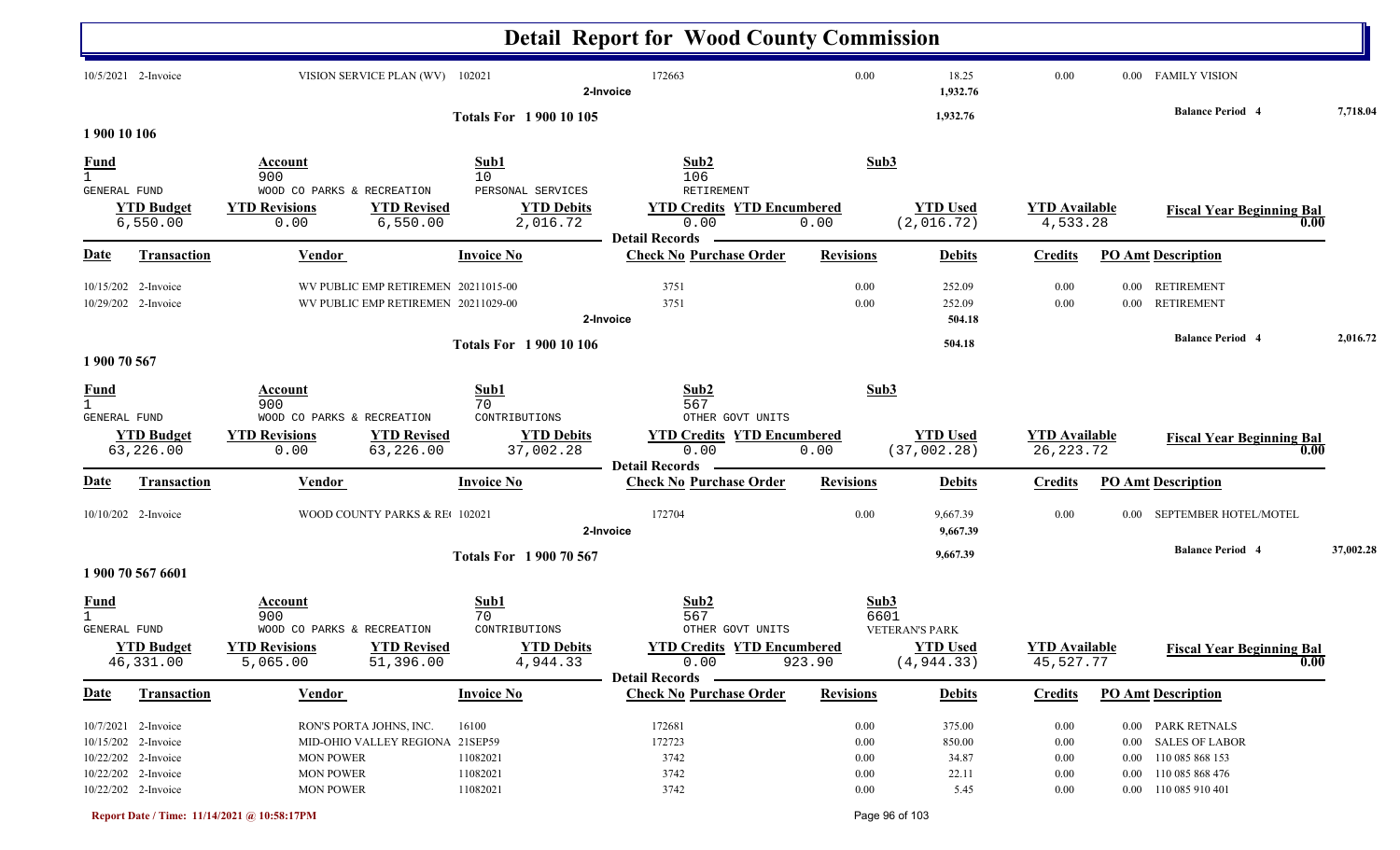# Detail Report for Wood County Commission

| Date | Transaction | Vendor | Invoice No | Check No | Revisions | Debits | Credits | PO Amt | Description |
|---|---|---|---|---|---|---|---|---|---|
| 10/5/2021 | 2-Invoice | VISION SERVICE PLAN (WV) | 102021 | 172663 | 0.00 | 18.25 | 0.00 | 0.00 | FAMILY VISION |
| | 2-Invoice | | | | | 1,932.76 | | | |

**Totals For 1 900 10 105** — 1,932.76 — **Balance Period 4** 7,718.04

## 1 900 10 106

| Fund | Account | Sub1 | Sub2 | Sub3 |
|---|---|---|---|---|
| 1 | 900 | 10 | 106 | |
| GENERAL FUND | WOOD CO PARKS & RECREATION | PERSONAL SERVICES | RETIREMENT | |

| YTD Budget | YTD Revisions | YTD Revised | YTD Debits | YTD Credits | YTD Encumbered | YTD Used | YTD Available | Fiscal Year Beginning Bal |
|---|---|---|---|---|---|---|---|---|
| 6,550.00 | 0.00 | 6,550.00 | 2,016.72 | 0.00 | 0.00 | (2,016.72) | 4,533.28 | 0.00 |

**Detail Records**

| Date | Transaction | Vendor | Invoice No | Check No | Purchase Order | Revisions | Debits | Credits | PO Amt | Description |
|---|---|---|---|---|---|---|---|---|---|---|
| 10/15/202 | 2-Invoice | WV PUBLIC EMP RETIREMEN | 20211015-00 | 3751 | | 0.00 | 252.09 | 0.00 | 0.00 | RETIREMENT |
| 10/29/202 | 2-Invoice | WV PUBLIC EMP RETIREMEN | 20211029-00 | 3751 | | 0.00 | 252.09 | 0.00 | 0.00 | RETIREMENT |
| | 2-Invoice | | | | | | 504.18 | | | |

**Totals For 1 900 10 106** — 504.18 — **Balance Period 4** 2,016.72

## 1 900 70 567

| Fund | Account | Sub1 | Sub2 | Sub3 |
|---|---|---|---|---|
| 1 | 900 | 70 | 567 | |
| GENERAL FUND | WOOD CO PARKS & RECREATION | CONTRIBUTIONS | OTHER GOVT UNITS | |

| YTD Budget | YTD Revisions | YTD Revised | YTD Debits | YTD Credits | YTD Encumbered | YTD Used | YTD Available | Fiscal Year Beginning Bal |
|---|---|---|---|---|---|---|---|---|
| 63,226.00 | 0.00 | 63,226.00 | 37,002.28 | 0.00 | 0.00 | (37,002.28) | 26,223.72 | 0.00 |

**Detail Records**

| Date | Transaction | Vendor | Invoice No | Check No | Purchase Order | Revisions | Debits | Credits | PO Amt | Description |
|---|---|---|---|---|---|---|---|---|---|---|
| 10/10/202 | 2-Invoice | WOOD COUNTY PARKS & RE( | 102021 | 172704 | | 0.00 | 9,667.39 | 0.00 | 0.00 | SEPTEMBER HOTEL/MOTEL |
| | 2-Invoice | | | | | | 9,667.39 | | | |

**Totals For 1 900 70 567** — 9,667.39 — **Balance Period 4** 37,002.28

## 1 900 70 567 6601

| Fund | Account | Sub1 | Sub2 | Sub3 |
|---|---|---|---|---|
| 1 | 900 | 70 | 567 | 6601 |
| GENERAL FUND | WOOD CO PARKS & RECREATION | CONTRIBUTIONS | OTHER GOVT UNITS | VETERAN'S PARK |

| YTD Budget | YTD Revisions | YTD Revised | YTD Debits | YTD Credits | YTD Encumbered | YTD Used | YTD Available | Fiscal Year Beginning Bal |
|---|---|---|---|---|---|---|---|---|
| 46,331.00 | 5,065.00 | 51,396.00 | 4,944.33 | 0.00 | 923.90 | (4,944.33) | 45,527.77 | 0.00 |

**Detail Records**

| Date | Transaction | Vendor | Invoice No | Check No | Purchase Order | Revisions | Debits | Credits | PO Amt | Description |
|---|---|---|---|---|---|---|---|---|---|---|
| 10/7/2021 | 2-Invoice | RON'S PORTA JOHNS, INC. | 16100 | 172681 | | 0.00 | 375.00 | 0.00 | 0.00 | PARK RETNALS |
| 10/15/202 | 2-Invoice | MID-OHIO VALLEY REGIONA | 21SEP59 | 172723 | | 0.00 | 850.00 | 0.00 | 0.00 | SALES OF LABOR |
| 10/22/202 | 2-Invoice | MON POWER | 11082021 | 3742 | | 0.00 | 34.87 | 0.00 | 0.00 | 110 085 868 153 |
| 10/22/202 | 2-Invoice | MON POWER | 11082021 | 3742 | | 0.00 | 22.11 | 0.00 | 0.00 | 110 085 868 476 |
| 10/22/202 | 2-Invoice | MON POWER | 11082021 | 3742 | | 0.00 | 5.45 | 0.00 | 0.00 | 110 085 910 401 |

Report Date / Time: 11/14/2021 @ 10:58:17PM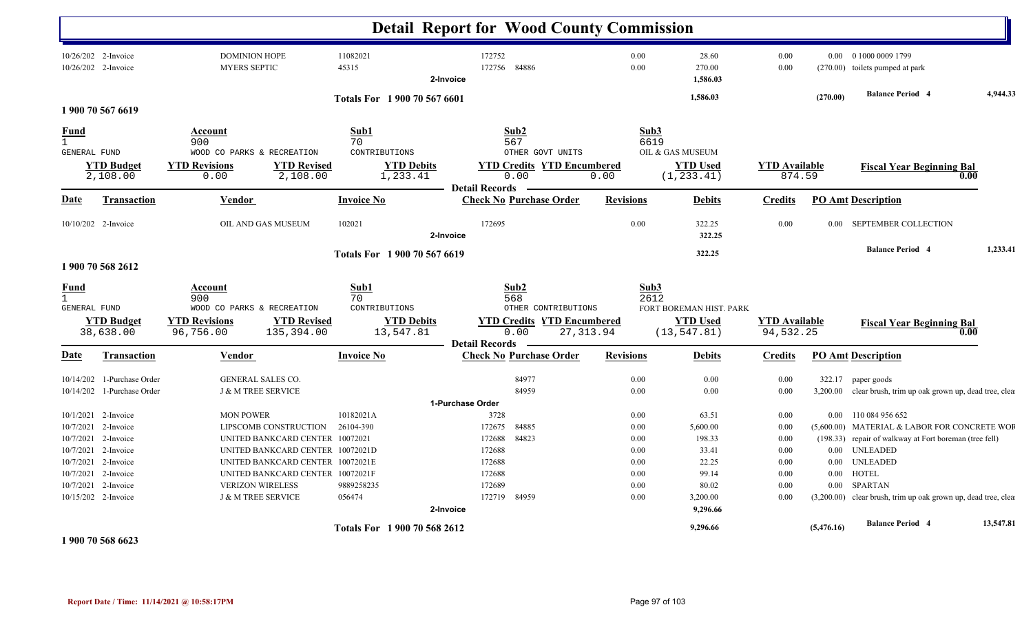# Detail Report for Wood County Commission

| Date | Transaction | Vendor | Invoice No | Check No | Purchase Order | Revisions | Debits | Credits | PO Amt | Description |
|---|---|---|---|---|---|---|---|---|---|---|
| 10/26/202 | 2-Invoice | DOMINION HOPE | 11082021 | 172752 | | 0.00 | 28.60 | 0.00 | 0.00 | 0 1000 0009 1799 |
| 10/26/202 | 2-Invoice | MYERS SEPTIC | 45315 | 172756 | 84886 | 0.00 | 270.00 | 0.00 | (270.00) | toilets pumped at park |
| | | | 2-Invoice | | | | 1,586.03 | | | |
| | | | Totals For 1 900 70 567 6601 | | | | 1,586.03 | | (270.00) | Balance Period 4 — 4,944.33 |

## 1 900 70 567 6619

| Fund | Account | Sub1 | Sub2 | Sub3 |
|---|---|---|---|---|
| 1 GENERAL FUND | 900 WOOD CO PARKS & RECREATION | 70 CONTRIBUTIONS | 567 OTHER GOVT UNITS | 6619 OIL & GAS MUSEUM |

| YTD Budget | YTD Revisions | YTD Revised | YTD Debits | YTD Credits | YTD Encumbered | YTD Used | YTD Available | Fiscal Year Beginning Bal |
|---|---|---|---|---|---|---|---|---|
| 2,108.00 | 0.00 | 2,108.00 | 1,233.41 | 0.00 | 0.00 | (1,233.41) | 874.59 | 0.00 |

**Detail Records**

| Date | Transaction | Vendor | Invoice No | Check No | Purchase Order | Revisions | Debits | Credits | PO Amt | Description |
|---|---|---|---|---|---|---|---|---|---|---|
| 10/10/202 | 2-Invoice | OIL AND GAS MUSEUM | 102021 | 172695 | | 0.00 | 322.25 | 0.00 | 0.00 | SEPTEMBER COLLECTION |
| | | | 2-Invoice | | | | 322.25 | | | |
| | | | Totals For 1 900 70 567 6619 | | | | 322.25 | | | Balance Period 4 — 1,233.41 |

## 1 900 70 568 2612

| Fund | Account | Sub1 | Sub2 | Sub3 |
|---|---|---|---|---|
| 1 GENERAL FUND | 900 WOOD CO PARKS & RECREATION | 70 CONTRIBUTIONS | 568 OTHER CONTRIBUTIONS | 2612 FORT BOREMAN HIST. PARK |

| YTD Budget | YTD Revisions | YTD Revised | YTD Debits | YTD Credits | YTD Encumbered | YTD Used | YTD Available | Fiscal Year Beginning Bal |
|---|---|---|---|---|---|---|---|---|
| 38,638.00 | 96,756.00 | 135,394.00 | 13,547.81 | 0.00 | 27,313.94 | (13,547.81) | 94,532.25 | 0.00 |

**Detail Records**

| Date | Transaction | Vendor | Invoice No | Check No | Purchase Order | Revisions | Debits | Credits | PO Amt | Description |
|---|---|---|---|---|---|---|---|---|---|---|
| 10/14/202 | 1-Purchase Order | GENERAL SALES CO. | | | 84977 | 0.00 | 0.00 | 0.00 | 322.17 | paper goods |
| 10/14/202 | 1-Purchase Order | J & M TREE SERVICE | | | 84959 | 0.00 | 0.00 | 0.00 | 3,200.00 | clear brush, trim up oak grown up, dead tree, clea |
| | | | 1-Purchase Order | | | | | | | |
| 10/1/2021 | 2-Invoice | MON POWER | 10182021A | 3728 | | 0.00 | 63.51 | 0.00 | 0.00 | 110 084 956 652 |
| 10/7/2021 | 2-Invoice | LIPSCOMB CONSTRUCTION | 26104-390 | 172675 | 84885 | 0.00 | 5,600.00 | 0.00 | (5,600.00) | MATERIAL & LABOR FOR CONCRETE WOR |
| 10/7/2021 | 2-Invoice | UNITED BANKCARD CENTER | 10072021 | 172688 | 84823 | 0.00 | 198.33 | 0.00 | (198.33) | repair of walkway at Fort boreman (tree fell) |
| 10/7/2021 | 2-Invoice | UNITED BANKCARD CENTER | 10072021D | 172688 | | 0.00 | 33.41 | 0.00 | 0.00 | UNLEADED |
| 10/7/2021 | 2-Invoice | UNITED BANKCARD CENTER | 10072021E | 172688 | | 0.00 | 22.25 | 0.00 | 0.00 | UNLEADED |
| 10/7/2021 | 2-Invoice | UNITED BANKCARD CENTER | 10072021F | 172688 | | 0.00 | 99.14 | 0.00 | 0.00 | HOTEL |
| 10/7/2021 | 2-Invoice | VERIZON WIRELESS | 9889258235 | 172689 | | 0.00 | 80.02 | 0.00 | 0.00 | SPARTAN |
| 10/15/202 | 2-Invoice | J & M TREE SERVICE | 056474 | 172719 | 84959 | 0.00 | 3,200.00 | 0.00 | (3,200.00) | clear brush, trim up oak grown up, dead tree, clea |
| | | | 2-Invoice | | | | 9,296.66 | | | |
| | | | Totals For 1 900 70 568 2612 | | | | 9,296.66 | | (5,476.16) | Balance Period 4 — 13,547.81 |

## 1 900 70 568 6623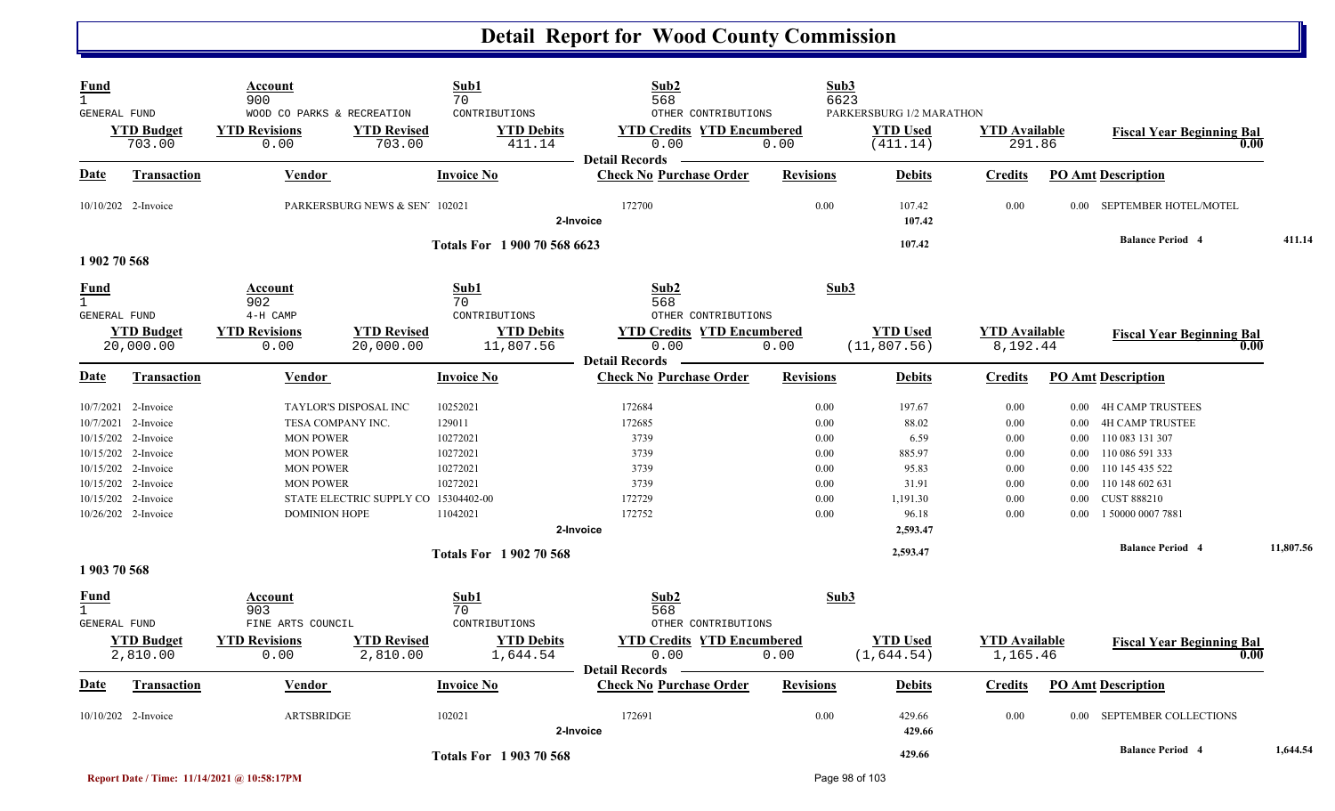# Detail Report for Wood County Commission

| Fund | Account | | Sub1 | Sub2 | | Sub3 | | |
|---|---|---|---|---|---|---|---|---|
| 1 GENERAL FUND | 900 WOOD CO PARKS & RECREATION | | 70 CONTRIBUTIONS | 568 OTHER CONTRIBUTIONS | | 6623 PARKERSBURG 1/2 MARATHON | | |
| **YTD Budget** | **YTD Revisions** | **YTD Revised** | **YTD Debits** | **YTD Credits** | **YTD Encumbered** | **YTD Used** | **YTD Available** | **Fiscal Year Beginning Bal** |
| 703.00 | 0.00 | 703.00 | 411.14 | 0.00 | 0.00 | (411.14) | 291.86 | 0.00 |

**Detail Records**

| Date | Transaction | Vendor | Invoice No | Check No | Purchase Order | Revisions | Debits | Credits | PO Amt | Description |
|---|---|---|---|---|---|---|---|---|---|---|
| 10/10/202 | 2-Invoice | PARKERSBURG NEWS & SEN | 102021 | 172700 | | 0.00 | 107.42 | 0.00 | 0.00 | SEPTEMBER HOTEL/MOTEL |
| | 2-Invoice | | | | | | 107.42 | | | |
| | Totals For 1 900 70 568 6623 | | | | | | 107.42 | | | Balance Period 4 411.14 |

**1 902 70 568**

| Fund | Account | | Sub1 | Sub2 | | Sub3 | | |
|---|---|---|---|---|---|---|---|---|
| 1 GENERAL FUND | 902 4-H CAMP | | 70 CONTRIBUTIONS | 568 OTHER CONTRIBUTIONS | | | | |
| **YTD Budget** | **YTD Revisions** | **YTD Revised** | **YTD Debits** | **YTD Credits** | **YTD Encumbered** | **YTD Used** | **YTD Available** | **Fiscal Year Beginning Bal** |
| 20,000.00 | 0.00 | 20,000.00 | 11,807.56 | 0.00 | 0.00 | (11,807.56) | 8,192.44 | 0.00 |

**Detail Records**

| Date | Transaction | Vendor | Invoice No | Check No | Purchase Order | Revisions | Debits | Credits | PO Amt | Description |
|---|---|---|---|---|---|---|---|---|---|---|
| 10/7/2021 | 2-Invoice | TAYLOR'S DISPOSAL INC | 10252021 | 172684 | | 0.00 | 197.67 | 0.00 | 0.00 | 4H CAMP TRUSTEES |
| 10/7/2021 | 2-Invoice | TESA COMPANY INC. | 129011 | 172685 | | 0.00 | 88.02 | 0.00 | 0.00 | 4H CAMP TRUSTEE |
| 10/15/202 | 2-Invoice | MON POWER | 10272021 | 3739 | | 0.00 | 6.59 | 0.00 | 0.00 | 110 083 131 307 |
| 10/15/202 | 2-Invoice | MON POWER | 10272021 | 3739 | | 0.00 | 885.97 | 0.00 | 0.00 | 110 086 591 333 |
| 10/15/202 | 2-Invoice | MON POWER | 10272021 | 3739 | | 0.00 | 95.83 | 0.00 | 0.00 | 110 145 435 522 |
| 10/15/202 | 2-Invoice | MON POWER | 10272021 | 3739 | | 0.00 | 31.91 | 0.00 | 0.00 | 110 148 602 631 |
| 10/15/202 | 2-Invoice | STATE ELECTRIC SUPPLY CO | 15304402-00 | 172729 | | 0.00 | 1,191.30 | 0.00 | 0.00 | CUST 888210 |
| 10/26/202 | 2-Invoice | DOMINION HOPE | 11042021 | 172752 | | 0.00 | 96.18 | 0.00 | 0.00 | 1 50000 0007 7881 |
| | 2-Invoice | | | | | | 2,593.47 | | | |
| | Totals For 1 902 70 568 | | | | | | 2,593.47 | | | Balance Period 4 11,807.56 |

**1 903 70 568**

| Fund | Account | | Sub1 | Sub2 | | Sub3 | | |
|---|---|---|---|---|---|---|---|---|
| 1 GENERAL FUND | 903 FINE ARTS COUNCIL | | 70 CONTRIBUTIONS | 568 OTHER CONTRIBUTIONS | | | | |
| **YTD Budget** | **YTD Revisions** | **YTD Revised** | **YTD Debits** | **YTD Credits** | **YTD Encumbered** | **YTD Used** | **YTD Available** | **Fiscal Year Beginning Bal** |
| 2,810.00 | 0.00 | 2,810.00 | 1,644.54 | 0.00 | 0.00 | (1,644.54) | 1,165.46 | 0.00 |

**Detail Records**

| Date | Transaction | Vendor | Invoice No | Check No | Purchase Order | Revisions | Debits | Credits | PO Amt | Description |
|---|---|---|---|---|---|---|---|---|---|---|
| 10/10/202 | 2-Invoice | ARTSBRIDGE | 102021 | 172691 | | 0.00 | 429.66 | 0.00 | 0.00 | SEPTEMBER COLLECTIONS |
| | 2-Invoice | | | | | | 429.66 | | | |
| | Totals For 1 903 70 568 | | | | | | 429.66 | | | Balance Period 4 1,644.54 |

Report Date / Time: 11/14/2021 @ 10:58:17PM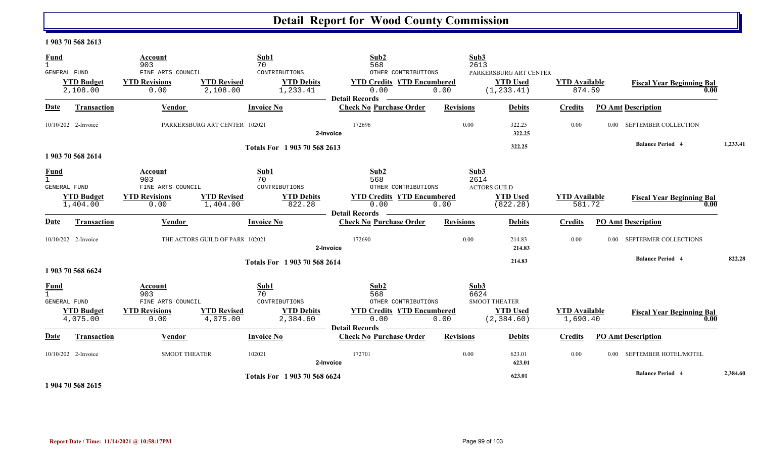# Detail Report for Wood County Commission

### 1 903 70 568 2613

| Fund | Account | Sub1 | Sub2 | Sub3 |
|---|---|---|---|---|
| 1 | 903 | 70 | 568 | 2613 |
| GENERAL FUND | FINE ARTS COUNCIL | CONTRIBUTIONS | OTHER CONTRIBUTIONS | PARKERSBURG ART CENTER |

| YTD Budget | YTD Revisions | YTD Revised | YTD Debits | YTD Credits | YTD Encumbered | YTD Used | YTD Available | Fiscal Year Beginning Bal |
|---|---|---|---|---|---|---|---|---|
| 2,108.00 | 0.00 | 2,108.00 | 1,233.41 | 0.00 | 0.00 | (1,233.41) | 874.59 | 0.00 |

**Detail Records**

| Date | Transaction | Vendor | Invoice No | Check No | Purchase Order | Revisions | Debits | Credits | PO Amt | Description |
|---|---|---|---|---|---|---|---|---|---|---|
| 10/10/202 | 2-Invoice | PARKERSBURG ART CENTER | 102021 | 172696 | | 0.00 | 322.25 | 0.00 | 0.00 | SEPTEMBER COLLECTION |
| | | | 2-Invoice | | | | 322.25 | | | |
| | | | Totals For 1 903 70 568 2613 | | | | 322.25 | | | Balance Period 4 1,233.41 |

### 1 903 70 568 2614

| Fund | Account | Sub1 | Sub2 | Sub3 |
|---|---|---|---|---|
| 1 | 903 | 70 | 568 | 2614 |
| GENERAL FUND | FINE ARTS COUNCIL | CONTRIBUTIONS | OTHER CONTRIBUTIONS | ACTORS GUILD |

| YTD Budget | YTD Revisions | YTD Revised | YTD Debits | YTD Credits | YTD Encumbered | YTD Used | YTD Available | Fiscal Year Beginning Bal |
|---|---|---|---|---|---|---|---|---|
| 1,404.00 | 0.00 | 1,404.00 | 822.28 | 0.00 | 0.00 | (822.28) | 581.72 | 0.00 |

**Detail Records**

| Date | Transaction | Vendor | Invoice No | Check No | Purchase Order | Revisions | Debits | Credits | PO Amt | Description |
|---|---|---|---|---|---|---|---|---|---|---|
| 10/10/202 | 2-Invoice | THE ACTORS GUILD OF PARK | 102021 | 172690 | | 0.00 | 214.83 | 0.00 | 0.00 | SEPTEBMER COLLECTIONS |
| | | | 2-Invoice | | | | 214.83 | | | |
| | | | Totals For 1 903 70 568 2614 | | | | 214.83 | | | Balance Period 4 822.28 |

### 1 903 70 568 6624

| Fund | Account | Sub1 | Sub2 | Sub3 |
|---|---|---|---|---|
| 1 | 903 | 70 | 568 | 6624 |
| GENERAL FUND | FINE ARTS COUNCIL | CONTRIBUTIONS | OTHER CONTRIBUTIONS | SMOOT THEATER |

| YTD Budget | YTD Revisions | YTD Revised | YTD Debits | YTD Credits | YTD Encumbered | YTD Used | YTD Available | Fiscal Year Beginning Bal |
|---|---|---|---|---|---|---|---|---|
| 4,075.00 | 0.00 | 4,075.00 | 2,384.60 | 0.00 | 0.00 | (2,384.60) | 1,690.40 | 0.00 |

**Detail Records**

| Date | Transaction | Vendor | Invoice No | Check No | Purchase Order | Revisions | Debits | Credits | PO Amt | Description |
|---|---|---|---|---|---|---|---|---|---|---|
| 10/10/202 | 2-Invoice | SMOOT THEATER | 102021 | 172701 | | 0.00 | 623.01 | 0.00 | 0.00 | SEPTEMBER HOTEL/MOTEL |
| | | | 2-Invoice | | | | 623.01 | | | |
| | | | Totals For 1 903 70 568 6624 | | | | 623.01 | | | Balance Period 4 2,384.60 |

### 1 904 70 568 2615

Report Date / Time: 11/14/2021 @ 10:58:17PM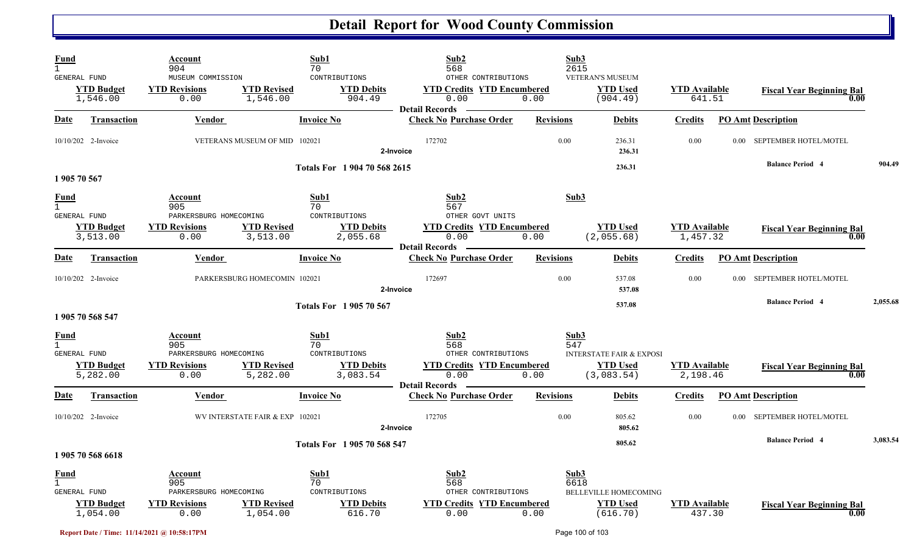# Detail Report for Wood County Commission

| Fund | Account | | Sub1 | Sub2 | | Sub3 | | |
|---|---|---|---|---|---|---|---|---|
| 1 GENERAL FUND | 904 MUSEUM COMMISSION | | 70 CONTRIBUTIONS | 568 OTHER CONTRIBUTIONS | | 2615 VETERAN'S MUSEUM | | |
| **YTD Budget** | **YTD Revisions** | **YTD Revised** | **YTD Debits** | **YTD Credits** | **YTD Encumbered** | **YTD Used** | **YTD Available** | **Fiscal Year Beginning Bal** |
| 1,546.00 | 0.00 | 1,546.00 | 904.49 | 0.00 | 0.00 | (904.49) | 641.51 | 0.00 |

**Detail Records**

| Date | Transaction | Vendor | Invoice No | Check No | Purchase Order | Revisions | Debits | Credits | PO Amt | Description |
|---|---|---|---|---|---|---|---|---|---|---|
| 10/10/202 | 2-Invoice | VETERANS MUSEUM OF MID | 102021 | 172702 | | 0.00 | 236.31 | 0.00 | 0.00 | SEPTEMBER HOTEL/MOTEL |
| | | | 2-Invoice | | | | 236.31 | | | |
| | | | Totals For 1 904 70 568 2615 | | | | 236.31 | | | Balance Period 4 — 904.49 |

**1 905 70 567**

| Fund | Account | | Sub1 | Sub2 | | Sub3 | | |
|---|---|---|---|---|---|---|---|---|
| 1 GENERAL FUND | 905 PARKERSBURG HOMECOMING | | 70 CONTRIBUTIONS | 567 OTHER GOVT UNITS | | | | |
| **YTD Budget** | **YTD Revisions** | **YTD Revised** | **YTD Debits** | **YTD Credits** | **YTD Encumbered** | **YTD Used** | **YTD Available** | **Fiscal Year Beginning Bal** |
| 3,513.00 | 0.00 | 3,513.00 | 2,055.68 | 0.00 | 0.00 | (2,055.68) | 1,457.32 | 0.00 |

**Detail Records**

| Date | Transaction | Vendor | Invoice No | Check No | Purchase Order | Revisions | Debits | Credits | PO Amt | Description |
|---|---|---|---|---|---|---|---|---|---|---|
| 10/10/202 | 2-Invoice | PARKERSBURG HOMECOMIN | 102021 | 172697 | | 0.00 | 537.08 | 0.00 | 0.00 | SEPTEMBER HOTEL/MOTEL |
| | | | 2-Invoice | | | | 537.08 | | | |
| | | | Totals For 1 905 70 567 | | | | 537.08 | | | Balance Period 4 — 2,055.68 |

**1 905 70 568 547**

| Fund | Account | | Sub1 | Sub2 | | Sub3 | | |
|---|---|---|---|---|---|---|---|---|
| 1 GENERAL FUND | 905 PARKERSBURG HOMECOMING | | 70 CONTRIBUTIONS | 568 OTHER CONTRIBUTIONS | | 547 INTERSTATE FAIR & EXPOSI | | |
| **YTD Budget** | **YTD Revisions** | **YTD Revised** | **YTD Debits** | **YTD Credits** | **YTD Encumbered** | **YTD Used** | **YTD Available** | **Fiscal Year Beginning Bal** |
| 5,282.00 | 0.00 | 5,282.00 | 3,083.54 | 0.00 | 0.00 | (3,083.54) | 2,198.46 | 0.00 |

**Detail Records**

| Date | Transaction | Vendor | Invoice No | Check No | Purchase Order | Revisions | Debits | Credits | PO Amt | Description |
|---|---|---|---|---|---|---|---|---|---|---|
| 10/10/202 | 2-Invoice | WV INTERSTATE FAIR & EXP | 102021 | 172705 | | 0.00 | 805.62 | 0.00 | 0.00 | SEPTEMBER HOTEL/MOTEL |
| | | | 2-Invoice | | | | 805.62 | | | |
| | | | Totals For 1 905 70 568 547 | | | | 805.62 | | | Balance Period 4 — 3,083.54 |

**1 905 70 568 6618**

| Fund | Account | | Sub1 | Sub2 | | Sub3 | | |
|---|---|---|---|---|---|---|---|---|
| 1 GENERAL FUND | 905 PARKERSBURG HOMECOMING | | 70 CONTRIBUTIONS | 568 OTHER CONTRIBUTIONS | | 6618 BELLEVILLE HOMECOMING | | |
| **YTD Budget** | **YTD Revisions** | **YTD Revised** | **YTD Debits** | **YTD Credits** | **YTD Encumbered** | **YTD Used** | **YTD Available** | **Fiscal Year Beginning Bal** |
| 1,054.00 | 0.00 | 1,054.00 | 616.70 | 0.00 | 0.00 | (616.70) | 437.30 | 0.00 |

Report Date / Time: 11/14/2021 @ 10:58:17PM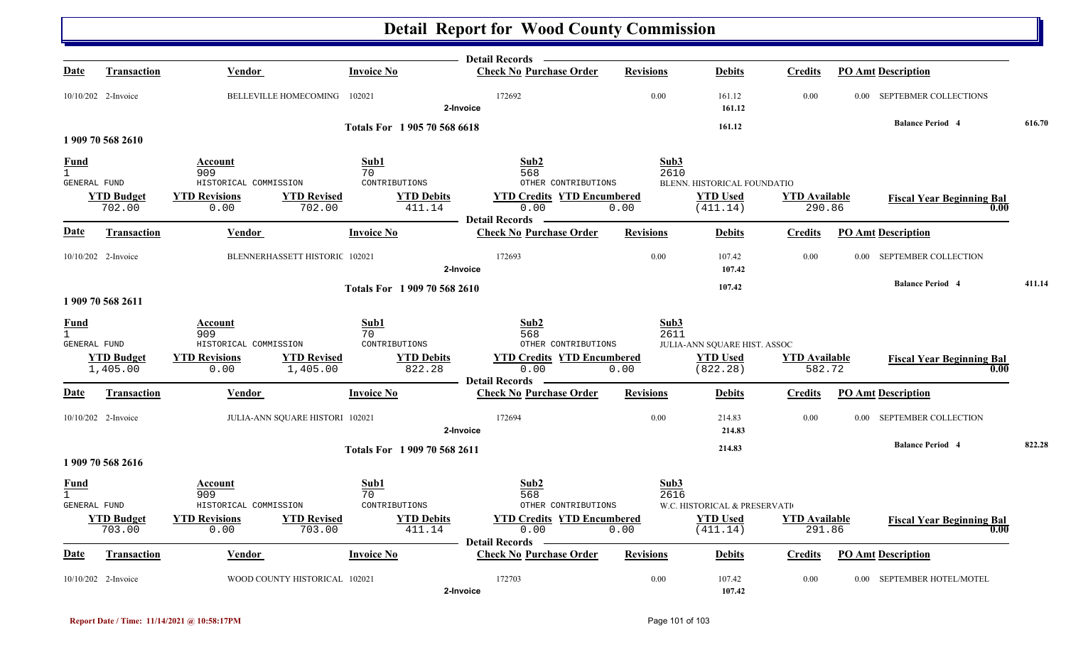# Detail Report for Wood County Commission

**Detail Records**

| Date | Transaction | Vendor | Invoice No | Check No | Purchase Order | Revisions | Debits | Credits | PO Amt | Description |
|---|---|---|---|---|---|---|---|---|---|---|
| 10/10/202 | 2-Invoice | BELLEVILLE HOMECOMING | 102021 | 172692 | | 0.00 | 161.12 | 0.00 | 0.00 | SEPTEBMER COLLECTIONS |
| | | | 2-Invoice | | | | 161.12 | | | |

**Totals For 1 905 70 568 6618** — 161.12 — **Balance Period 4** 616.70

## 1 909 70 568 2610

| Fund | Account | Sub1 | Sub2 | Sub3 |
|---|---|---|---|---|
| 1 | 909 | 70 | 568 | 2610 |
| GENERAL FUND | HISTORICAL COMMISSION | CONTRIBUTIONS | OTHER CONTRIBUTIONS | BLENN. HISTORICAL FOUNDATIO |

| YTD Budget | YTD Revisions | YTD Revised | YTD Debits | YTD Credits | YTD Encumbered | YTD Used | YTD Available | Fiscal Year Beginning Bal |
|---|---|---|---|---|---|---|---|---|
| 702.00 | 0.00 | 702.00 | 411.14 | 0.00 | 0.00 | (411.14) | 290.86 | 0.00 |

**Detail Records**

| Date | Transaction | Vendor | Invoice No | Check No | Purchase Order | Revisions | Debits | Credits | PO Amt | Description |
|---|---|---|---|---|---|---|---|---|---|---|
| 10/10/202 | 2-Invoice | BLENNERHASSETT HISTORIC | 102021 | 172693 | | 0.00 | 107.42 | 0.00 | 0.00 | SEPTEMBER COLLECTION |
| | | | 2-Invoice | | | | 107.42 | | | |

**Totals For 1 909 70 568 2610** — 107.42 — **Balance Period 4** 411.14

## 1 909 70 568 2611

| Fund | Account | Sub1 | Sub2 | Sub3 |
|---|---|---|---|---|
| 1 | 909 | 70 | 568 | 2611 |
| GENERAL FUND | HISTORICAL COMMISSION | CONTRIBUTIONS | OTHER CONTRIBUTIONS | JULIA-ANN SQUARE HIST. ASSOC |

| YTD Budget | YTD Revisions | YTD Revised | YTD Debits | YTD Credits | YTD Encumbered | YTD Used | YTD Available | Fiscal Year Beginning Bal |
|---|---|---|---|---|---|---|---|---|
| 1,405.00 | 0.00 | 1,405.00 | 822.28 | 0.00 | 0.00 | (822.28) | 582.72 | 0.00 |

**Detail Records**

| Date | Transaction | Vendor | Invoice No | Check No | Purchase Order | Revisions | Debits | Credits | PO Amt | Description |
|---|---|---|---|---|---|---|---|---|---|---|
| 10/10/202 | 2-Invoice | JULIA-ANN SQUARE HISTORI | 102021 | 172694 | | 0.00 | 214.83 | 0.00 | 0.00 | SEPTEMBER COLLECTION |
| | | | 2-Invoice | | | | 214.83 | | | |

**Totals For 1 909 70 568 2611** — 214.83 — **Balance Period 4** 822.28

## 1 909 70 568 2616

| Fund | Account | Sub1 | Sub2 | Sub3 |
|---|---|---|---|---|
| 1 | 909 | 70 | 568 | 2616 |
| GENERAL FUND | HISTORICAL COMMISSION | CONTRIBUTIONS | OTHER CONTRIBUTIONS | W.C. HISTORICAL & PRESERVATI |

| YTD Budget | YTD Revisions | YTD Revised | YTD Debits | YTD Credits | YTD Encumbered | YTD Used | YTD Available | Fiscal Year Beginning Bal |
|---|---|---|---|---|---|---|---|---|
| 703.00 | 0.00 | 703.00 | 411.14 | 0.00 | 0.00 | (411.14) | 291.86 | 0.00 |

**Detail Records**

| Date | Transaction | Vendor | Invoice No | Check No | Purchase Order | Revisions | Debits | Credits | PO Amt | Description |
|---|---|---|---|---|---|---|---|---|---|---|
| 10/10/202 | 2-Invoice | WOOD COUNTY HISTORICAL | 102021 | 172703 | | 0.00 | 107.42 | 0.00 | 0.00 | SEPTEMBER HOTEL/MOTEL |
| | | | 2-Invoice | | | | 107.42 | | | |

Report Date / Time: 11/14/2021 @ 10:58:17PM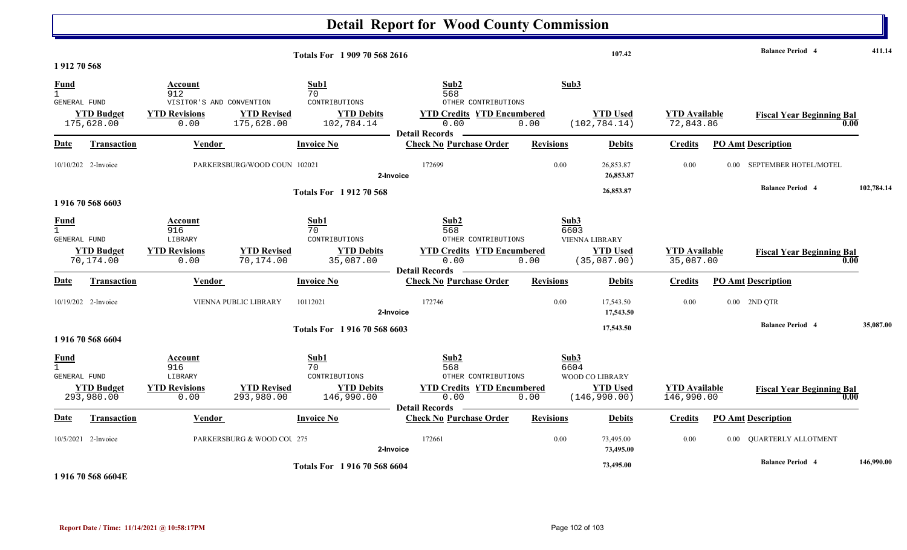# Detail Report for Wood County Commission

| | | | | |
|---|---|---|---|---|
| Totals For 1 909 70 568 2616 | | 107.42 | Balance Period 4 | 411.14 |

**1 912 70 568**

| Fund | Account | Sub1 | Sub2 | Sub3 |
|---|---|---|---|---|
| 1 GENERAL FUND | 912 VISITOR'S AND CONVENTION | 70 CONTRIBUTIONS | 568 OTHER CONTRIBUTIONS | |

| YTD Budget | YTD Revisions | YTD Revised | YTD Debits | YTD Credits | YTD Encumbered | YTD Used | YTD Available | Fiscal Year Beginning Bal |
|---|---|---|---|---|---|---|---|---|
| 175,628.00 | 0.00 | 175,628.00 | 102,784.14 | 0.00 | 0.00 | (102,784.14) | 72,843.86 | 0.00 |

Detail Records

| Date | Transaction | Vendor | Invoice No | Check No | Purchase Order | Revisions | Debits | Credits | PO Amt | Description |
|---|---|---|---|---|---|---|---|---|---|---|
| 10/10/202 | 2-Invoice | PARKERSBURG/WOOD COUN | 102021 | 172699 | | 0.00 | 26,853.87 | 0.00 | 0.00 | SEPTEMBER HOTEL/MOTEL |
| | 2-Invoice | | | | | | 26,853.87 | | | |

| | | | |
|---|---|---|---|
| Totals For 1 912 70 568 | 26,853.87 | Balance Period 4 | 102,784.14 |

**1 916 70 568 6603**

| Fund | Account | Sub1 | Sub2 | Sub3 |
|---|---|---|---|---|
| 1 GENERAL FUND | 916 LIBRARY | 70 CONTRIBUTIONS | 568 OTHER CONTRIBUTIONS | 6603 VIENNA LIBRARY |

| YTD Budget | YTD Revisions | YTD Revised | YTD Debits | YTD Credits | YTD Encumbered | YTD Used | YTD Available | Fiscal Year Beginning Bal |
|---|---|---|---|---|---|---|---|---|
| 70,174.00 | 0.00 | 70,174.00 | 35,087.00 | 0.00 | 0.00 | (35,087.00) | 35,087.00 | 0.00 |

Detail Records

| Date | Transaction | Vendor | Invoice No | Check No | Purchase Order | Revisions | Debits | Credits | PO Amt | Description |
|---|---|---|---|---|---|---|---|---|---|---|
| 10/19/202 | 2-Invoice | VIENNA PUBLIC LIBRARY | 10112021 | 172746 | | 0.00 | 17,543.50 | 0.00 | 0.00 | 2ND QTR |
| | 2-Invoice | | | | | | 17,543.50 | | | |

| | | | |
|---|---|---|---|
| Totals For 1 916 70 568 6603 | 17,543.50 | Balance Period 4 | 35,087.00 |

**1 916 70 568 6604**

| Fund | Account | Sub1 | Sub2 | Sub3 |
|---|---|---|---|---|
| 1 GENERAL FUND | 916 LIBRARY | 70 CONTRIBUTIONS | 568 OTHER CONTRIBUTIONS | 6604 WOOD CO LIBRARY |

| YTD Budget | YTD Revisions | YTD Revised | YTD Debits | YTD Credits | YTD Encumbered | YTD Used | YTD Available | Fiscal Year Beginning Bal |
|---|---|---|---|---|---|---|---|---|
| 293,980.00 | 0.00 | 293,980.00 | 146,990.00 | 0.00 | 0.00 | (146,990.00) | 146,990.00 | 0.00 |

Detail Records

| Date | Transaction | Vendor | Invoice No | Check No | Purchase Order | Revisions | Debits | Credits | PO Amt | Description |
|---|---|---|---|---|---|---|---|---|---|---|
| 10/5/2021 | 2-Invoice | PARKERSBURG & WOOD COU | 275 | 172661 | | 0.00 | 73,495.00 | 0.00 | 0.00 | QUARTERLY ALLOTMENT |
| | 2-Invoice | | | | | | 73,495.00 | | | |

| | | | |
|---|---|---|---|
| Totals For 1 916 70 568 6604 | 73,495.00 | Balance Period 4 | 146,990.00 |

**1 916 70 568 6604E**

Report Date / Time: 11/14/2021 @ 10:58:17PM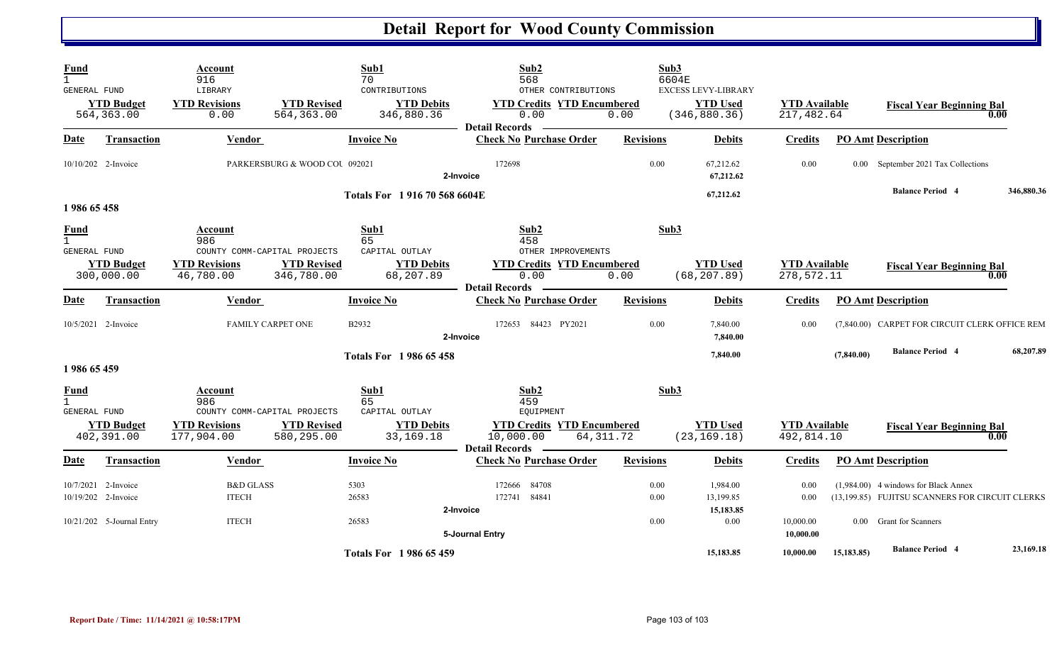# Detail Report for Wood County Commission

| Fund | Account | Sub1 | Sub2 | Sub3 | | |
|---|---|---|---|---|---|---|
| 1 GENERAL FUND | 916 LIBRARY | 70 CONTRIBUTIONS | 568 OTHER CONTRIBUTIONS | 6604E EXCESS LEVY-LIBRARY | | |

| YTD Budget | YTD Revisions | YTD Revised | YTD Debits | YTD Credits | YTD Encumbered | YTD Used | YTD Available | Fiscal Year Beginning Bal |
|---|---|---|---|---|---|---|---|---|
| 564,363.00 | 0.00 | 564,363.00 | 346,880.36 | 0.00 | 0.00 | (346,880.36) | 217,482.64 | 0.00 |

**Detail Records**

| Date | Transaction | Vendor | Invoice No | Check No | Purchase Order | Revisions | Debits | Credits | PO Amt | Description |
|---|---|---|---|---|---|---|---|---|---|---|
| 10/10/202 | 2-Invoice | PARKERSBURG & WOOD COU | 092021 | 172698 | | 0.00 | 67,212.62 | 0.00 | 0.00 | September 2021 Tax Collections |
| | | | 2-Invoice | | | | 67,212.62 | | | |
| | | | Totals For 1 916 70 568 6604E | | | | 67,212.62 | | | Balance Period 4 346,880.36 |

## 1 986 65 458

| Fund | Account | Sub1 | Sub2 | Sub3 |
|---|---|---|---|---|
| 1 GENERAL FUND | 986 COUNTY COMM-CAPITAL PROJECTS | 65 CAPITAL OUTLAY | 458 OTHER IMPROVEMENTS | |

| YTD Budget | YTD Revisions | YTD Revised | YTD Debits | YTD Credits | YTD Encumbered | YTD Used | YTD Available | Fiscal Year Beginning Bal |
|---|---|---|---|---|---|---|---|---|
| 300,000.00 | 46,780.00 | 346,780.00 | 68,207.89 | 0.00 | 0.00 | (68,207.89) | 278,572.11 | 0.00 |

**Detail Records**

| Date | Transaction | Vendor | Invoice No | Check No | Purchase Order | Revisions | Debits | Credits | PO Amt | Description |
|---|---|---|---|---|---|---|---|---|---|---|
| 10/5/2021 | 2-Invoice | FAMILY CARPET ONE | B2932 | 172653 | 84423 PY2021 | 0.00 | 7,840.00 | 0.00 | (7,840.00) | CARPET FOR CIRCUIT CLERK OFFICE REM |
| | | | 2-Invoice | | | | 7,840.00 | | | |
| | | | Totals For 1 986 65 458 | | | | 7,840.00 | | (7,840.00) | Balance Period 4 68,207.89 |

## 1 986 65 459

| Fund | Account | Sub1 | Sub2 | Sub3 |
|---|---|---|---|---|
| 1 GENERAL FUND | 986 COUNTY COMM-CAPITAL PROJECTS | 65 CAPITAL OUTLAY | 459 EQUIPMENT | |

| YTD Budget | YTD Revisions | YTD Revised | YTD Debits | YTD Credits | YTD Encumbered | YTD Used | YTD Available | Fiscal Year Beginning Bal |
|---|---|---|---|---|---|---|---|---|
| 402,391.00 | 177,904.00 | 580,295.00 | 33,169.18 | 10,000.00 | 64,311.72 | (23,169.18) | 492,814.10 | 0.00 |

**Detail Records**

| Date | Transaction | Vendor | Invoice No | Check No | Purchase Order | Revisions | Debits | Credits | PO Amt | Description |
|---|---|---|---|---|---|---|---|---|---|---|
| 10/7/2021 | 2-Invoice | B&D GLASS | 5303 | 172666 | 84708 | 0.00 | 1,984.00 | 0.00 | (1,984.00) | 4 windows for Black Annex |
| 10/19/202 | 2-Invoice | ITECH | 26583 | 172741 | 84841 | 0.00 | 13,199.85 | 0.00 | (13,199.85) | FUJITSU SCANNERS FOR CIRCUIT CLERKS |
| | | | 2-Invoice | | | | 15,183.85 | | | |
| 10/21/202 | 5-Journal Entry | ITECH | 26583 | | | 0.00 | 0.00 | 10,000.00 | 0.00 | Grant for Scanners |
| | | | 5-Journal Entry | | | | | 10,000.00 | | |
| | | | Totals For 1 986 65 459 | | | | 15,183.85 | 10,000.00 | 15,183.85) | Balance Period 4 23,169.18 |

Report Date / Time: 11/14/2021 @ 10:58:17PM